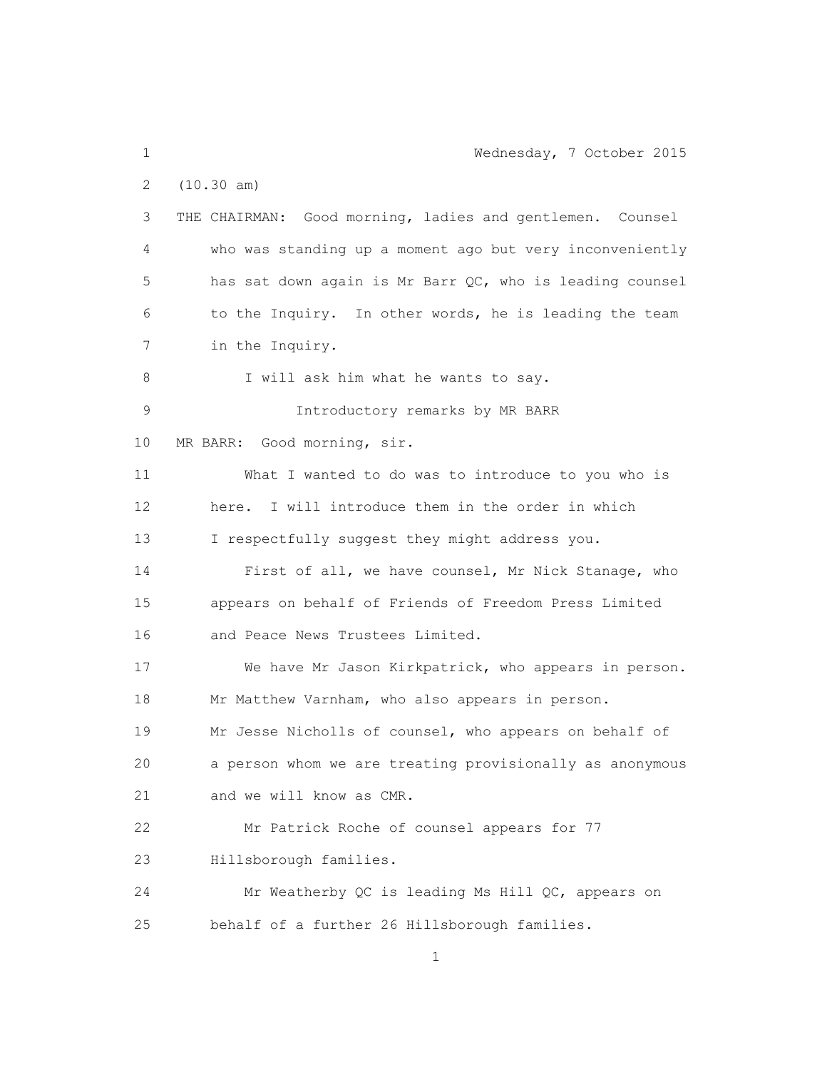Wednesday, 7 October 2015

(10.30 am)

THE CHAIRMAN: Good morning, ladies and gentlemen. Counsel who was standing up a moment ago but very inconveniently has sat down again is Mr Barr QC, who is leading counsel to the Inquiry. In other words, he is leading the team in the Inquiry.

I will ask him what he wants to say.

## Introductory remarks by MR BARR

MR BARR: Good morning, sir.

What I wanted to do was to introduce to you who is here. I will introduce them in the order in which I respectfully suggest they might address you.

First of all, we have counsel, Mr Nick Stanage, who appears on behalf of Friends of Freedom Press Limited and Peace News Trustees Limited.

We have Mr Jason Kirkpatrick, who appears in person. Mr Matthew Varnham, who also appears in person. Mr Jesse Nicholls of counsel, who appears on behalf of a person whom we are treating provisionally as anonymous and we will know as CMR.

Mr Patrick Roche of counsel appears for 77 Hillsborough families.

Mr Weatherby QC is leading Ms Hill QC, appears on behalf of a further 26 Hillsborough families.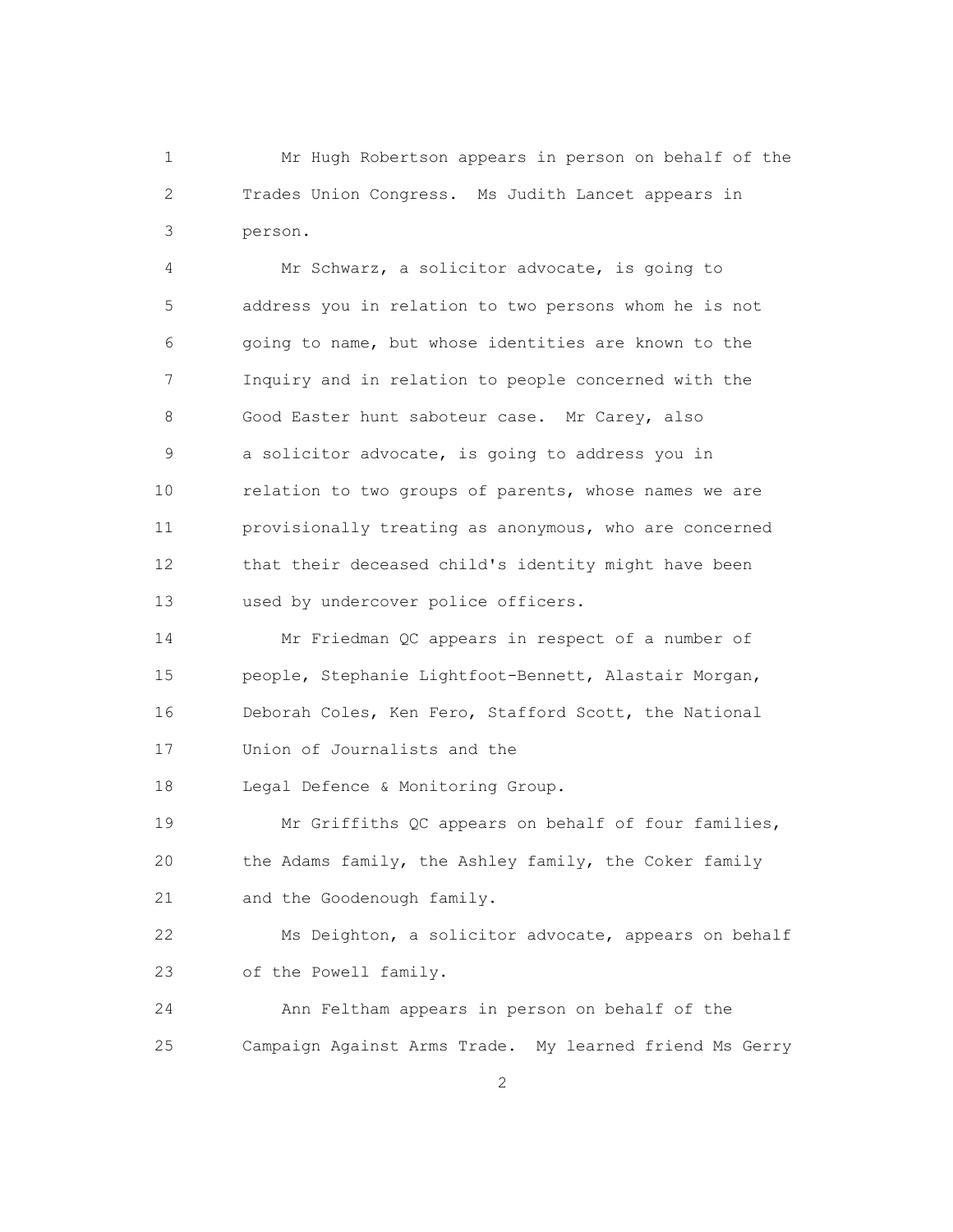Mr Hugh Robertson appears in person on behalf of the Trades Union Congress. Ms Judith Lancet appears in person.

Mr Schwarz, a solicitor advocate, is going to address you in relation to two persons whom he is not going to name, but whose identities are known to the Inquiry and in relation to people concerned with the Good Easter hunt saboteur case. Mr Carey, also a solicitor advocate, is going to address you in relation to two groups of parents, whose names we are provisionally treating as anonymous, who are concerned that their deceased child's identity might have been used by undercover police officers.

Mr Friedman QC appears in respect of a number of people, Stephanie Lightfoot-Bennett, Alastair Morgan, Deborah Coles, Ken Fero, Stafford Scott, the National Union of Journalists and the Legal Defence & Monitoring Group.

Mr Griffiths QC appears on behalf of four families, the Adams family, the Ashley family, the Coker family and the Goodenough family.

Ms Deighton, a solicitor advocate, appears on behalf of the Powell family.

Ann Feltham appears in person on behalf of the Campaign Against Arms Trade. My learned friend Ms Gerry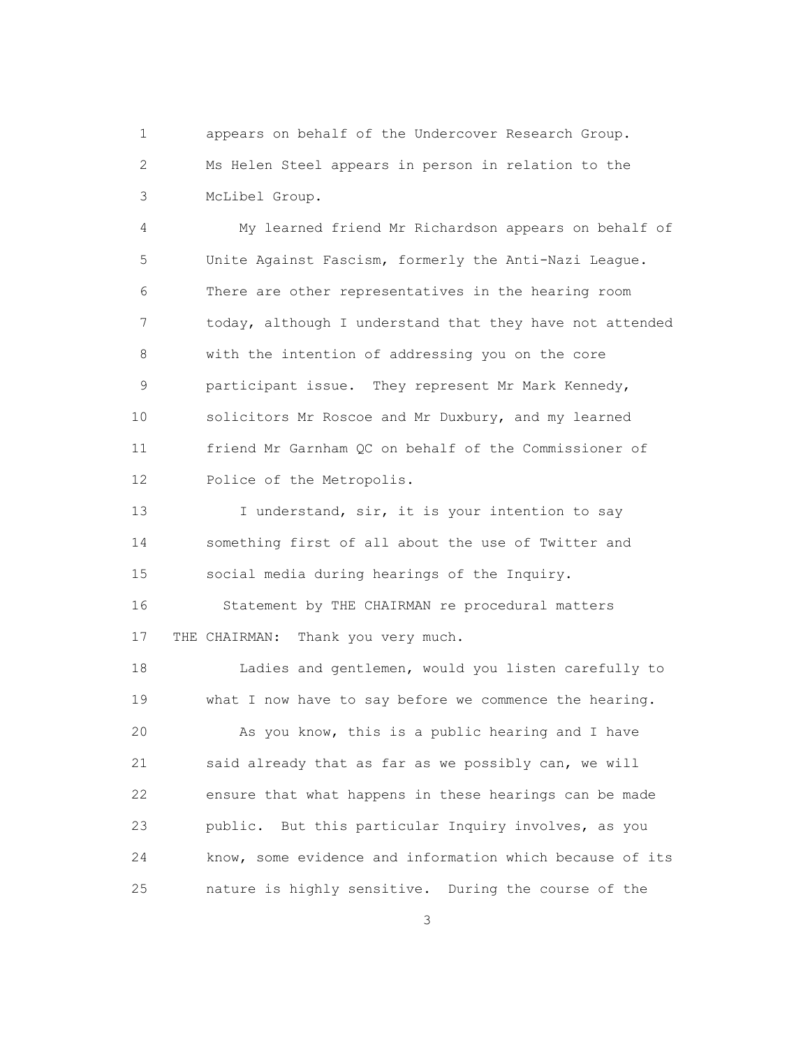appears on behalf of the Undercover Research Group.
Ms Helen Steel appears in person in relation to the McLibel Group.

My learned friend Mr Richardson appears on behalf of Unite Against Fascism, formerly the Anti-Nazi League. There are other representatives in the hearing room today, although I understand that they have not attended with the intention of addressing you on the core participant issue. They represent Mr Mark Kennedy, solicitors Mr Roscoe and Mr Duxbury, and my learned friend Mr Garnham QC on behalf of the Commissioner of Police of the Metropolis.

I understand, sir, it is your intention to say something first of all about the use of Twitter and social media during hearings of the Inquiry.

Statement by THE CHAIRMAN re procedural matters

THE CHAIRMAN: Thank you very much.

Ladies and gentlemen, would you listen carefully to what I now have to say before we commence the hearing.

As you know, this is a public hearing and I have said already that as far as we possibly can, we will ensure that what happens in these hearings can be made public. But this particular Inquiry involves, as you know, some evidence and information which because of its nature is highly sensitive. During the course of the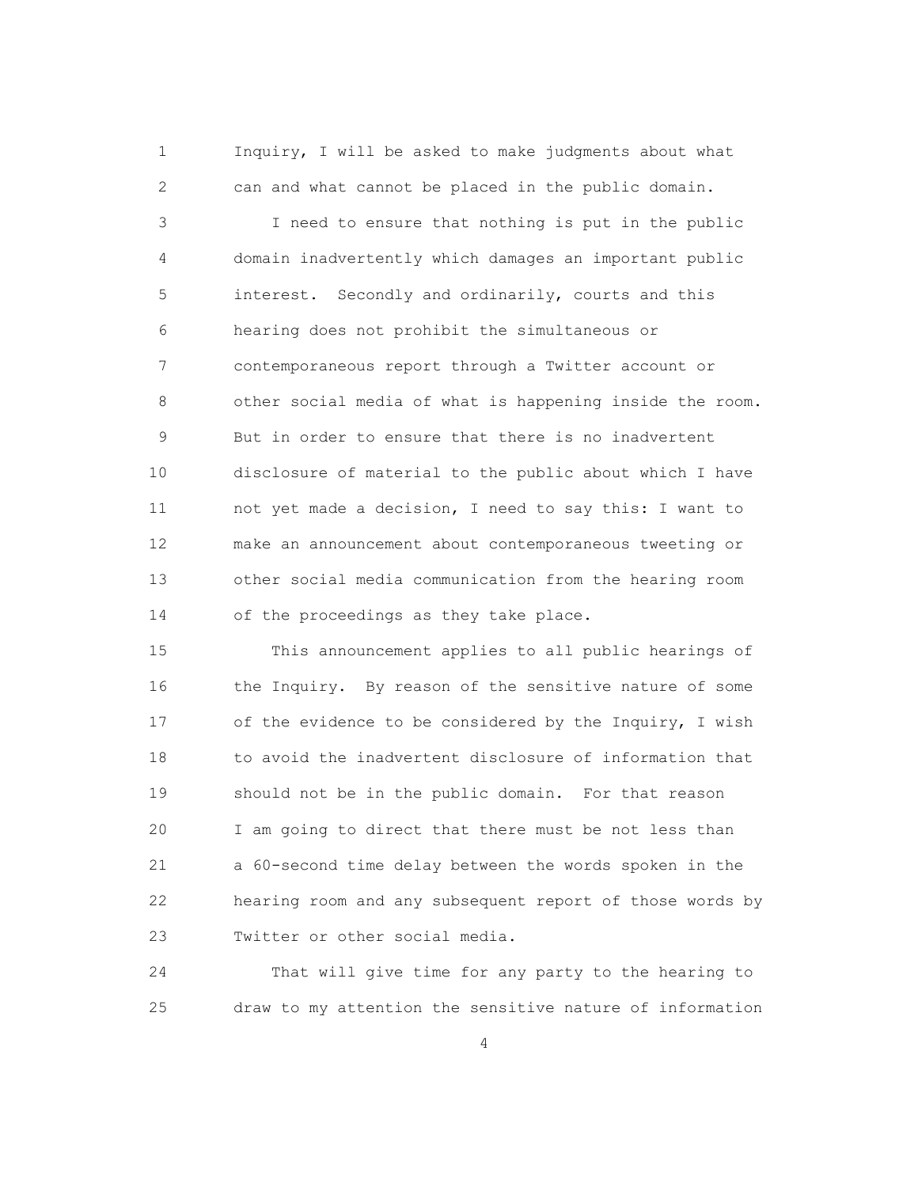Inquiry, I will be asked to make judgments about what can and what cannot be placed in the public domain.

I need to ensure that nothing is put in the public domain inadvertently which damages an important public interest. Secondly and ordinarily, courts and this hearing does not prohibit the simultaneous or contemporaneous report through a Twitter account or other social media of what is happening inside the room. But in order to ensure that there is no inadvertent disclosure of material to the public about which I have not yet made a decision, I need to say this: I want to make an announcement about contemporaneous tweeting or other social media communication from the hearing room of the proceedings as they take place.

This announcement applies to all public hearings of the Inquiry. By reason of the sensitive nature of some of the evidence to be considered by the Inquiry, I wish to avoid the inadvertent disclosure of information that should not be in the public domain. For that reason I am going to direct that there must be not less than a 60-second time delay between the words spoken in the hearing room and any subsequent report of those words by Twitter or other social media.

That will give time for any party to the hearing to draw to my attention the sensitive nature of information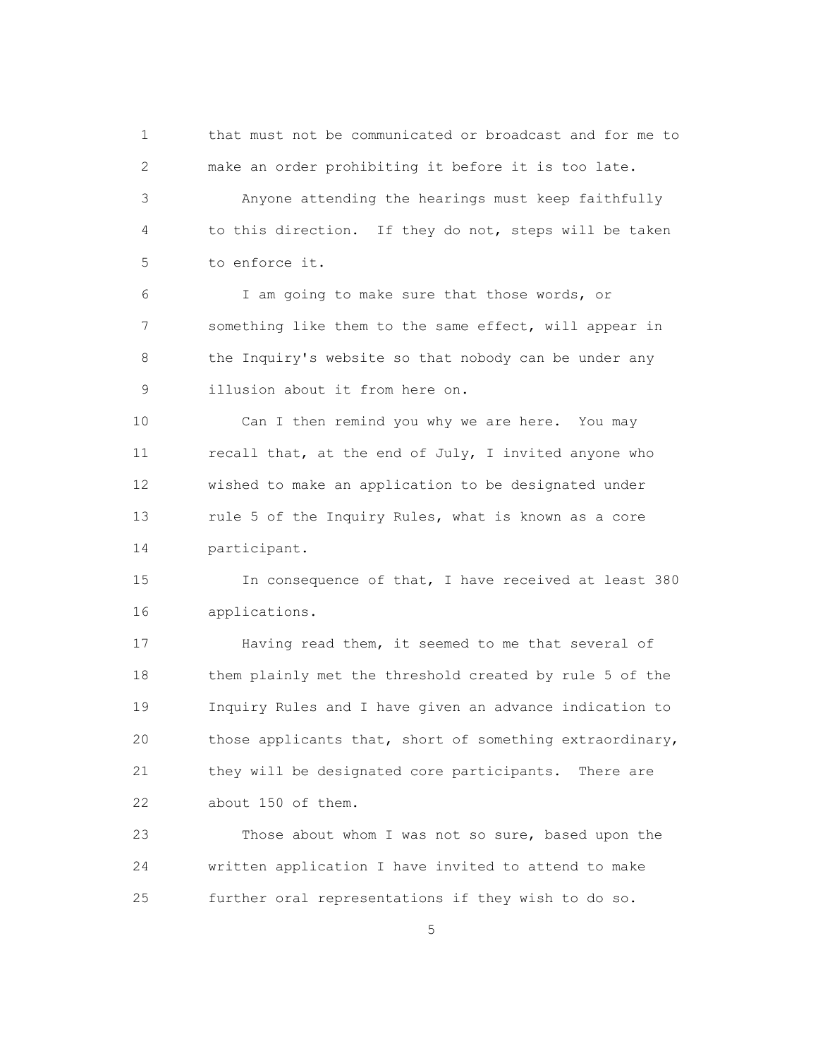that must not be communicated or broadcast and for me to make an order prohibiting it before it is too late.

Anyone attending the hearings must keep faithfully to this direction. If they do not, steps will be taken to enforce it.

I am going to make sure that those words, or something like them to the same effect, will appear in the Inquiry's website so that nobody can be under any illusion about it from here on.

Can I then remind you why we are here. You may recall that, at the end of July, I invited anyone who wished to make an application to be designated under rule 5 of the Inquiry Rules, what is known as a core participant.

In consequence of that, I have received at least 380 applications.

Having read them, it seemed to me that several of them plainly met the threshold created by rule 5 of the Inquiry Rules and I have given an advance indication to those applicants that, short of something extraordinary, they will be designated core participants. There are about 150 of them.

Those about whom I was not so sure, based upon the written application I have invited to attend to make further oral representations if they wish to do so.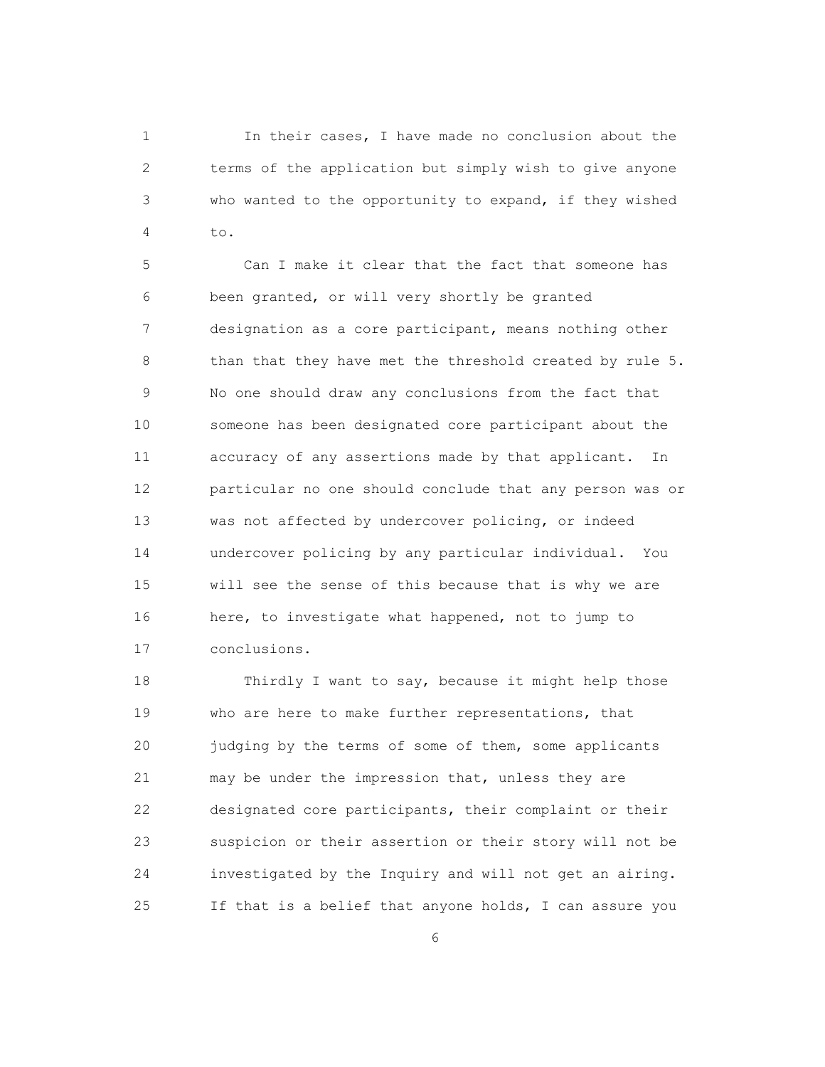In their cases, I have made no conclusion about the terms of the application but simply wish to give anyone who wanted to the opportunity to expand, if they wished to.

Can I make it clear that the fact that someone has been granted, or will very shortly be granted designation as a core participant, means nothing other than that they have met the threshold created by rule 5. No one should draw any conclusions from the fact that someone has been designated core participant about the accuracy of any assertions made by that applicant. In particular no one should conclude that any person was or was not affected by undercover policing, or indeed undercover policing by any particular individual. You will see the sense of this because that is why we are here, to investigate what happened, not to jump to conclusions.

Thirdly I want to say, because it might help those who are here to make further representations, that judging by the terms of some of them, some applicants may be under the impression that, unless they are designated core participants, their complaint or their suspicion or their assertion or their story will not be investigated by the Inquiry and will not get an airing. If that is a belief that anyone holds, I can assure you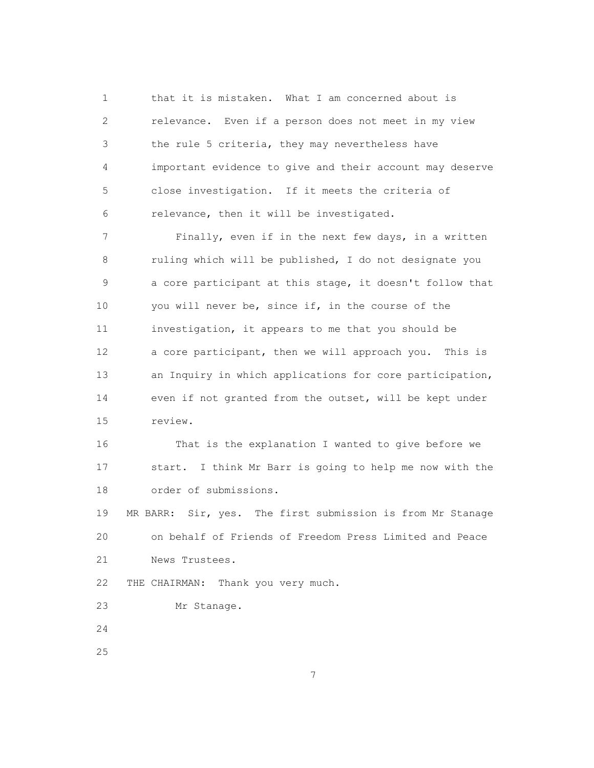that it is mistaken. What I am concerned about is relevance. Even if a person does not meet in my view the rule 5 criteria, they may nevertheless have important evidence to give and their account may deserve close investigation. If it meets the criteria of relevance, then it will be investigated.

Finally, even if in the next few days, in a written ruling which will be published, I do not designate you a core participant at this stage, it doesn't follow that you will never be, since if, in the course of the investigation, it appears to me that you should be a core participant, then we will approach you. This is an Inquiry in which applications for core participation, even if not granted from the outset, will be kept under review.

That is the explanation I wanted to give before we start. I think Mr Barr is going to help me now with the order of submissions.

MR BARR: Sir, yes. The first submission is from Mr Stanage on behalf of Friends of Freedom Press Limited and Peace News Trustees.

THE CHAIRMAN: Thank you very much.

Mr Stanage.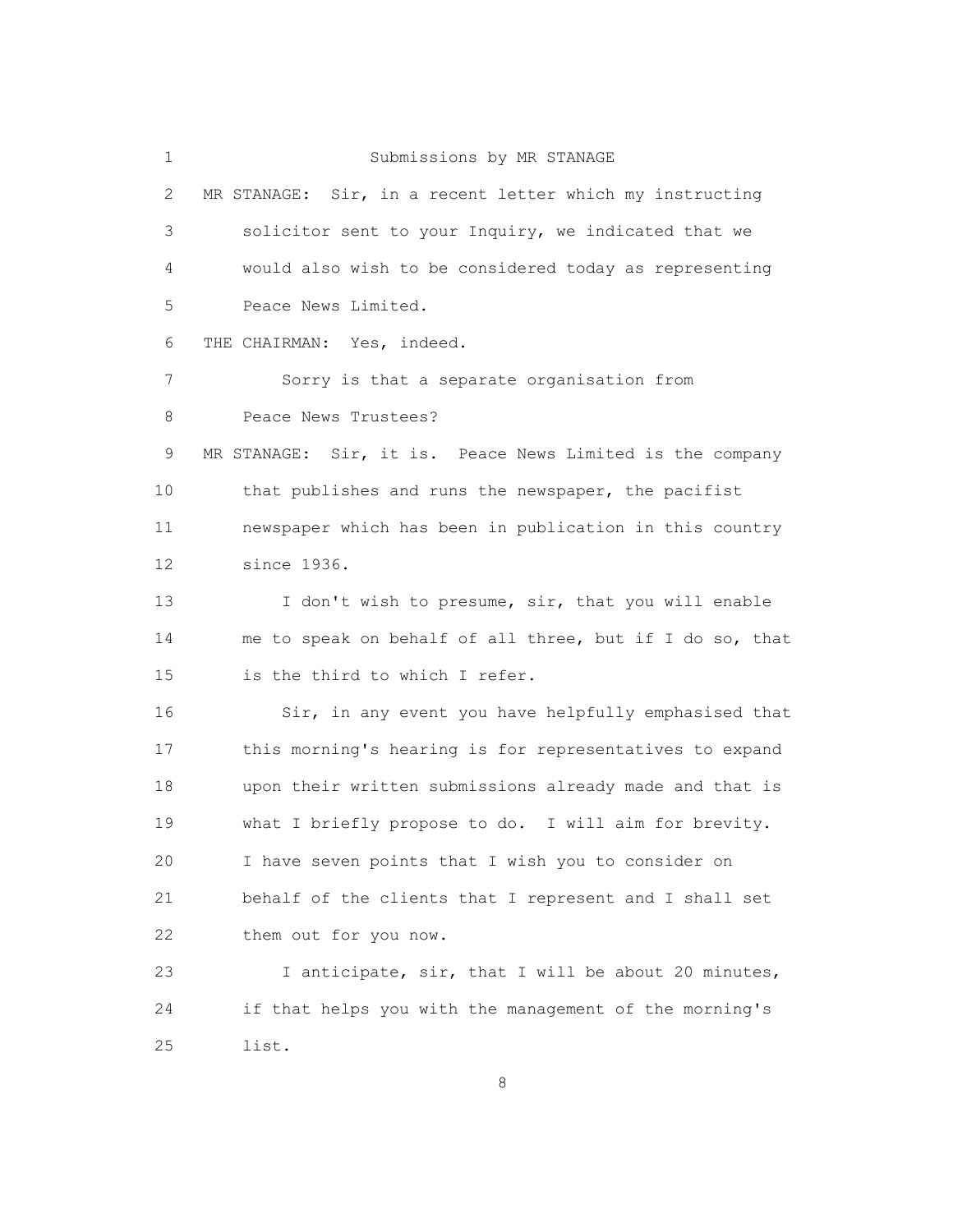## Submissions by MR STANAGE

MR STANAGE: Sir, in a recent letter which my instructing solicitor sent to your Inquiry, we indicated that we would also wish to be considered today as representing Peace News Limited.

THE CHAIRMAN: Yes, indeed.

Sorry is that a separate organisation from Peace News Trustees?

MR STANAGE: Sir, it is. Peace News Limited is the company that publishes and runs the newspaper, the pacifist newspaper which has been in publication in this country since 1936.

I don't wish to presume, sir, that you will enable me to speak on behalf of all three, but if I do so, that is the third to which I refer.

Sir, in any event you have helpfully emphasised that this morning's hearing is for representatives to expand upon their written submissions already made and that is what I briefly propose to do. I will aim for brevity. I have seven points that I wish you to consider on behalf of the clients that I represent and I shall set them out for you now.

I anticipate, sir, that I will be about 20 minutes, if that helps you with the management of the morning's list.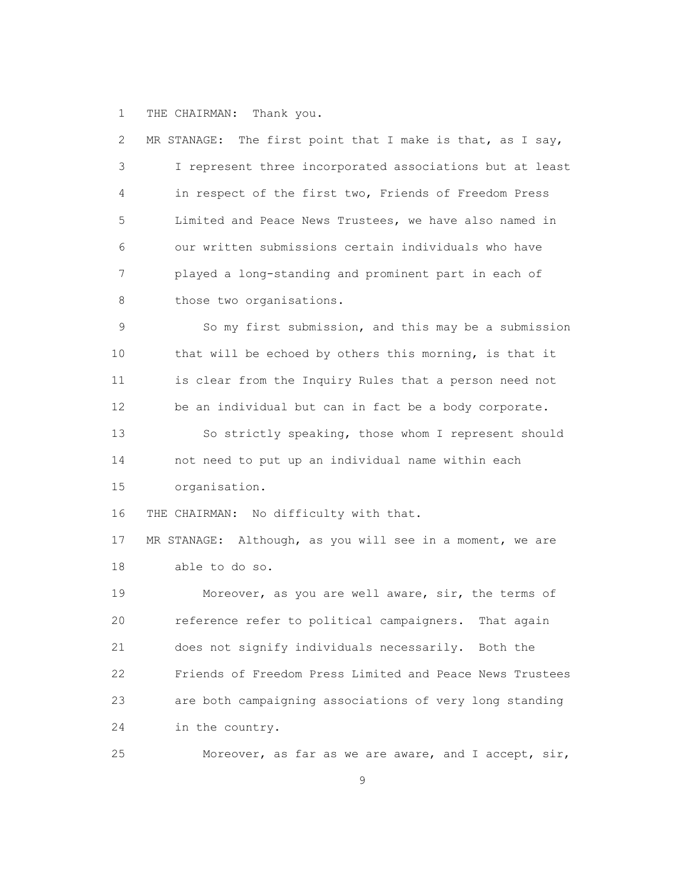THE CHAIRMAN: Thank you.

MR STANAGE: The first point that I make is that, as I say, I represent three incorporated associations but at least in respect of the first two, Friends of Freedom Press Limited and Peace News Trustees, we have also named in our written submissions certain individuals who have played a long-standing and prominent part in each of those two organisations.

So my first submission, and this may be a submission that will be echoed by others this morning, is that it is clear from the Inquiry Rules that a person need not be an individual but can in fact be a body corporate.

So strictly speaking, those whom I represent should not need to put up an individual name within each organisation.

THE CHAIRMAN: No difficulty with that.

MR STANAGE: Although, as you will see in a moment, we are able to do so.

Moreover, as you are well aware, sir, the terms of reference refer to political campaigners. That again does not signify individuals necessarily. Both the Friends of Freedom Press Limited and Peace News Trustees are both campaigning associations of very long standing in the country.

Moreover, as far as we are aware, and I accept, sir,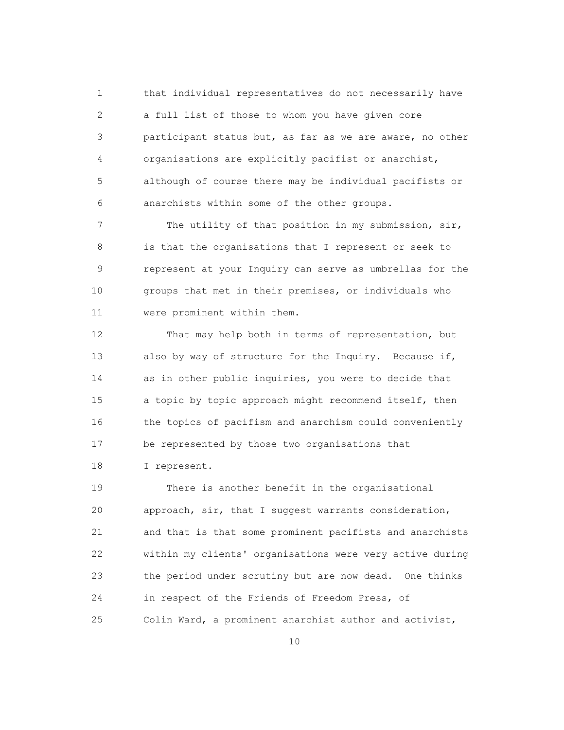that individual representatives do not necessarily have a full list of those to whom you have given core participant status but, as far as we are aware, no other organisations are explicitly pacifist or anarchist, although of course there may be individual pacifists or anarchists within some of the other groups.

The utility of that position in my submission, sir, is that the organisations that I represent or seek to represent at your Inquiry can serve as umbrellas for the groups that met in their premises, or individuals who were prominent within them.

That may help both in terms of representation, but also by way of structure for the Inquiry. Because if, as in other public inquiries, you were to decide that a topic by topic approach might recommend itself, then the topics of pacifism and anarchism could conveniently be represented by those two organisations that I represent.

There is another benefit in the organisational approach, sir, that I suggest warrants consideration, and that is that some prominent pacifists and anarchists within my clients' organisations were very active during the period under scrutiny but are now dead. One thinks in respect of the Friends of Freedom Press, of Colin Ward, a prominent anarchist author and activist,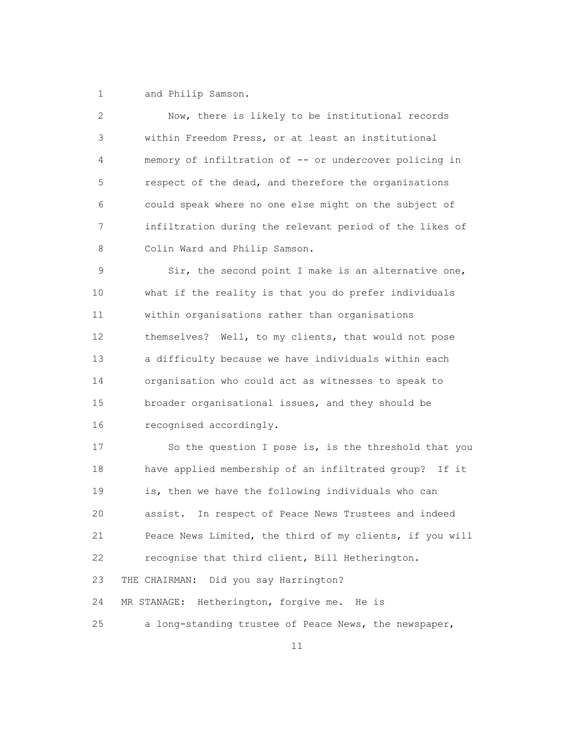and Philip Samson.

Now, there is likely to be institutional records within Freedom Press, or at least an institutional memory of infiltration of -- or undercover policing in respect of the dead, and therefore the organisations could speak where no one else might on the subject of infiltration during the relevant period of the likes of Colin Ward and Philip Samson.

Sir, the second point I make is an alternative one, what if the reality is that you do prefer individuals within organisations rather than organisations themselves? Well, to my clients, that would not pose a difficulty because we have individuals within each organisation who could act as witnesses to speak to broader organisational issues, and they should be recognised accordingly.

So the question I pose is, is the threshold that you have applied membership of an infiltrated group? If it is, then we have the following individuals who can assist. In respect of Peace News Trustees and indeed Peace News Limited, the third of my clients, if you will recognise that third client, Bill Hetherington.

THE CHAIRMAN: Did you say Harrington?

MR STANAGE: Hetherington, forgive me. He is a long-standing trustee of Peace News, the newspaper,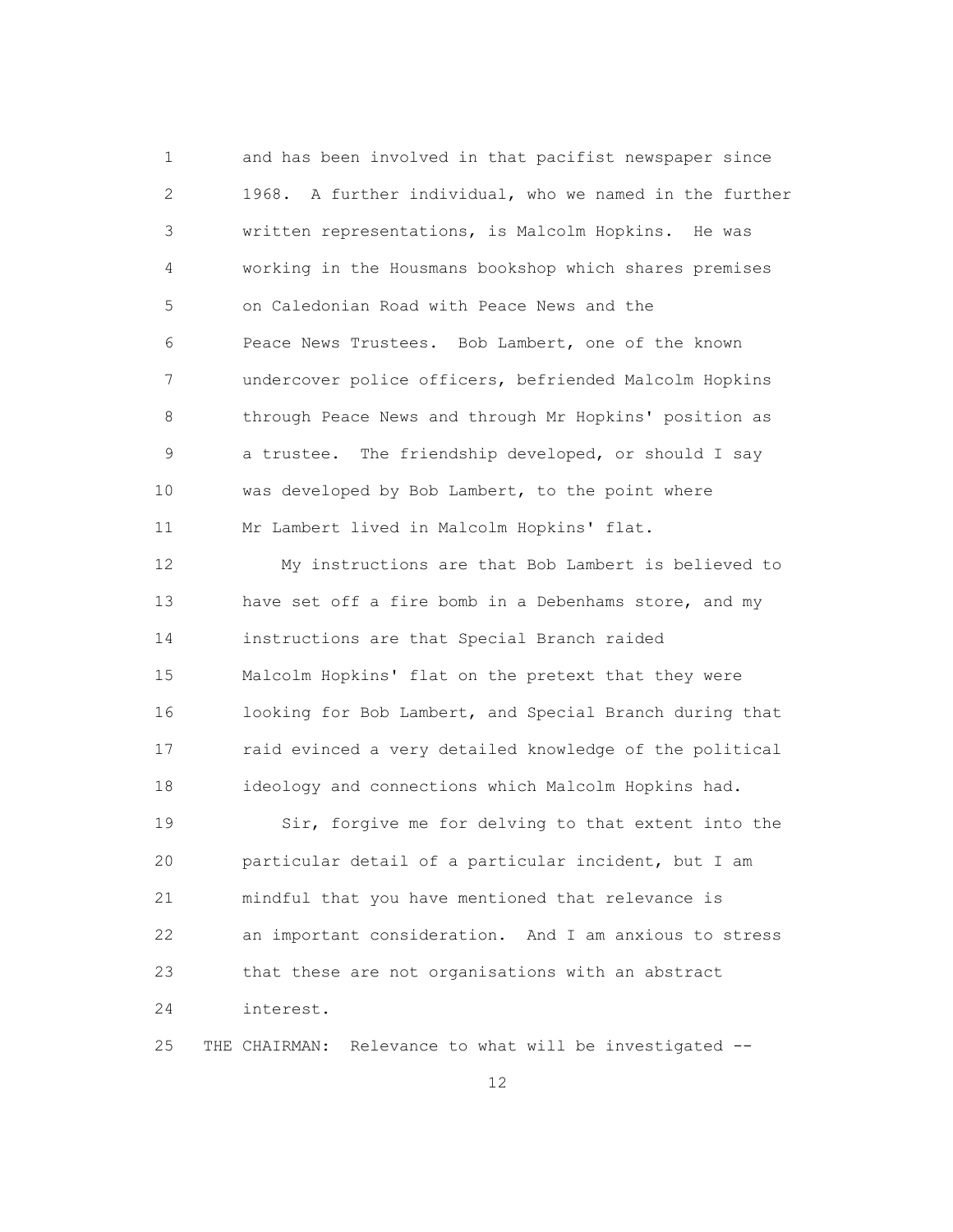and has been involved in that pacifist newspaper since 1968. A further individual, who we named in the further written representations, is Malcolm Hopkins. He was working in the Housmans bookshop which shares premises on Caledonian Road with Peace News and the Peace News Trustees. Bob Lambert, one of the known undercover police officers, befriended Malcolm Hopkins through Peace News and through Mr Hopkins' position as a trustee. The friendship developed, or should I say was developed by Bob Lambert, to the point where Mr Lambert lived in Malcolm Hopkins' flat.

My instructions are that Bob Lambert is believed to have set off a fire bomb in a Debenhams store, and my instructions are that Special Branch raided Malcolm Hopkins' flat on the pretext that they were looking for Bob Lambert, and Special Branch during that raid evinced a very detailed knowledge of the political ideology and connections which Malcolm Hopkins had.

Sir, forgive me for delving to that extent into the particular detail of a particular incident, but I am mindful that you have mentioned that relevance is an important consideration. And I am anxious to stress that these are not organisations with an abstract interest.

THE CHAIRMAN: Relevance to what will be investigated --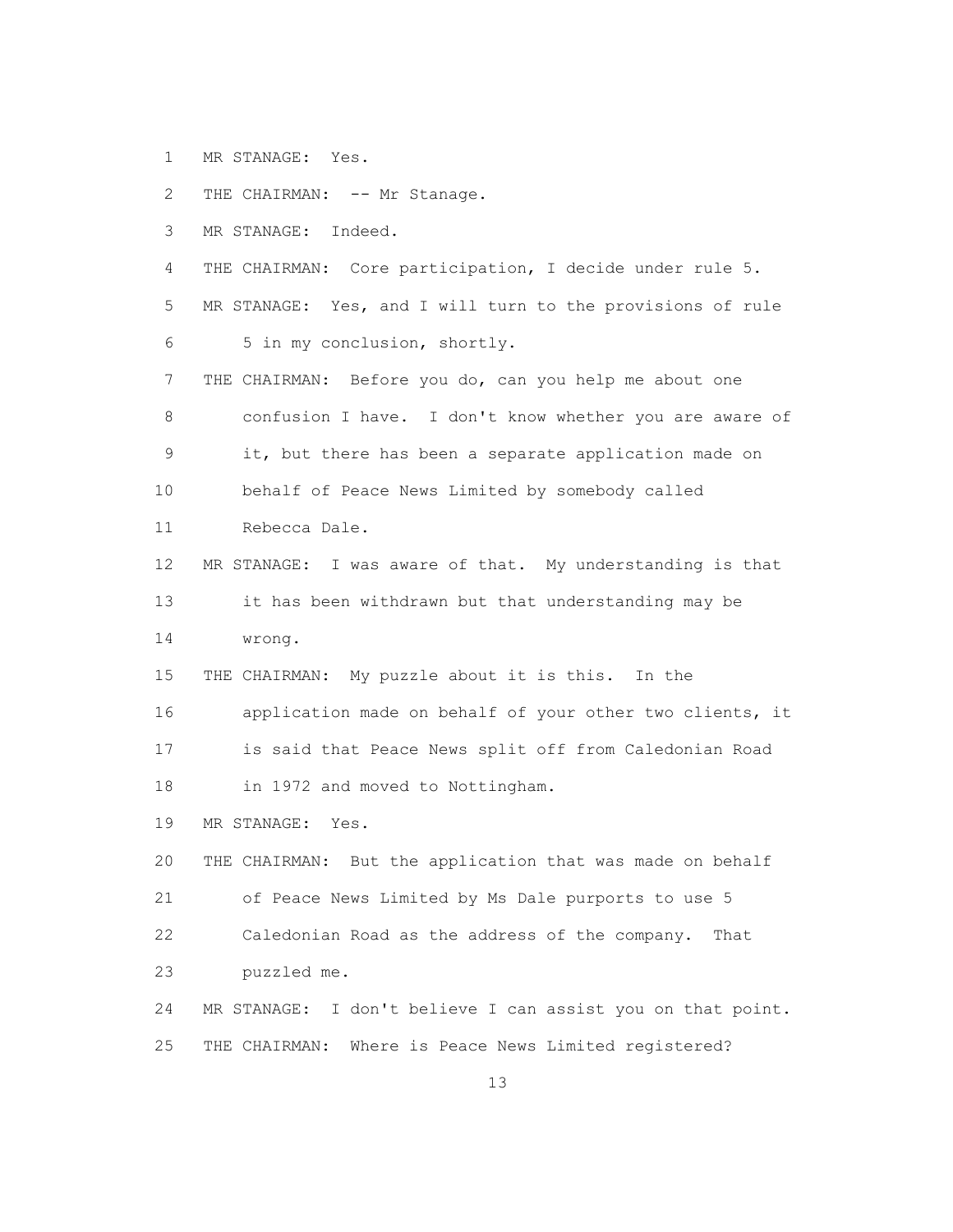1 MR STANAGE: Yes.

2 THE CHAIRMAN: -- Mr Stanage.

3 MR STANAGE: Indeed.

4 THE CHAIRMAN: Core participation, I decide under rule 5.

5 MR STANAGE: Yes, and I will turn to the provisions of rule

6 5 in my conclusion, shortly.

7 THE CHAIRMAN: Before you do, can you help me about one

8 confusion I have. I don't know whether you are aware of

9 it, but there has been a separate application made on

10 behalf of Peace News Limited by somebody called

11 Rebecca Dale.

12 MR STANAGE: I was aware of that. My understanding is that

13 it has been withdrawn but that understanding may be

14 wrong.

15 THE CHAIRMAN: My puzzle about it is this. In the

16 application made on behalf of your other two clients, it

17 is said that Peace News split off from Caledonian Road

18 in 1972 and moved to Nottingham.

19 MR STANAGE: Yes.

20 THE CHAIRMAN: But the application that was made on behalf

21 of Peace News Limited by Ms Dale purports to use 5

22 Caledonian Road as the address of the company. That

23 puzzled me.

24 MR STANAGE: I don't believe I can assist you on that point.

25 THE CHAIRMAN: Where is Peace News Limited registered?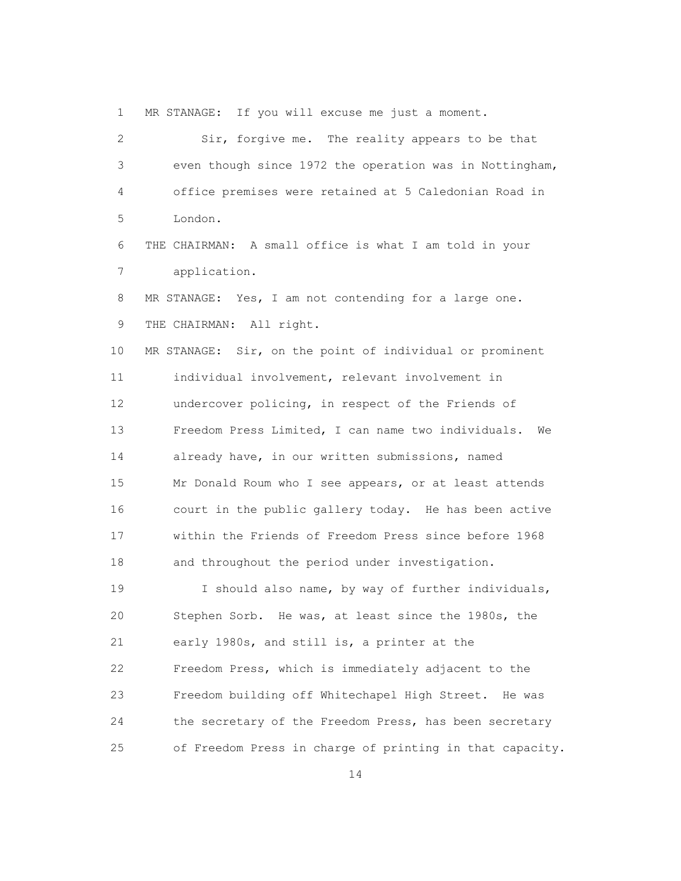MR STANAGE: If you will excuse me just a moment.

Sir, forgive me. The reality appears to be that even though since 1972 the operation was in Nottingham, office premises were retained at 5 Caledonian Road in London.

THE CHAIRMAN: A small office is what I am told in your application.

MR STANAGE: Yes, I am not contending for a large one.

THE CHAIRMAN: All right.

MR STANAGE: Sir, on the point of individual or prominent individual involvement, relevant involvement in undercover policing, in respect of the Friends of Freedom Press Limited, I can name two individuals. We already have, in our written submissions, named Mr Donald Roum who I see appears, or at least attends court in the public gallery today. He has been active within the Friends of Freedom Press since before 1968 and throughout the period under investigation.

I should also name, by way of further individuals, Stephen Sorb. He was, at least since the 1980s, the early 1980s, and still is, a printer at the Freedom Press, which is immediately adjacent to the Freedom building off Whitechapel High Street. He was the secretary of the Freedom Press, has been secretary of Freedom Press in charge of printing in that capacity.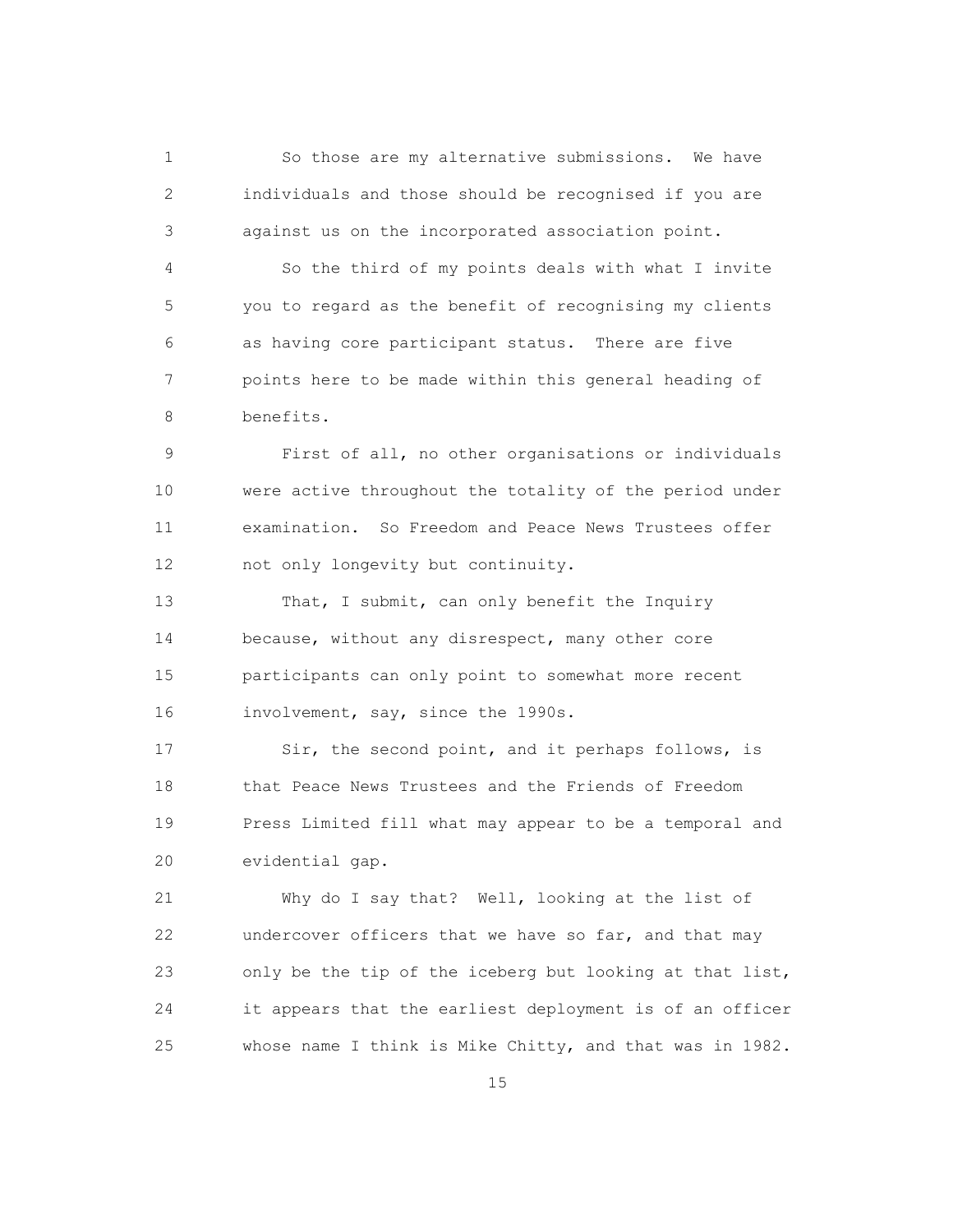So those are my alternative submissions. We have individuals and those should be recognised if you are against us on the incorporated association point.

So the third of my points deals with what I invite you to regard as the benefit of recognising my clients as having core participant status. There are five points here to be made within this general heading of benefits.

First of all, no other organisations or individuals were active throughout the totality of the period under examination. So Freedom and Peace News Trustees offer not only longevity but continuity.

That, I submit, can only benefit the Inquiry because, without any disrespect, many other core participants can only point to somewhat more recent involvement, say, since the 1990s.

Sir, the second point, and it perhaps follows, is that Peace News Trustees and the Friends of Freedom Press Limited fill what may appear to be a temporal and evidential gap.

Why do I say that? Well, looking at the list of undercover officers that we have so far, and that may only be the tip of the iceberg but looking at that list, it appears that the earliest deployment is of an officer whose name I think is Mike Chitty, and that was in 1982.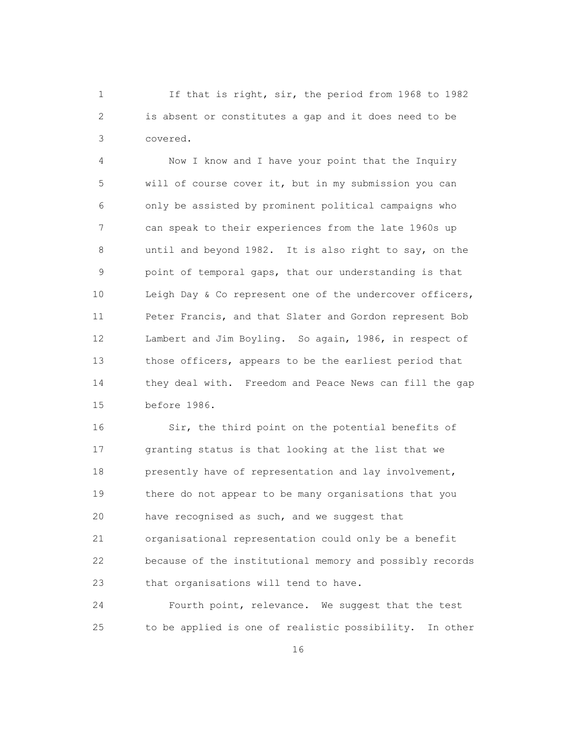If that is right, sir, the period from 1968 to 1982 is absent or constitutes a gap and it does need to be covered.

Now I know and I have your point that the Inquiry will of course cover it, but in my submission you can only be assisted by prominent political campaigns who can speak to their experiences from the late 1960s up until and beyond 1982. It is also right to say, on the point of temporal gaps, that our understanding is that Leigh Day & Co represent one of the undercover officers, Peter Francis, and that Slater and Gordon represent Bob Lambert and Jim Boyling. So again, 1986, in respect of those officers, appears to be the earliest period that they deal with. Freedom and Peace News can fill the gap before 1986.

Sir, the third point on the potential benefits of granting status is that looking at the list that we presently have of representation and lay involvement, there do not appear to be many organisations that you have recognised as such, and we suggest that organisational representation could only be a benefit because of the institutional memory and possibly records that organisations will tend to have.

Fourth point, relevance. We suggest that the test to be applied is one of realistic possibility. In other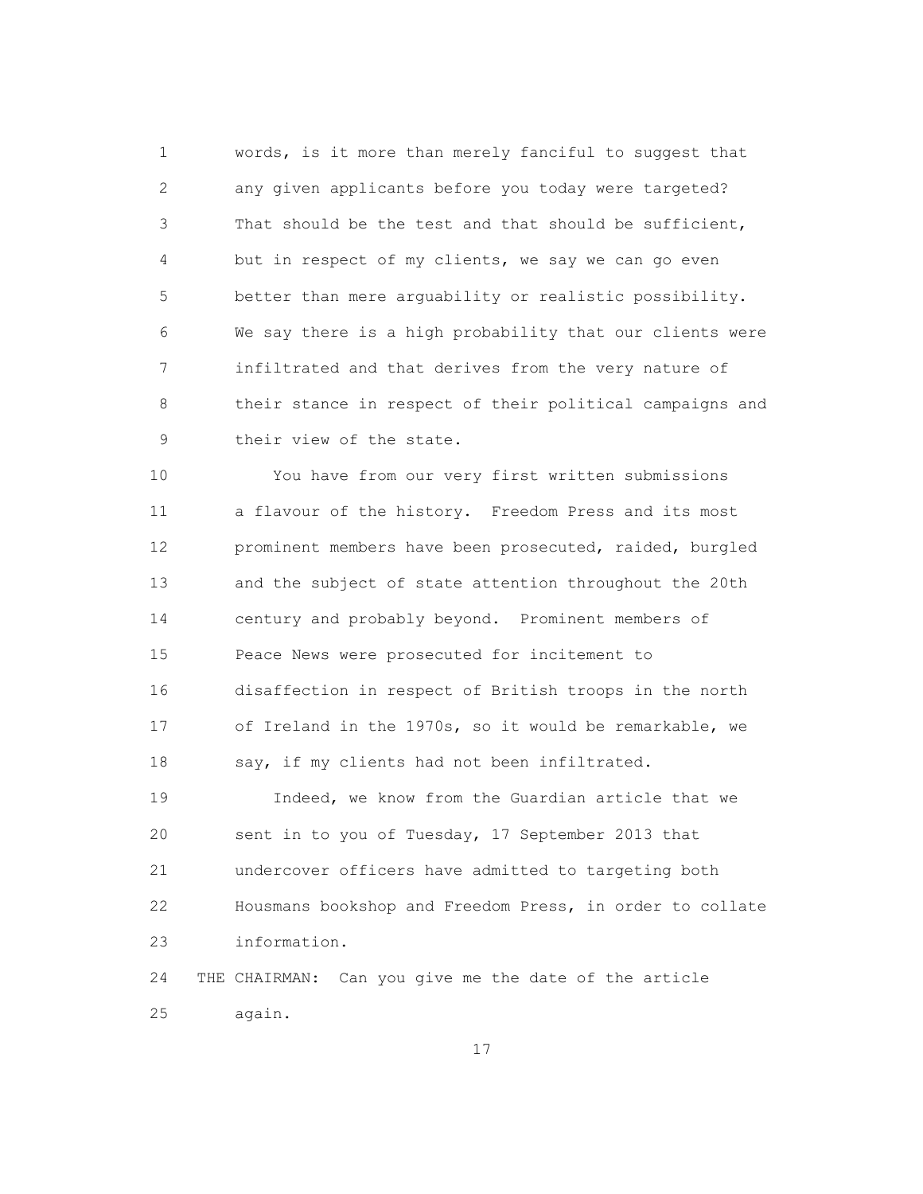words, is it more than merely fanciful to suggest that any given applicants before you today were targeted? That should be the test and that should be sufficient, but in respect of my clients, we say we can go even better than mere arguability or realistic possibility. We say there is a high probability that our clients were infiltrated and that derives from the very nature of their stance in respect of their political campaigns and their view of the state.

You have from our very first written submissions a flavour of the history. Freedom Press and its most prominent members have been prosecuted, raided, burgled and the subject of state attention throughout the 20th century and probably beyond. Prominent members of Peace News were prosecuted for incitement to disaffection in respect of British troops in the north of Ireland in the 1970s, so it would be remarkable, we say, if my clients had not been infiltrated.

Indeed, we know from the Guardian article that we sent in to you of Tuesday, 17 September 2013 that undercover officers have admitted to targeting both Housmans bookshop and Freedom Press, in order to collate information.

THE CHAIRMAN: Can you give me the date of the article again.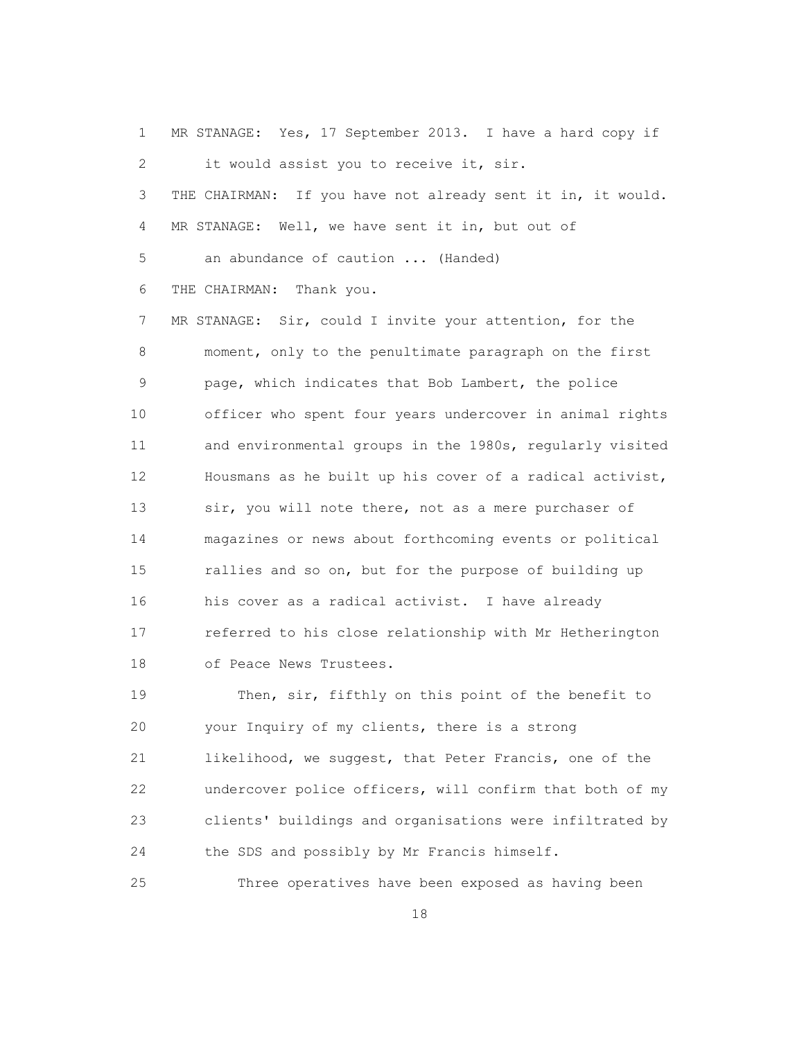MR STANAGE: Yes, 17 September 2013. I have a hard copy if it would assist you to receive it, sir.

THE CHAIRMAN: If you have not already sent it in, it would.

MR STANAGE: Well, we have sent it in, but out of an abundance of caution ... (Handed)

THE CHAIRMAN: Thank you.

MR STANAGE: Sir, could I invite your attention, for the moment, only to the penultimate paragraph on the first page, which indicates that Bob Lambert, the police officer who spent four years undercover in animal rights and environmental groups in the 1980s, regularly visited Housmans as he built up his cover of a radical activist, sir, you will note there, not as a mere purchaser of magazines or news about forthcoming events or political rallies and so on, but for the purpose of building up his cover as a radical activist. I have already referred to his close relationship with Mr Hetherington of Peace News Trustees.

Then, sir, fifthly on this point of the benefit to your Inquiry of my clients, there is a strong likelihood, we suggest, that Peter Francis, one of the undercover police officers, will confirm that both of my clients' buildings and organisations were infiltrated by the SDS and possibly by Mr Francis himself.

Three operatives have been exposed as having been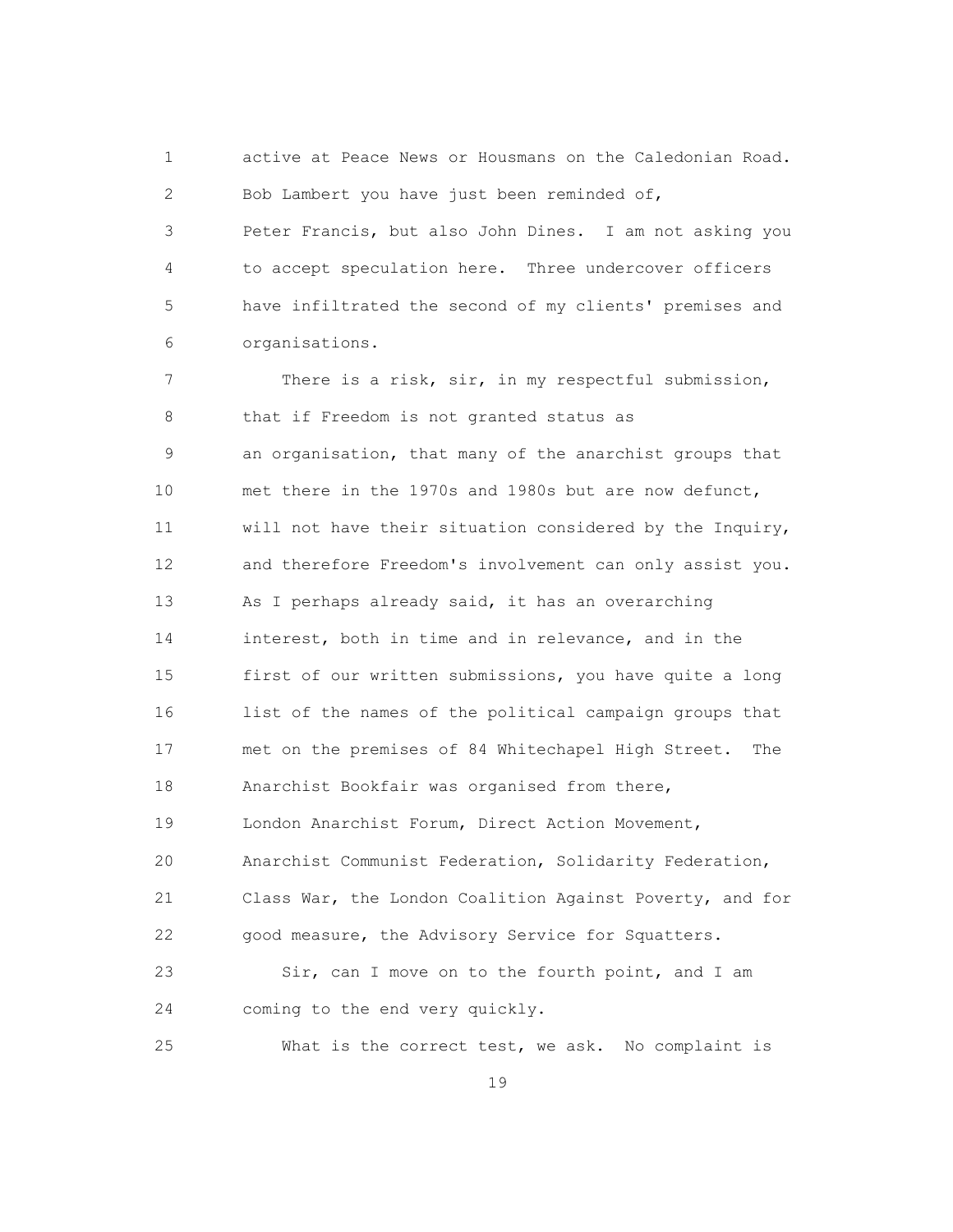active at Peace News or Housmans on the Caledonian Road. Bob Lambert you have just been reminded of, Peter Francis, but also John Dines. I am not asking you to accept speculation here. Three undercover officers have infiltrated the second of my clients' premises and organisations.

There is a risk, sir, in my respectful submission, that if Freedom is not granted status as an organisation, that many of the anarchist groups that met there in the 1970s and 1980s but are now defunct, will not have their situation considered by the Inquiry, and therefore Freedom's involvement can only assist you. As I perhaps already said, it has an overarching interest, both in time and in relevance, and in the first of our written submissions, you have quite a long list of the names of the political campaign groups that met on the premises of 84 Whitechapel High Street. The Anarchist Bookfair was organised from there, London Anarchist Forum, Direct Action Movement, Anarchist Communist Federation, Solidarity Federation, Class War, the London Coalition Against Poverty, and for good measure, the Advisory Service for Squatters.

Sir, can I move on to the fourth point, and I am coming to the end very quickly.

What is the correct test, we ask. No complaint is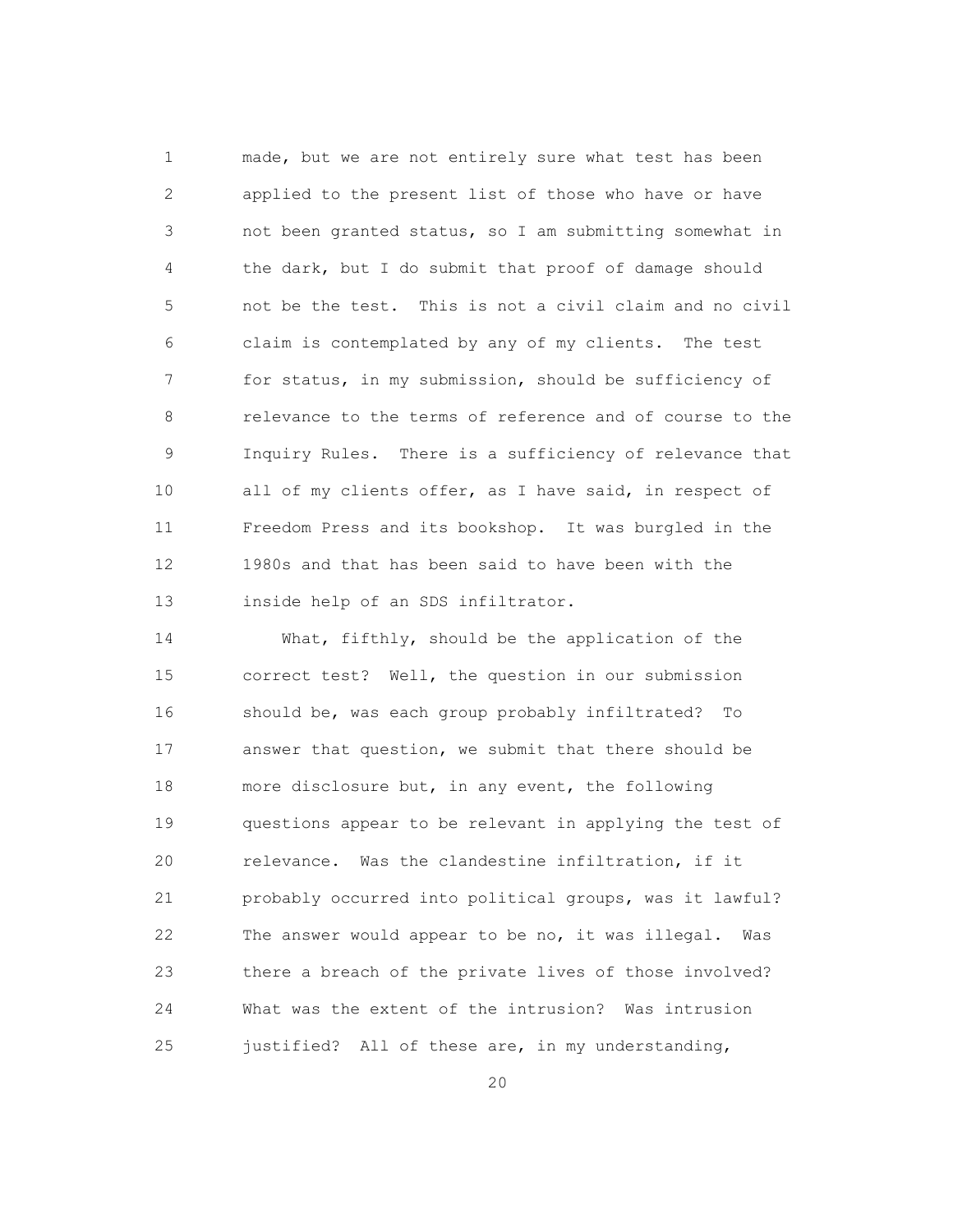made, but we are not entirely sure what test has been applied to the present list of those who have or have not been granted status, so I am submitting somewhat in the dark, but I do submit that proof of damage should not be the test. This is not a civil claim and no civil claim is contemplated by any of my clients. The test for status, in my submission, should be sufficiency of relevance to the terms of reference and of course to the Inquiry Rules. There is a sufficiency of relevance that all of my clients offer, as I have said, in respect of Freedom Press and its bookshop. It was burgled in the 1980s and that has been said to have been with the inside help of an SDS infiltrator.

What, fifthly, should be the application of the correct test? Well, the question in our submission should be, was each group probably infiltrated? To answer that question, we submit that there should be more disclosure but, in any event, the following questions appear to be relevant in applying the test of relevance. Was the clandestine infiltration, if it probably occurred into political groups, was it lawful? The answer would appear to be no, it was illegal. Was there a breach of the private lives of those involved? What was the extent of the intrusion? Was intrusion justified? All of these are, in my understanding,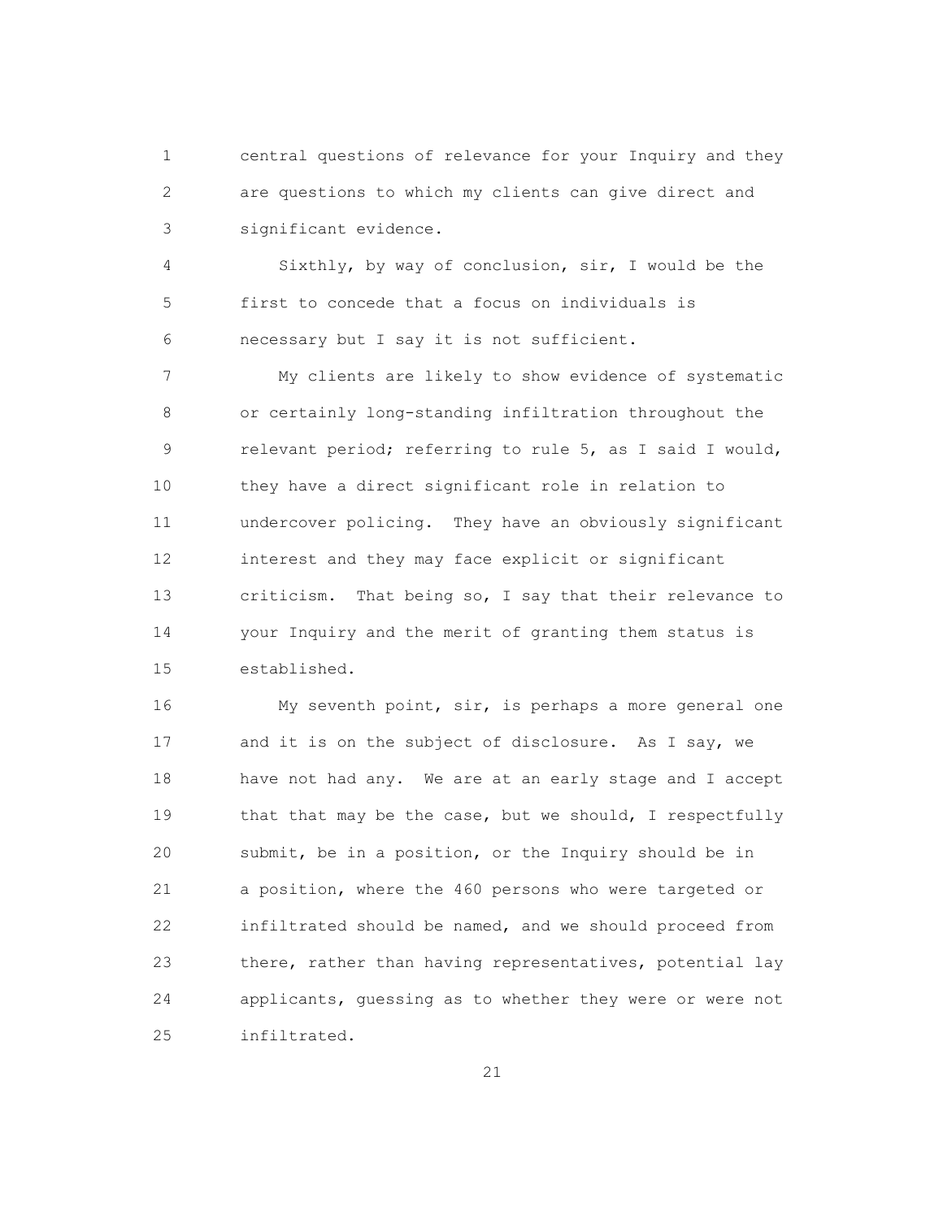central questions of relevance for your Inquiry and they are questions to which my clients can give direct and significant evidence.

Sixthly, by way of conclusion, sir, I would be the first to concede that a focus on individuals is necessary but I say it is not sufficient.

My clients are likely to show evidence of systematic or certainly long-standing infiltration throughout the relevant period; referring to rule 5, as I said I would, they have a direct significant role in relation to undercover policing. They have an obviously significant interest and they may face explicit or significant criticism. That being so, I say that their relevance to your Inquiry and the merit of granting them status is established.

My seventh point, sir, is perhaps a more general one and it is on the subject of disclosure. As I say, we have not had any. We are at an early stage and I accept that that may be the case, but we should, I respectfully submit, be in a position, or the Inquiry should be in a position, where the 460 persons who were targeted or infiltrated should be named, and we should proceed from there, rather than having representatives, potential lay applicants, guessing as to whether they were or were not infiltrated.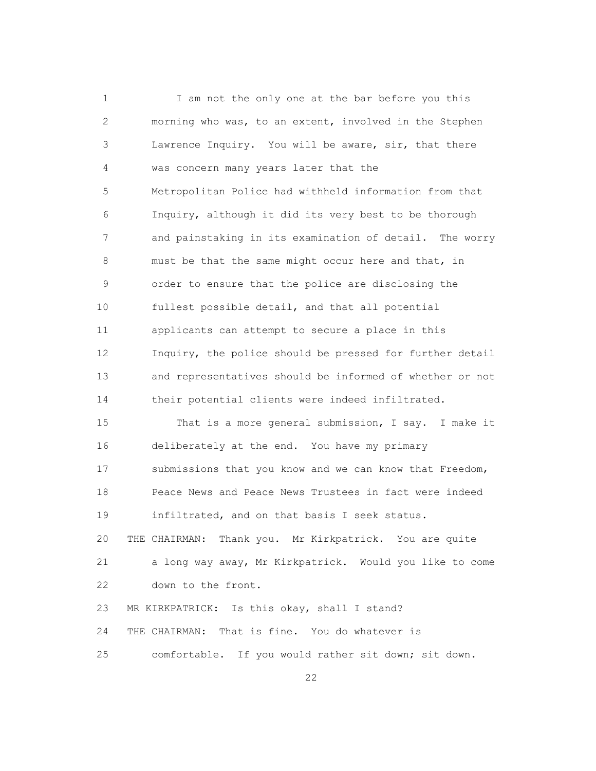I am not the only one at the bar before you this morning who was, to an extent, involved in the Stephen Lawrence Inquiry. You will be aware, sir, that there was concern many years later that the Metropolitan Police had withheld information from that Inquiry, although it did its very best to be thorough and painstaking in its examination of detail. The worry must be that the same might occur here and that, in order to ensure that the police are disclosing the fullest possible detail, and that all potential applicants can attempt to secure a place in this Inquiry, the police should be pressed for further detail and representatives should be informed of whether or not their potential clients were indeed infiltrated.

That is a more general submission, I say. I make it deliberately at the end. You have my primary submissions that you know and we can know that Freedom, Peace News and Peace News Trustees in fact were indeed infiltrated, and on that basis I seek status.

THE CHAIRMAN: Thank you. Mr Kirkpatrick. You are quite a long way away, Mr Kirkpatrick. Would you like to come down to the front.

MR KIRKPATRICK: Is this okay, shall I stand?

THE CHAIRMAN: That is fine. You do whatever is comfortable. If you would rather sit down; sit down.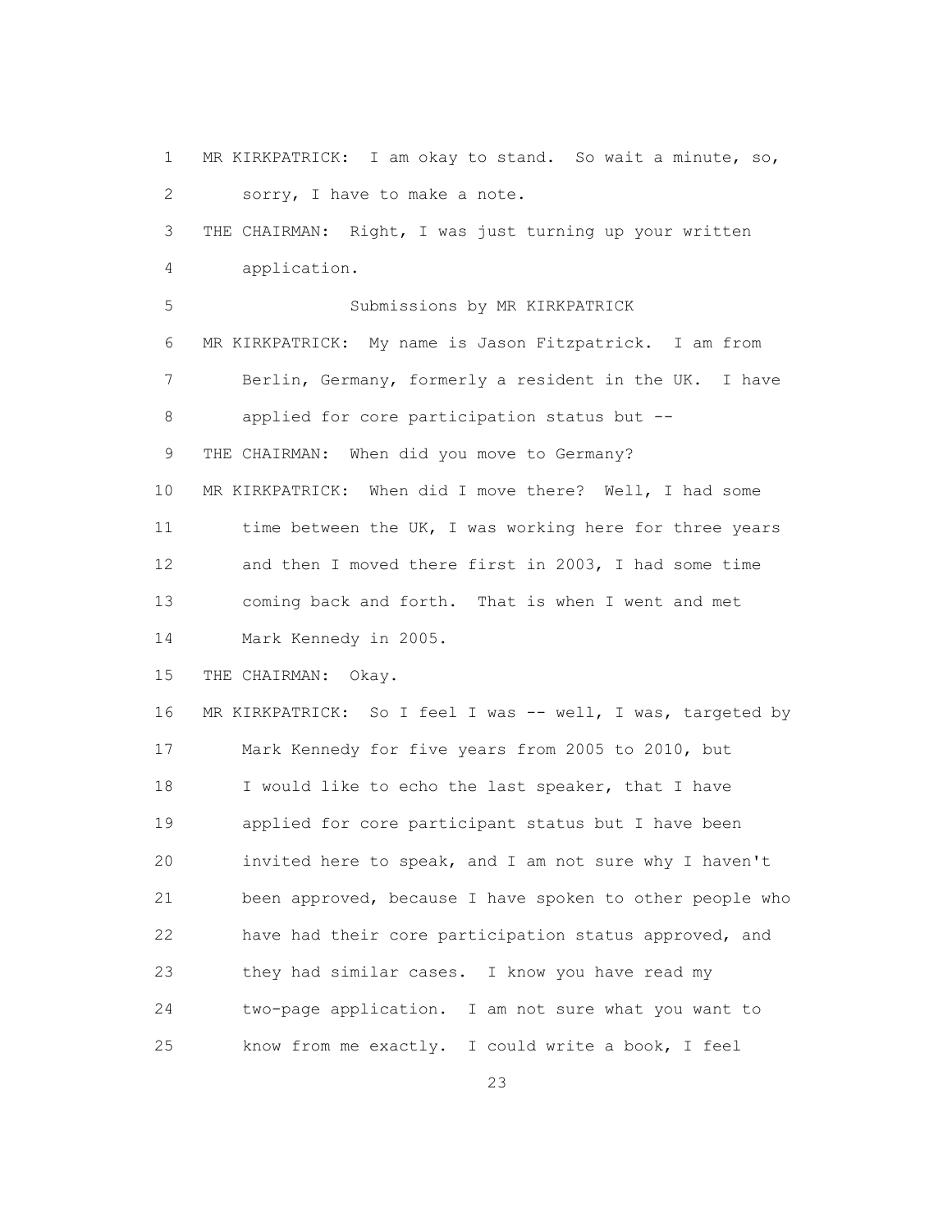1 MR KIRKPATRICK: I am okay to stand. So wait a minute, so,
2 sorry, I have to make a note.
3 THE CHAIRMAN: Right, I was just turning up your written
4 application.
5 Submissions by MR KIRKPATRICK
6 MR KIRKPATRICK: My name is Jason Fitzpatrick. I am from
7 Berlin, Germany, formerly a resident in the UK. I have
8 applied for core participation status but --
9 THE CHAIRMAN: When did you move to Germany?
10 MR KIRKPATRICK: When did I move there? Well, I had some
11 time between the UK, I was working here for three years
12 and then I moved there first in 2003, I had some time
13 coming back and forth. That is when I went and met
14 Mark Kennedy in 2005.
15 THE CHAIRMAN: Okay.
16 MR KIRKPATRICK: So I feel I was -- well, I was, targeted by
17 Mark Kennedy for five years from 2005 to 2010, but
18 I would like to echo the last speaker, that I have
19 applied for core participant status but I have been
20 invited here to speak, and I am not sure why I haven't
21 been approved, because I have spoken to other people who
22 have had their core participation status approved, and
23 they had similar cases. I know you have read my
24 two-page application. I am not sure what you want to
25 know from me exactly. I could write a book, I feel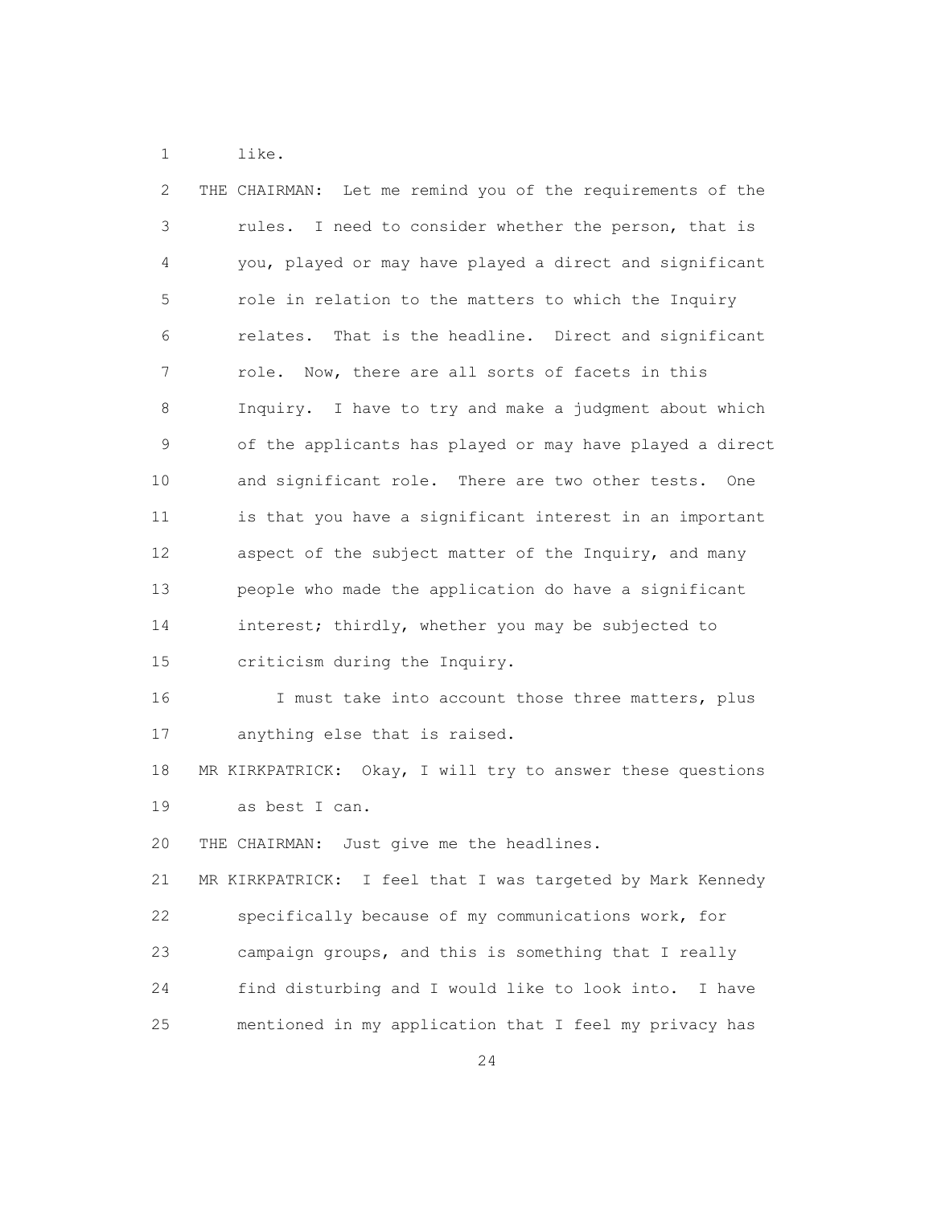like.

THE CHAIRMAN: Let me remind you of the requirements of the rules. I need to consider whether the person, that is you, played or may have played a direct and significant role in relation to the matters to which the Inquiry relates. That is the headline. Direct and significant role. Now, there are all sorts of facets in this Inquiry. I have to try and make a judgment about which of the applicants has played or may have played a direct and significant role. There are two other tests. One is that you have a significant interest in an important aspect of the subject matter of the Inquiry, and many people who made the application do have a significant interest; thirdly, whether you may be subjected to criticism during the Inquiry.

I must take into account those three matters, plus anything else that is raised.

MR KIRKPATRICK: Okay, I will try to answer these questions as best I can.

THE CHAIRMAN: Just give me the headlines.

MR KIRKPATRICK: I feel that I was targeted by Mark Kennedy specifically because of my communications work, for campaign groups, and this is something that I really find disturbing and I would like to look into. I have mentioned in my application that I feel my privacy has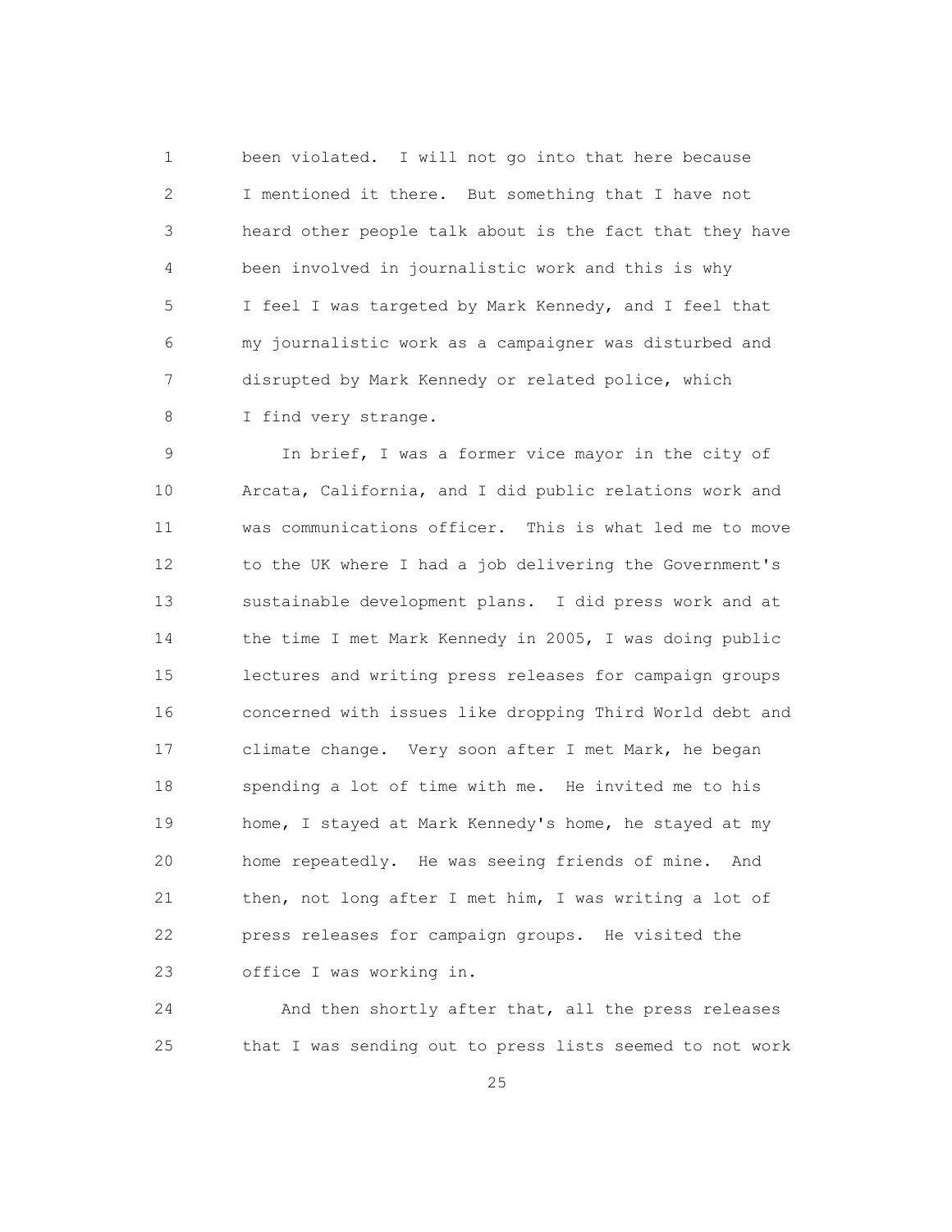been violated. I will not go into that here because I mentioned it there. But something that I have not heard other people talk about is the fact that they have been involved in journalistic work and this is why I feel I was targeted by Mark Kennedy, and I feel that my journalistic work as a campaigner was disturbed and disrupted by Mark Kennedy or related police, which I find very strange.

In brief, I was a former vice mayor in the city of Arcata, California, and I did public relations work and was communications officer. This is what led me to move to the UK where I had a job delivering the Government's sustainable development plans. I did press work and at the time I met Mark Kennedy in 2005, I was doing public lectures and writing press releases for campaign groups concerned with issues like dropping Third World debt and climate change. Very soon after I met Mark, he began spending a lot of time with me. He invited me to his home, I stayed at Mark Kennedy's home, he stayed at my home repeatedly. He was seeing friends of mine. And then, not long after I met him, I was writing a lot of press releases for campaign groups. He visited the office I was working in.

And then shortly after that, all the press releases that I was sending out to press lists seemed to not work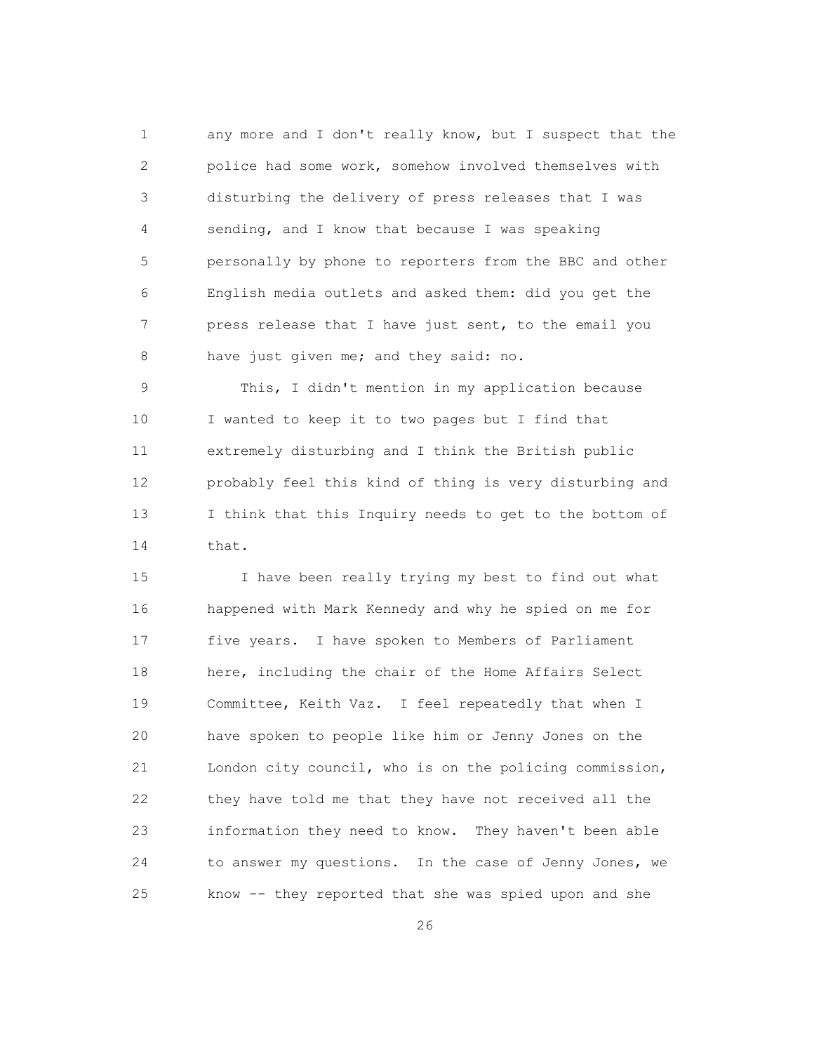any more and I don't really know, but I suspect that the police had some work, somehow involved themselves with disturbing the delivery of press releases that I was sending, and I know that because I was speaking personally by phone to reporters from the BBC and other English media outlets and asked them: did you get the press release that I have just sent, to the email you have just given me; and they said: no.

This, I didn't mention in my application because I wanted to keep it to two pages but I find that extremely disturbing and I think the British public probably feel this kind of thing is very disturbing and I think that this Inquiry needs to get to the bottom of that.

I have been really trying my best to find out what happened with Mark Kennedy and why he spied on me for five years. I have spoken to Members of Parliament here, including the chair of the Home Affairs Select Committee, Keith Vaz. I feel repeatedly that when I have spoken to people like him or Jenny Jones on the London city council, who is on the policing commission, they have told me that they have not received all the information they need to know. They haven't been able to answer my questions. In the case of Jenny Jones, we know -- they reported that she was spied upon and she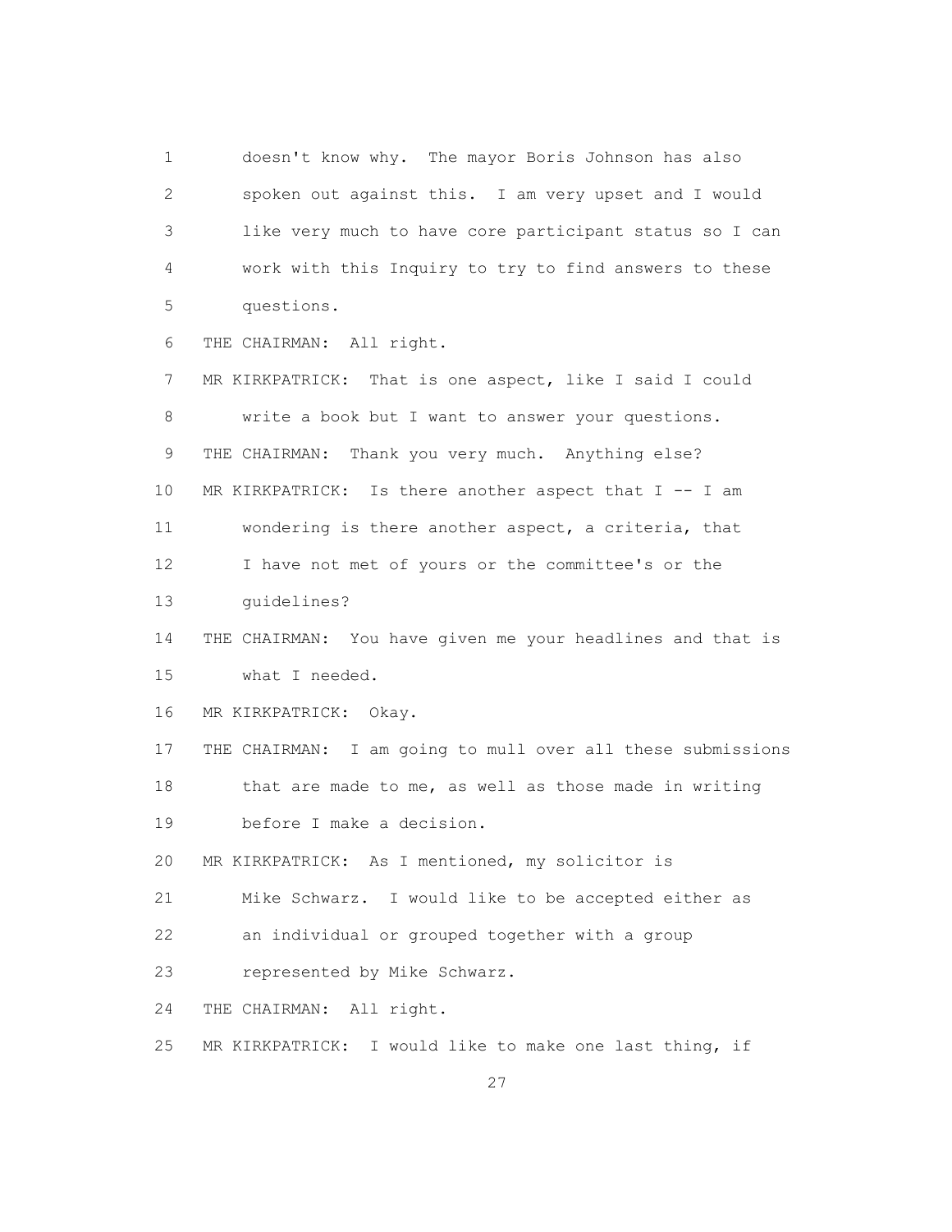doesn't know why. The mayor Boris Johnson has also spoken out against this. I am very upset and I would like very much to have core participant status so I can work with this Inquiry to try to find answers to these questions.

THE CHAIRMAN: All right.

MR KIRKPATRICK: That is one aspect, like I said I could write a book but I want to answer your questions.

THE CHAIRMAN: Thank you very much. Anything else?

MR KIRKPATRICK: Is there another aspect that I -- I am wondering is there another aspect, a criteria, that I have not met of yours or the committee's or the guidelines?

THE CHAIRMAN: You have given me your headlines and that is what I needed.

MR KIRKPATRICK: Okay.

THE CHAIRMAN: I am going to mull over all these submissions that are made to me, as well as those made in writing before I make a decision.

MR KIRKPATRICK: As I mentioned, my solicitor is Mike Schwarz. I would like to be accepted either as an individual or grouped together with a group represented by Mike Schwarz.

THE CHAIRMAN: All right.

MR KIRKPATRICK: I would like to make one last thing, if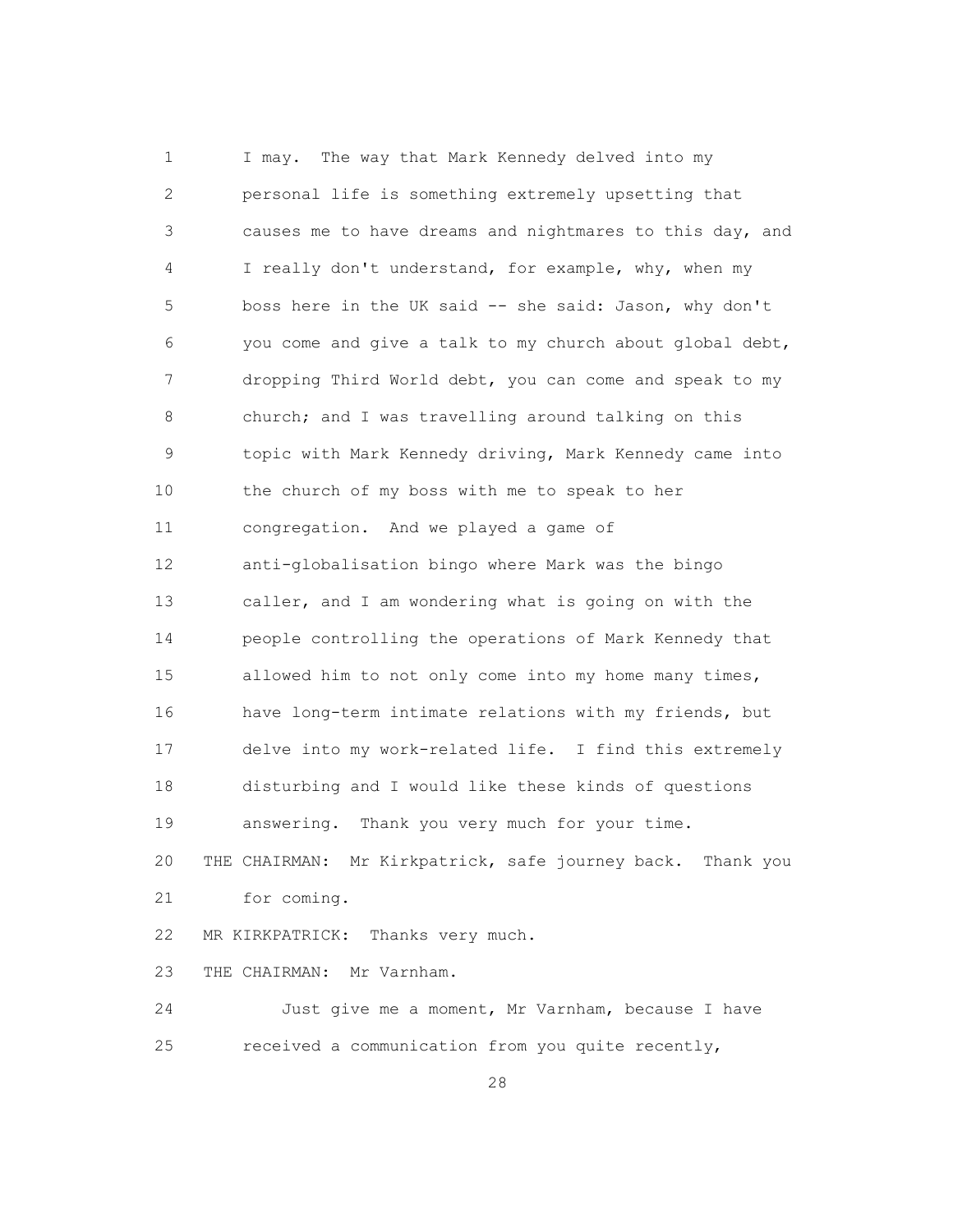I may. The way that Mark Kennedy delved into my personal life is something extremely upsetting that causes me to have dreams and nightmares to this day, and I really don't understand, for example, why, when my boss here in the UK said -- she said: Jason, why don't you come and give a talk to my church about global debt, dropping Third World debt, you can come and speak to my church; and I was travelling around talking on this topic with Mark Kennedy driving, Mark Kennedy came into the church of my boss with me to speak to her congregation. And we played a game of anti-globalisation bingo where Mark was the bingo caller, and I am wondering what is going on with the people controlling the operations of Mark Kennedy that allowed him to not only come into my home many times, have long-term intimate relations with my friends, but delve into my work-related life. I find this extremely disturbing and I would like these kinds of questions answering. Thank you very much for your time.

THE CHAIRMAN: Mr Kirkpatrick, safe journey back. Thank you for coming.

MR KIRKPATRICK: Thanks very much.

THE CHAIRMAN: Mr Varnham.

Just give me a moment, Mr Varnham, because I have received a communication from you quite recently,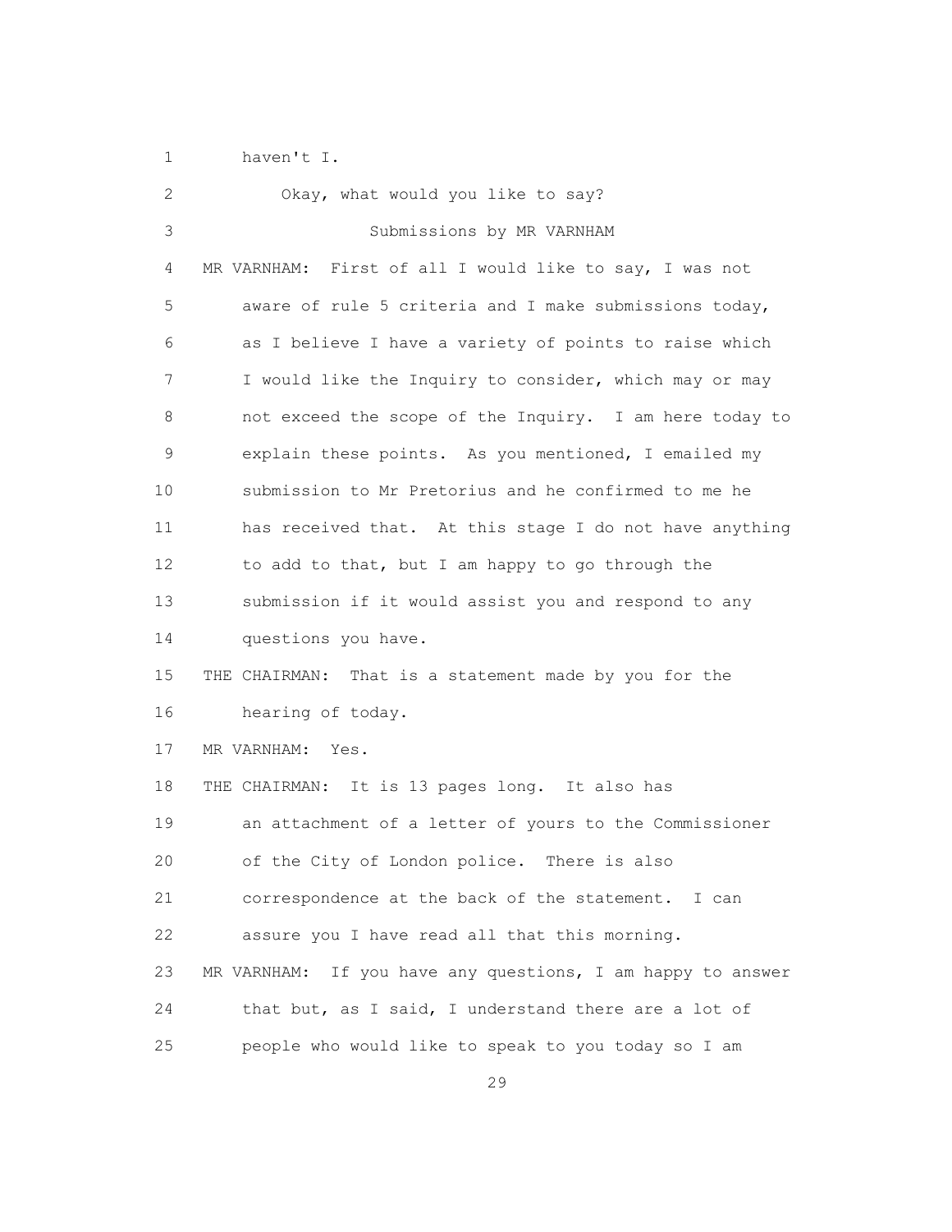haven't I.

Okay, what would you like to say?

### Submissions by MR VARNHAM

MR VARNHAM: First of all I would like to say, I was not aware of rule 5 criteria and I make submissions today, as I believe I have a variety of points to raise which I would like the Inquiry to consider, which may or may not exceed the scope of the Inquiry. I am here today to explain these points. As you mentioned, I emailed my submission to Mr Pretorius and he confirmed to me he has received that. At this stage I do not have anything to add to that, but I am happy to go through the submission if it would assist you and respond to any questions you have.

THE CHAIRMAN: That is a statement made by you for the hearing of today.

MR VARNHAM: Yes.

THE CHAIRMAN: It is 13 pages long. It also has an attachment of a letter of yours to the Commissioner of the City of London police. There is also correspondence at the back of the statement. I can assure you I have read all that this morning.

MR VARNHAM: If you have any questions, I am happy to answer that but, as I said, I understand there are a lot of people who would like to speak to you today so I am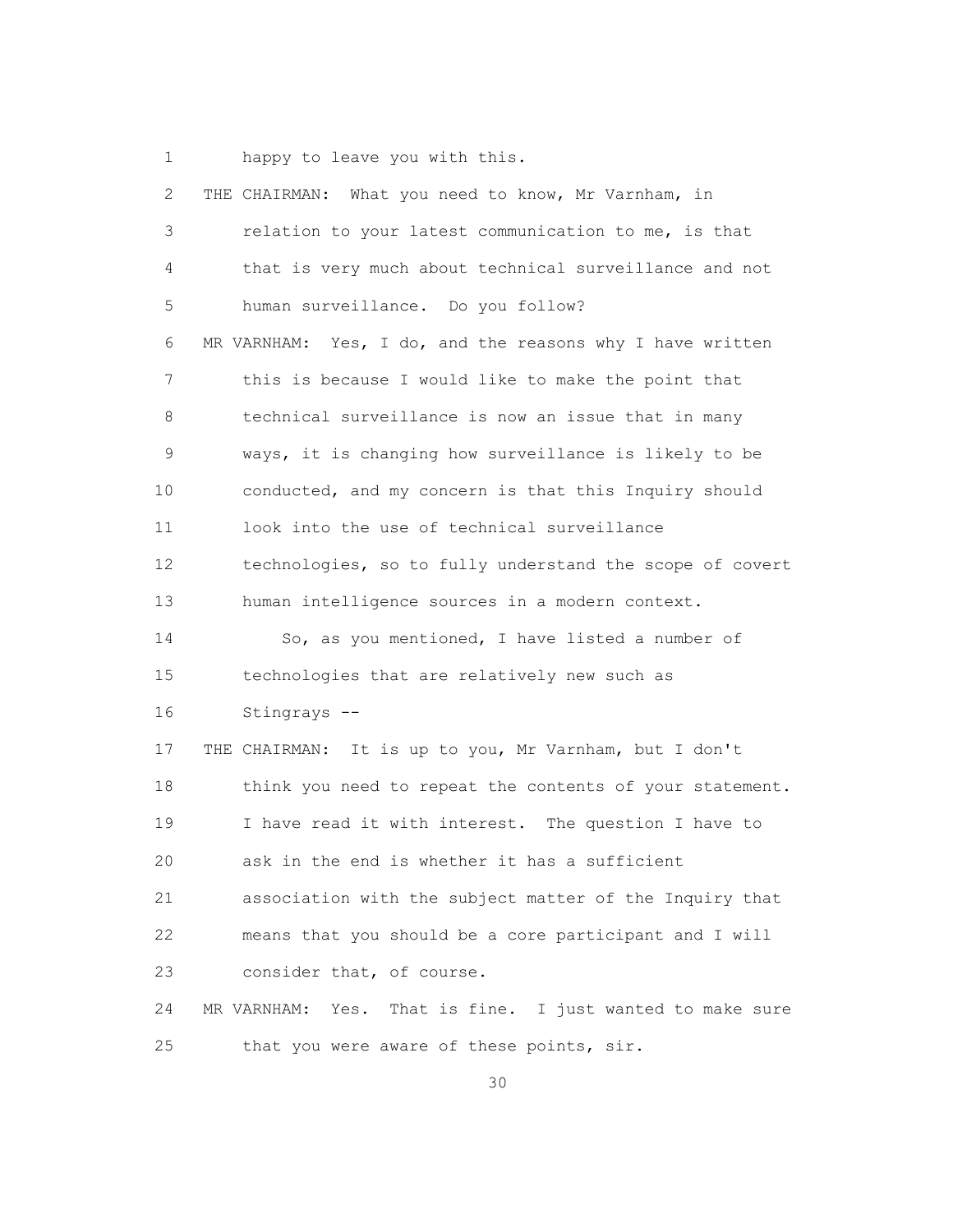happy to leave you with this.

THE CHAIRMAN: What you need to know, Mr Varnham, in relation to your latest communication to me, is that that is very much about technical surveillance and not human surveillance. Do you follow?

MR VARNHAM: Yes, I do, and the reasons why I have written this is because I would like to make the point that technical surveillance is now an issue that in many ways, it is changing how surveillance is likely to be conducted, and my concern is that this Inquiry should look into the use of technical surveillance technologies, so to fully understand the scope of covert human intelligence sources in a modern context.

So, as you mentioned, I have listed a number of technologies that are relatively new such as Stingrays --

THE CHAIRMAN: It is up to you, Mr Varnham, but I don't think you need to repeat the contents of your statement. I have read it with interest. The question I have to ask in the end is whether it has a sufficient association with the subject matter of the Inquiry that means that you should be a core participant and I will consider that, of course.

MR VARNHAM: Yes. That is fine. I just wanted to make sure that you were aware of these points, sir.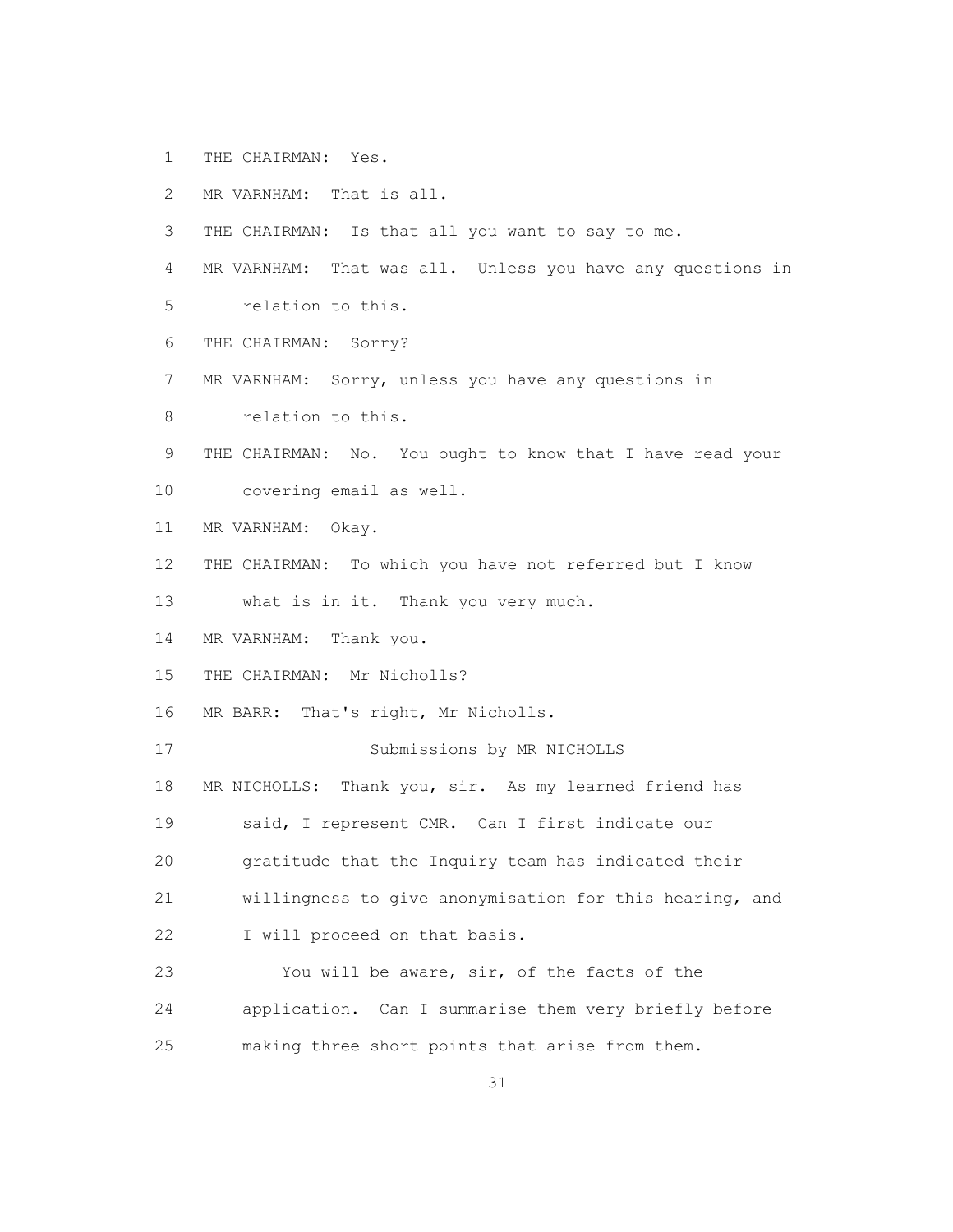THE CHAIRMAN: Yes.

MR VARNHAM: That is all.

THE CHAIRMAN: Is that all you want to say to me.

MR VARNHAM: That was all. Unless you have any questions in relation to this.

THE CHAIRMAN: Sorry?

MR VARNHAM: Sorry, unless you have any questions in relation to this.

THE CHAIRMAN: No. You ought to know that I have read your covering email as well.

MR VARNHAM: Okay.

THE CHAIRMAN: To which you have not referred but I know what is in it. Thank you very much.

MR VARNHAM: Thank you.

THE CHAIRMAN: Mr Nicholls?

MR BARR: That's right, Mr Nicholls.

## Submissions by MR NICHOLLS

MR NICHOLLS: Thank you, sir. As my learned friend has said, I represent CMR. Can I first indicate our gratitude that the Inquiry team has indicated their willingness to give anonymisation for this hearing, and I will proceed on that basis.

You will be aware, sir, of the facts of the application. Can I summarise them very briefly before making three short points that arise from them.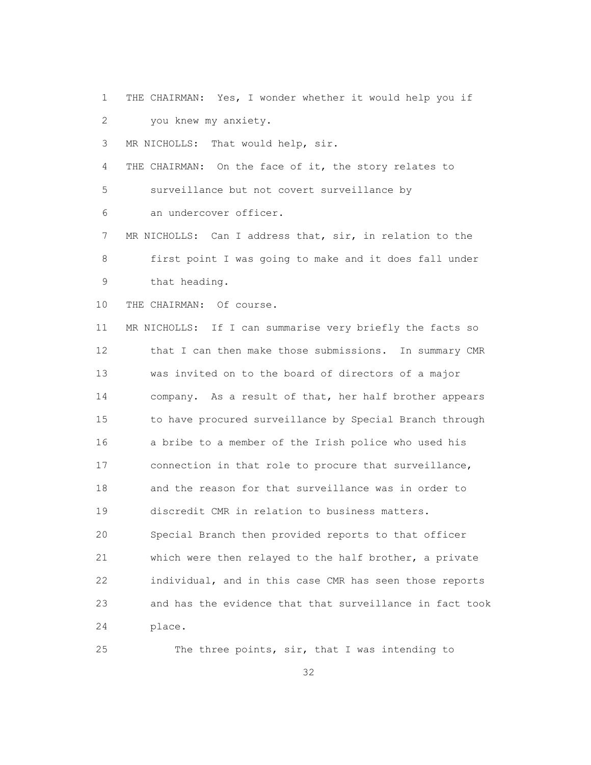1 THE CHAIRMAN: Yes, I wonder whether it would help you if
2 you knew my anxiety.
3 MR NICHOLLS: That would help, sir.
4 THE CHAIRMAN: On the face of it, the story relates to
5 surveillance but not covert surveillance by
6 an undercover officer.
7 MR NICHOLLS: Can I address that, sir, in relation to the
8 first point I was going to make and it does fall under
9 that heading.
10 THE CHAIRMAN: Of course.
11 MR NICHOLLS: If I can summarise very briefly the facts so
12 that I can then make those submissions. In summary CMR
13 was invited on to the board of directors of a major
14 company. As a result of that, her half brother appears
15 to have procured surveillance by Special Branch through
16 a bribe to a member of the Irish police who used his
17 connection in that role to procure that surveillance,
18 and the reason for that surveillance was in order to
19 discredit CMR in relation to business matters.
20 Special Branch then provided reports to that officer
21 which were then relayed to the half brother, a private
22 individual, and in this case CMR has seen those reports
23 and has the evidence that that surveillance in fact took
24 place.
25 The three points, sir, that I was intending to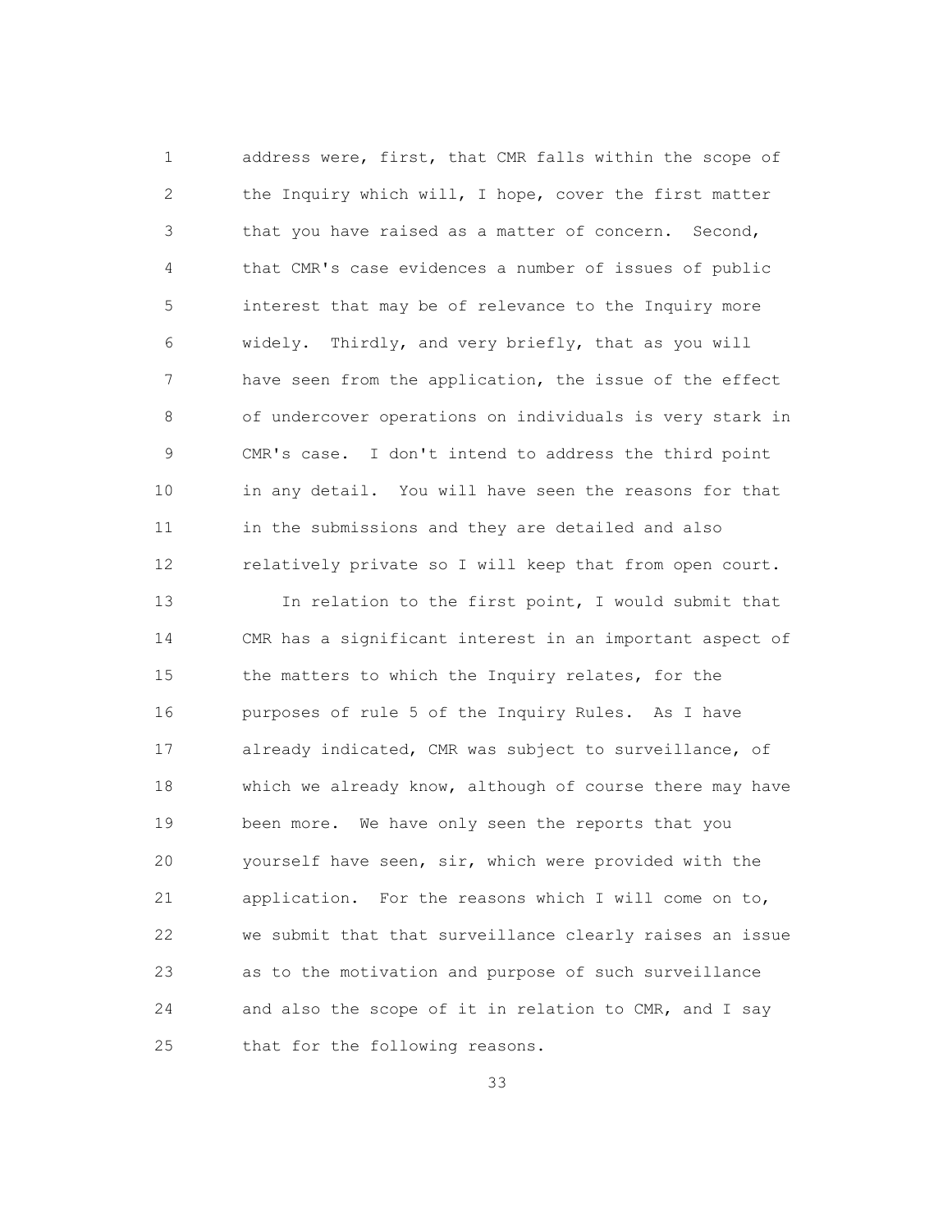address were, first, that CMR falls within the scope of the Inquiry which will, I hope, cover the first matter that you have raised as a matter of concern. Second, that CMR's case evidences a number of issues of public interest that may be of relevance to the Inquiry more widely. Thirdly, and very briefly, that as you will have seen from the application, the issue of the effect of undercover operations on individuals is very stark in CMR's case. I don't intend to address the third point in any detail. You will have seen the reasons for that in the submissions and they are detailed and also relatively private so I will keep that from open court.

In relation to the first point, I would submit that CMR has a significant interest in an important aspect of the matters to which the Inquiry relates, for the purposes of rule 5 of the Inquiry Rules. As I have already indicated, CMR was subject to surveillance, of which we already know, although of course there may have been more. We have only seen the reports that you yourself have seen, sir, which were provided with the application. For the reasons which I will come on to, we submit that that surveillance clearly raises an issue as to the motivation and purpose of such surveillance and also the scope of it in relation to CMR, and I say that for the following reasons.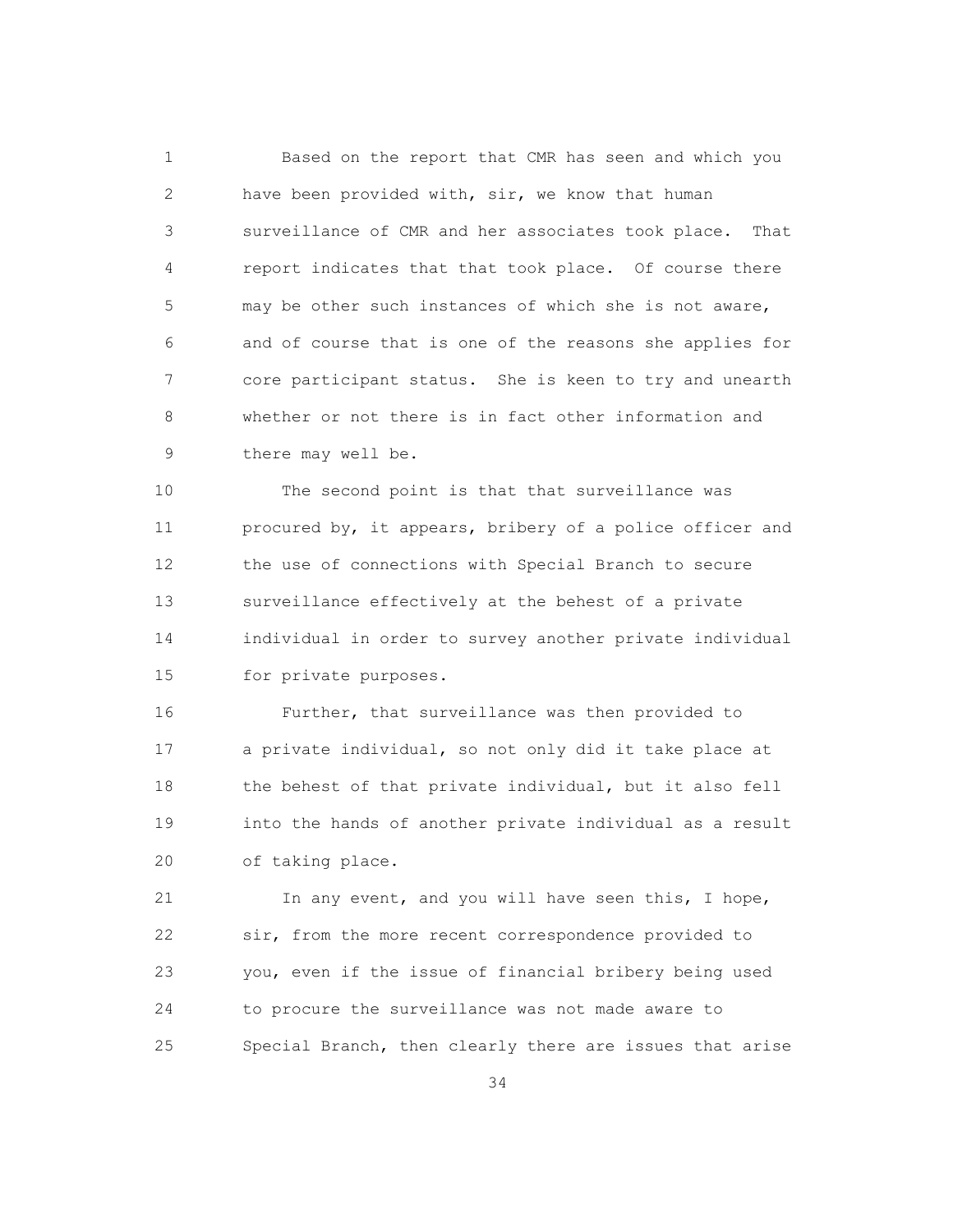Based on the report that CMR has seen and which you have been provided with, sir, we know that human surveillance of CMR and her associates took place. That report indicates that that took place. Of course there may be other such instances of which she is not aware, and of course that is one of the reasons she applies for core participant status. She is keen to try and unearth whether or not there is in fact other information and there may well be.

The second point is that that surveillance was procured by, it appears, bribery of a police officer and the use of connections with Special Branch to secure surveillance effectively at the behest of a private individual in order to survey another private individual for private purposes.

Further, that surveillance was then provided to a private individual, so not only did it take place at the behest of that private individual, but it also fell into the hands of another private individual as a result of taking place.

In any event, and you will have seen this, I hope, sir, from the more recent correspondence provided to you, even if the issue of financial bribery being used to procure the surveillance was not made aware to Special Branch, then clearly there are issues that arise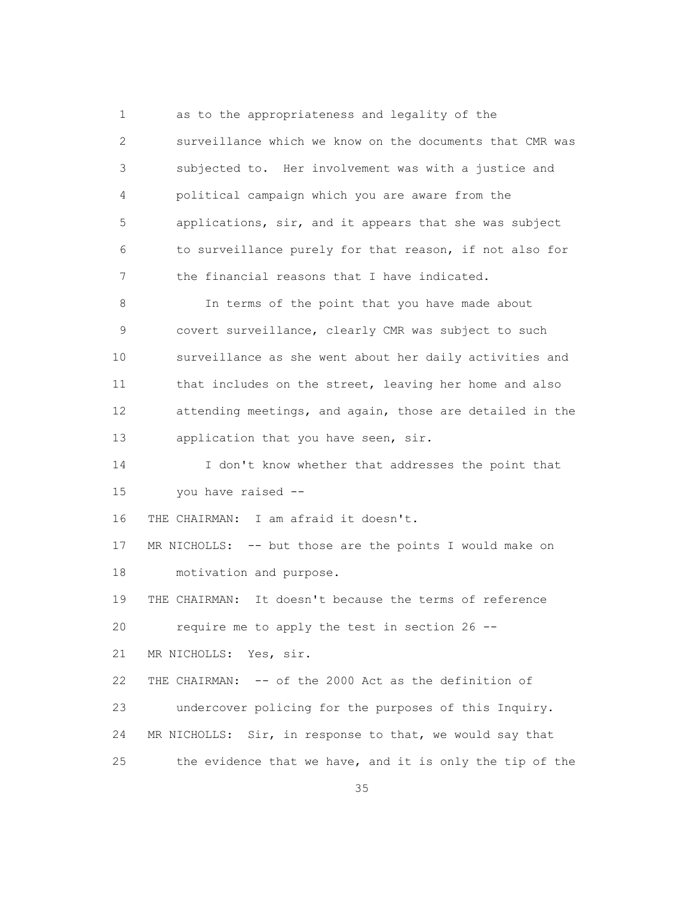1 as to the appropriateness and legality of the
2 surveillance which we know on the documents that CMR was
3 subjected to. Her involvement was with a justice and
4 political campaign which you are aware from the
5 applications, sir, and it appears that she was subject
6 to surveillance purely for that reason, if not also for
7 the financial reasons that I have indicated.

8 In terms of the point that you have made about
9 covert surveillance, clearly CMR was subject to such
10 surveillance as she went about her daily activities and
11 that includes on the street, leaving her home and also
12 attending meetings, and again, those are detailed in the
13 application that you have seen, sir.

14 I don't know whether that addresses the point that
15 you have raised --

16 THE CHAIRMAN: I am afraid it doesn't.

17 MR NICHOLLS: -- but those are the points I would make on
18 motivation and purpose.

19 THE CHAIRMAN: It doesn't because the terms of reference
20 require me to apply the test in section 26 --

21 MR NICHOLLS: Yes, sir.

22 THE CHAIRMAN: -- of the 2000 Act as the definition of
23 undercover policing for the purposes of this Inquiry.

24 MR NICHOLLS: Sir, in response to that, we would say that
25 the evidence that we have, and it is only the tip of the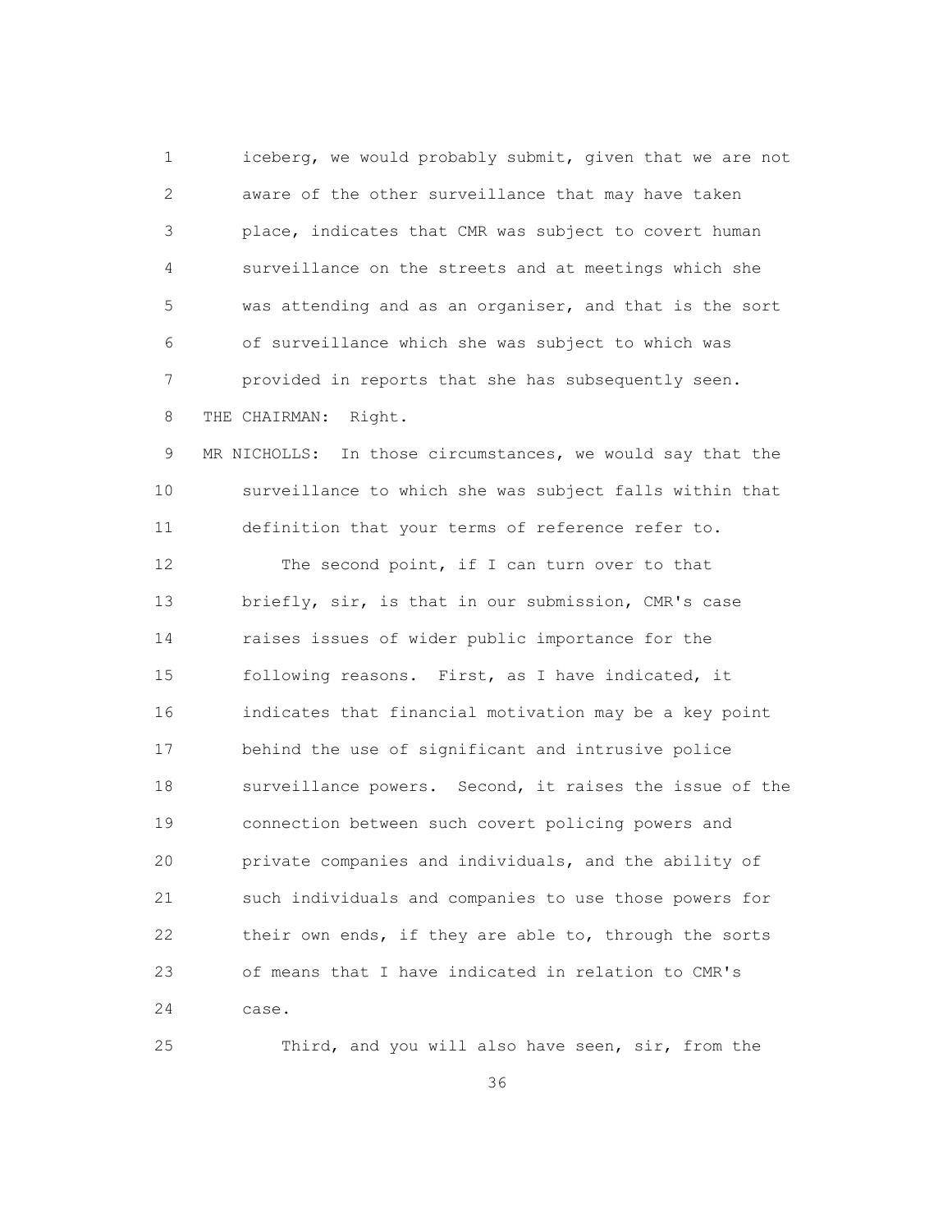1 iceberg, we would probably submit, given that we are not
2 aware of the other surveillance that may have taken
3 place, indicates that CMR was subject to covert human
4 surveillance on the streets and at meetings which she
5 was attending and as an organiser, and that is the sort
6 of surveillance which she was subject to which was
7 provided in reports that she has subsequently seen.
8 THE CHAIRMAN: Right.
9 MR NICHOLLS: In those circumstances, we would say that the
10 surveillance to which she was subject falls within that
11 definition that your terms of reference refer to.
12 The second point, if I can turn over to that
13 briefly, sir, is that in our submission, CMR's case
14 raises issues of wider public importance for the
15 following reasons. First, as I have indicated, it
16 indicates that financial motivation may be a key point
17 behind the use of significant and intrusive police
18 surveillance powers. Second, it raises the issue of the
19 connection between such covert policing powers and
20 private companies and individuals, and the ability of
21 such individuals and companies to use those powers for
22 their own ends, if they are able to, through the sorts
23 of means that I have indicated in relation to CMR's
24 case.
25 Third, and you will also have seen, sir, from the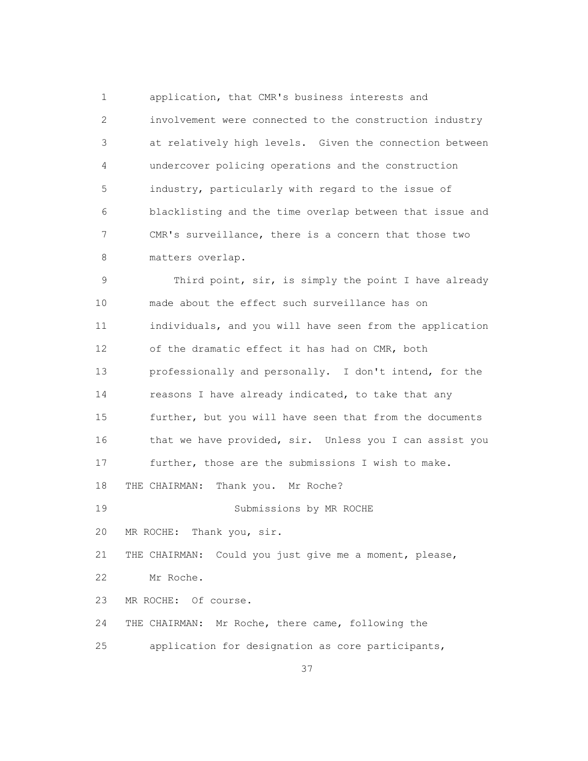application, that CMR's business interests and involvement were connected to the construction industry at relatively high levels. Given the connection between undercover policing operations and the construction industry, particularly with regard to the issue of blacklisting and the time overlap between that issue and CMR's surveillance, there is a concern that those two matters overlap.

Third point, sir, is simply the point I have already made about the effect such surveillance has on individuals, and you will have seen from the application of the dramatic effect it has had on CMR, both professionally and personally. I don't intend, for the reasons I have already indicated, to take that any further, but you will have seen that from the documents that we have provided, sir. Unless you I can assist you further, those are the submissions I wish to make.

THE CHAIRMAN: Thank you. Mr Roche?

Submissions by MR ROCHE

MR ROCHE: Thank you, sir.

THE CHAIRMAN: Could you just give me a moment, please, Mr Roche.

MR ROCHE: Of course.

THE CHAIRMAN: Mr Roche, there came, following the application for designation as core participants,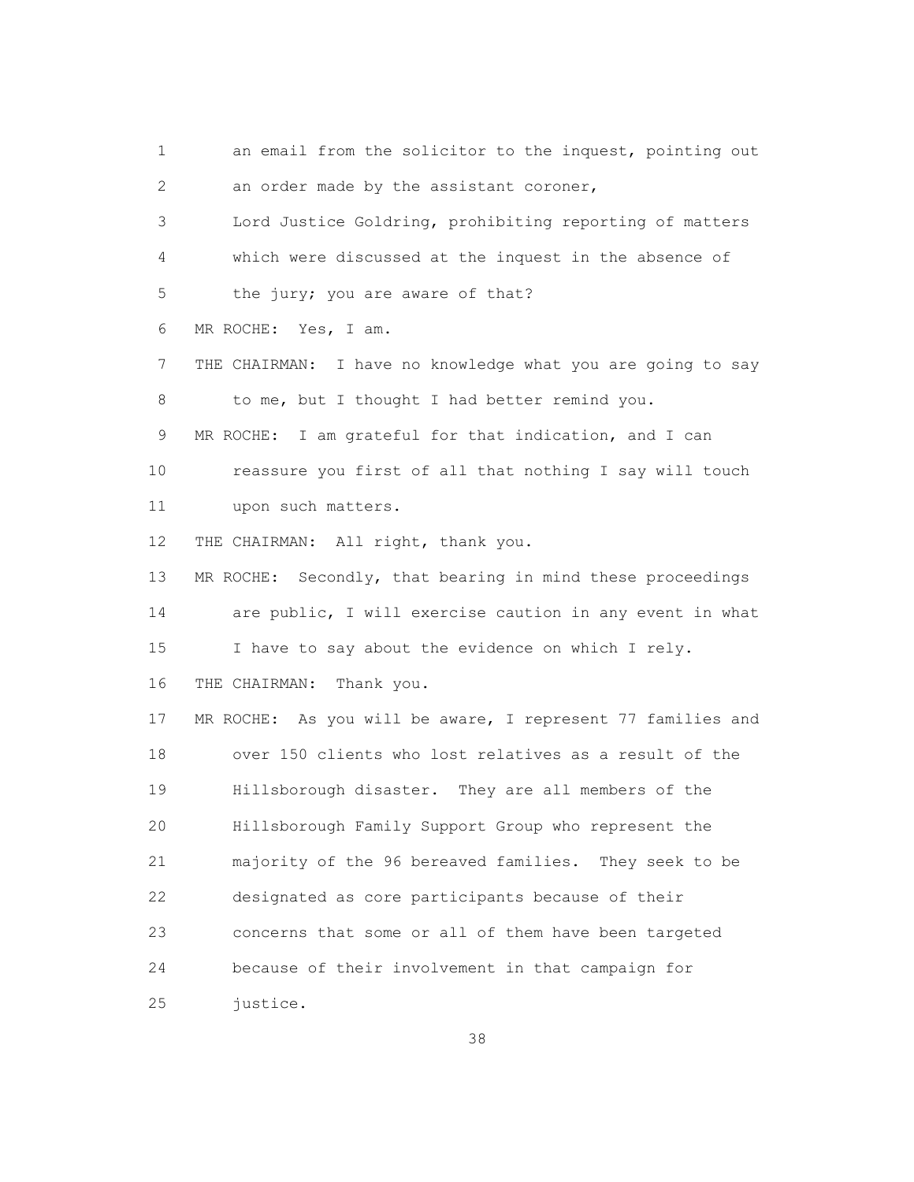1 an email from the solicitor to the inquest, pointing out
2 an order made by the assistant coroner,
3 Lord Justice Goldring, prohibiting reporting of matters
4 which were discussed at the inquest in the absence of
5 the jury; you are aware of that?
6 MR ROCHE: Yes, I am.
7 THE CHAIRMAN: I have no knowledge what you are going to say
8 to me, but I thought I had better remind you.
9 MR ROCHE: I am grateful for that indication, and I can
10 reassure you first of all that nothing I say will touch
11 upon such matters.
12 THE CHAIRMAN: All right, thank you.
13 MR ROCHE: Secondly, that bearing in mind these proceedings
14 are public, I will exercise caution in any event in what
15 I have to say about the evidence on which I rely.
16 THE CHAIRMAN: Thank you.
17 MR ROCHE: As you will be aware, I represent 77 families and
18 over 150 clients who lost relatives as a result of the
19 Hillsborough disaster. They are all members of the
20 Hillsborough Family Support Group who represent the
21 majority of the 96 bereaved families. They seek to be
22 designated as core participants because of their
23 concerns that some or all of them have been targeted
24 because of their involvement in that campaign for
25 justice.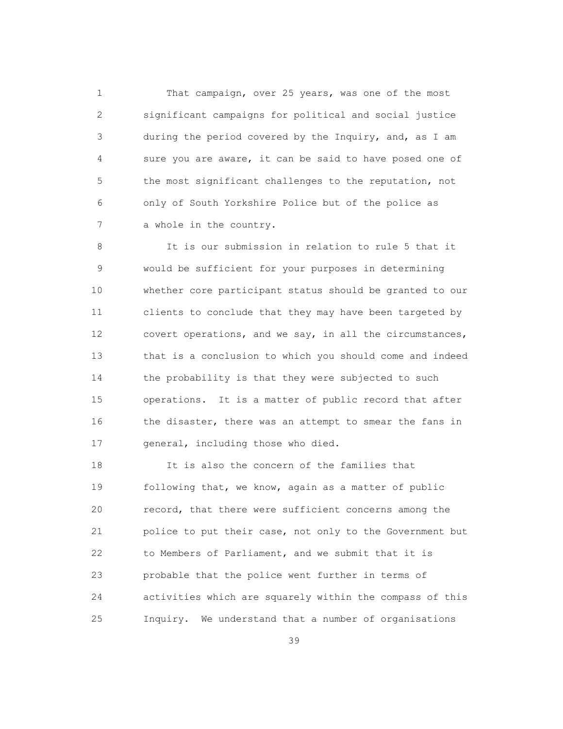That campaign, over 25 years, was one of the most significant campaigns for political and social justice during the period covered by the Inquiry, and, as I am sure you are aware, it can be said to have posed one of the most significant challenges to the reputation, not only of South Yorkshire Police but of the police as a whole in the country.

It is our submission in relation to rule 5 that it would be sufficient for your purposes in determining whether core participant status should be granted to our clients to conclude that they may have been targeted by covert operations, and we say, in all the circumstances, that is a conclusion to which you should come and indeed the probability is that they were subjected to such operations. It is a matter of public record that after the disaster, there was an attempt to smear the fans in general, including those who died.

It is also the concern of the families that following that, we know, again as a matter of public record, that there were sufficient concerns among the police to put their case, not only to the Government but to Members of Parliament, and we submit that it is probable that the police went further in terms of activities which are squarely within the compass of this Inquiry. We understand that a number of organisations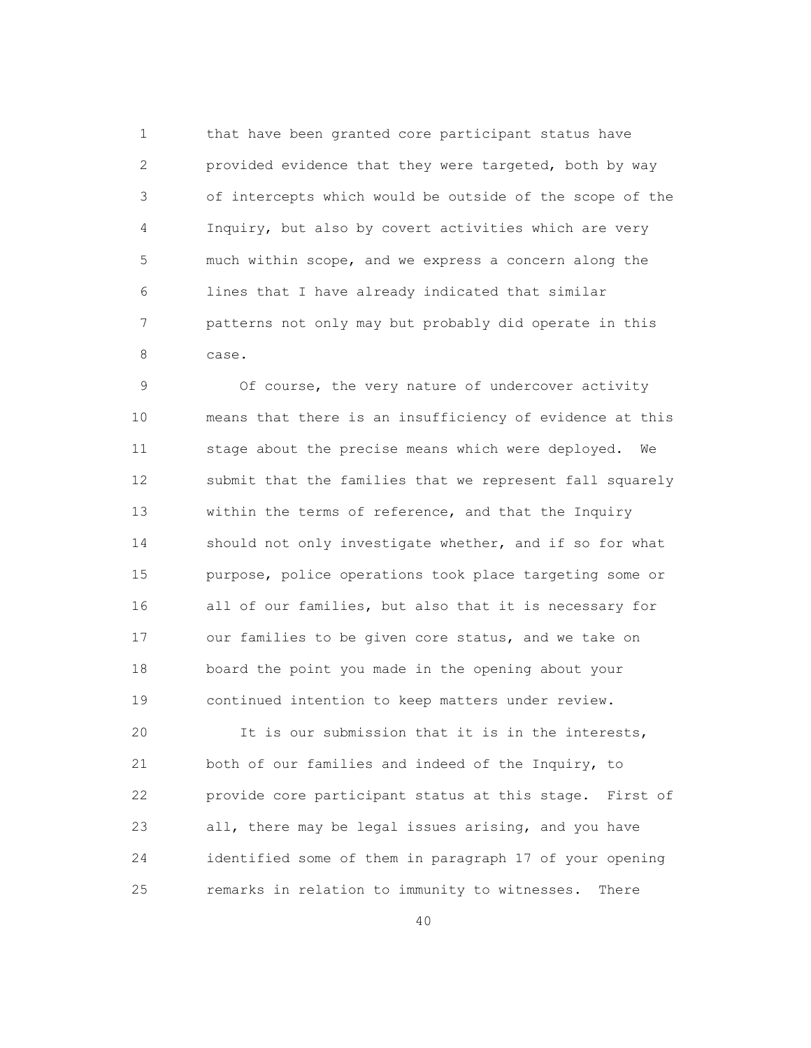that have been granted core participant status have provided evidence that they were targeted, both by way of intercepts which would be outside of the scope of the Inquiry, but also by covert activities which are very much within scope, and we express a concern along the lines that I have already indicated that similar patterns not only may but probably did operate in this case.

Of course, the very nature of undercover activity means that there is an insufficiency of evidence at this stage about the precise means which were deployed. We submit that the families that we represent fall squarely within the terms of reference, and that the Inquiry should not only investigate whether, and if so for what purpose, police operations took place targeting some or all of our families, but also that it is necessary for our families to be given core status, and we take on board the point you made in the opening about your continued intention to keep matters under review.

It is our submission that it is in the interests, both of our families and indeed of the Inquiry, to provide core participant status at this stage. First of all, there may be legal issues arising, and you have identified some of them in paragraph 17 of your opening remarks in relation to immunity to witnesses. There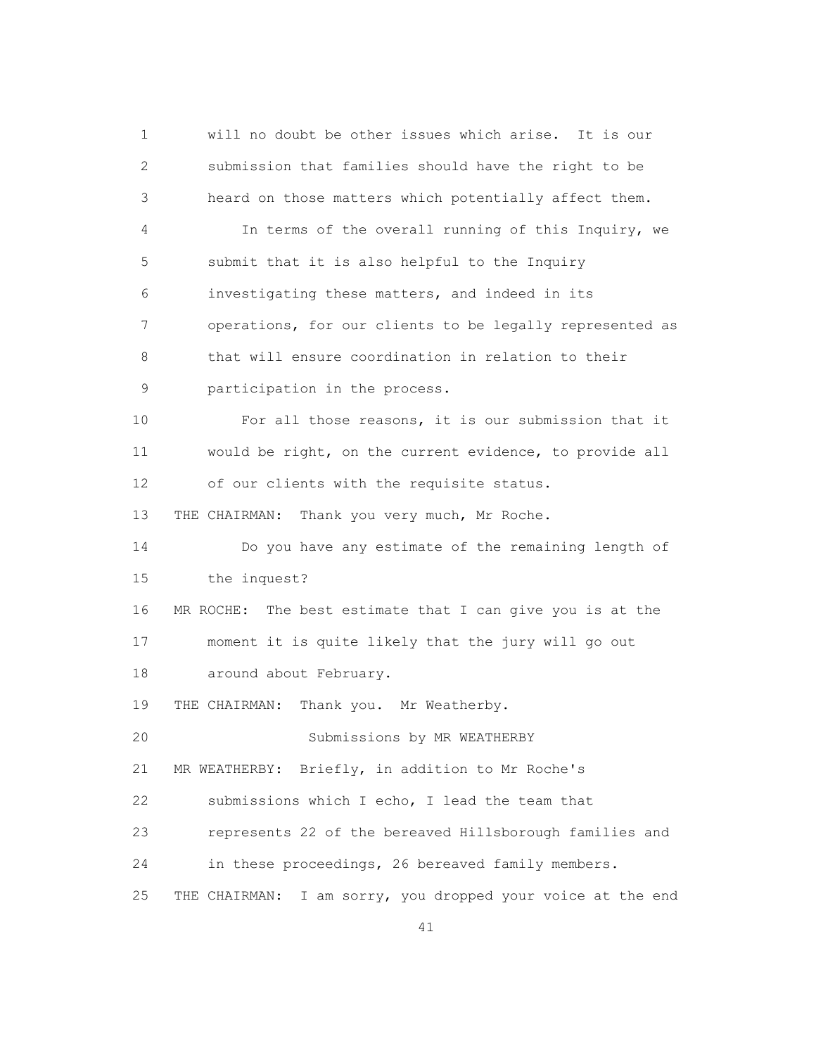will no doubt be other issues which arise. It is our submission that families should have the right to be heard on those matters which potentially affect them.

In terms of the overall running of this Inquiry, we submit that it is also helpful to the Inquiry investigating these matters, and indeed in its operations, for our clients to be legally represented as that will ensure coordination in relation to their participation in the process.

For all those reasons, it is our submission that it would be right, on the current evidence, to provide all of our clients with the requisite status.

THE CHAIRMAN: Thank you very much, Mr Roche.

Do you have any estimate of the remaining length of the inquest?

MR ROCHE: The best estimate that I can give you is at the moment it is quite likely that the jury will go out around about February.

THE CHAIRMAN: Thank you. Mr Weatherby.

Submissions by MR WEATHERBY

MR WEATHERBY: Briefly, in addition to Mr Roche's submissions which I echo, I lead the team that represents 22 of the bereaved Hillsborough families and in these proceedings, 26 bereaved family members.

THE CHAIRMAN: I am sorry, you dropped your voice at the end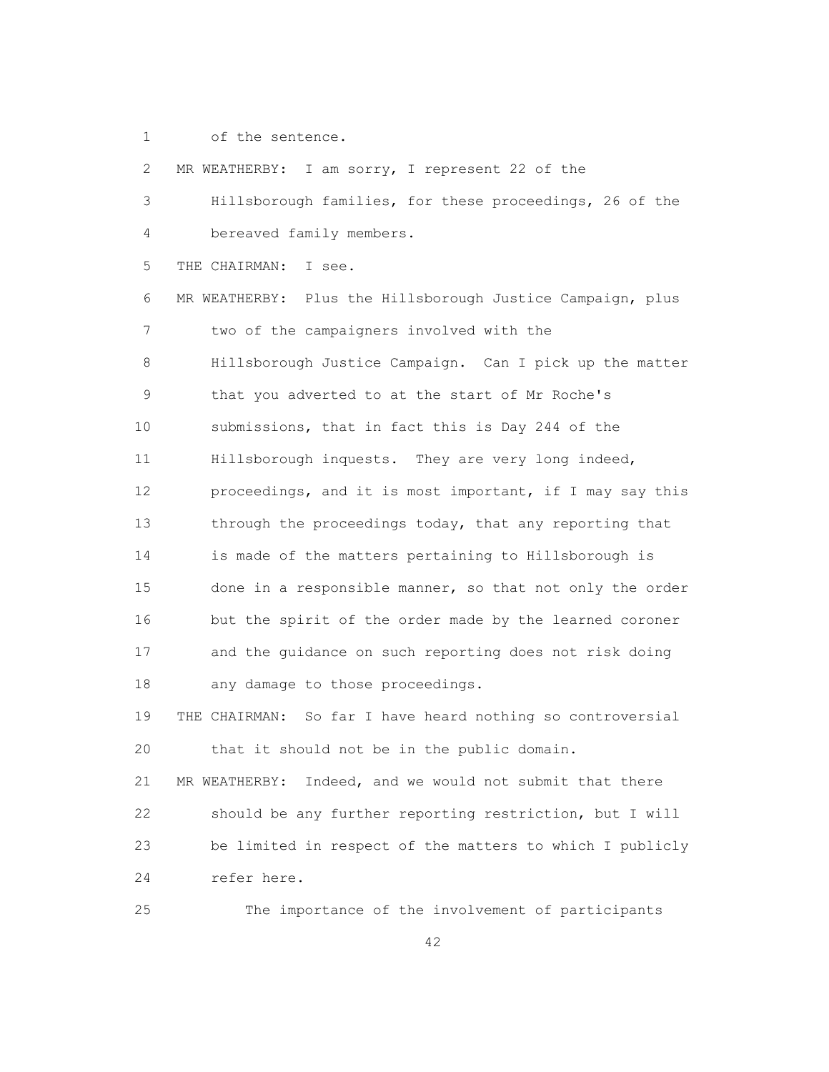1 of the sentence.

2 MR WEATHERBY: I am sorry, I represent 22 of the

3 Hillsborough families, for these proceedings, 26 of the

4 bereaved family members.

5 THE CHAIRMAN: I see.

6 MR WEATHERBY: Plus the Hillsborough Justice Campaign, plus

7 two of the campaigners involved with the

8 Hillsborough Justice Campaign. Can I pick up the matter

9 that you adverted to at the start of Mr Roche's

10 submissions, that in fact this is Day 244 of the

11 Hillsborough inquests. They are very long indeed,

12 proceedings, and it is most important, if I may say this

13 through the proceedings today, that any reporting that

14 is made of the matters pertaining to Hillsborough is

15 done in a responsible manner, so that not only the order

16 but the spirit of the order made by the learned coroner

17 and the guidance on such reporting does not risk doing

18 any damage to those proceedings.

19 THE CHAIRMAN: So far I have heard nothing so controversial

20 that it should not be in the public domain.

21 MR WEATHERBY: Indeed, and we would not submit that there

22 should be any further reporting restriction, but I will

23 be limited in respect of the matters to which I publicly

24 refer here.

25 The importance of the involvement of participants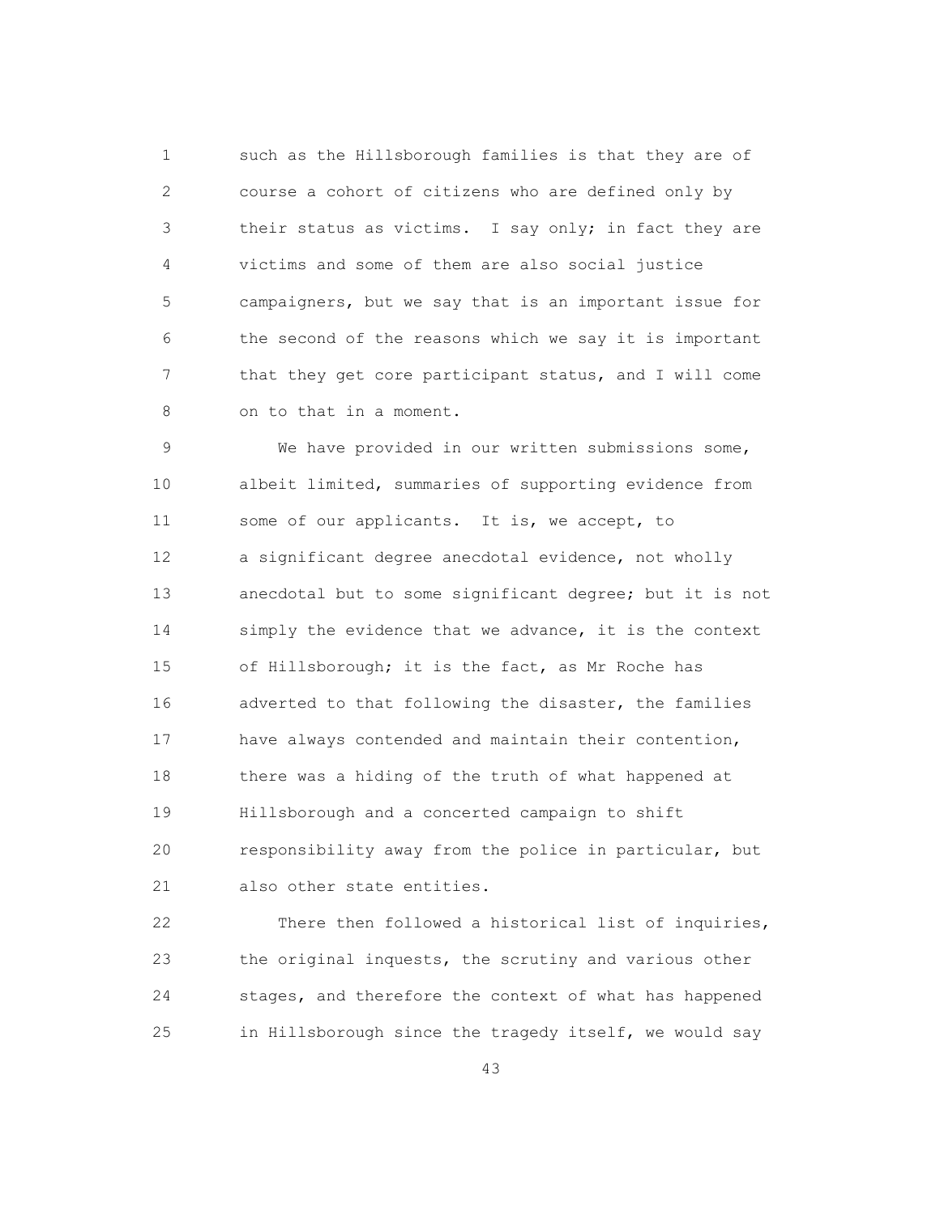such as the Hillsborough families is that they are of course a cohort of citizens who are defined only by their status as victims. I say only; in fact they are victims and some of them are also social justice campaigners, but we say that is an important issue for the second of the reasons which we say it is important that they get core participant status, and I will come on to that in a moment.

We have provided in our written submissions some, albeit limited, summaries of supporting evidence from some of our applicants. It is, we accept, to a significant degree anecdotal evidence, not wholly anecdotal but to some significant degree; but it is not simply the evidence that we advance, it is the context of Hillsborough; it is the fact, as Mr Roche has adverted to that following the disaster, the families have always contended and maintain their contention, there was a hiding of the truth of what happened at Hillsborough and a concerted campaign to shift responsibility away from the police in particular, but also other state entities.

There then followed a historical list of inquiries, the original inquests, the scrutiny and various other stages, and therefore the context of what has happened in Hillsborough since the tragedy itself, we would say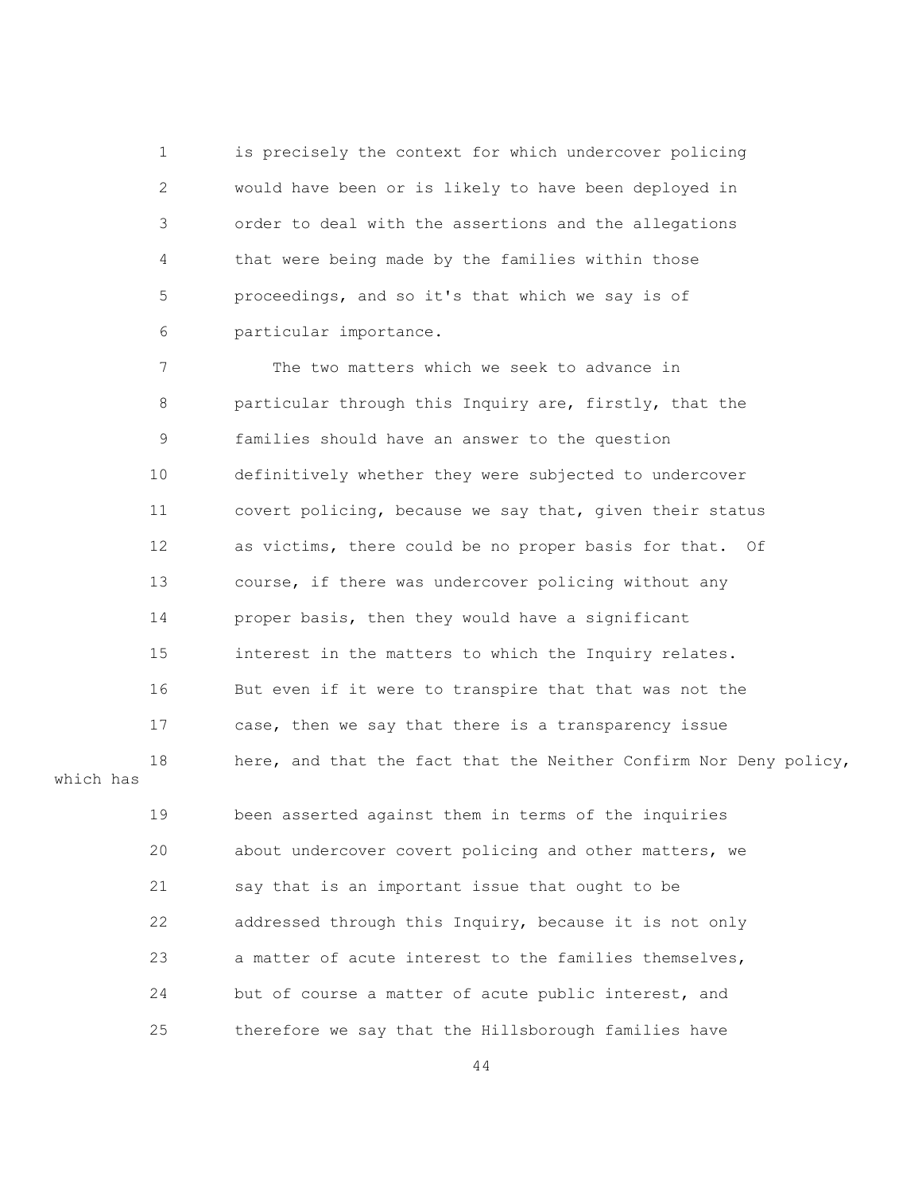1 is precisely the context for which undercover policing
2 would have been or is likely to have been deployed in
3 order to deal with the assertions and the allegations
4 that were being made by the families within those
5 proceedings, and so it's that which we say is of
6 particular importance.

7 The two matters which we seek to advance in
8 particular through this Inquiry are, firstly, that the
9 families should have an answer to the question
10 definitively whether they were subjected to undercover
11 covert policing, because we say that, given their status
12 as victims, there could be no proper basis for that. Of
13 course, if there was undercover policing without any
14 proper basis, then they would have a significant
15 interest in the matters to which the Inquiry relates.
16 But even if it were to transpire that that was not the
17 case, then we say that there is a transparency issue
18 here, and that the fact that the Neither Confirm Nor Deny policy, which has
19 been asserted against them in terms of the inquiries
20 about undercover covert policing and other matters, we
21 say that is an important issue that ought to be
22 addressed through this Inquiry, because it is not only
23 a matter of acute interest to the families themselves,
24 but of course a matter of acute public interest, and
25 therefore we say that the Hillsborough families have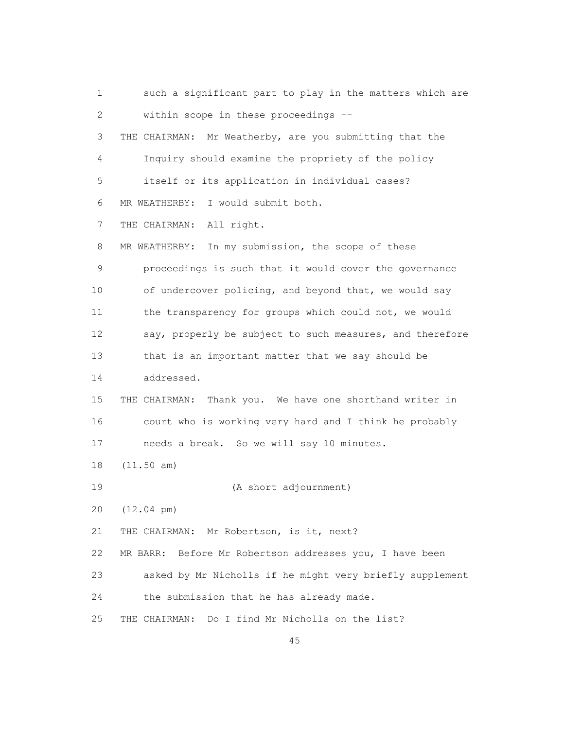such a significant part to play in the matters which are within scope in these proceedings --

THE CHAIRMAN: Mr Weatherby, are you submitting that the Inquiry should examine the propriety of the policy itself or its application in individual cases?

MR WEATHERBY: I would submit both.

THE CHAIRMAN: All right.

MR WEATHERBY: In my submission, the scope of these proceedings is such that it would cover the governance of undercover policing, and beyond that, we would say the transparency for groups which could not, we would say, properly be subject to such measures, and therefore that is an important matter that we say should be addressed.

THE CHAIRMAN: Thank you. We have one shorthand writer in court who is working very hard and I think he probably needs a break. So we will say 10 minutes.

(11.50 am)

(A short adjournment)

(12.04 pm)

THE CHAIRMAN: Mr Robertson, is it, next?

MR BARR: Before Mr Robertson addresses you, I have been asked by Mr Nicholls if he might very briefly supplement the submission that he has already made.

THE CHAIRMAN: Do I find Mr Nicholls on the list?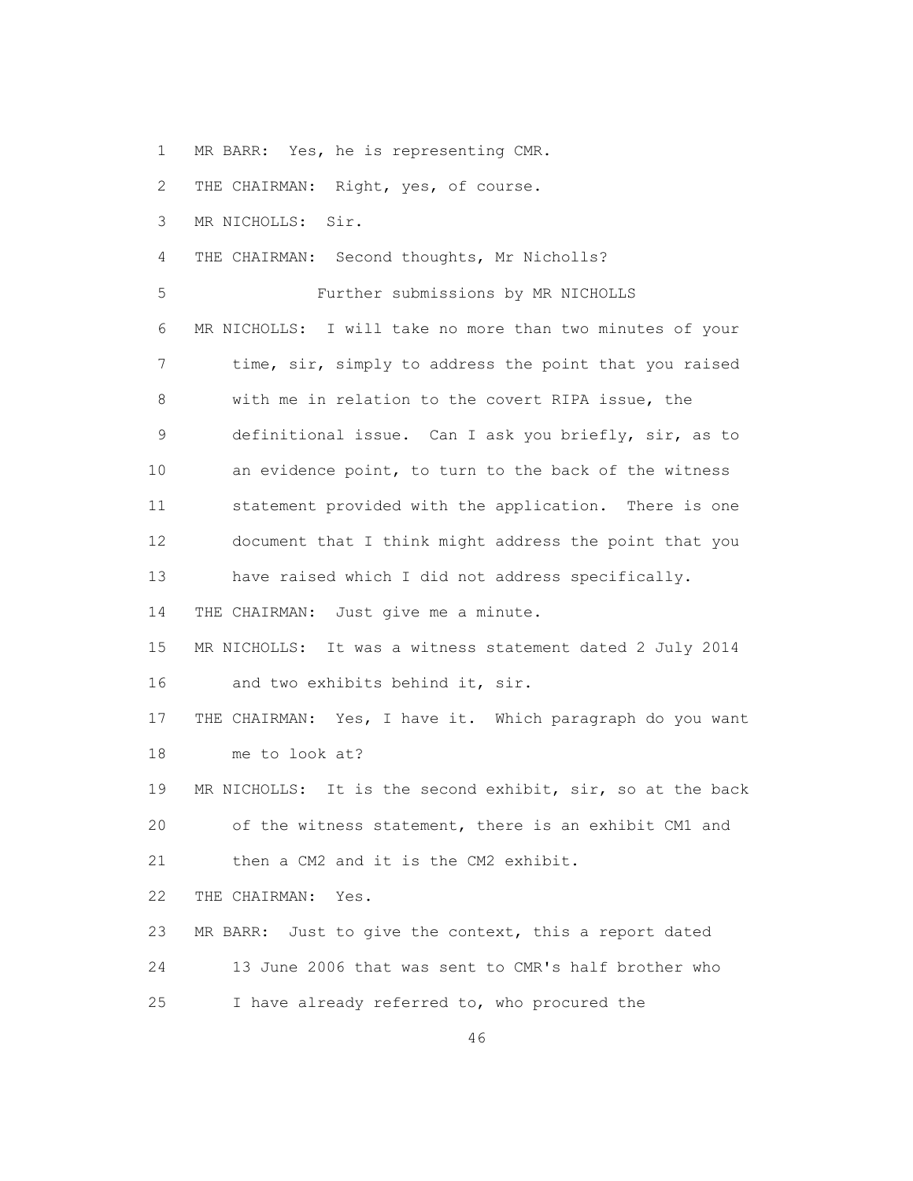MR BARR: Yes, he is representing CMR.

THE CHAIRMAN: Right, yes, of course.

MR NICHOLLS: Sir.

THE CHAIRMAN: Second thoughts, Mr Nicholls?

### Further submissions by MR NICHOLLS

MR NICHOLLS: I will take no more than two minutes of your time, sir, simply to address the point that you raised with me in relation to the covert RIPA issue, the definitional issue. Can I ask you briefly, sir, as to an evidence point, to turn to the back of the witness statement provided with the application. There is one document that I think might address the point that you have raised which I did not address specifically.

THE CHAIRMAN: Just give me a minute.

MR NICHOLLS: It was a witness statement dated 2 July 2014 and two exhibits behind it, sir.

THE CHAIRMAN: Yes, I have it. Which paragraph do you want me to look at?

MR NICHOLLS: It is the second exhibit, sir, so at the back of the witness statement, there is an exhibit CM1 and then a CM2 and it is the CM2 exhibit.

THE CHAIRMAN: Yes.

MR BARR: Just to give the context, this a report dated 13 June 2006 that was sent to CMR's half brother who I have already referred to, who procured the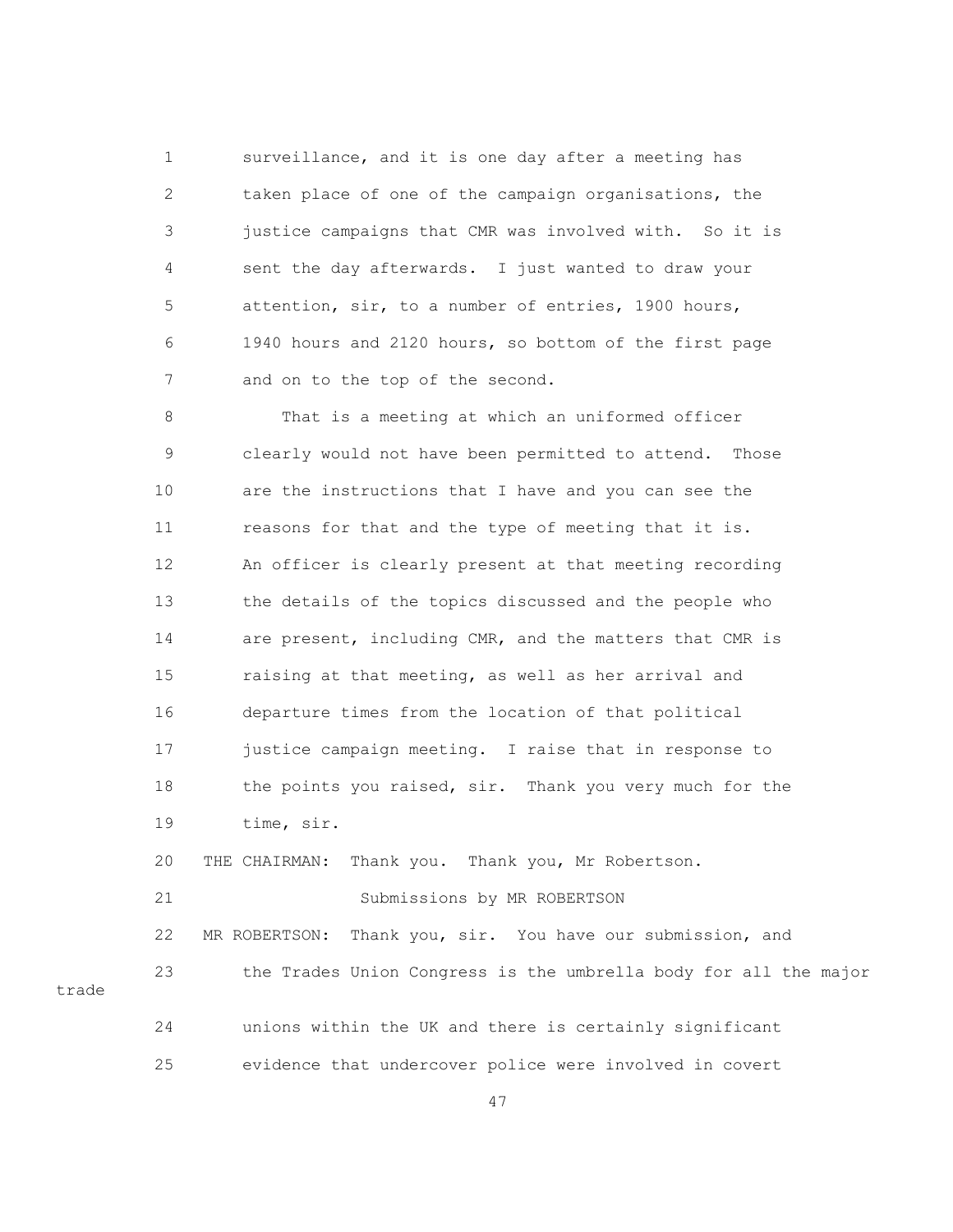surveillance, and it is one day after a meeting has taken place of one of the campaign organisations, the justice campaigns that CMR was involved with. So it is sent the day afterwards. I just wanted to draw your attention, sir, to a number of entries, 1900 hours, 1940 hours and 2120 hours, so bottom of the first page and on to the top of the second.

That is a meeting at which an uniformed officer clearly would not have been permitted to attend. Those are the instructions that I have and you can see the reasons for that and the type of meeting that it is. An officer is clearly present at that meeting recording the details of the topics discussed and the people who are present, including CMR, and the matters that CMR is raising at that meeting, as well as her arrival and departure times from the location of that political justice campaign meeting. I raise that in response to the points you raised, sir. Thank you very much for the time, sir.

THE CHAIRMAN: Thank you. Thank you, Mr Robertson.

## Submissions by MR ROBERTSON

MR ROBERTSON: Thank you, sir. You have our submission, and the Trades Union Congress is the umbrella body for all the major trade unions within the UK and there is certainly significant evidence that undercover police were involved in covert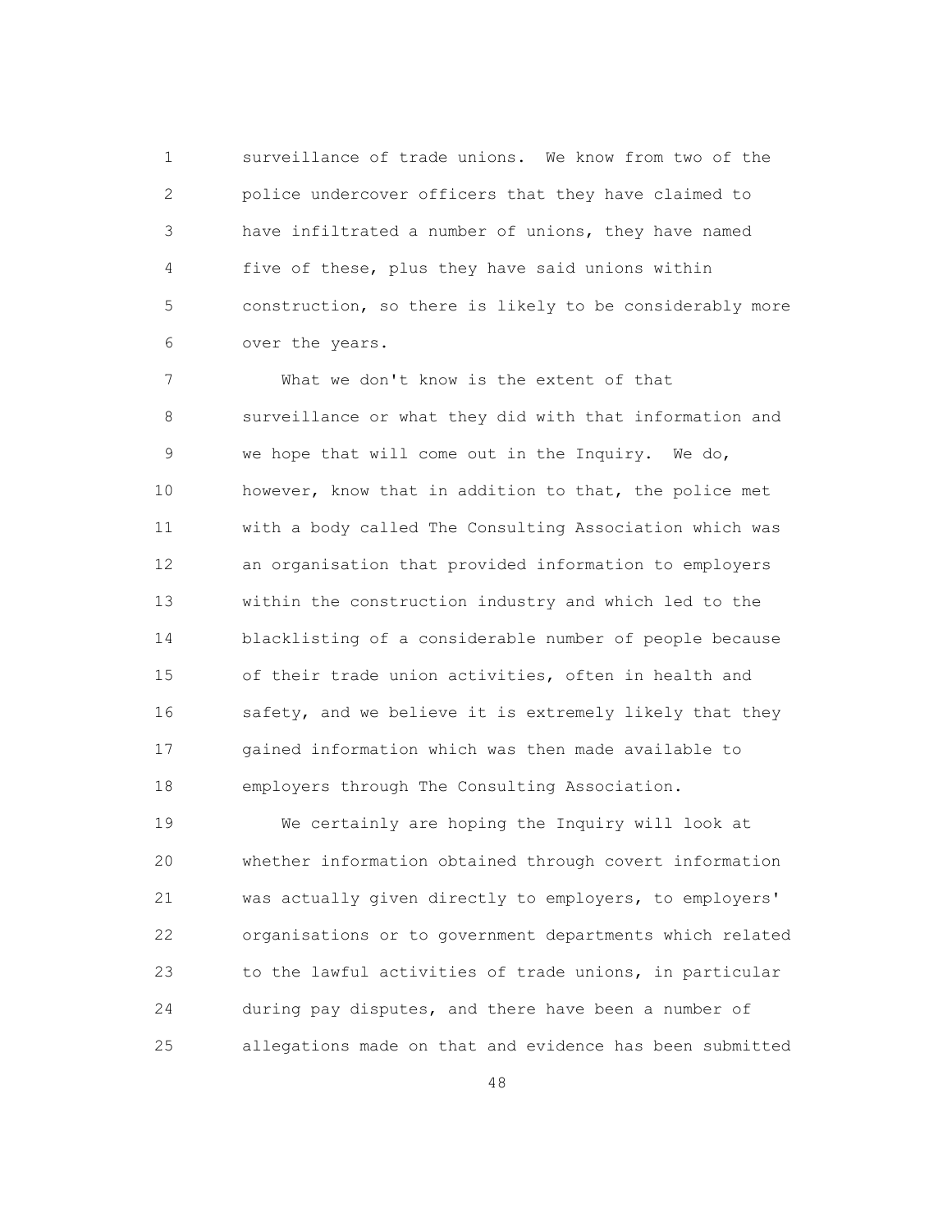surveillance of trade unions. We know from two of the police undercover officers that they have claimed to have infiltrated a number of unions, they have named five of these, plus they have said unions within construction, so there is likely to be considerably more over the years.

What we don't know is the extent of that surveillance or what they did with that information and we hope that will come out in the Inquiry. We do, however, know that in addition to that, the police met with a body called The Consulting Association which was an organisation that provided information to employers within the construction industry and which led to the blacklisting of a considerable number of people because of their trade union activities, often in health and safety, and we believe it is extremely likely that they gained information which was then made available to employers through The Consulting Association.

We certainly are hoping the Inquiry will look at whether information obtained through covert information was actually given directly to employers, to employers' organisations or to government departments which related to the lawful activities of trade unions, in particular during pay disputes, and there have been a number of allegations made on that and evidence has been submitted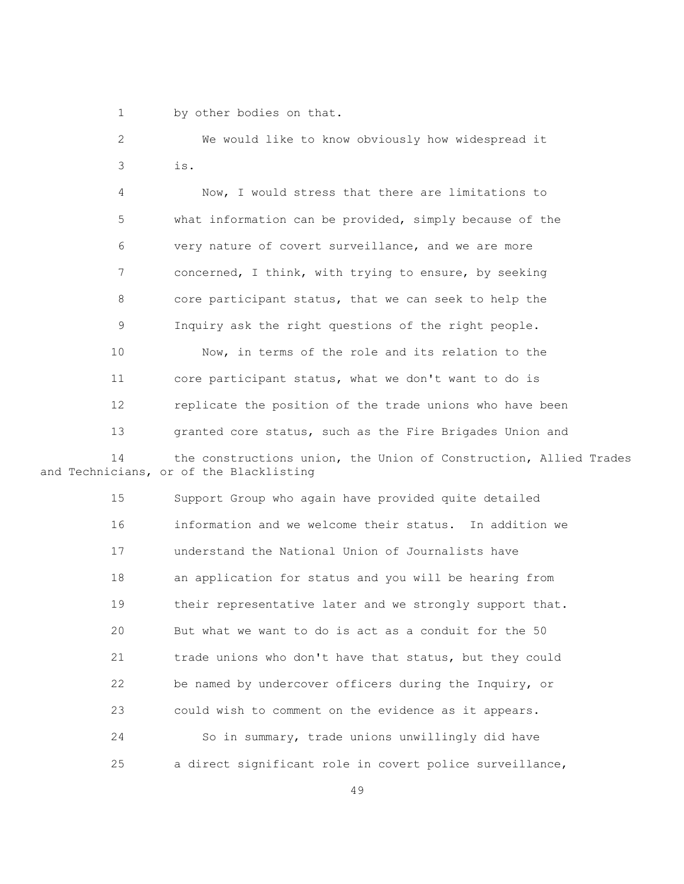by other bodies on that.

We would like to know obviously how widespread it is.

Now, I would stress that there are limitations to what information can be provided, simply because of the very nature of covert surveillance, and we are more concerned, I think, with trying to ensure, by seeking core participant status, that we can seek to help the Inquiry ask the right questions of the right people.

Now, in terms of the role and its relation to the core participant status, what we don't want to do is replicate the position of the trade unions who have been granted core status, such as the Fire Brigades Union and the constructions union, the Union of Construction, Allied Trades and Technicians, or of the Blacklisting Support Group who again have provided quite detailed information and we welcome their status. In addition we understand the National Union of Journalists have an application for status and you will be hearing from their representative later and we strongly support that. But what we want to do is act as a conduit for the 50 trade unions who don't have that status, but they could be named by undercover officers during the Inquiry, or could wish to comment on the evidence as it appears.

So in summary, trade unions unwillingly did have a direct significant role in covert police surveillance,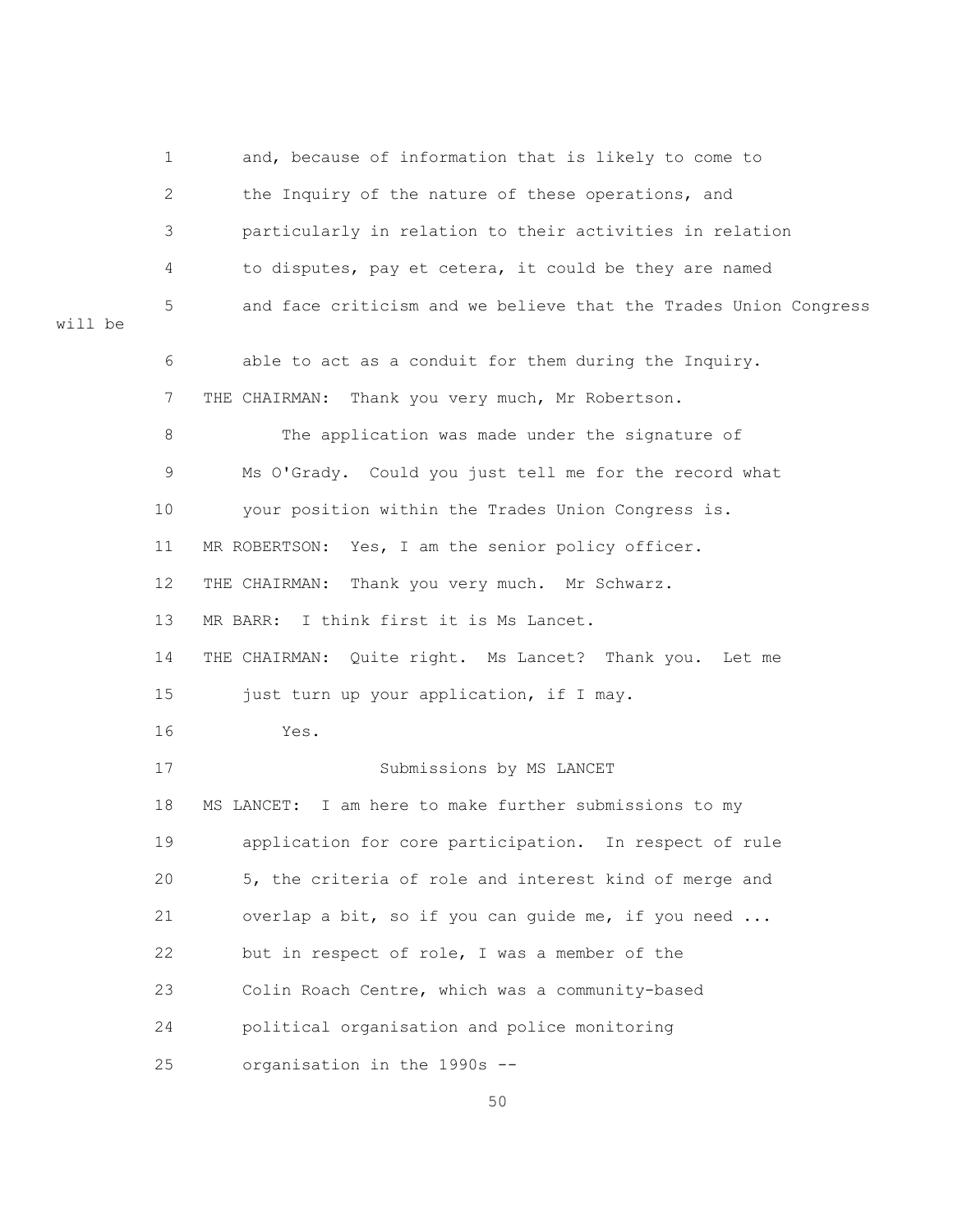1 and, because of information that is likely to come to
2 the Inquiry of the nature of these operations, and
3 particularly in relation to their activities in relation
4 to disputes, pay et cetera, it could be they are named
5 and face criticism and we believe that the Trades Union Congress will be
6 able to act as a conduit for them during the Inquiry.
7 THE CHAIRMAN: Thank you very much, Mr Robertson.
8 The application was made under the signature of
9 Ms O'Grady. Could you just tell me for the record what
10 your position within the Trades Union Congress is.
11 MR ROBERTSON: Yes, I am the senior policy officer.
12 THE CHAIRMAN: Thank you very much. Mr Schwarz.
13 MR BARR: I think first it is Ms Lancet.
14 THE CHAIRMAN: Quite right. Ms Lancet? Thank you. Let me
15 just turn up your application, if I may.
16 Yes.

17 Submissions by MS LANCET

18 MS LANCET: I am here to make further submissions to my
19 application for core participation. In respect of rule
20 5, the criteria of role and interest kind of merge and
21 overlap a bit, so if you can guide me, if you need ...
22 but in respect of role, I was a member of the
23 Colin Roach Centre, which was a community-based
24 political organisation and police monitoring
25 organisation in the 1990s --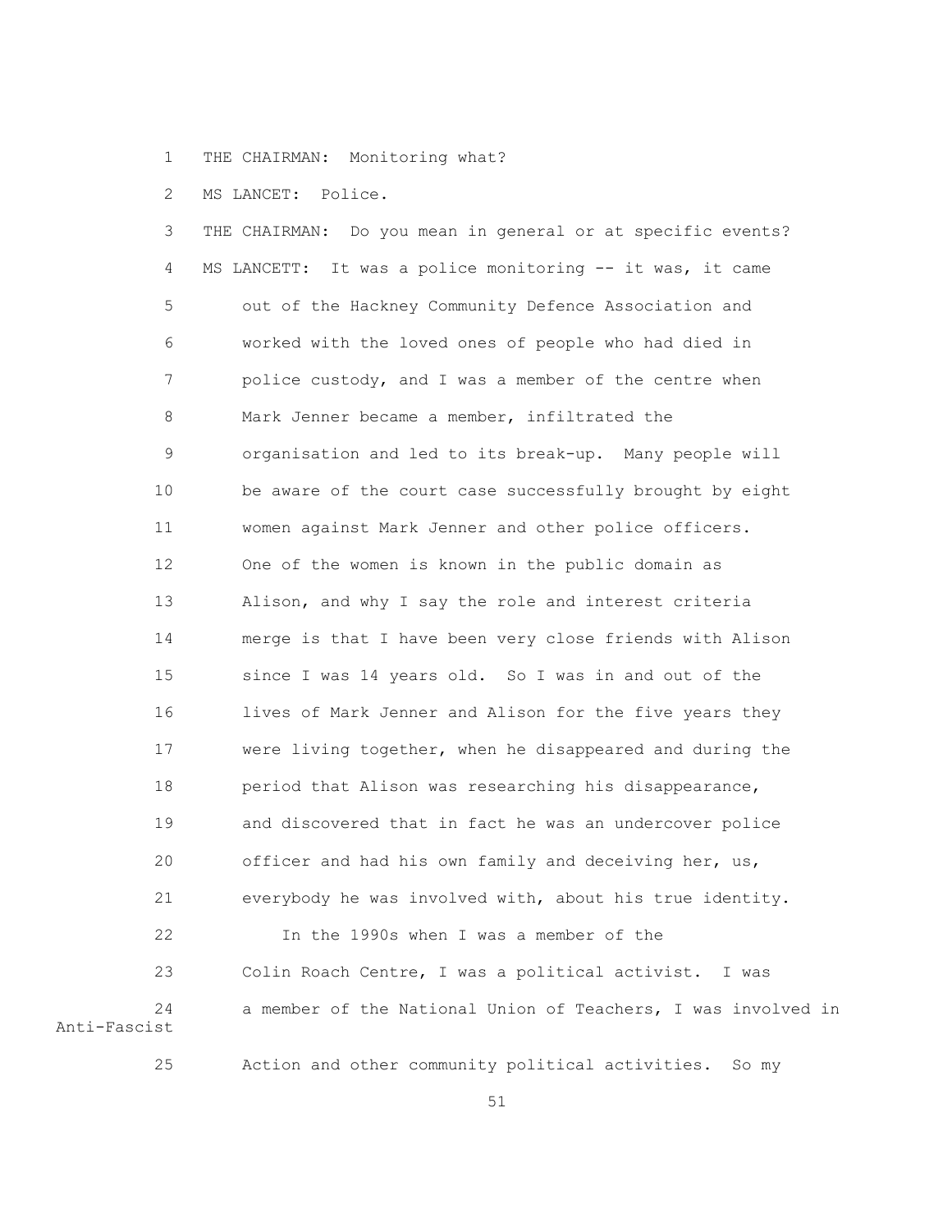THE CHAIRMAN: Monitoring what?

MS LANCET: Police.

THE CHAIRMAN: Do you mean in general or at specific events?

MS LANCETT: It was a police monitoring -- it was, it came out of the Hackney Community Defence Association and worked with the loved ones of people who had died in police custody, and I was a member of the centre when Mark Jenner became a member, infiltrated the organisation and led to its break-up. Many people will be aware of the court case successfully brought by eight women against Mark Jenner and other police officers. One of the women is known in the public domain as Alison, and why I say the role and interest criteria merge is that I have been very close friends with Alison since I was 14 years old. So I was in and out of the lives of Mark Jenner and Alison for the five years they were living together, when he disappeared and during the period that Alison was researching his disappearance, and discovered that in fact he was an undercover police officer and had his own family and deceiving her, us, everybody he was involved with, about his true identity.

In the 1990s when I was a member of the Colin Roach Centre, I was a political activist. I was a member of the National Union of Teachers, I was involved in Anti-Fascist Action and other community political activities. So my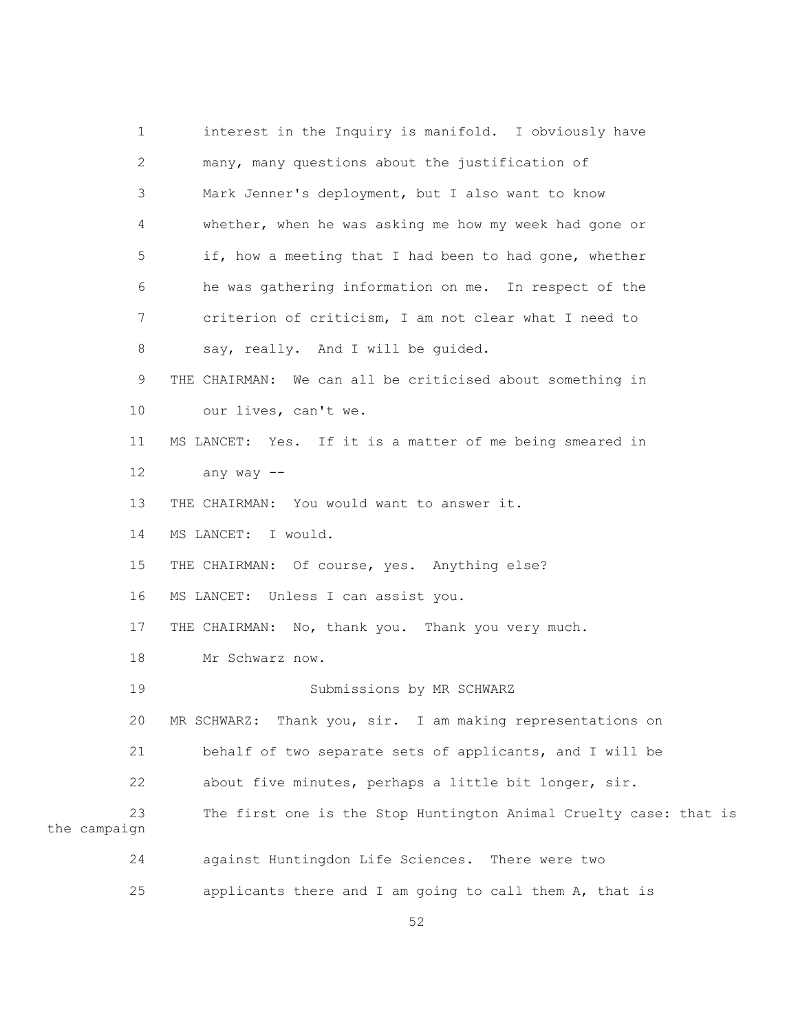1 interest in the Inquiry is manifold. I obviously have
2 many, many questions about the justification of
3 Mark Jenner's deployment, but I also want to know
4 whether, when he was asking me how my week had gone or
5 if, how a meeting that I had been to had gone, whether
6 he was gathering information on me. In respect of the
7 criterion of criticism, I am not clear what I need to
8 say, really. And I will be guided.

9 THE CHAIRMAN: We can all be criticised about something in
10 our lives, can't we.

11 MS LANCET: Yes. If it is a matter of me being smeared in
12 any way --

13 THE CHAIRMAN: You would want to answer it.

14 MS LANCET: I would.

15 THE CHAIRMAN: Of course, yes. Anything else?

16 MS LANCET: Unless I can assist you.

17 THE CHAIRMAN: No, thank you. Thank you very much.
18 Mr Schwarz now.

19 Submissions by MR SCHWARZ

20 MR SCHWARZ: Thank you, sir. I am making representations on
21 behalf of two separate sets of applicants, and I will be
22 about five minutes, perhaps a little bit longer, sir.
23 The first one is the Stop Huntington Animal Cruelty case: that is the campaign
24 against Huntingdon Life Sciences. There were two
25 applicants there and I am going to call them A, that is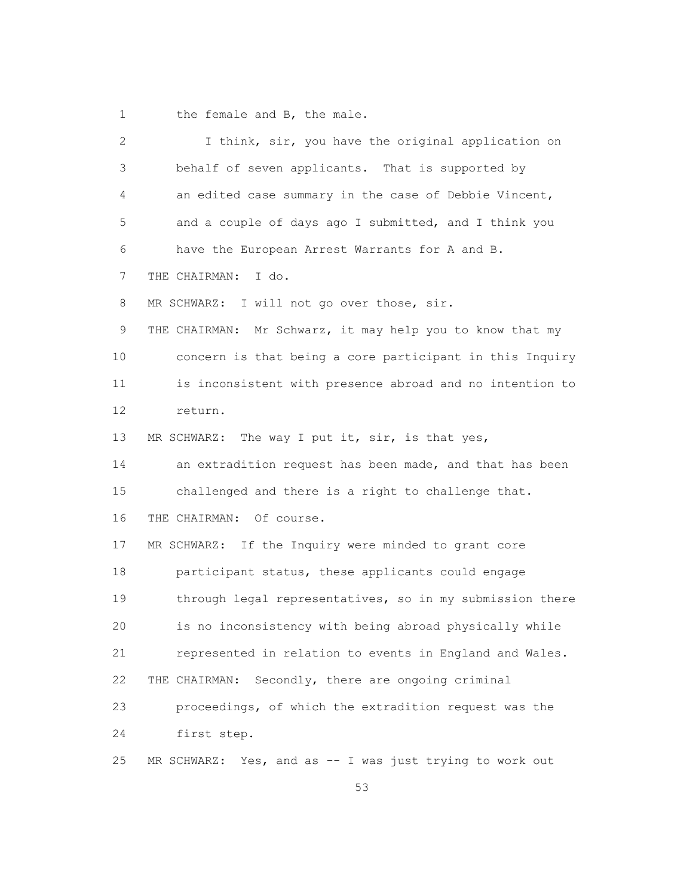1 the female and B, the male.

2 I think, sir, you have the original application on

3 behalf of seven applicants. That is supported by

4 an edited case summary in the case of Debbie Vincent,

5 and a couple of days ago I submitted, and I think you

6 have the European Arrest Warrants for A and B.

7 THE CHAIRMAN: I do.

8 MR SCHWARZ: I will not go over those, sir.

9 THE CHAIRMAN: Mr Schwarz, it may help you to know that my

10 concern is that being a core participant in this Inquiry

11 is inconsistent with presence abroad and no intention to

12 return.

13 MR SCHWARZ: The way I put it, sir, is that yes,

14 an extradition request has been made, and that has been

15 challenged and there is a right to challenge that.

16 THE CHAIRMAN: Of course.

17 MR SCHWARZ: If the Inquiry were minded to grant core

18 participant status, these applicants could engage

19 through legal representatives, so in my submission there

20 is no inconsistency with being abroad physically while

21 represented in relation to events in England and Wales.

22 THE CHAIRMAN: Secondly, there are ongoing criminal

23 proceedings, of which the extradition request was the

24 first step.

25 MR SCHWARZ: Yes, and as -- I was just trying to work out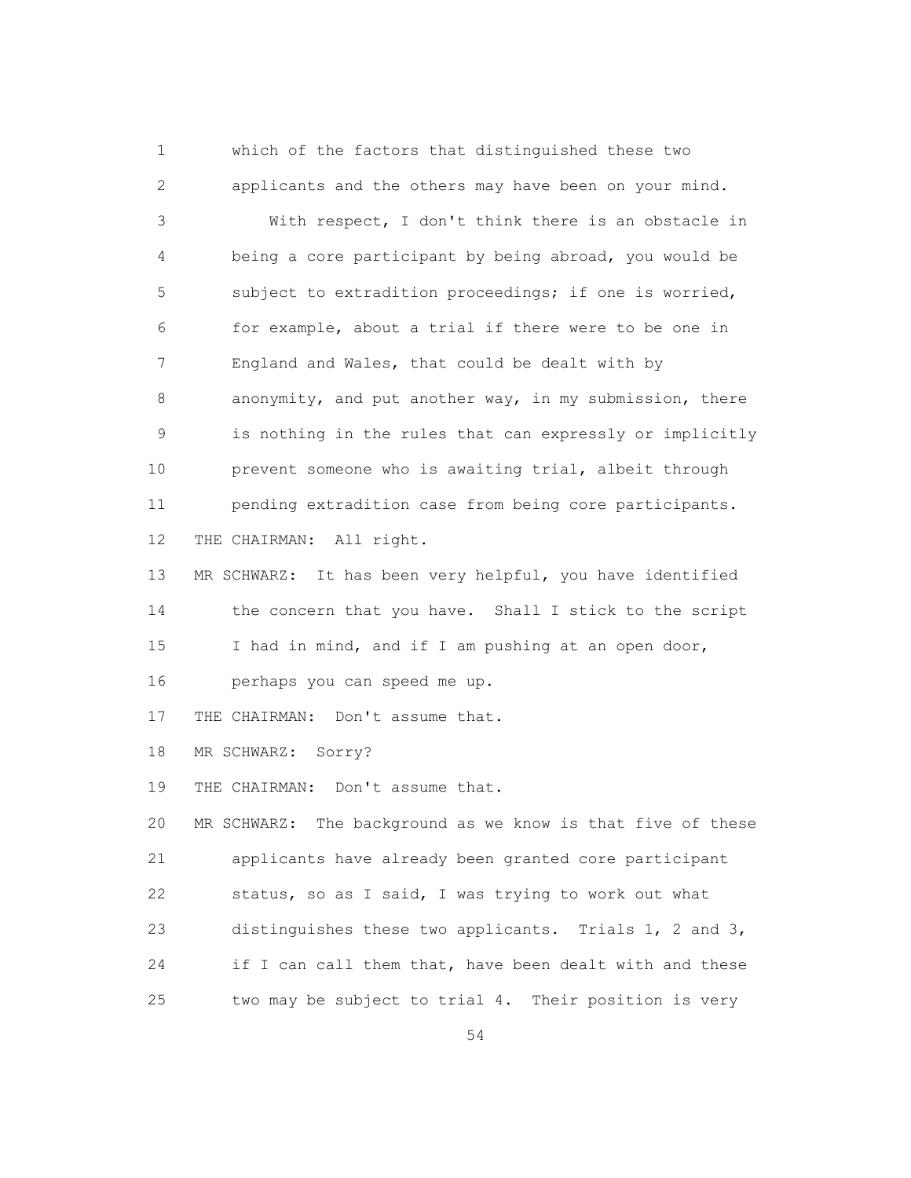which of the factors that distinguished these two applicants and the others may have been on your mind.

With respect, I don't think there is an obstacle in being a core participant by being abroad, you would be subject to extradition proceedings; if one is worried, for example, about a trial if there were to be one in England and Wales, that could be dealt with by anonymity, and put another way, in my submission, there is nothing in the rules that can expressly or implicitly prevent someone who is awaiting trial, albeit through pending extradition case from being core participants.

THE CHAIRMAN: All right.

MR SCHWARZ: It has been very helpful, you have identified the concern that you have. Shall I stick to the script I had in mind, and if I am pushing at an open door, perhaps you can speed me up.

THE CHAIRMAN: Don't assume that.

MR SCHWARZ: Sorry?

THE CHAIRMAN: Don't assume that.

MR SCHWARZ: The background as we know is that five of these applicants have already been granted core participant status, so as I said, I was trying to work out what distinguishes these two applicants. Trials 1, 2 and 3, if I can call them that, have been dealt with and these two may be subject to trial 4. Their position is very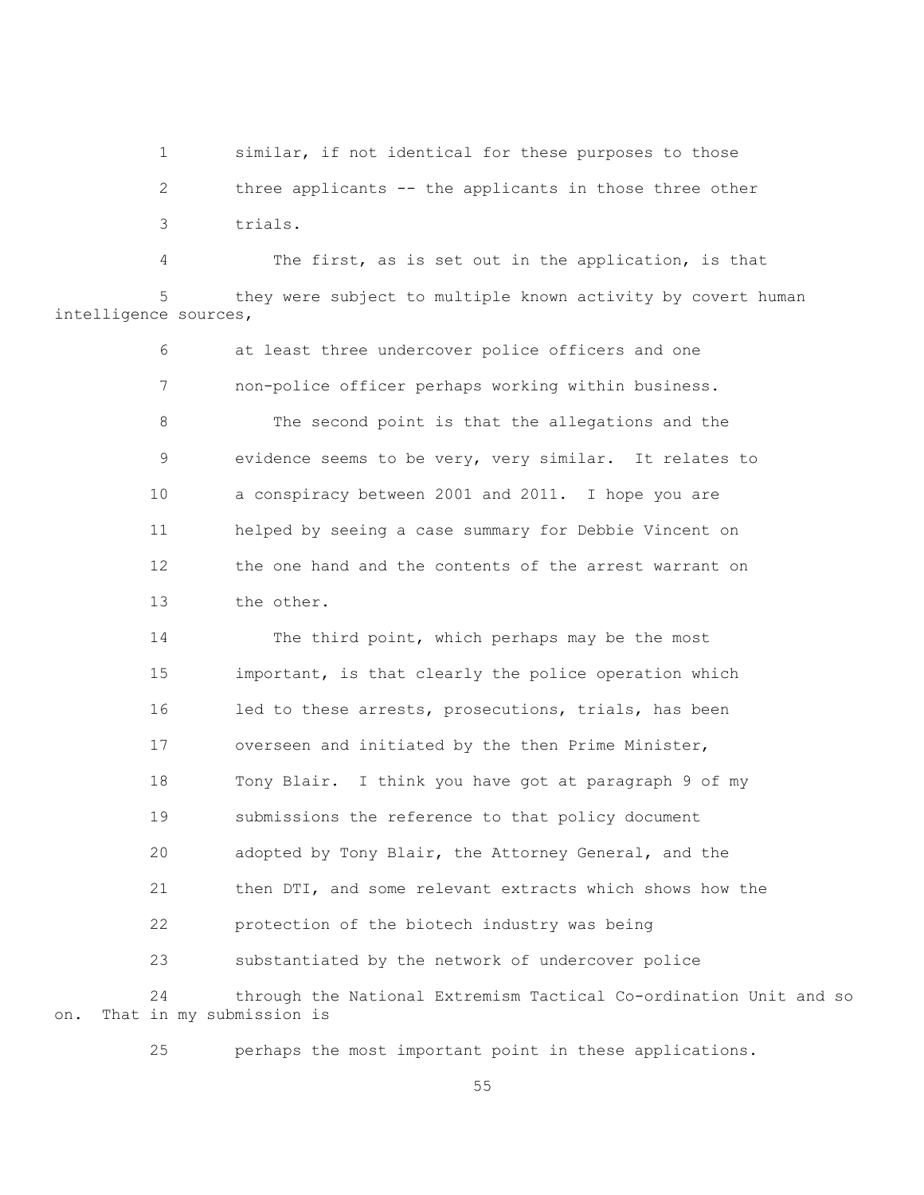1 similar, if not identical for these purposes to those
2 three applicants -- the applicants in those three other
3 trials.

4 The first, as is set out in the application, is that
5 they were subject to multiple known activity by covert human intelligence sources,
6 at least three undercover police officers and one
7 non-police officer perhaps working within business.

8 The second point is that the allegations and the
9 evidence seems to be very, very similar. It relates to
10 a conspiracy between 2001 and 2011. I hope you are
11 helped by seeing a case summary for Debbie Vincent on
12 the one hand and the contents of the arrest warrant on
13 the other.

14 The third point, which perhaps may be the most
15 important, is that clearly the police operation which
16 led to these arrests, prosecutions, trials, has been
17 overseen and initiated by the then Prime Minister,
18 Tony Blair. I think you have got at paragraph 9 of my
19 submissions the reference to that policy document
20 adopted by Tony Blair, the Attorney General, and the
21 then DTI, and some relevant extracts which shows how the
22 protection of the biotech industry was being
23 substantiated by the network of undercover police
24 through the National Extremism Tactical Co-ordination Unit and so on. That in my submission is
25 perhaps the most important point in these applications.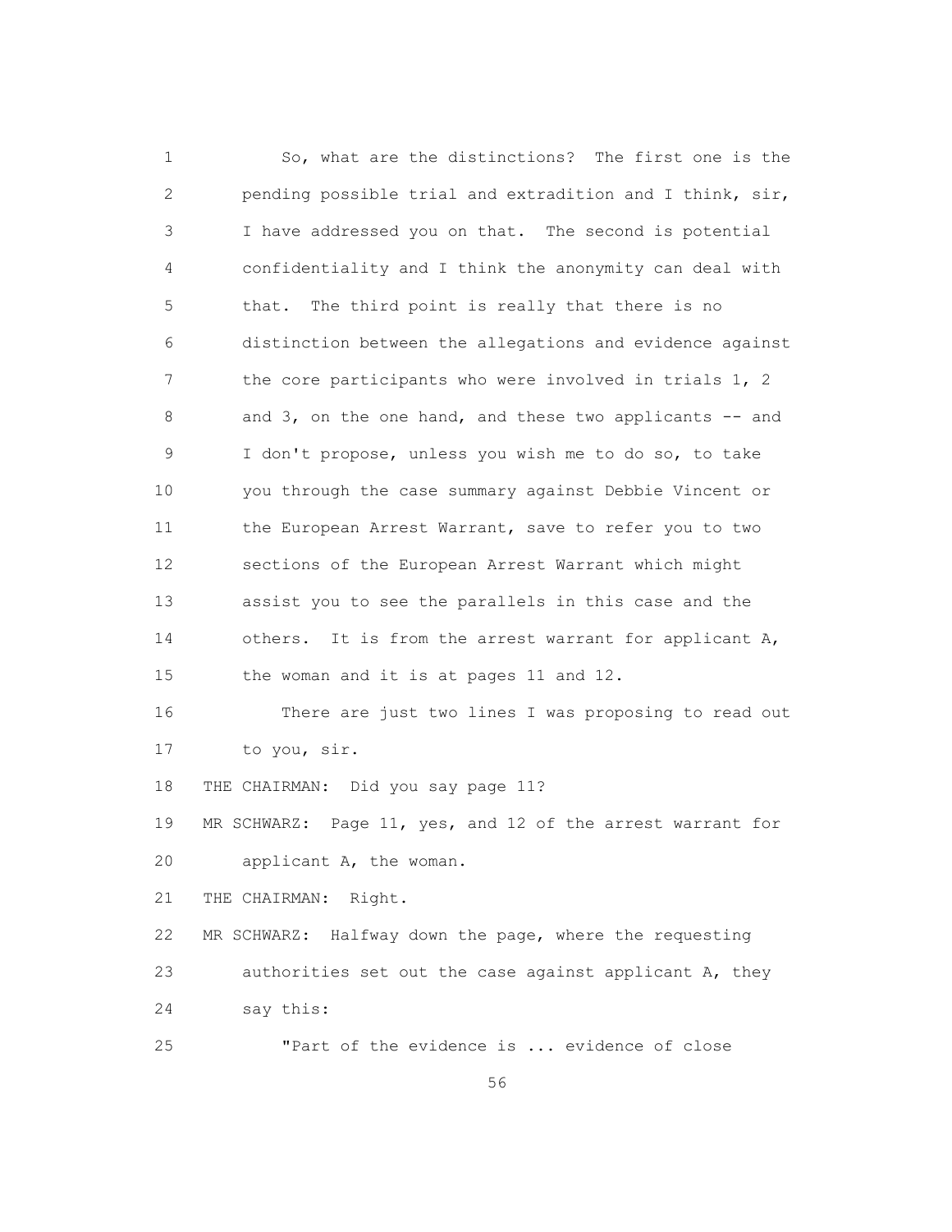So, what are the distinctions? The first one is the pending possible trial and extradition and I think, sir, I have addressed you on that. The second is potential confidentiality and I think the anonymity can deal with that. The third point is really that there is no distinction between the allegations and evidence against the core participants who were involved in trials 1, 2 and 3, on the one hand, and these two applicants -- and I don't propose, unless you wish me to do so, to take you through the case summary against Debbie Vincent or the European Arrest Warrant, save to refer you to two sections of the European Arrest Warrant which might assist you to see the parallels in this case and the others. It is from the arrest warrant for applicant A, the woman and it is at pages 11 and 12.

There are just two lines I was proposing to read out to you, sir.

THE CHAIRMAN: Did you say page 11?

MR SCHWARZ: Page 11, yes, and 12 of the arrest warrant for applicant A, the woman.

THE CHAIRMAN: Right.

MR SCHWARZ: Halfway down the page, where the requesting authorities set out the case against applicant A, they say this:

"Part of the evidence is ... evidence of close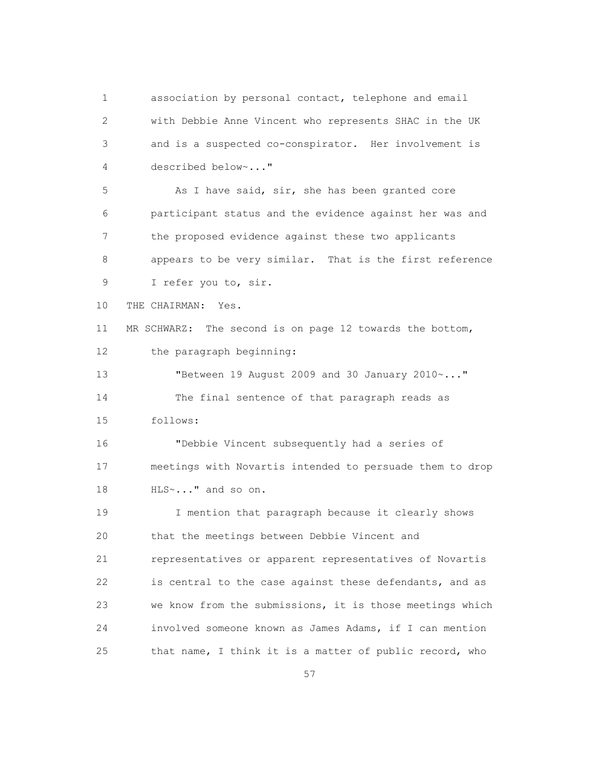association by personal contact, telephone and email with Debbie Anne Vincent who represents SHAC in the UK and is a suspected co-conspirator. Her involvement is described below~..."

As I have said, sir, she has been granted core participant status and the evidence against her was and the proposed evidence against these two applicants appears to be very similar. That is the first reference I refer you to, sir.

THE CHAIRMAN: Yes.

MR SCHWARZ: The second is on page 12 towards the bottom, the paragraph beginning:

"Between 19 August 2009 and 30 January 2010~..."

The final sentence of that paragraph reads as follows:

"Debbie Vincent subsequently had a series of meetings with Novartis intended to persuade them to drop HLS~..." and so on.

I mention that paragraph because it clearly shows that the meetings between Debbie Vincent and representatives or apparent representatives of Novartis is central to the case against these defendants, and as we know from the submissions, it is those meetings which involved someone known as James Adams, if I can mention that name, I think it is a matter of public record, who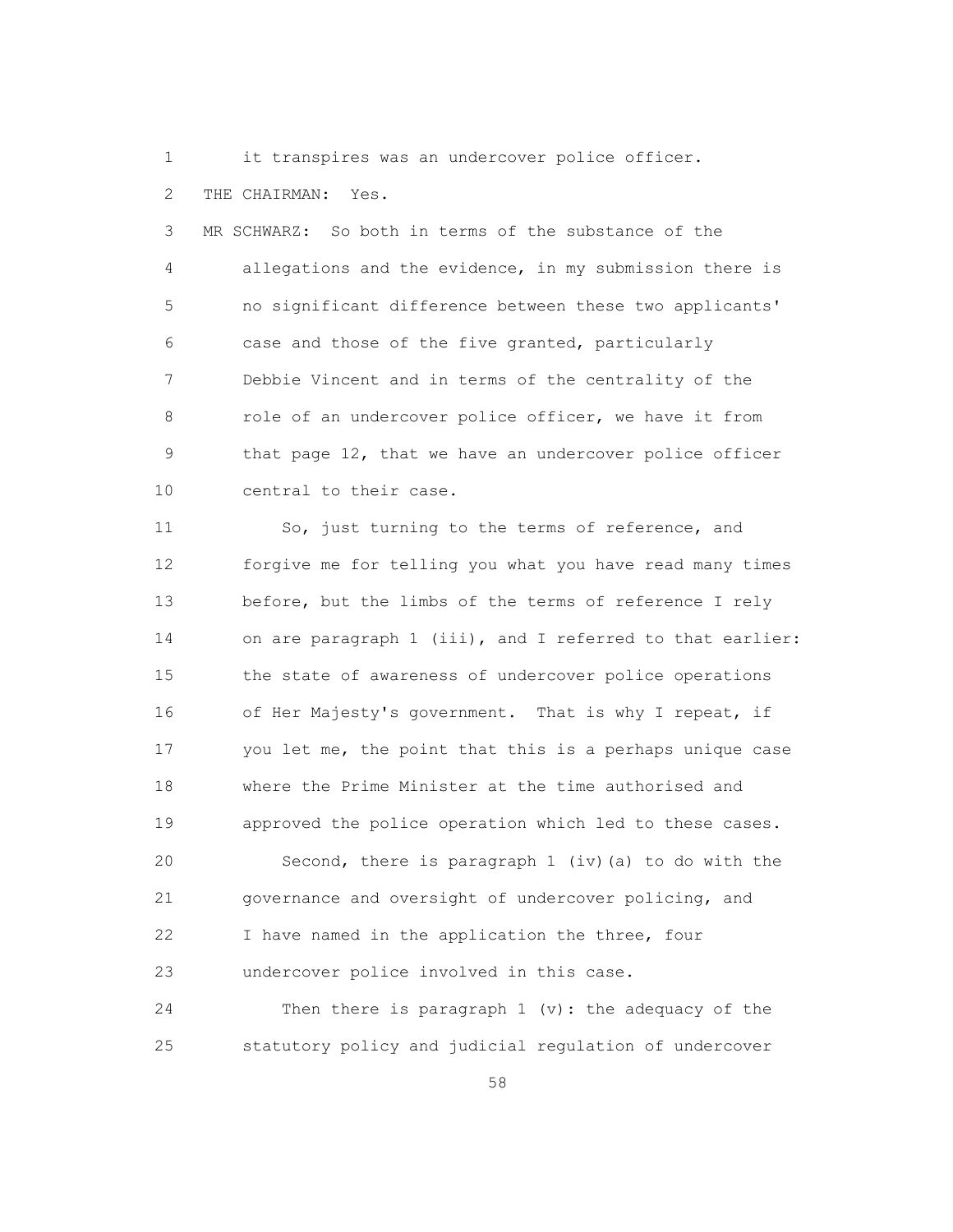it transpires was an undercover police officer.

THE CHAIRMAN: Yes.

MR SCHWARZ: So both in terms of the substance of the allegations and the evidence, in my submission there is no significant difference between these two applicants' case and those of the five granted, particularly Debbie Vincent and in terms of the centrality of the role of an undercover police officer, we have it from that page 12, that we have an undercover police officer central to their case.

So, just turning to the terms of reference, and forgive me for telling you what you have read many times before, but the limbs of the terms of reference I rely on are paragraph 1 (iii), and I referred to that earlier: the state of awareness of undercover police operations of Her Majesty's government. That is why I repeat, if you let me, the point that this is a perhaps unique case where the Prime Minister at the time authorised and approved the police operation which led to these cases.

Second, there is paragraph 1 (iv)(a) to do with the governance and oversight of undercover policing, and I have named in the application the three, four undercover police involved in this case.

Then there is paragraph 1 (v): the adequacy of the statutory policy and judicial regulation of undercover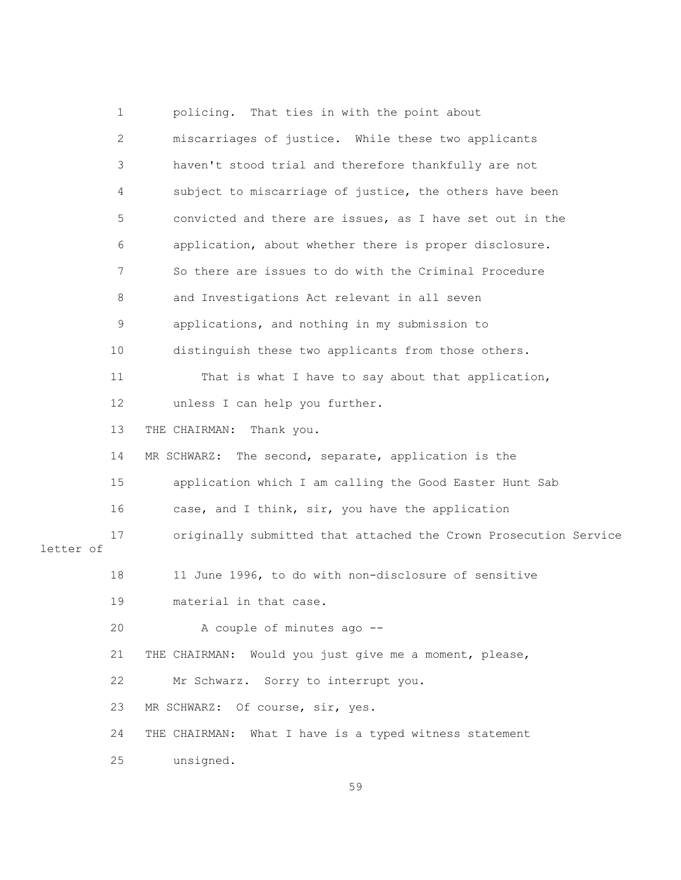1 policing. That ties in with the point about

2 miscarriages of justice. While these two applicants

3 haven't stood trial and therefore thankfully are not

4 subject to miscarriage of justice, the others have been

5 convicted and there are issues, as I have set out in the

6 application, about whether there is proper disclosure.

7 So there are issues to do with the Criminal Procedure

8 and Investigations Act relevant in all seven

9 applications, and nothing in my submission to

10 distinguish these two applicants from those others.

11 That is what I have to say about that application,

12 unless I can help you further.

13 THE CHAIRMAN: Thank you.

14 MR SCHWARZ: The second, separate, application is the

15 application which I am calling the Good Easter Hunt Sab

16 case, and I think, sir, you have the application

17 originally submitted that attached the Crown Prosecution Service letter of

18 11 June 1996, to do with non-disclosure of sensitive

19 material in that case.

20 A couple of minutes ago --

21 THE CHAIRMAN: Would you just give me a moment, please,

22 Mr Schwarz. Sorry to interrupt you.

23 MR SCHWARZ: Of course, sir, yes.

24 THE CHAIRMAN: What I have is a typed witness statement

25 unsigned.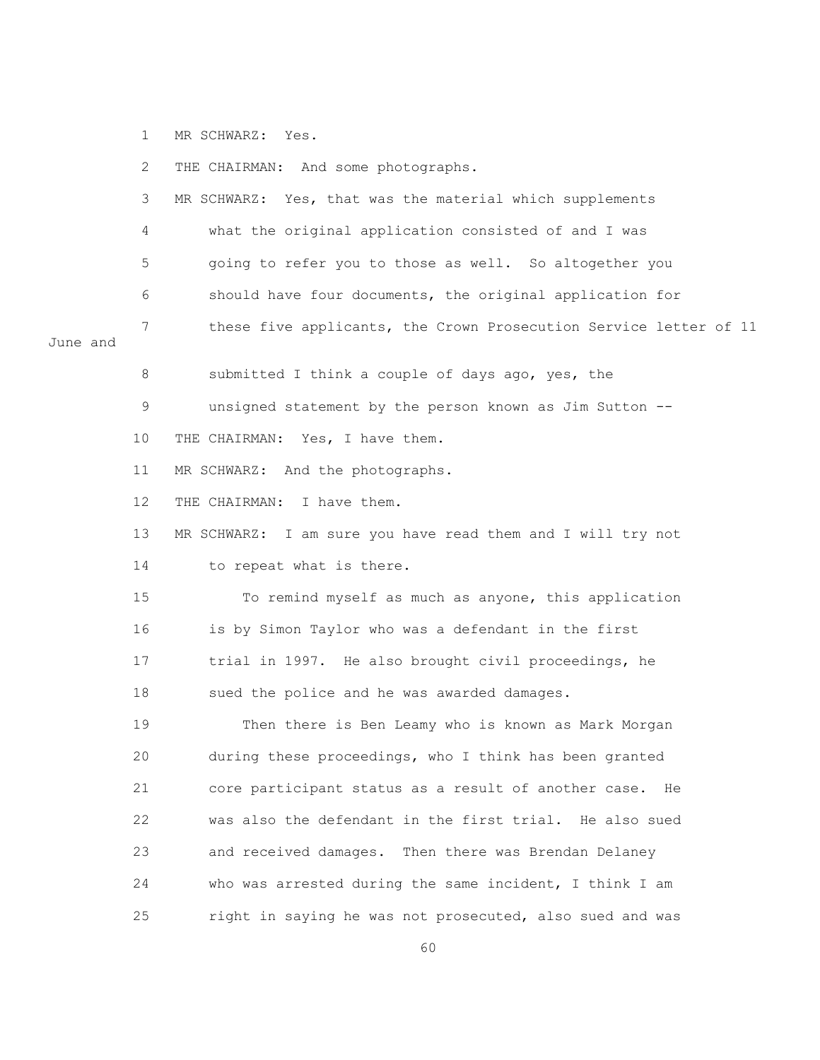1 MR SCHWARZ: Yes.

2 THE CHAIRMAN: And some photographs.

3 MR SCHWARZ: Yes, that was the material which supplements

4 what the original application consisted of and I was

5 going to refer you to those as well. So altogether you

6 should have four documents, the original application for

7 these five applicants, the Crown Prosecution Service letter of 11 June and

8 submitted I think a couple of days ago, yes, the

9 unsigned statement by the person known as Jim Sutton --

10 THE CHAIRMAN: Yes, I have them.

11 MR SCHWARZ: And the photographs.

12 THE CHAIRMAN: I have them.

13 MR SCHWARZ: I am sure you have read them and I will try not

14 to repeat what is there.

15 To remind myself as much as anyone, this application

16 is by Simon Taylor who was a defendant in the first

17 trial in 1997. He also brought civil proceedings, he

18 sued the police and he was awarded damages.

19 Then there is Ben Leamy who is known as Mark Morgan

20 during these proceedings, who I think has been granted

21 core participant status as a result of another case. He

22 was also the defendant in the first trial. He also sued

23 and received damages. Then there was Brendan Delaney

24 who was arrested during the same incident, I think I am

25 right in saying he was not prosecuted, also sued and was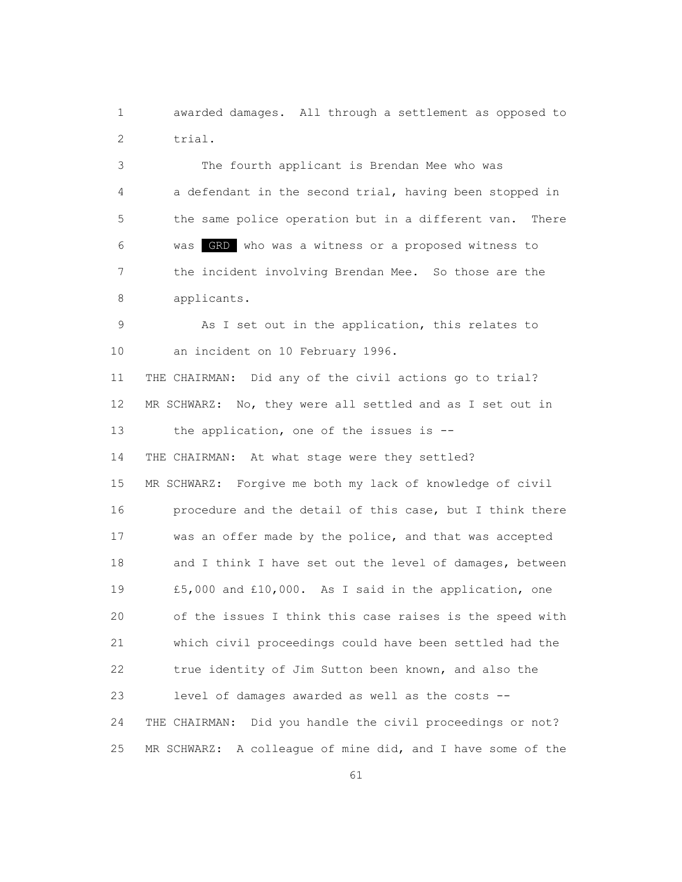1 awarded damages. All through a settlement as opposed to
2 trial.

3 The fourth applicant is Brendan Mee who was
4 a defendant in the second trial, having been stopped in
5 the same police operation but in a different van. There
6 was GRD who was a witness or a proposed witness to
7 the incident involving Brendan Mee. So those are the
8 applicants.

9 As I set out in the application, this relates to
10 an incident on 10 February 1996.

11 THE CHAIRMAN: Did any of the civil actions go to trial?

12 MR SCHWARZ: No, they were all settled and as I set out in
13 the application, one of the issues is --

14 THE CHAIRMAN: At what stage were they settled?

15 MR SCHWARZ: Forgive me both my lack of knowledge of civil
16 procedure and the detail of this case, but I think there
17 was an offer made by the police, and that was accepted
18 and I think I have set out the level of damages, between
19 £5,000 and £10,000. As I said in the application, one
20 of the issues I think this case raises is the speed with
21 which civil proceedings could have been settled had the
22 true identity of Jim Sutton been known, and also the
23 level of damages awarded as well as the costs --

24 THE CHAIRMAN: Did you handle the civil proceedings or not?

25 MR SCHWARZ: A colleague of mine did, and I have some of the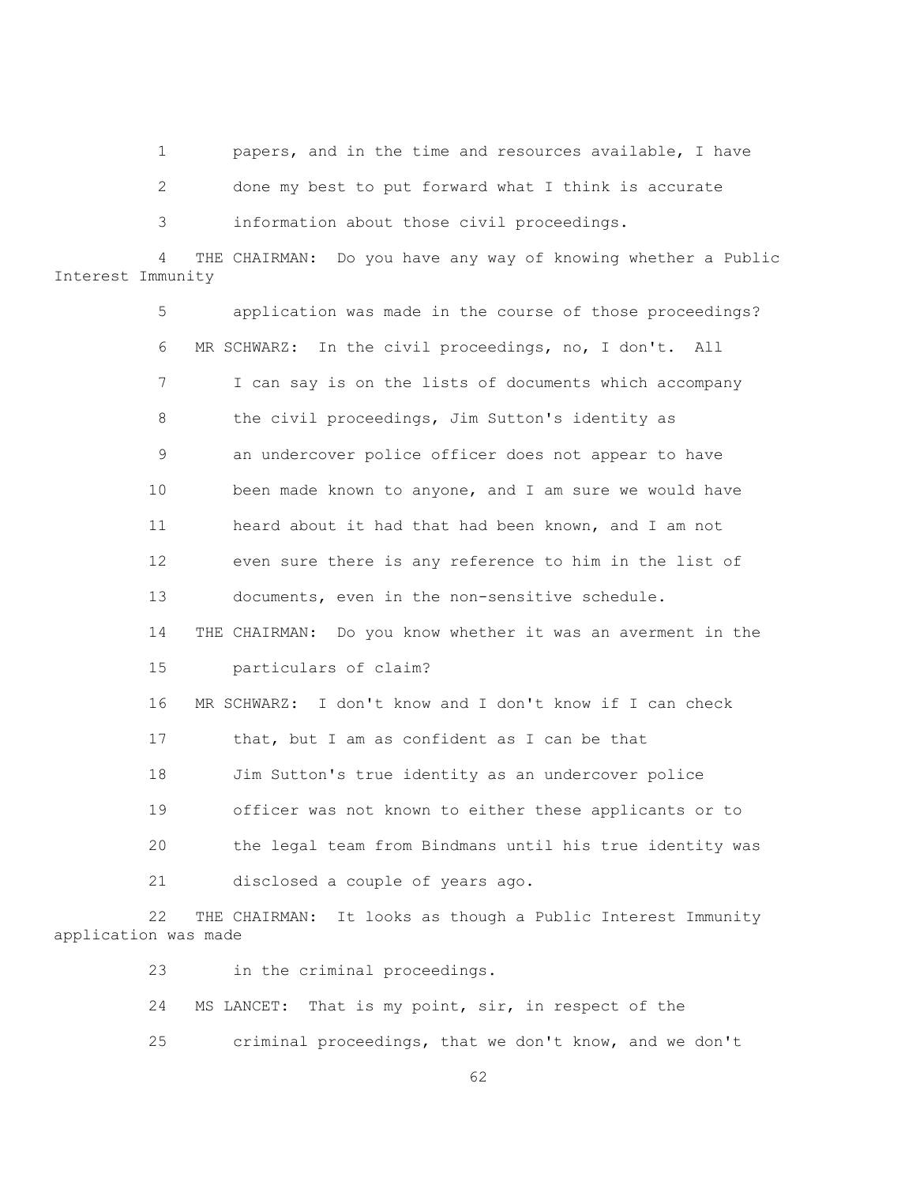1 papers, and in the time and resources available, I have

2 done my best to put forward what I think is accurate

3 information about those civil proceedings.

4 THE CHAIRMAN: Do you have any way of knowing whether a Public Interest Immunity

5 application was made in the course of those proceedings?

6 MR SCHWARZ: In the civil proceedings, no, I don't. All

7 I can say is on the lists of documents which accompany

8 the civil proceedings, Jim Sutton's identity as

9 an undercover police officer does not appear to have

10 been made known to anyone, and I am sure we would have

11 heard about it had that had been known, and I am not

12 even sure there is any reference to him in the list of

13 documents, even in the non-sensitive schedule.

14 THE CHAIRMAN: Do you know whether it was an averment in the

15 particulars of claim?

16 MR SCHWARZ: I don't know and I don't know if I can check

17 that, but I am as confident as I can be that

18 Jim Sutton's true identity as an undercover police

19 officer was not known to either these applicants or to

20 the legal team from Bindmans until his true identity was

21 disclosed a couple of years ago.

22 THE CHAIRMAN: It looks as though a Public Interest Immunity application was made

23 in the criminal proceedings.

24 MS LANCET: That is my point, sir, in respect of the

25 criminal proceedings, that we don't know, and we don't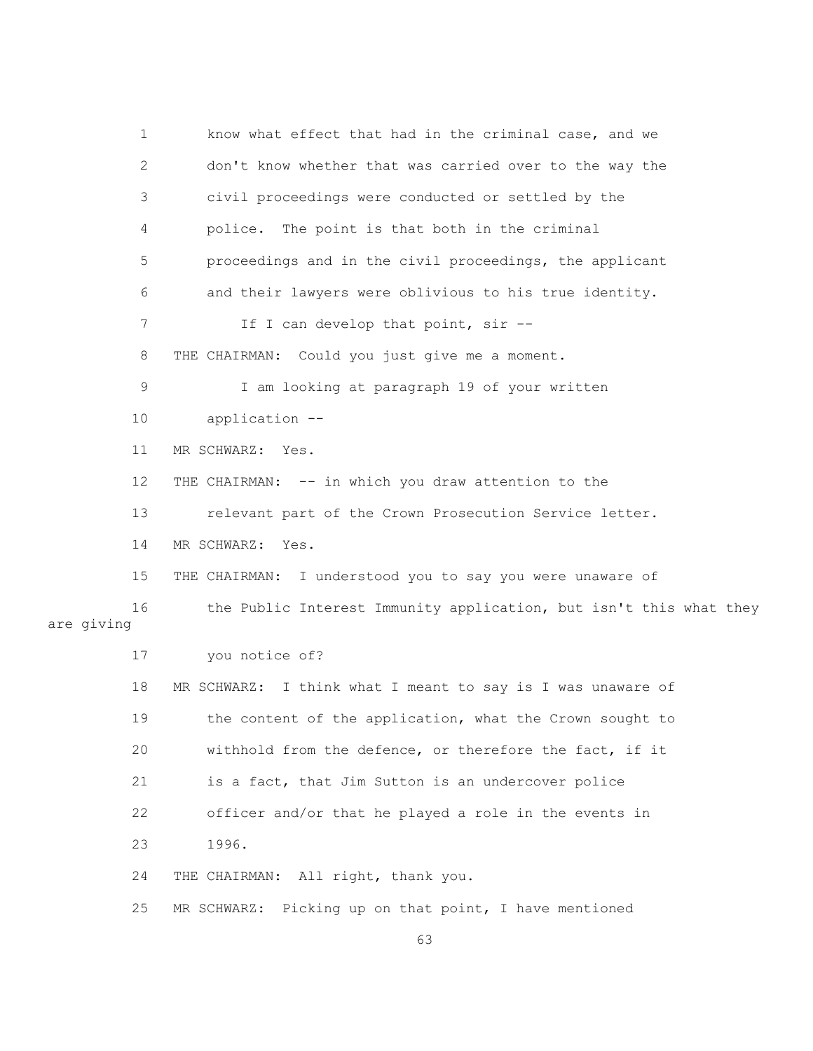1 know what effect that had in the criminal case, and we

2 don't know whether that was carried over to the way the

3 civil proceedings were conducted or settled by the

4 police. The point is that both in the criminal

5 proceedings and in the civil proceedings, the applicant

6 and their lawyers were oblivious to his true identity.

7 If I can develop that point, sir --

8 THE CHAIRMAN: Could you just give me a moment.

9 I am looking at paragraph 19 of your written

10 application --

11 MR SCHWARZ: Yes.

12 THE CHAIRMAN: -- in which you draw attention to the

13 relevant part of the Crown Prosecution Service letter.

14 MR SCHWARZ: Yes.

15 THE CHAIRMAN: I understood you to say you were unaware of

16 the Public Interest Immunity application, but isn't this what they are giving

17 you notice of?

18 MR SCHWARZ: I think what I meant to say is I was unaware of

19 the content of the application, what the Crown sought to

20 withhold from the defence, or therefore the fact, if it

21 is a fact, that Jim Sutton is an undercover police

22 officer and/or that he played a role in the events in

23 1996.

24 THE CHAIRMAN: All right, thank you.

25 MR SCHWARZ: Picking up on that point, I have mentioned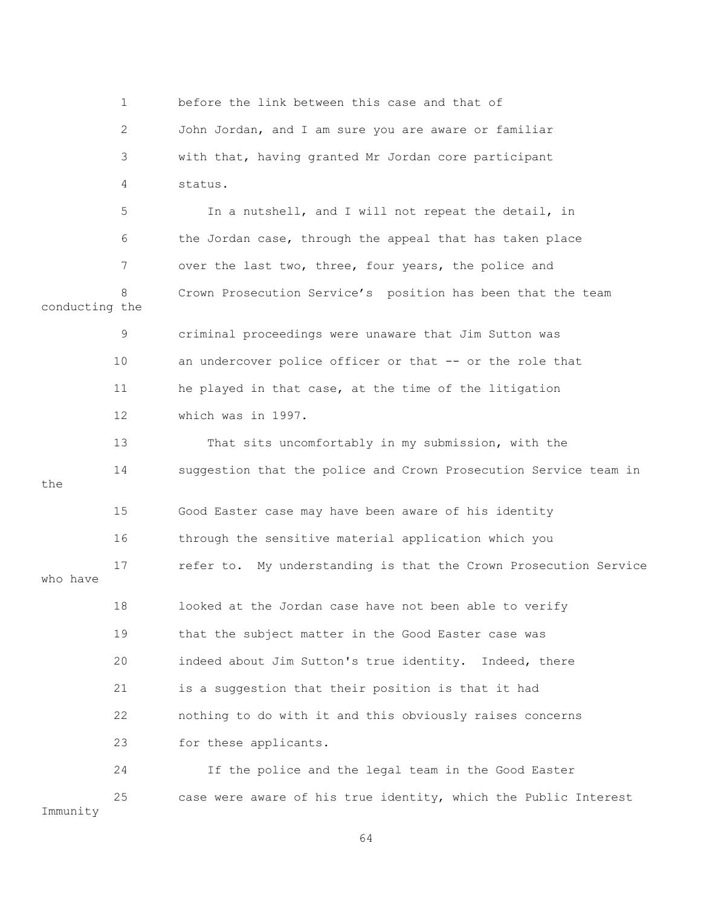before the link between this case and that of John Jordan, and I am sure you are aware or familiar with that, having granted Mr Jordan core participant status.

In a nutshell, and I will not repeat the detail, in the Jordan case, through the appeal that has taken place over the last two, three, four years, the police and Crown Prosecution Service's position has been that the team conducting the criminal proceedings were unaware that Jim Sutton was an undercover police officer or that -- or the role that he played in that case, at the time of the litigation which was in 1997.

That sits uncomfortably in my submission, with the suggestion that the police and Crown Prosecution Service team in the Good Easter case may have been aware of his identity through the sensitive material application which you refer to. My understanding is that the Crown Prosecution Service who have looked at the Jordan case have not been able to verify that the subject matter in the Good Easter case was indeed about Jim Sutton's true identity. Indeed, there is a suggestion that their position is that it had nothing to do with it and this obviously raises concerns for these applicants.

If the police and the legal team in the Good Easter case were aware of his true identity, which the Public Interest Immunity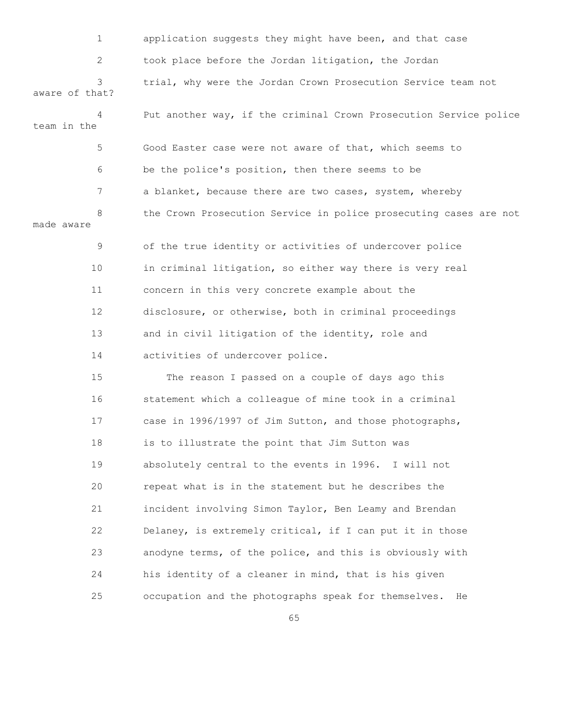application suggests they might have been, and that case took place before the Jordan litigation, the Jordan trial, why were the Jordan Crown Prosecution Service team not aware of that?

Put another way, if the criminal Crown Prosecution Service police team in the Good Easter case were not aware of that, which seems to be the police's position, then there seems to be a blanket, because there are two cases, system, whereby the Crown Prosecution Service in police prosecuting cases are not made aware of the true identity or activities of undercover police in criminal litigation, so either way there is very real concern in this very concrete example about the disclosure, or otherwise, both in criminal proceedings and in civil litigation of the identity, role and activities of undercover police.

The reason I passed on a couple of days ago this statement which a colleague of mine took in a criminal case in 1996/1997 of Jim Sutton, and those photographs, is to illustrate the point that Jim Sutton was absolutely central to the events in 1996. I will not repeat what is in the statement but he describes the incident involving Simon Taylor, Ben Leamy and Brendan Delaney, is extremely critical, if I can put it in those anodyne terms, of the police, and this is obviously with his identity of a cleaner in mind, that is his given occupation and the photographs speak for themselves. He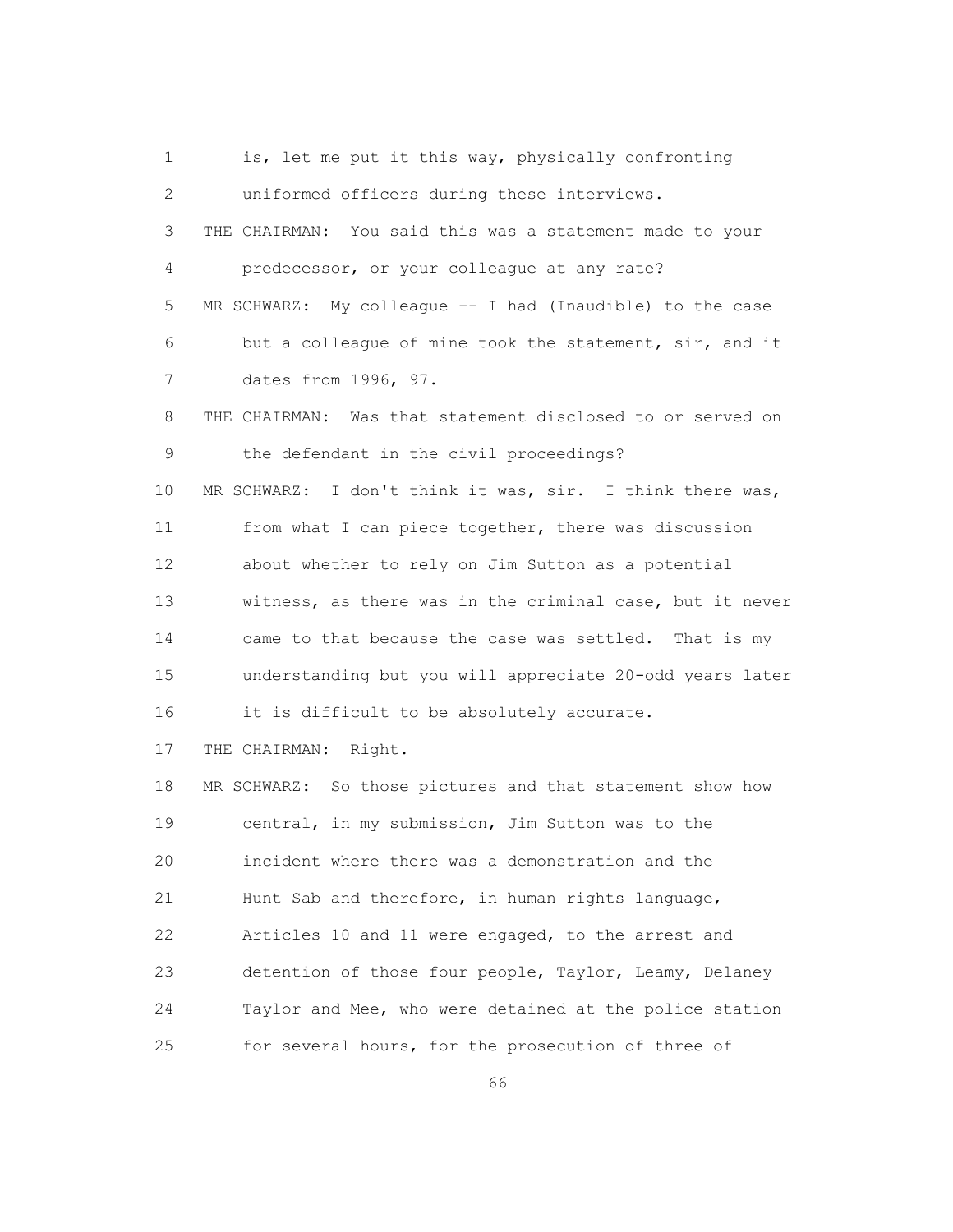is, let me put it this way, physically confronting uniformed officers during these interviews.

THE CHAIRMAN: You said this was a statement made to your predecessor, or your colleague at any rate?

MR SCHWARZ: My colleague -- I had (Inaudible) to the case but a colleague of mine took the statement, sir, and it dates from 1996, 97.

THE CHAIRMAN: Was that statement disclosed to or served on the defendant in the civil proceedings?

MR SCHWARZ: I don't think it was, sir. I think there was, from what I can piece together, there was discussion about whether to rely on Jim Sutton as a potential witness, as there was in the criminal case, but it never came to that because the case was settled. That is my understanding but you will appreciate 20-odd years later it is difficult to be absolutely accurate.

THE CHAIRMAN: Right.

MR SCHWARZ: So those pictures and that statement show how central, in my submission, Jim Sutton was to the incident where there was a demonstration and the Hunt Sab and therefore, in human rights language, Articles 10 and 11 were engaged, to the arrest and detention of those four people, Taylor, Leamy, Delaney Taylor and Mee, who were detained at the police station for several hours, for the prosecution of three of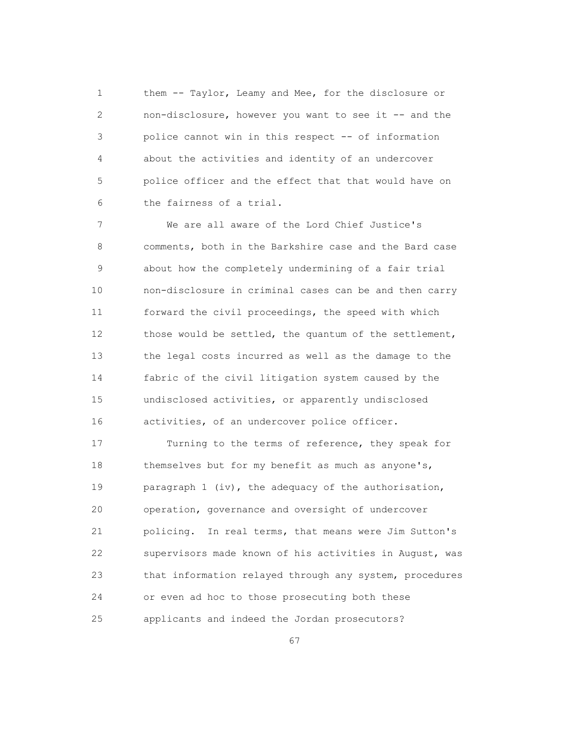them -- Taylor, Leamy and Mee, for the disclosure or non-disclosure, however you want to see it -- and the police cannot win in this respect -- of information about the activities and identity of an undercover police officer and the effect that that would have on the fairness of a trial.

We are all aware of the Lord Chief Justice's comments, both in the Barkshire case and the Bard case about how the completely undermining of a fair trial non-disclosure in criminal cases can be and then carry forward the civil proceedings, the speed with which those would be settled, the quantum of the settlement, the legal costs incurred as well as the damage to the fabric of the civil litigation system caused by the undisclosed activities, or apparently undisclosed activities, of an undercover police officer.

Turning to the terms of reference, they speak for themselves but for my benefit as much as anyone's, paragraph 1 (iv), the adequacy of the authorisation, operation, governance and oversight of undercover policing. In real terms, that means were Jim Sutton's supervisors made known of his activities in August, was that information relayed through any system, procedures or even ad hoc to those prosecuting both these applicants and indeed the Jordan prosecutors?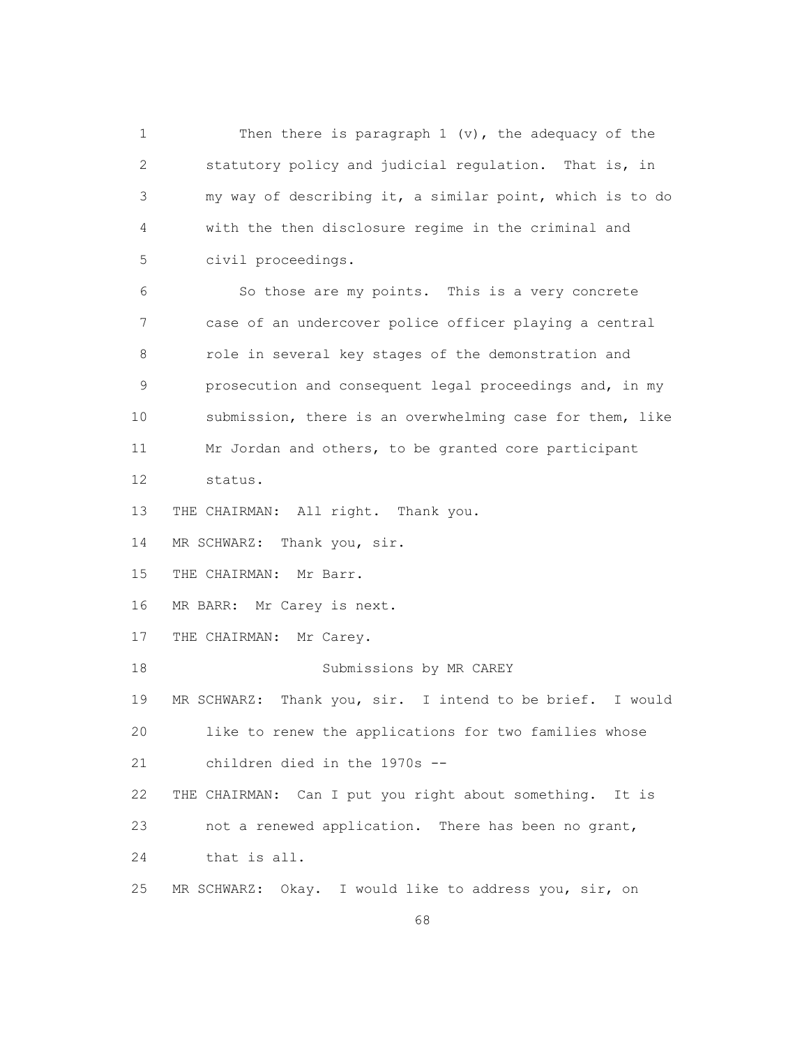Then there is paragraph 1 (v), the adequacy of the statutory policy and judicial regulation. That is, in my way of describing it, a similar point, which is to do with the then disclosure regime in the criminal and civil proceedings.

So those are my points. This is a very concrete case of an undercover police officer playing a central role in several key stages of the demonstration and prosecution and consequent legal proceedings and, in my submission, there is an overwhelming case for them, like Mr Jordan and others, to be granted core participant status.

THE CHAIRMAN: All right. Thank you.

MR SCHWARZ: Thank you, sir.

THE CHAIRMAN: Mr Barr.

MR BARR: Mr Carey is next.

THE CHAIRMAN: Mr Carey.

Submissions by MR CAREY

MR SCHWARZ: Thank you, sir. I intend to be brief. I would like to renew the applications for two families whose children died in the 1970s --

THE CHAIRMAN: Can I put you right about something. It is not a renewed application. There has been no grant, that is all.

MR SCHWARZ: Okay. I would like to address you, sir, on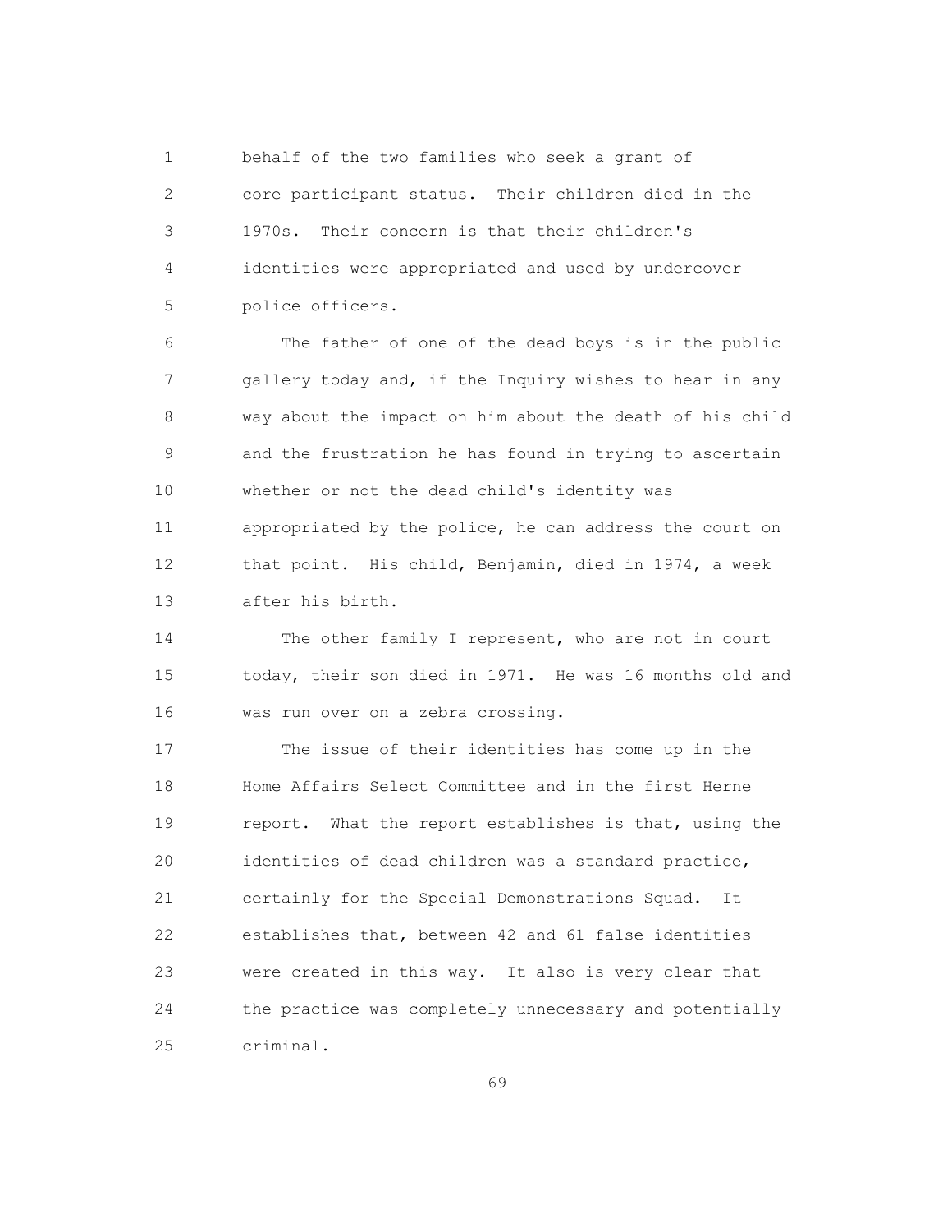behalf of the two families who seek a grant of core participant status. Their children died in the 1970s. Their concern is that their children's identities were appropriated and used by undercover police officers.

The father of one of the dead boys is in the public gallery today and, if the Inquiry wishes to hear in any way about the impact on him about the death of his child and the frustration he has found in trying to ascertain whether or not the dead child's identity was appropriated by the police, he can address the court on that point. His child, Benjamin, died in 1974, a week after his birth.

The other family I represent, who are not in court today, their son died in 1971. He was 16 months old and was run over on a zebra crossing.

The issue of their identities has come up in the Home Affairs Select Committee and in the first Herne report. What the report establishes is that, using the identities of dead children was a standard practice, certainly for the Special Demonstrations Squad. It establishes that, between 42 and 61 false identities were created in this way. It also is very clear that the practice was completely unnecessary and potentially criminal.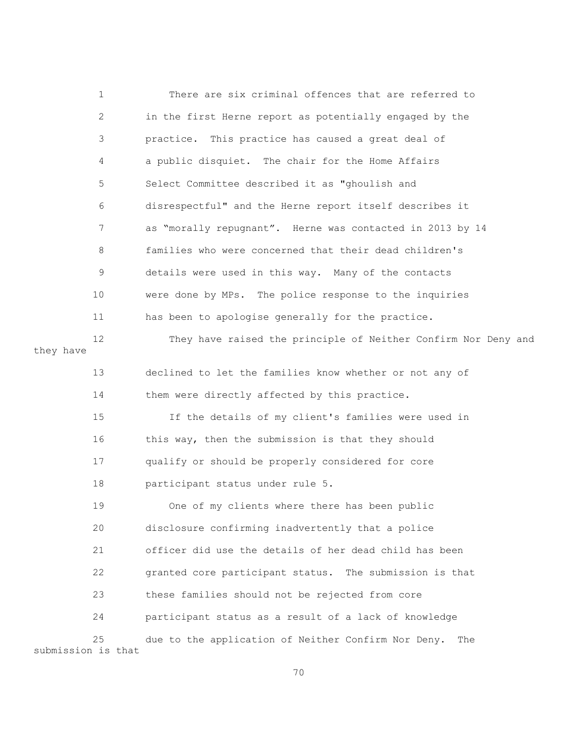There are six criminal offences that are referred to in the first Herne report as potentially engaged by the practice. This practice has caused a great deal of a public disquiet. The chair for the Home Affairs Select Committee described it as "ghoulish and disrespectful" and the Herne report itself describes it as "morally repugnant". Herne was contacted in 2013 by 14 families who were concerned that their dead children's details were used in this way. Many of the contacts were done by MPs. The police response to the inquiries has been to apologise generally for the practice.

They have raised the principle of Neither Confirm Nor Deny and they have declined to let the families know whether or not any of them were directly affected by this practice.

If the details of my client's families were used in this way, then the submission is that they should qualify or should be properly considered for core participant status under rule 5.

One of my clients where there has been public disclosure confirming inadvertently that a police officer did use the details of her dead child has been granted core participant status. The submission is that these families should not be rejected from core participant status as a result of a lack of knowledge due to the application of Neither Confirm Nor Deny. The submission is that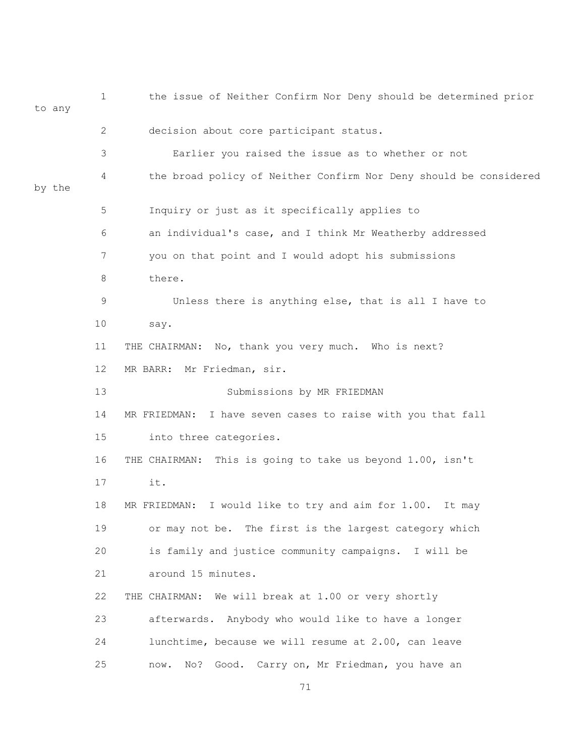the issue of Neither Confirm Nor Deny should be determined prior to any decision about core participant status.

Earlier you raised the issue as to whether or not the broad policy of Neither Confirm Nor Deny should be considered by the Inquiry or just as it specifically applies to an individual's case, and I think Mr Weatherby addressed you on that point and I would adopt his submissions there.

Unless there is anything else, that is all I have to say.

THE CHAIRMAN: No, thank you very much. Who is next?

MR BARR: Mr Friedman, sir.

Submissions by MR FRIEDMAN

MR FRIEDMAN: I have seven cases to raise with you that fall into three categories.

THE CHAIRMAN: This is going to take us beyond 1.00, isn't it.

MR FRIEDMAN: I would like to try and aim for 1.00. It may or may not be. The first is the largest category which is family and justice community campaigns. I will be around 15 minutes.

THE CHAIRMAN: We will break at 1.00 or very shortly afterwards. Anybody who would like to have a longer lunchtime, because we will resume at 2.00, can leave now. No? Good. Carry on, Mr Friedman, you have an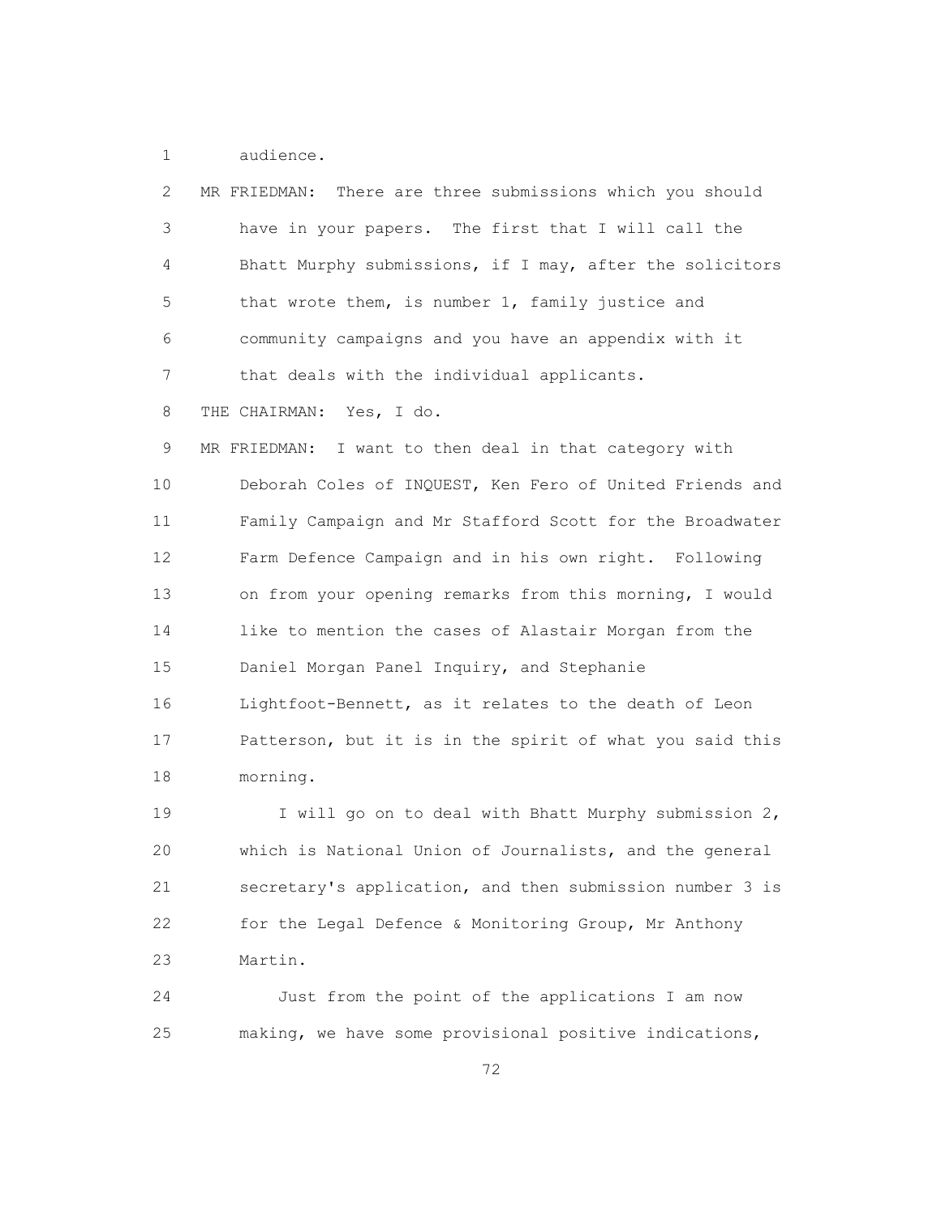audience.

MR FRIEDMAN: There are three submissions which you should have in your papers. The first that I will call the Bhatt Murphy submissions, if I may, after the solicitors that wrote them, is number 1, family justice and community campaigns and you have an appendix with it that deals with the individual applicants.

THE CHAIRMAN: Yes, I do.

MR FRIEDMAN: I want to then deal in that category with Deborah Coles of INQUEST, Ken Fero of United Friends and Family Campaign and Mr Stafford Scott for the Broadwater Farm Defence Campaign and in his own right. Following on from your opening remarks from this morning, I would like to mention the cases of Alastair Morgan from the Daniel Morgan Panel Inquiry, and Stephanie Lightfoot-Bennett, as it relates to the death of Leon Patterson, but it is in the spirit of what you said this morning.

I will go on to deal with Bhatt Murphy submission 2, which is National Union of Journalists, and the general secretary's application, and then submission number 3 is for the Legal Defence & Monitoring Group, Mr Anthony Martin.

Just from the point of the applications I am now making, we have some provisional positive indications,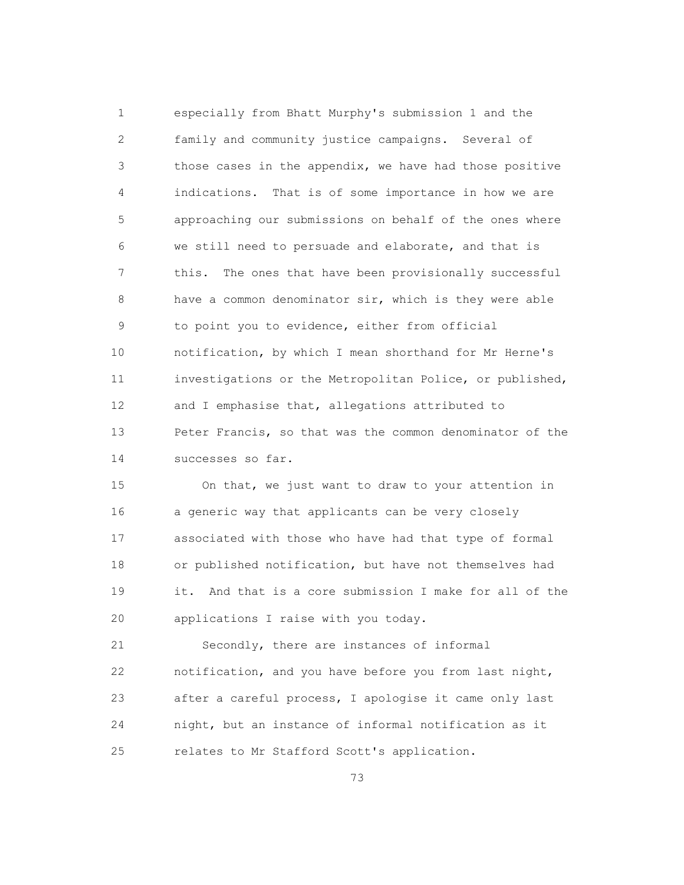especially from Bhatt Murphy's submission 1 and the family and community justice campaigns. Several of those cases in the appendix, we have had those positive indications. That is of some importance in how we are approaching our submissions on behalf of the ones where we still need to persuade and elaborate, and that is this. The ones that have been provisionally successful have a common denominator sir, which is they were able to point you to evidence, either from official notification, by which I mean shorthand for Mr Herne's investigations or the Metropolitan Police, or published, and I emphasise that, allegations attributed to Peter Francis, so that was the common denominator of the successes so far.

On that, we just want to draw to your attention in a generic way that applicants can be very closely associated with those who have had that type of formal or published notification, but have not themselves had it. And that is a core submission I make for all of the applications I raise with you today.

Secondly, there are instances of informal notification, and you have before you from last night, after a careful process, I apologise it came only last night, but an instance of informal notification as it relates to Mr Stafford Scott's application.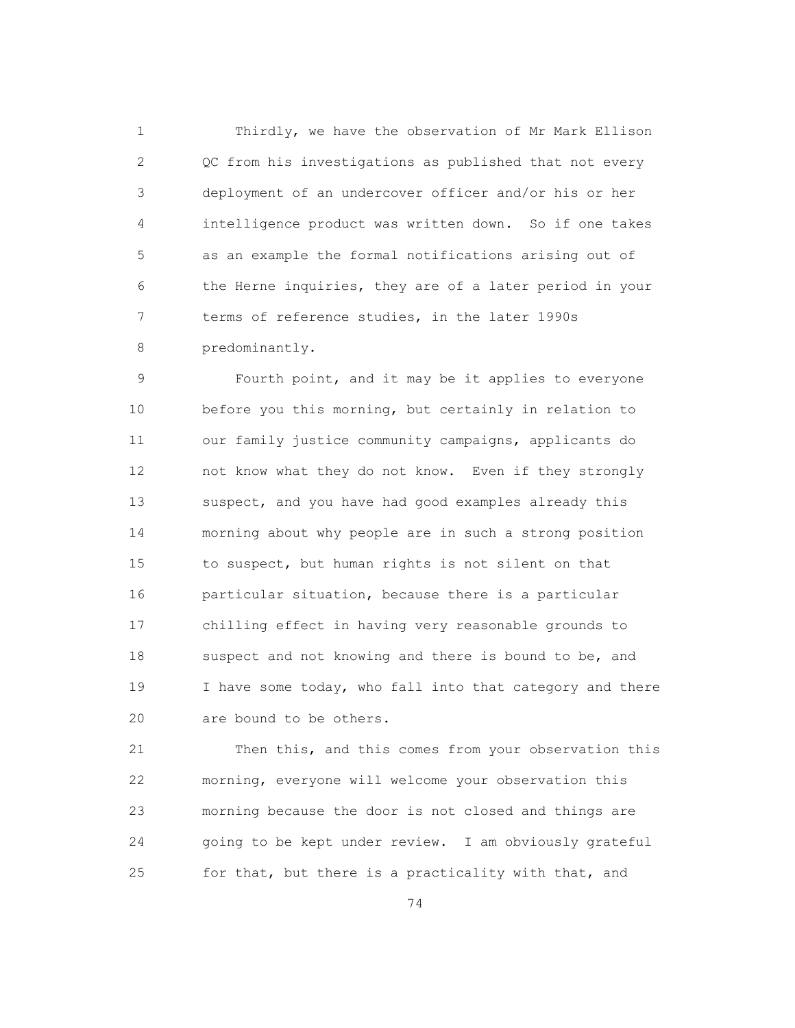Thirdly, we have the observation of Mr Mark Ellison QC from his investigations as published that not every deployment of an undercover officer and/or his or her intelligence product was written down. So if one takes as an example the formal notifications arising out of the Herne inquiries, they are of a later period in your terms of reference studies, in the later 1990s predominantly.

Fourth point, and it may be it applies to everyone before you this morning, but certainly in relation to our family justice community campaigns, applicants do not know what they do not know. Even if they strongly suspect, and you have had good examples already this morning about why people are in such a strong position to suspect, but human rights is not silent on that particular situation, because there is a particular chilling effect in having very reasonable grounds to suspect and not knowing and there is bound to be, and I have some today, who fall into that category and there are bound to be others.

Then this, and this comes from your observation this morning, everyone will welcome your observation this morning because the door is not closed and things are going to be kept under review. I am obviously grateful for that, but there is a practicality with that, and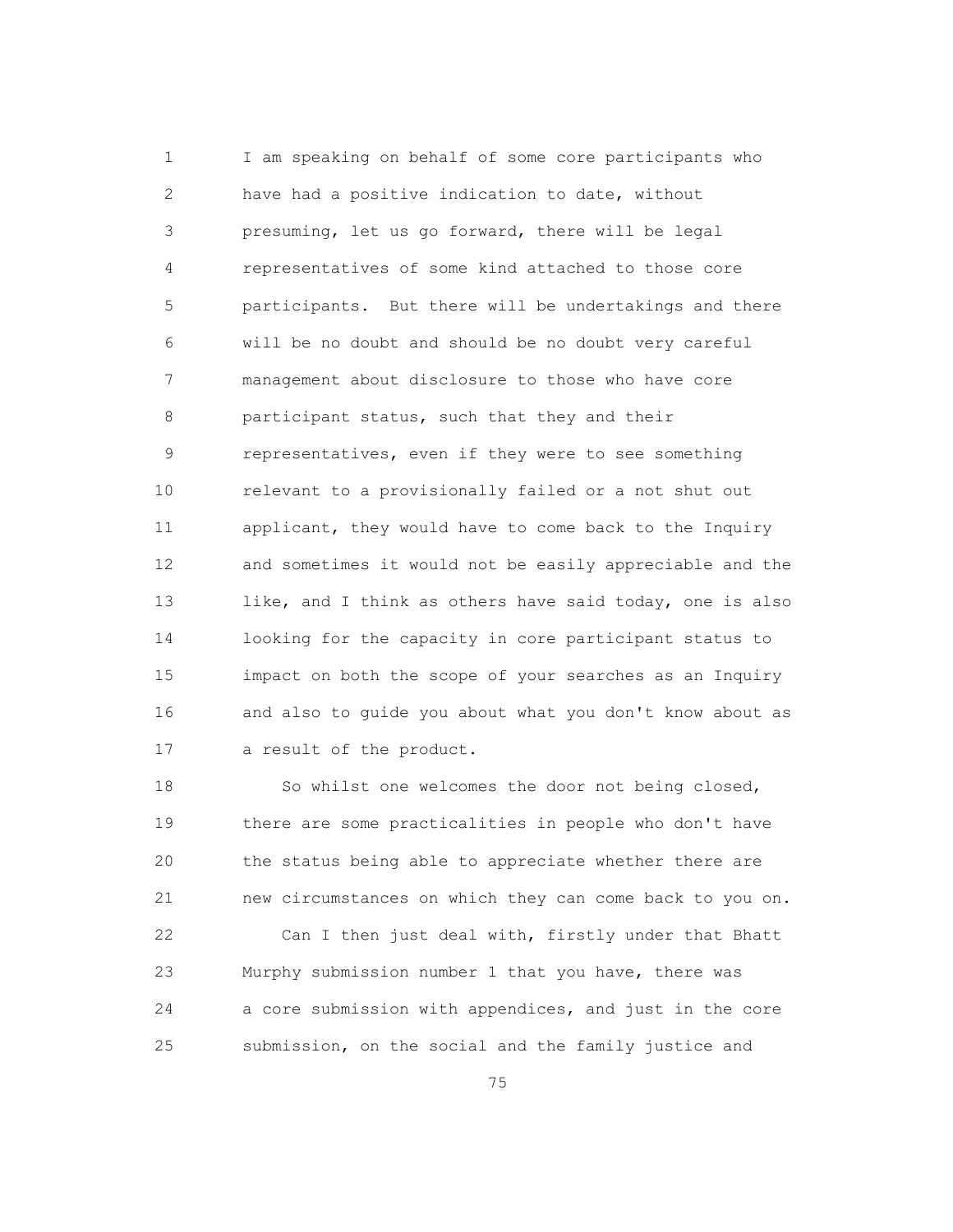I am speaking on behalf of some core participants who have had a positive indication to date, without presuming, let us go forward, there will be legal representatives of some kind attached to those core participants. But there will be undertakings and there will be no doubt and should be no doubt very careful management about disclosure to those who have core participant status, such that they and their representatives, even if they were to see something relevant to a provisionally failed or a not shut out applicant, they would have to come back to the Inquiry and sometimes it would not be easily appreciable and the like, and I think as others have said today, one is also looking for the capacity in core participant status to impact on both the scope of your searches as an Inquiry and also to guide you about what you don't know about as a result of the product.

So whilst one welcomes the door not being closed, there are some practicalities in people who don't have the status being able to appreciate whether there are new circumstances on which they can come back to you on.

Can I then just deal with, firstly under that Bhatt Murphy submission number 1 that you have, there was a core submission with appendices, and just in the core submission, on the social and the family justice and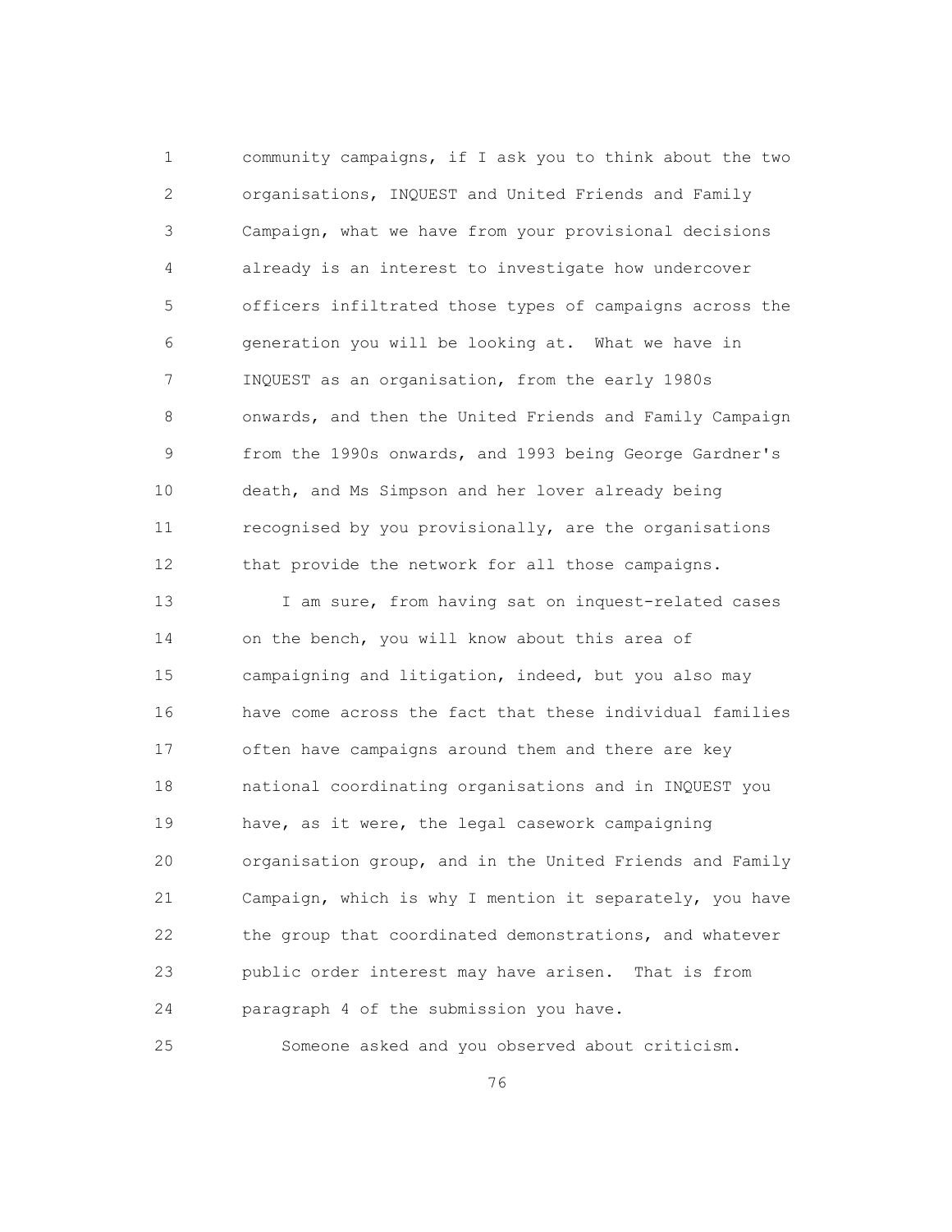community campaigns, if I ask you to think about the two organisations, INQUEST and United Friends and Family Campaign, what we have from your provisional decisions already is an interest to investigate how undercover officers infiltrated those types of campaigns across the generation you will be looking at. What we have in INQUEST as an organisation, from the early 1980s onwards, and then the United Friends and Family Campaign from the 1990s onwards, and 1993 being George Gardner's death, and Ms Simpson and her lover already being recognised by you provisionally, are the organisations that provide the network for all those campaigns.

I am sure, from having sat on inquest-related cases on the bench, you will know about this area of campaigning and litigation, indeed, but you also may have come across the fact that these individual families often have campaigns around them and there are key national coordinating organisations and in INQUEST you have, as it were, the legal casework campaigning organisation group, and in the United Friends and Family Campaign, which is why I mention it separately, you have the group that coordinated demonstrations, and whatever public order interest may have arisen. That is from paragraph 4 of the submission you have.

Someone asked and you observed about criticism.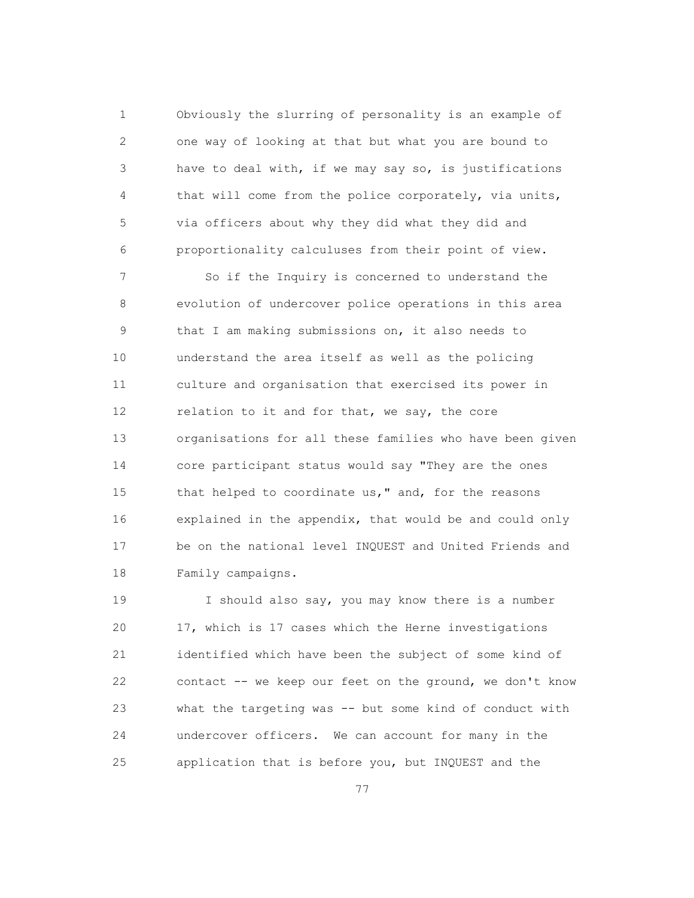Obviously the slurring of personality is an example of one way of looking at that but what you are bound to have to deal with, if we may say so, is justifications that will come from the police corporately, via units, via officers about why they did what they did and proportionality calculuses from their point of view.

So if the Inquiry is concerned to understand the evolution of undercover police operations in this area that I am making submissions on, it also needs to understand the area itself as well as the policing culture and organisation that exercised its power in relation to it and for that, we say, the core organisations for all these families who have been given core participant status would say "They are the ones that helped to coordinate us," and, for the reasons explained in the appendix, that would be and could only be on the national level INQUEST and United Friends and Family campaigns.

I should also say, you may know there is a number 17, which is 17 cases which the Herne investigations identified which have been the subject of some kind of contact -- we keep our feet on the ground, we don't know what the targeting was -- but some kind of conduct with undercover officers. We can account for many in the application that is before you, but INQUEST and the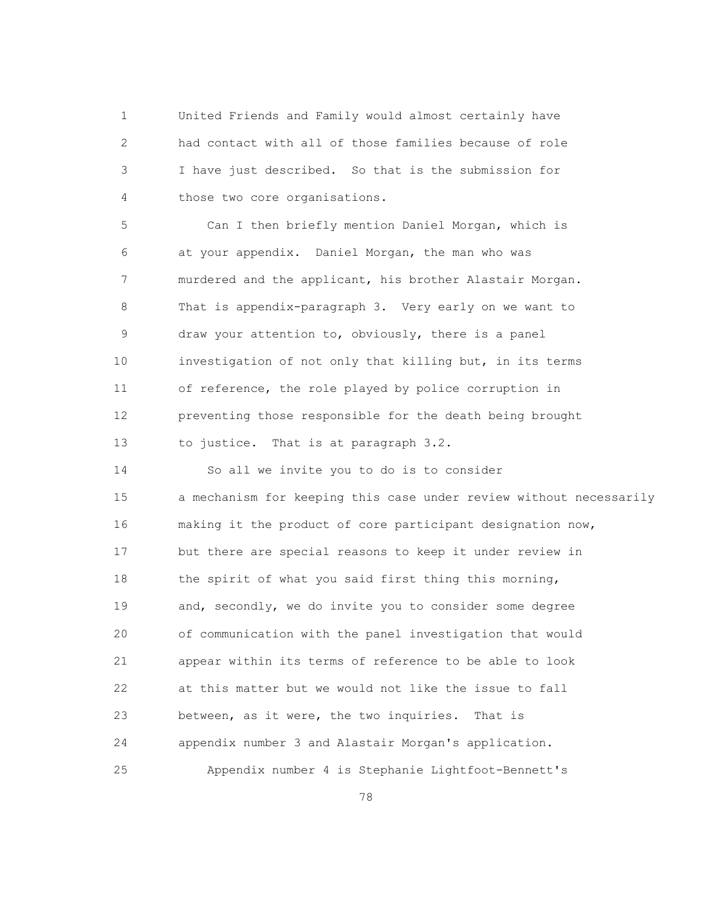1 United Friends and Family would almost certainly have
2 had contact with all of those families because of role
3 I have just described. So that is the submission for
4 those two core organisations.

5 Can I then briefly mention Daniel Morgan, which is
6 at your appendix. Daniel Morgan, the man who was
7 murdered and the applicant, his brother Alastair Morgan.
8 That is appendix-paragraph 3. Very early on we want to
9 draw your attention to, obviously, there is a panel
10 investigation of not only that killing but, in its terms
11 of reference, the role played by police corruption in
12 preventing those responsible for the death being brought
13 to justice. That is at paragraph 3.2.

14 So all we invite you to do is to consider
15 a mechanism for keeping this case under review without necessarily
16 making it the product of core participant designation now,
17 but there are special reasons to keep it under review in
18 the spirit of what you said first thing this morning,
19 and, secondly, we do invite you to consider some degree
20 of communication with the panel investigation that would
21 appear within its terms of reference to be able to look
22 at this matter but we would not like the issue to fall
23 between, as it were, the two inquiries. That is
24 appendix number 3 and Alastair Morgan's application.

25 Appendix number 4 is Stephanie Lightfoot-Bennett's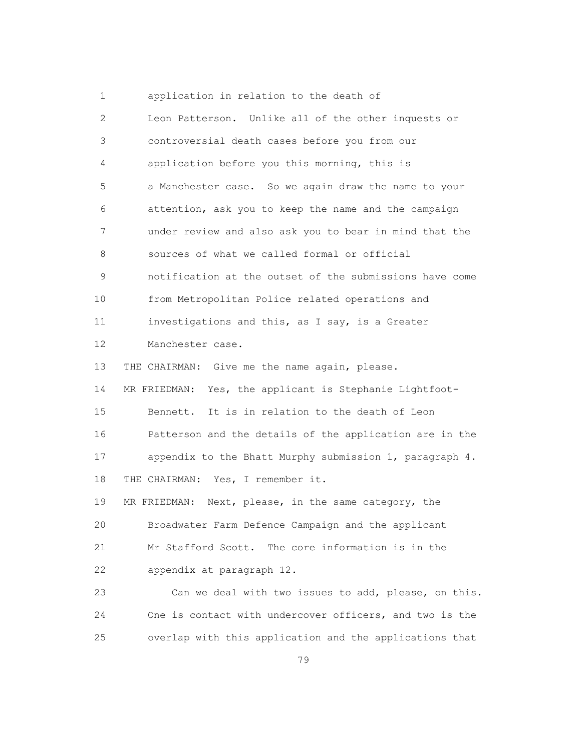application in relation to the death of Leon Patterson. Unlike all of the other inquests or controversial death cases before you from our application before you this morning, this is a Manchester case. So we again draw the name to your attention, ask you to keep the name and the campaign under review and also ask you to bear in mind that the sources of what we called formal or official notification at the outset of the submissions have come from Metropolitan Police related operations and investigations and this, as I say, is a Greater Manchester case.

THE CHAIRMAN: Give me the name again, please.

MR FRIEDMAN: Yes, the applicant is Stephanie Lightfoot-Bennett. It is in relation to the death of Leon Patterson and the details of the application are in the appendix to the Bhatt Murphy submission 1, paragraph 4.

THE CHAIRMAN: Yes, I remember it.

MR FRIEDMAN: Next, please, in the same category, the Broadwater Farm Defence Campaign and the applicant Mr Stafford Scott. The core information is in the appendix at paragraph 12.

Can we deal with two issues to add, please, on this. One is contact with undercover officers, and two is the overlap with this application and the applications that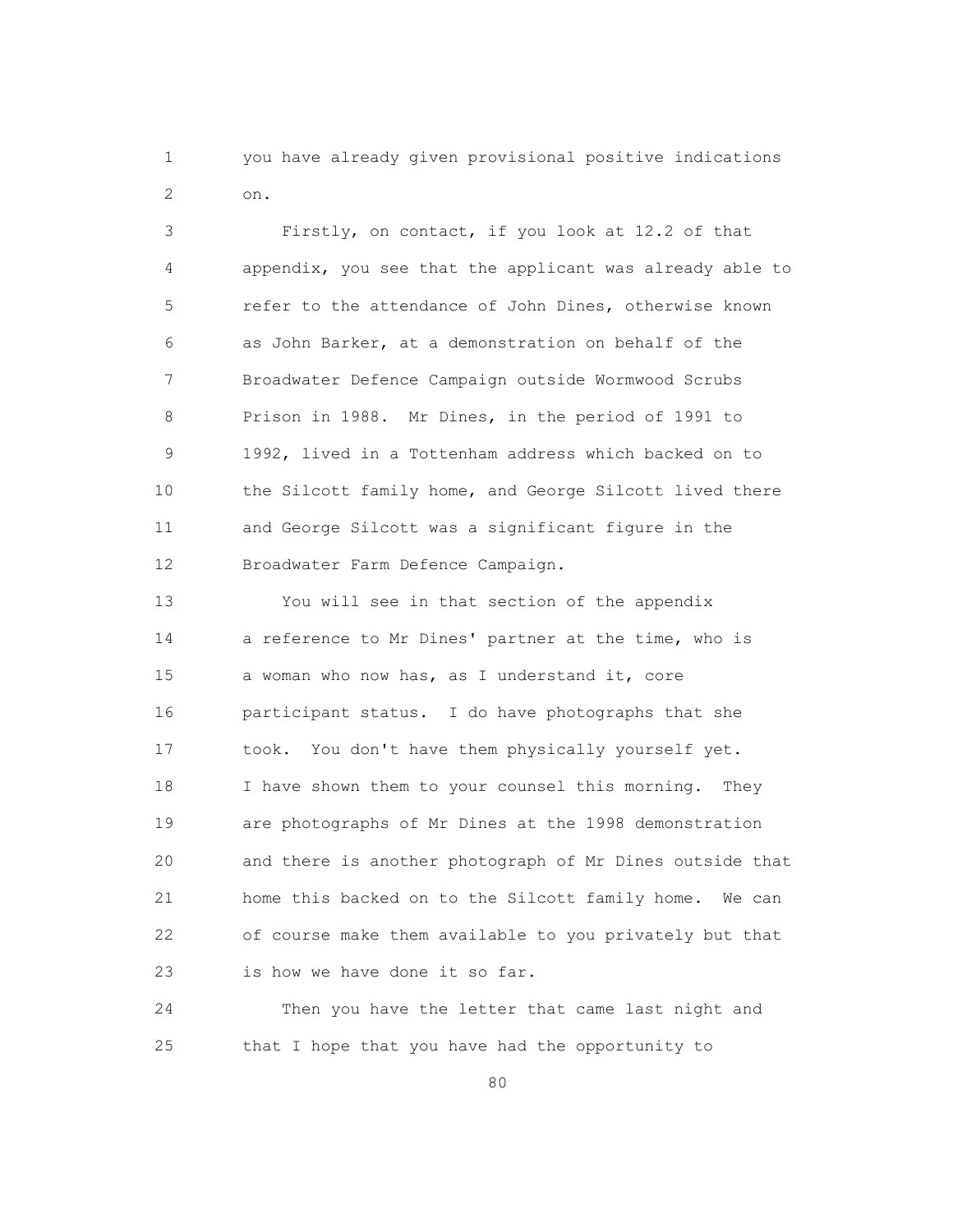you have already given provisional positive indications on.

Firstly, on contact, if you look at 12.2 of that appendix, you see that the applicant was already able to refer to the attendance of John Dines, otherwise known as John Barker, at a demonstration on behalf of the Broadwater Defence Campaign outside Wormwood Scrubs Prison in 1988. Mr Dines, in the period of 1991 to 1992, lived in a Tottenham address which backed on to the Silcott family home, and George Silcott lived there and George Silcott was a significant figure in the Broadwater Farm Defence Campaign.

You will see in that section of the appendix a reference to Mr Dines' partner at the time, who is a woman who now has, as I understand it, core participant status. I do have photographs that she took. You don't have them physically yourself yet. I have shown them to your counsel this morning. They are photographs of Mr Dines at the 1998 demonstration and there is another photograph of Mr Dines outside that home this backed on to the Silcott family home. We can of course make them available to you privately but that is how we have done it so far.

Then you have the letter that came last night and that I hope that you have had the opportunity to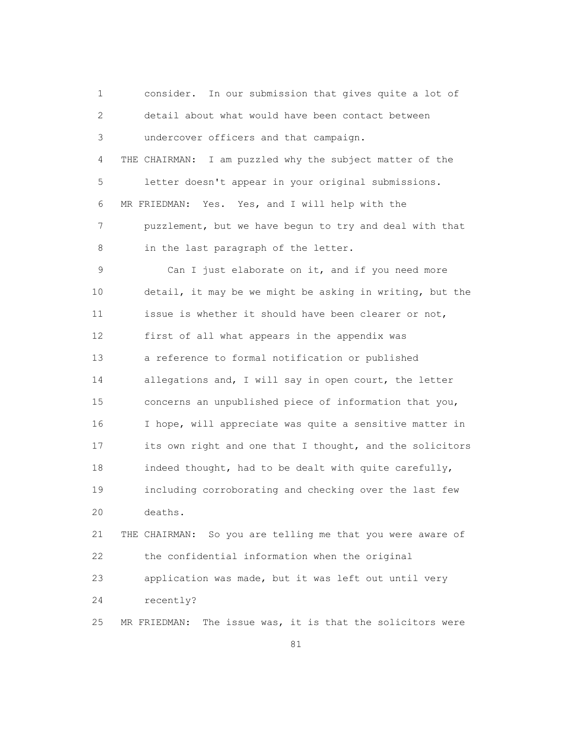consider. In our submission that gives quite a lot of detail about what would have been contact between undercover officers and that campaign.

THE CHAIRMAN: I am puzzled why the subject matter of the letter doesn't appear in your original submissions.

MR FRIEDMAN: Yes. Yes, and I will help with the puzzlement, but we have begun to try and deal with that in the last paragraph of the letter.

Can I just elaborate on it, and if you need more detail, it may be we might be asking in writing, but the issue is whether it should have been clearer or not, first of all what appears in the appendix was a reference to formal notification or published allegations and, I will say in open court, the letter concerns an unpublished piece of information that you, I hope, will appreciate was quite a sensitive matter in its own right and one that I thought, and the solicitors indeed thought, had to be dealt with quite carefully, including corroborating and checking over the last few deaths.

THE CHAIRMAN: So you are telling me that you were aware of the confidential information when the original application was made, but it was left out until very recently?

MR FRIEDMAN: The issue was, it is that the solicitors were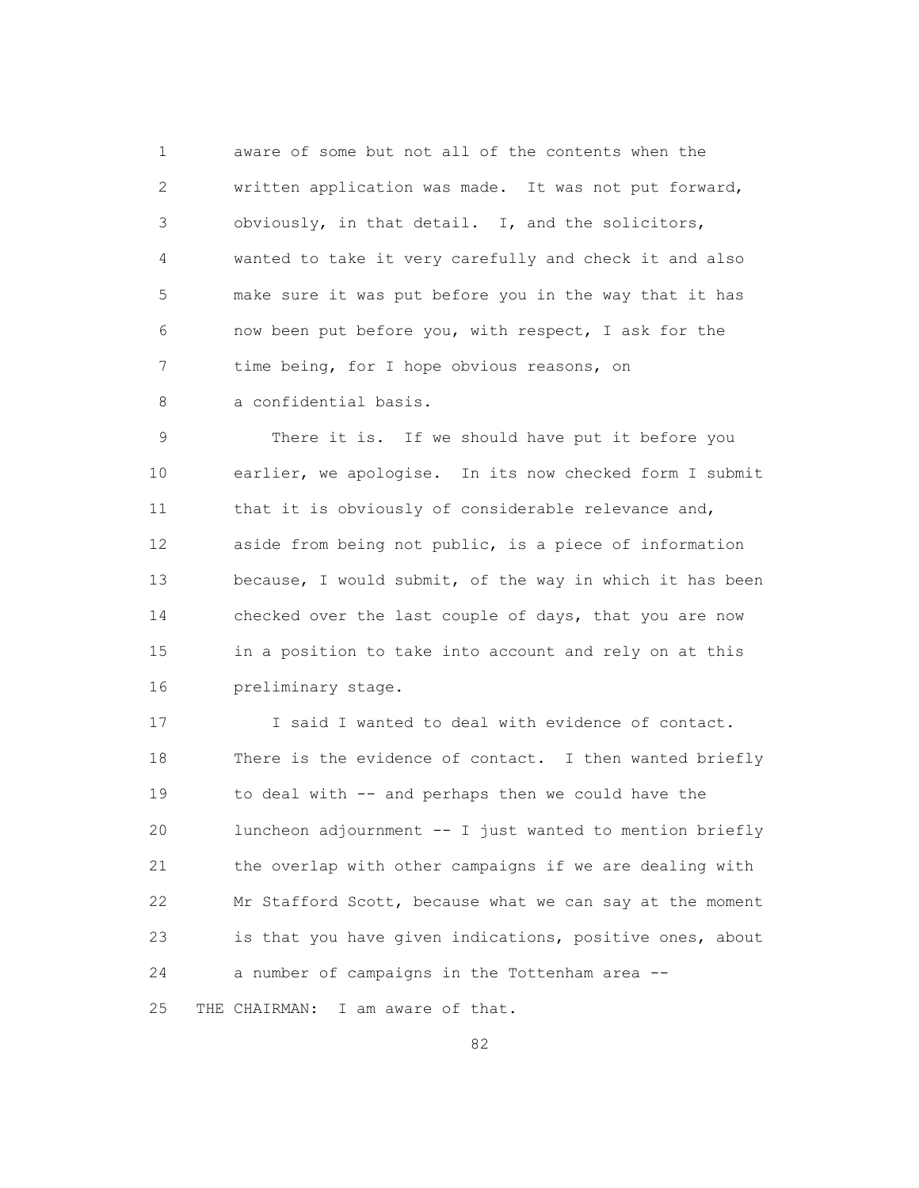aware of some but not all of the contents when the written application was made. It was not put forward, obviously, in that detail. I, and the solicitors, wanted to take it very carefully and check it and also make sure it was put before you in the way that it has now been put before you, with respect, I ask for the time being, for I hope obvious reasons, on a confidential basis.

There it is. If we should have put it before you earlier, we apologise. In its now checked form I submit that it is obviously of considerable relevance and, aside from being not public, is a piece of information because, I would submit, of the way in which it has been checked over the last couple of days, that you are now in a position to take into account and rely on at this preliminary stage.

I said I wanted to deal with evidence of contact. There is the evidence of contact. I then wanted briefly to deal with -- and perhaps then we could have the luncheon adjournment -- I just wanted to mention briefly the overlap with other campaigns if we are dealing with Mr Stafford Scott, because what we can say at the moment is that you have given indications, positive ones, about a number of campaigns in the Tottenham area --

THE CHAIRMAN: I am aware of that.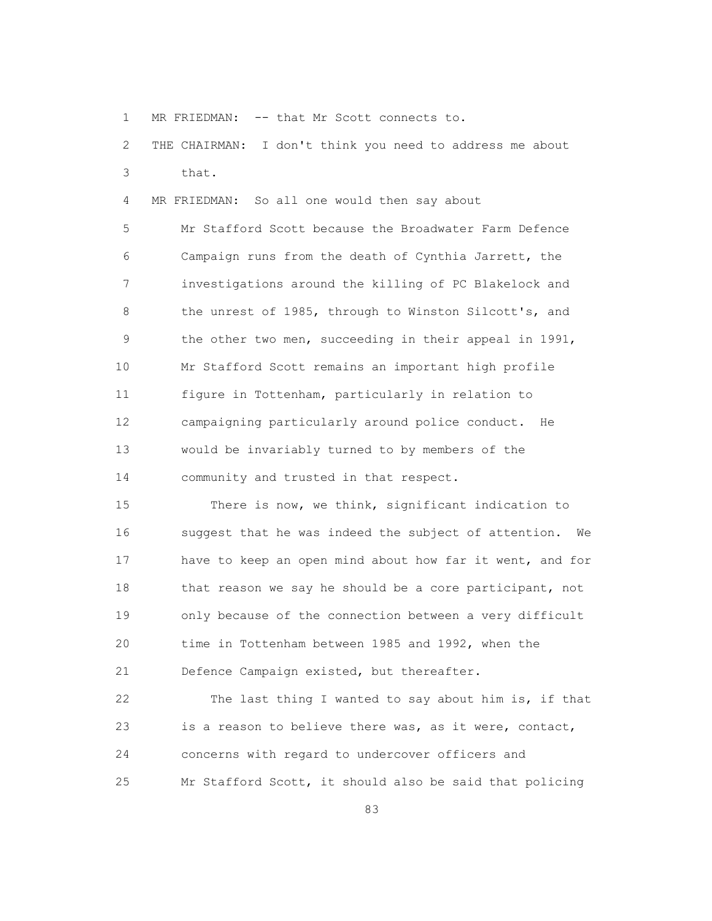MR FRIEDMAN: -- that Mr Scott connects to.

THE CHAIRMAN: I don't think you need to address me about that.

MR FRIEDMAN: So all one would then say about Mr Stafford Scott because the Broadwater Farm Defence Campaign runs from the death of Cynthia Jarrett, the investigations around the killing of PC Blakelock and the unrest of 1985, through to Winston Silcott's, and the other two men, succeeding in their appeal in 1991, Mr Stafford Scott remains an important high profile figure in Tottenham, particularly in relation to campaigning particularly around police conduct. He would be invariably turned to by members of the community and trusted in that respect.

There is now, we think, significant indication to suggest that he was indeed the subject of attention. We have to keep an open mind about how far it went, and for that reason we say he should be a core participant, not only because of the connection between a very difficult time in Tottenham between 1985 and 1992, when the Defence Campaign existed, but thereafter.

The last thing I wanted to say about him is, if that is a reason to believe there was, as it were, contact, concerns with regard to undercover officers and Mr Stafford Scott, it should also be said that policing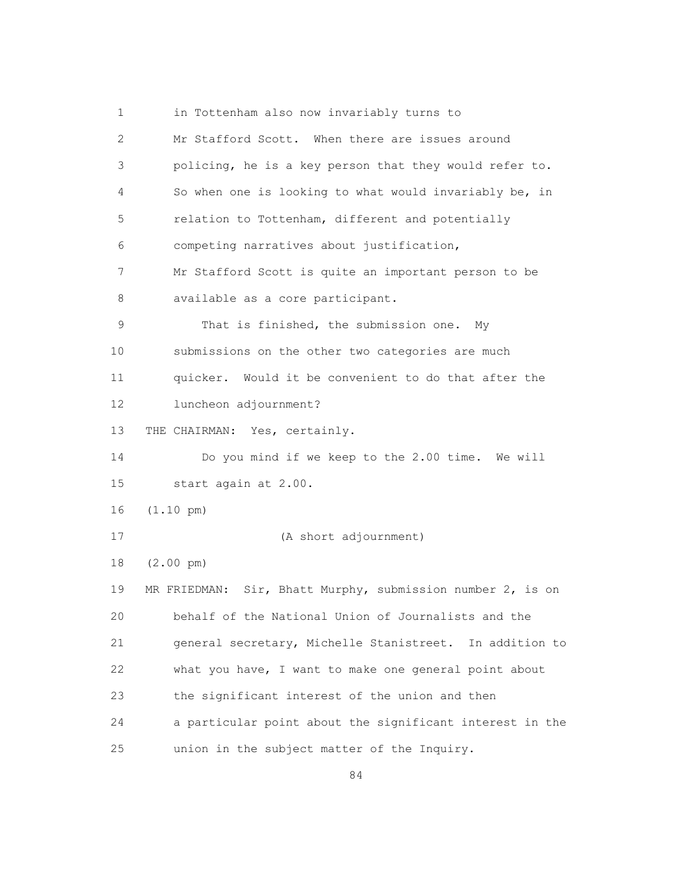1 in Tottenham also now invariably turns to
2 Mr Stafford Scott. When there are issues around
3 policing, he is a key person that they would refer to.
4 So when one is looking to what would invariably be, in
5 relation to Tottenham, different and potentially
6 competing narratives about justification,
7 Mr Stafford Scott is quite an important person to be
8 available as a core participant.
9 That is finished, the submission one. My
10 submissions on the other two categories are much
11 quicker. Would it be convenient to do that after the
12 luncheon adjournment?
13 THE CHAIRMAN: Yes, certainly.
14 Do you mind if we keep to the 2.00 time. We will
15 start again at 2.00.
16 (1.10 pm)
17 (A short adjournment)
18 (2.00 pm)
19 MR FRIEDMAN: Sir, Bhatt Murphy, submission number 2, is on
20 behalf of the National Union of Journalists and the
21 general secretary, Michelle Stanistreet. In addition to
22 what you have, I want to make one general point about
23 the significant interest of the union and then
24 a particular point about the significant interest in the
25 union in the subject matter of the Inquiry.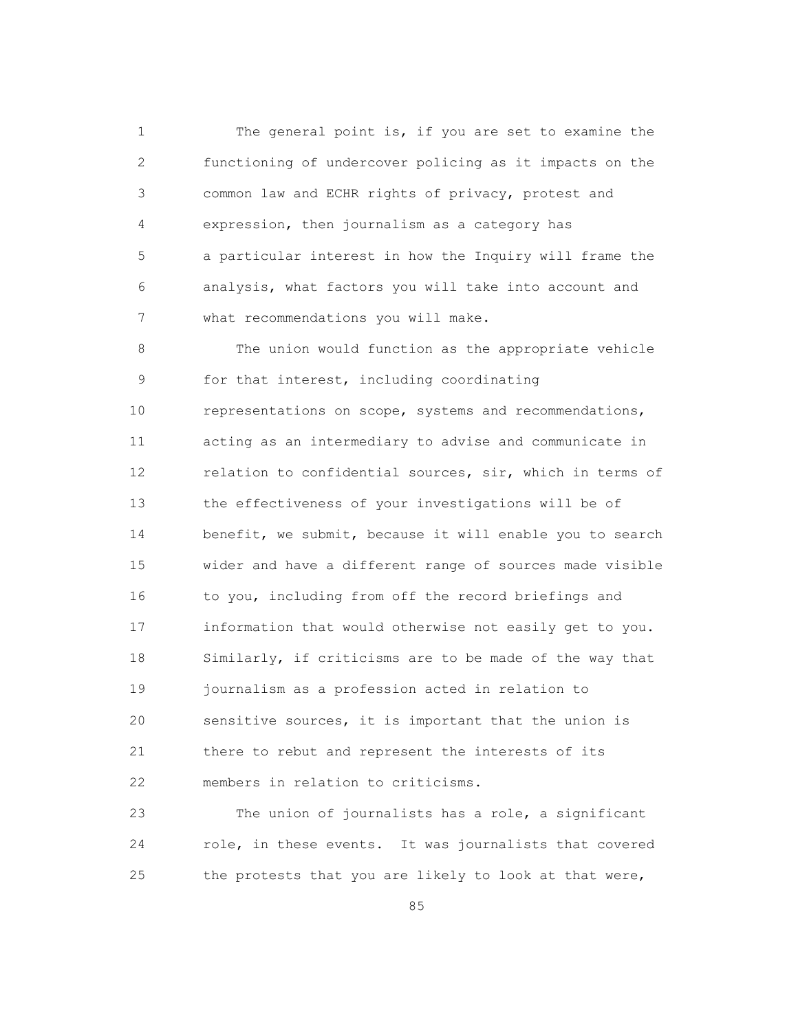The general point is, if you are set to examine the functioning of undercover policing as it impacts on the common law and ECHR rights of privacy, protest and expression, then journalism as a category has a particular interest in how the Inquiry will frame the analysis, what factors you will take into account and what recommendations you will make.

The union would function as the appropriate vehicle for that interest, including coordinating representations on scope, systems and recommendations, acting as an intermediary to advise and communicate in relation to confidential sources, sir, which in terms of the effectiveness of your investigations will be of benefit, we submit, because it will enable you to search wider and have a different range of sources made visible to you, including from off the record briefings and information that would otherwise not easily get to you. Similarly, if criticisms are to be made of the way that journalism as a profession acted in relation to sensitive sources, it is important that the union is there to rebut and represent the interests of its members in relation to criticisms.

The union of journalists has a role, a significant role, in these events. It was journalists that covered the protests that you are likely to look at that were,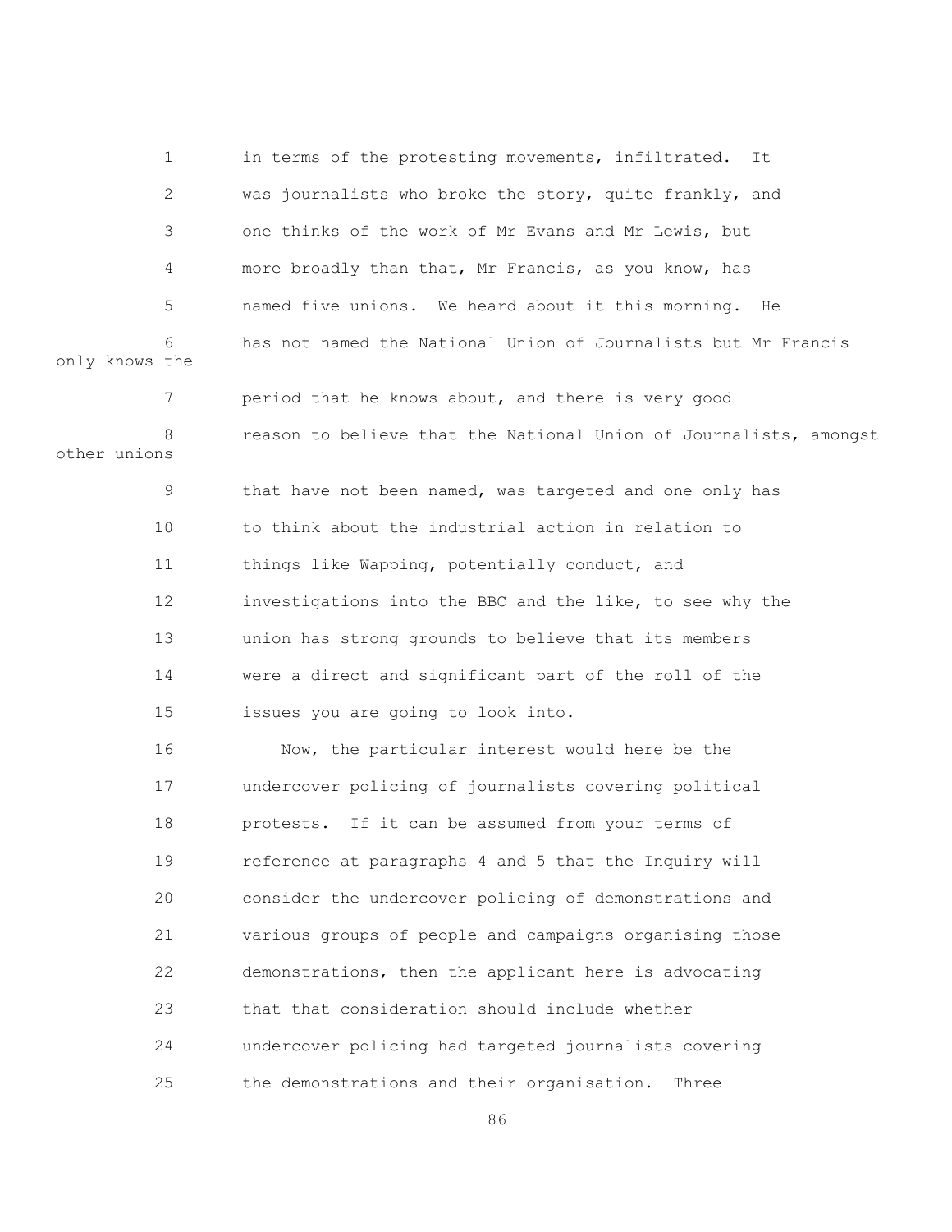in terms of the protesting movements, infiltrated. It was journalists who broke the story, quite frankly, and one thinks of the work of Mr Evans and Mr Lewis, but more broadly than that, Mr Francis, as you know, has named five unions. We heard about it this morning. He has not named the National Union of Journalists but Mr Francis only knows the period that he knows about, and there is very good reason to believe that the National Union of Journalists, amongst other unions that have not been named, was targeted and one only has to think about the industrial action in relation to things like Wapping, potentially conduct, and investigations into the BBC and the like, to see why the union has strong grounds to believe that its members were a direct and significant part of the roll of the issues you are going to look into.

Now, the particular interest would here be the undercover policing of journalists covering political protests. If it can be assumed from your terms of reference at paragraphs 4 and 5 that the Inquiry will consider the undercover policing of demonstrations and various groups of people and campaigns organising those demonstrations, then the applicant here is advocating that that consideration should include whether undercover policing had targeted journalists covering the demonstrations and their organisation. Three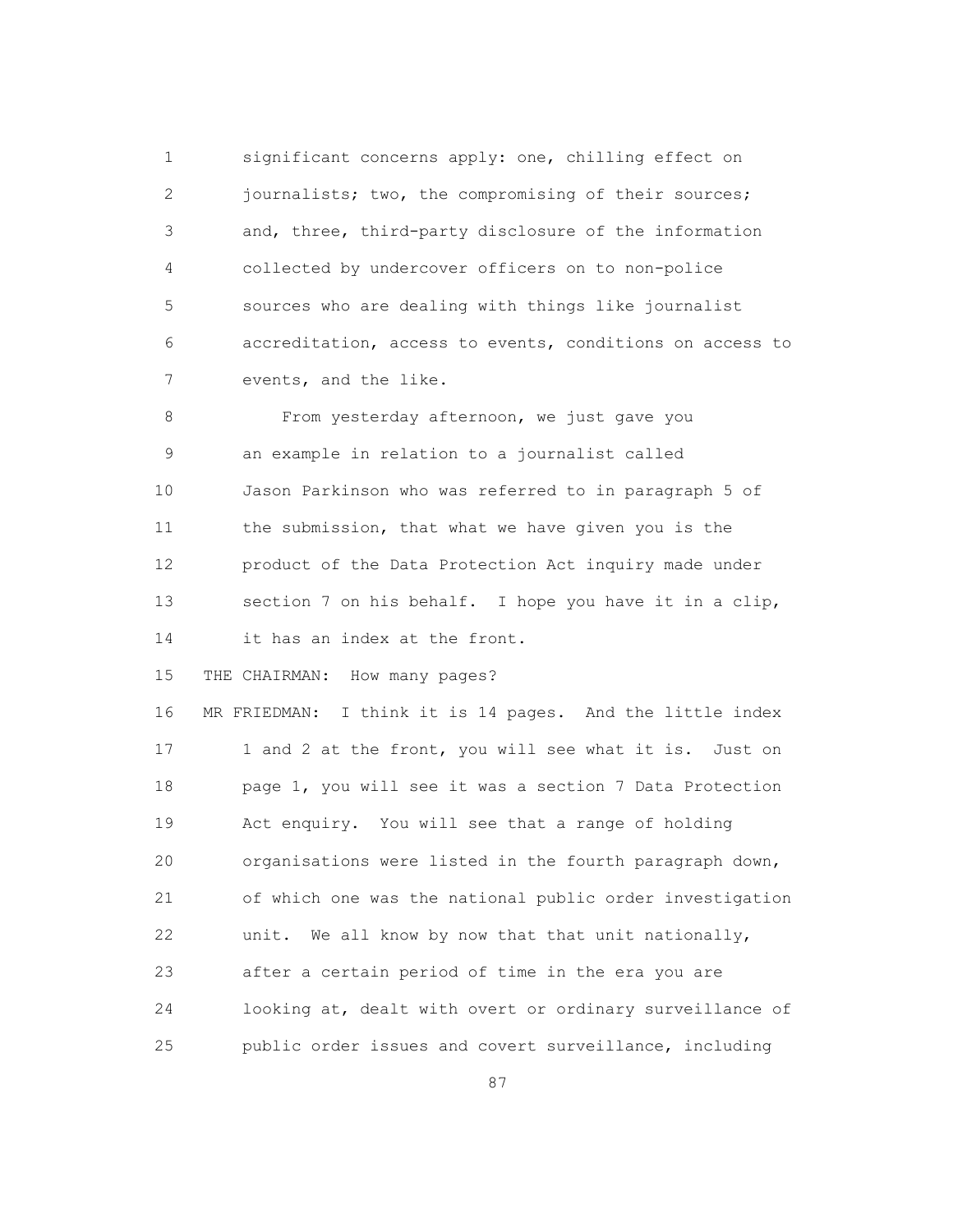significant concerns apply: one, chilling effect on journalists; two, the compromising of their sources; and, three, third-party disclosure of the information collected by undercover officers on to non-police sources who are dealing with things like journalist accreditation, access to events, conditions on access to events, and the like.

From yesterday afternoon, we just gave you an example in relation to a journalist called Jason Parkinson who was referred to in paragraph 5 of the submission, that what we have given you is the product of the Data Protection Act inquiry made under section 7 on his behalf. I hope you have it in a clip, it has an index at the front.

THE CHAIRMAN: How many pages?

MR FRIEDMAN: I think it is 14 pages. And the little index 1 and 2 at the front, you will see what it is. Just on page 1, you will see it was a section 7 Data Protection Act enquiry. You will see that a range of holding organisations were listed in the fourth paragraph down, of which one was the national public order investigation unit. We all know by now that that unit nationally, after a certain period of time in the era you are looking at, dealt with overt or ordinary surveillance of public order issues and covert surveillance, including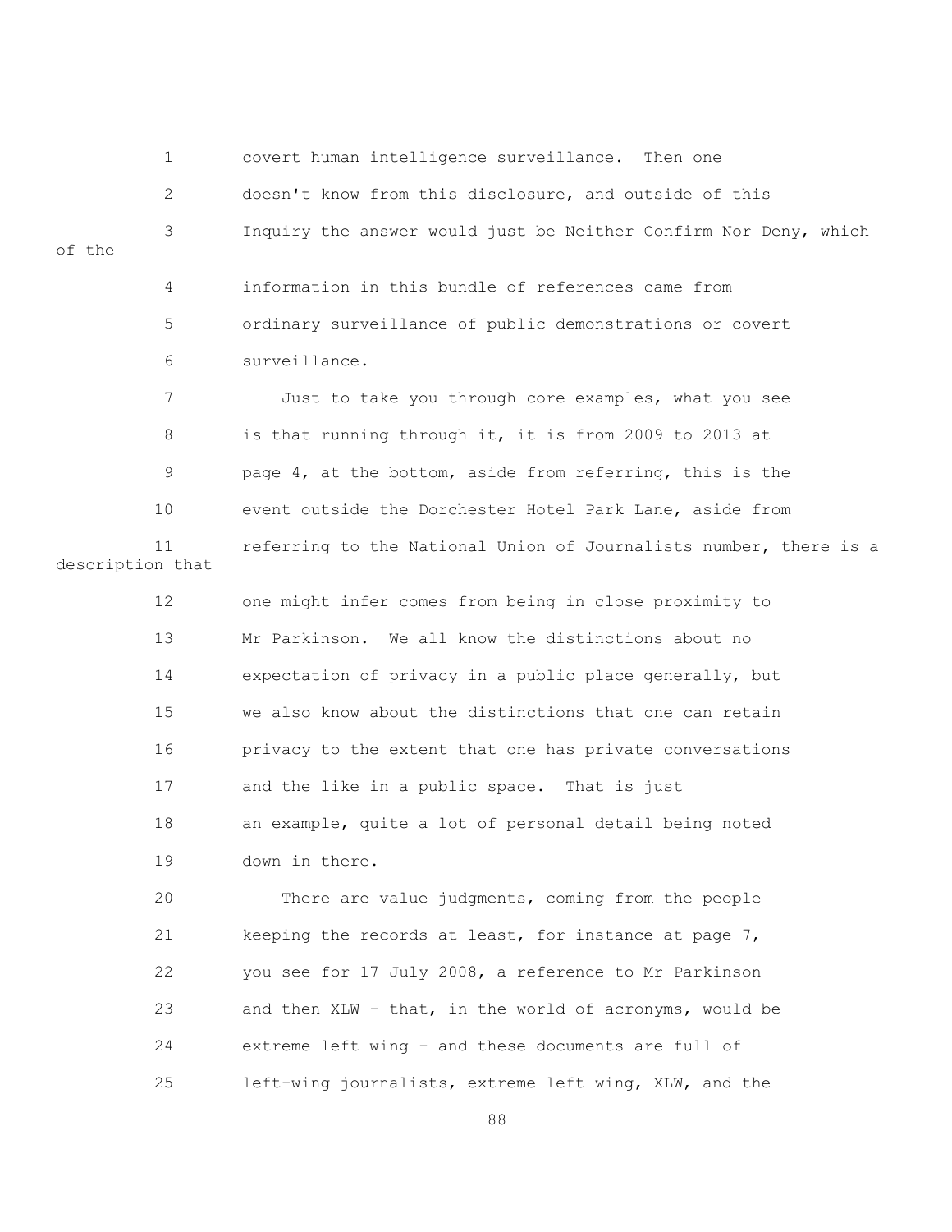1 covert human intelligence surveillance. Then one
2 doesn't know from this disclosure, and outside of this
3 Inquiry the answer would just be Neither Confirm Nor Deny, which of the
4 information in this bundle of references came from
5 ordinary surveillance of public demonstrations or covert
6 surveillance.
7 Just to take you through core examples, what you see
8 is that running through it, it is from 2009 to 2013 at
9 page 4, at the bottom, aside from referring, this is the
10 event outside the Dorchester Hotel Park Lane, aside from
11 referring to the National Union of Journalists number, there is a description that
12 one might infer comes from being in close proximity to
13 Mr Parkinson. We all know the distinctions about no
14 expectation of privacy in a public place generally, but
15 we also know about the distinctions that one can retain
16 privacy to the extent that one has private conversations
17 and the like in a public space. That is just
18 an example, quite a lot of personal detail being noted
19 down in there.
20 There are value judgments, coming from the people
21 keeping the records at least, for instance at page 7,
22 you see for 17 July 2008, a reference to Mr Parkinson
23 and then XLW - that, in the world of acronyms, would be
24 extreme left wing - and these documents are full of
25 left-wing journalists, extreme left wing, XLW, and the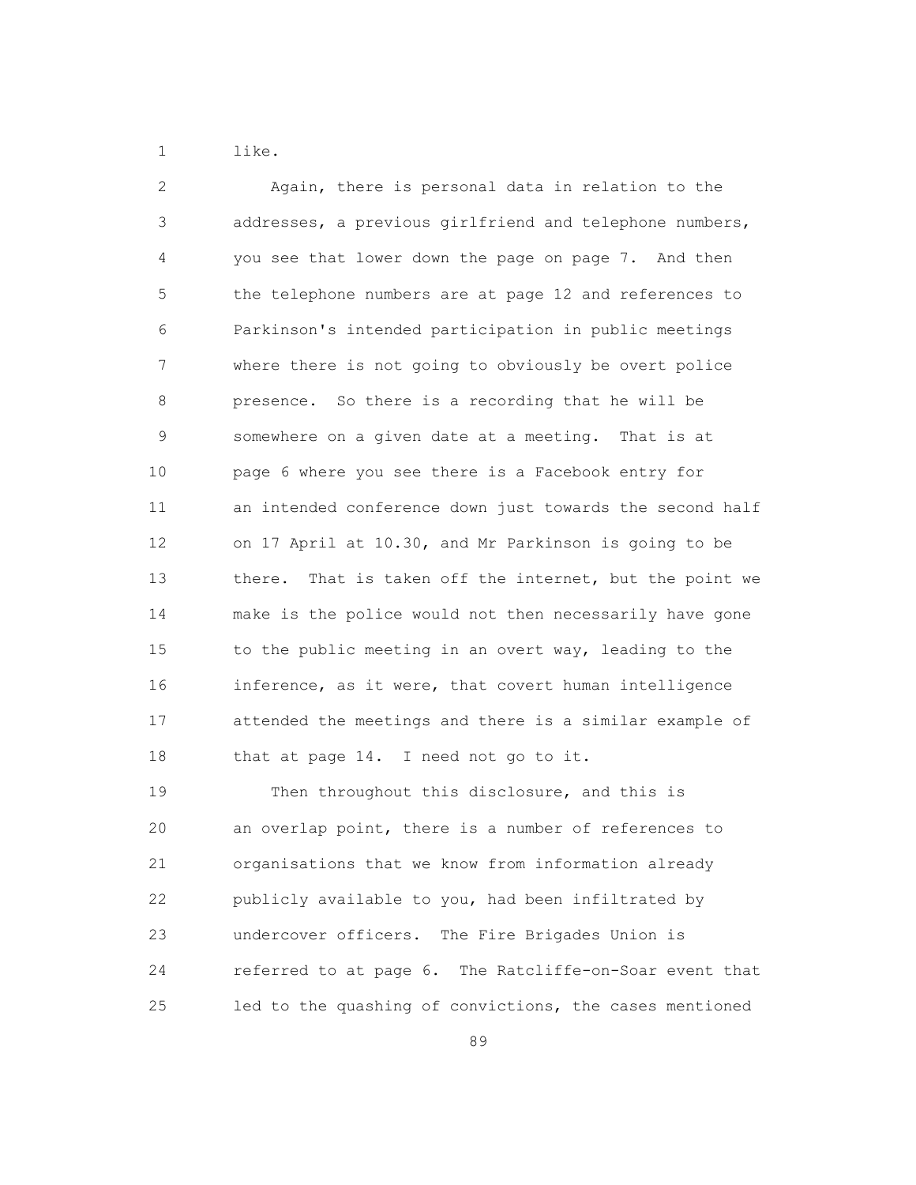like.

Again, there is personal data in relation to the addresses, a previous girlfriend and telephone numbers, you see that lower down the page on page 7. And then the telephone numbers are at page 12 and references to Parkinson's intended participation in public meetings where there is not going to obviously be overt police presence. So there is a recording that he will be somewhere on a given date at a meeting. That is at page 6 where you see there is a Facebook entry for an intended conference down just towards the second half on 17 April at 10.30, and Mr Parkinson is going to be there. That is taken off the internet, but the point we make is the police would not then necessarily have gone to the public meeting in an overt way, leading to the inference, as it were, that covert human intelligence attended the meetings and there is a similar example of that at page 14. I need not go to it.

Then throughout this disclosure, and this is an overlap point, there is a number of references to organisations that we know from information already publicly available to you, had been infiltrated by undercover officers. The Fire Brigades Union is referred to at page 6. The Ratcliffe-on-Soar event that led to the quashing of convictions, the cases mentioned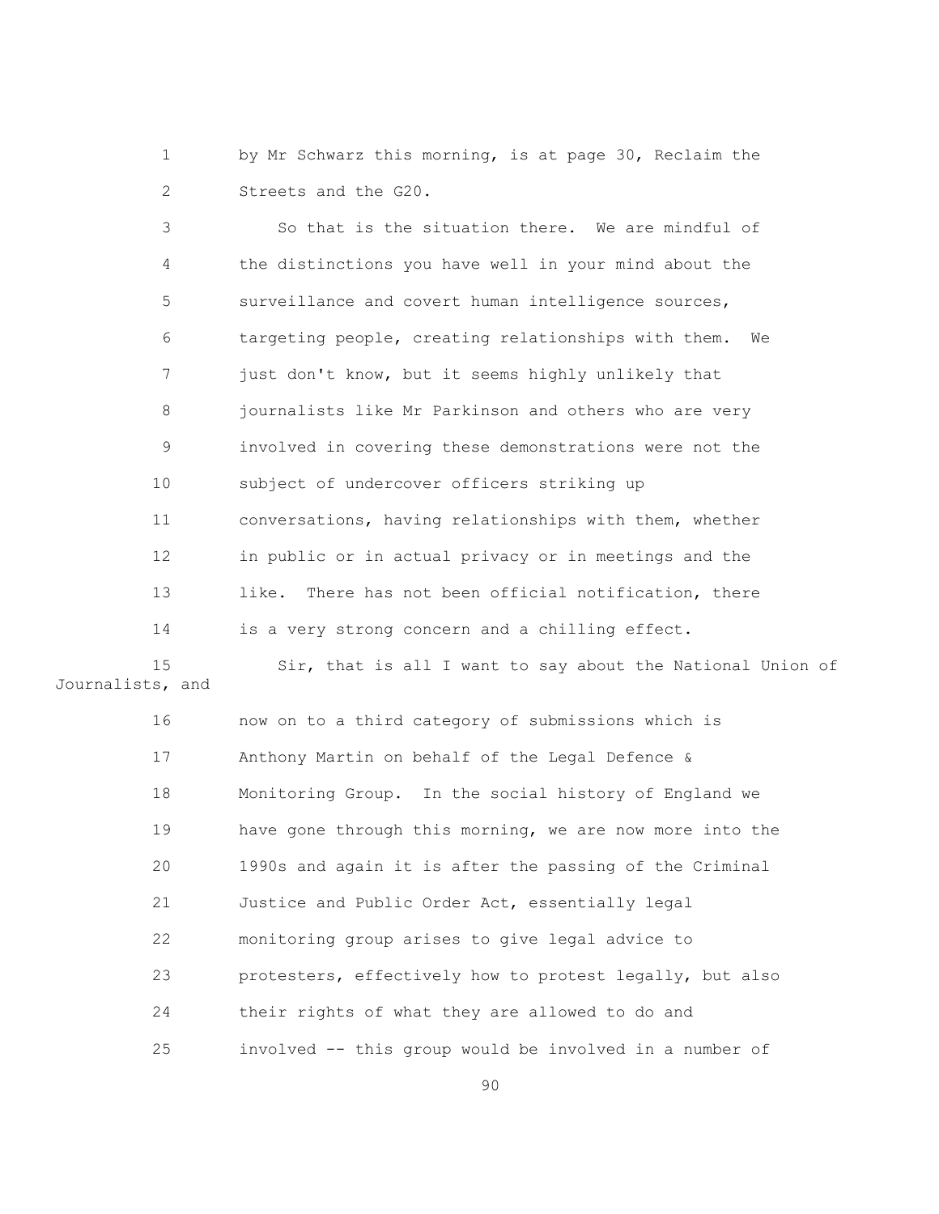1 by Mr Schwarz this morning, is at page 30, Reclaim the
2 Streets and the G20.
3 So that is the situation there. We are mindful of
4 the distinctions you have well in your mind about the
5 surveillance and covert human intelligence sources,
6 targeting people, creating relationships with them. We
7 just don't know, but it seems highly unlikely that
8 journalists like Mr Parkinson and others who are very
9 involved in covering these demonstrations were not the
10 subject of undercover officers striking up
11 conversations, having relationships with them, whether
12 in public or in actual privacy or in meetings and the
13 like. There has not been official notification, there
14 is a very strong concern and a chilling effect.
15 Sir, that is all I want to say about the National Union of Journalists, and
16 now on to a third category of submissions which is
17 Anthony Martin on behalf of the Legal Defence &
18 Monitoring Group. In the social history of England we
19 have gone through this morning, we are now more into the
20 1990s and again it is after the passing of the Criminal
21 Justice and Public Order Act, essentially legal
22 monitoring group arises to give legal advice to
23 protesters, effectively how to protest legally, but also
24 their rights of what they are allowed to do and
25 involved -- this group would be involved in a number of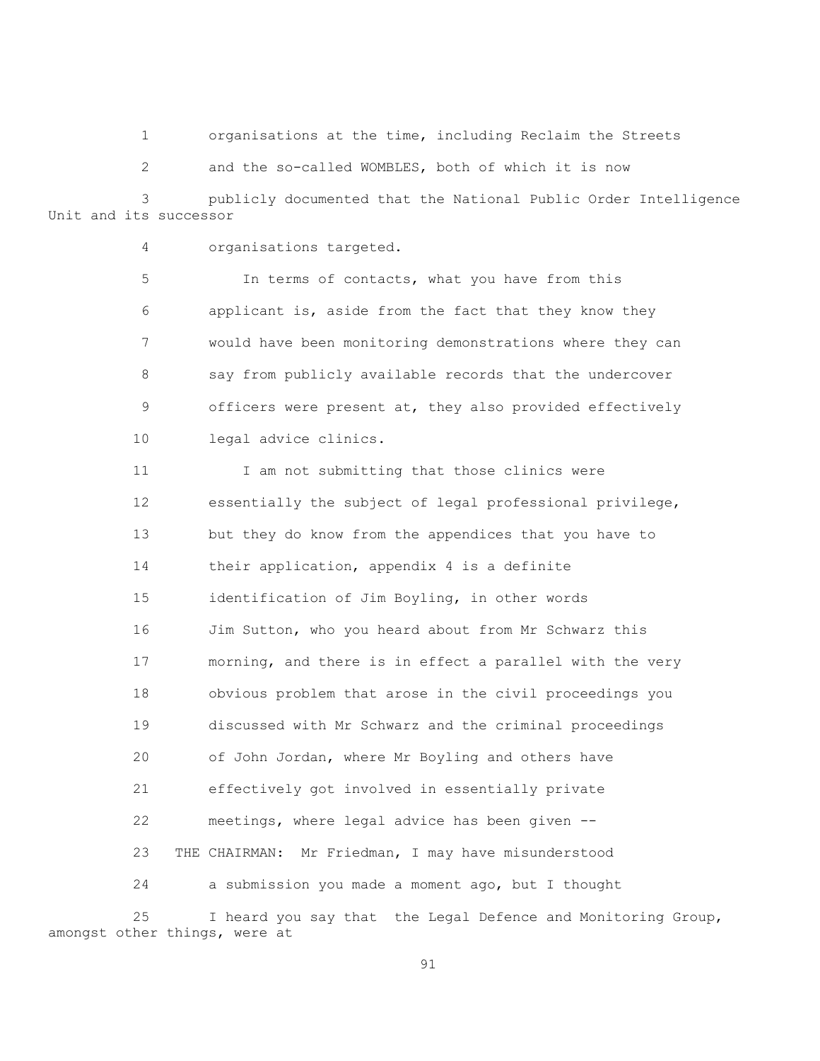1 organisations at the time, including Reclaim the Streets
2 and the so-called WOMBLES, both of which it is now
3 publicly documented that the National Public Order Intelligence Unit and its successor
4 organisations targeted.
5 In terms of contacts, what you have from this
6 applicant is, aside from the fact that they know they
7 would have been monitoring demonstrations where they can
8 say from publicly available records that the undercover
9 officers were present at, they also provided effectively
10 legal advice clinics.
11 I am not submitting that those clinics were
12 essentially the subject of legal professional privilege,
13 but they do know from the appendices that you have to
14 their application, appendix 4 is a definite
15 identification of Jim Boyling, in other words
16 Jim Sutton, who you heard about from Mr Schwarz this
17 morning, and there is in effect a parallel with the very
18 obvious problem that arose in the civil proceedings you
19 discussed with Mr Schwarz and the criminal proceedings
20 of John Jordan, where Mr Boyling and others have
21 effectively got involved in essentially private
22 meetings, where legal advice has been given --
23 THE CHAIRMAN: Mr Friedman, I may have misunderstood
24 a submission you made a moment ago, but I thought
25 I heard you say that the Legal Defence and Monitoring Group, amongst other things, were at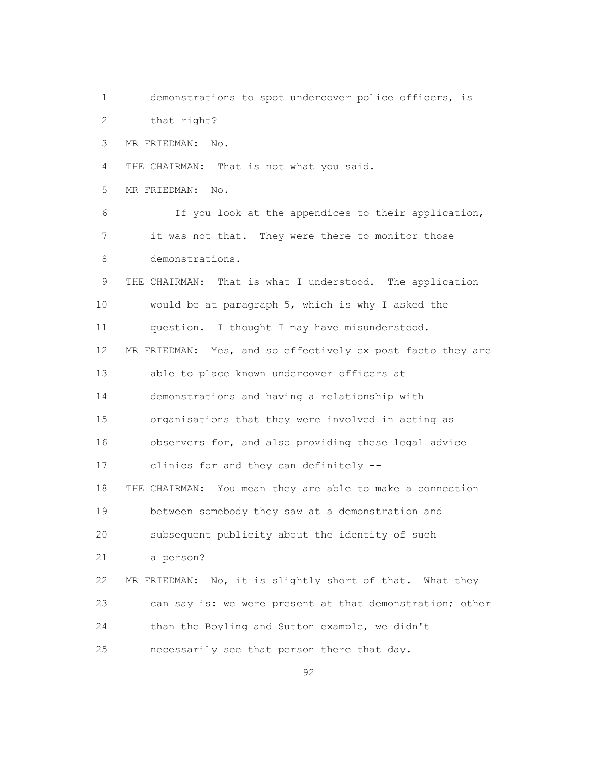1 demonstrations to spot undercover police officers, is
2 that right?
3 MR FRIEDMAN: No.
4 THE CHAIRMAN: That is not what you said.
5 MR FRIEDMAN: No.
6 If you look at the appendices to their application,
7 it was not that. They were there to monitor those
8 demonstrations.
9 THE CHAIRMAN: That is what I understood. The application
10 would be at paragraph 5, which is why I asked the
11 question. I thought I may have misunderstood.
12 MR FRIEDMAN: Yes, and so effectively ex post facto they are
13 able to place known undercover officers at
14 demonstrations and having a relationship with
15 organisations that they were involved in acting as
16 observers for, and also providing these legal advice
17 clinics for and they can definitely --
18 THE CHAIRMAN: You mean they are able to make a connection
19 between somebody they saw at a demonstration and
20 subsequent publicity about the identity of such
21 a person?
22 MR FRIEDMAN: No, it is slightly short of that. What they
23 can say is: we were present at that demonstration; other
24 than the Boyling and Sutton example, we didn't
25 necessarily see that person there that day.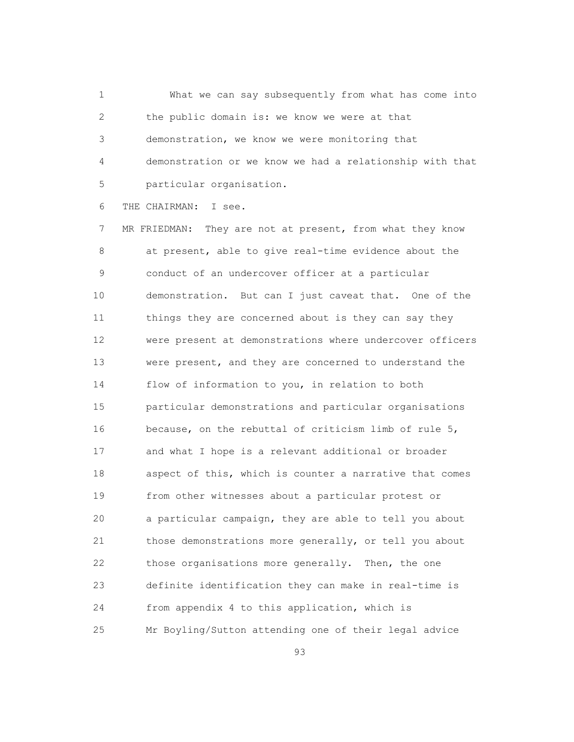What we can say subsequently from what has come into the public domain is: we know we were at that demonstration, we know we were monitoring that demonstration or we know we had a relationship with that particular organisation.

THE CHAIRMAN: I see.

MR FRIEDMAN: They are not at present, from what they know at present, able to give real-time evidence about the conduct of an undercover officer at a particular demonstration. But can I just caveat that. One of the things they are concerned about is they can say they were present at demonstrations where undercover officers were present, and they are concerned to understand the flow of information to you, in relation to both particular demonstrations and particular organisations because, on the rebuttal of criticism limb of rule 5, and what I hope is a relevant additional or broader aspect of this, which is counter a narrative that comes from other witnesses about a particular protest or a particular campaign, they are able to tell you about those demonstrations more generally, or tell you about those organisations more generally. Then, the one definite identification they can make in real-time is from appendix 4 to this application, which is Mr Boyling/Sutton attending one of their legal advice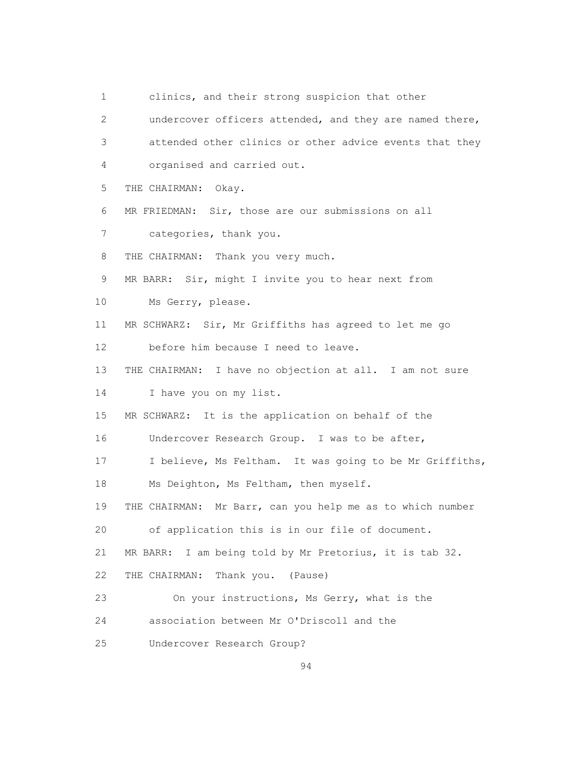clinics, and their strong suspicion that other undercover officers attended, and they are named there, attended other clinics or other advice events that they organised and carried out.

THE CHAIRMAN: Okay.

MR FRIEDMAN: Sir, those are our submissions on all categories, thank you.

THE CHAIRMAN: Thank you very much.

MR BARR: Sir, might I invite you to hear next from Ms Gerry, please.

MR SCHWARZ: Sir, Mr Griffiths has agreed to let me go before him because I need to leave.

THE CHAIRMAN: I have no objection at all. I am not sure I have you on my list.

MR SCHWARZ: It is the application on behalf of the Undercover Research Group. I was to be after, I believe, Ms Feltham. It was going to be Mr Griffiths, Ms Deighton, Ms Feltham, then myself.

THE CHAIRMAN: Mr Barr, can you help me as to which number of application this is in our file of document.

MR BARR: I am being told by Mr Pretorius, it is tab 32.

THE CHAIRMAN: Thank you. (Pause)

On your instructions, Ms Gerry, what is the association between Mr O'Driscoll and the Undercover Research Group?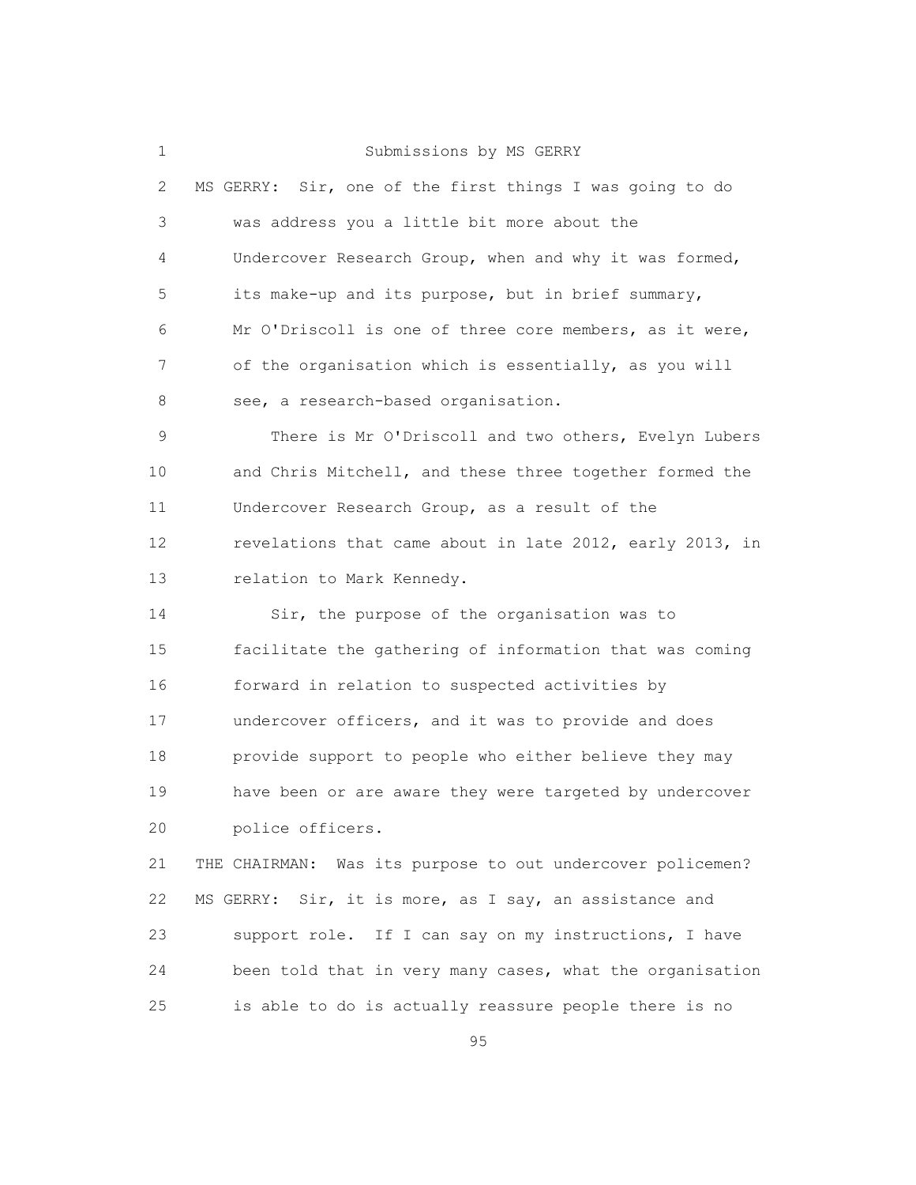Submissions by MS GERRY

MS GERRY: Sir, one of the first things I was going to do was address you a little bit more about the Undercover Research Group, when and why it was formed, its make-up and its purpose, but in brief summary, Mr O'Driscoll is one of three core members, as it were, of the organisation which is essentially, as you will see, a research-based organisation.

There is Mr O'Driscoll and two others, Evelyn Lubers and Chris Mitchell, and these three together formed the Undercover Research Group, as a result of the revelations that came about in late 2012, early 2013, in relation to Mark Kennedy.

Sir, the purpose of the organisation was to facilitate the gathering of information that was coming forward in relation to suspected activities by undercover officers, and it was to provide and does provide support to people who either believe they may have been or are aware they were targeted by undercover police officers.

THE CHAIRMAN: Was its purpose to out undercover policemen?

MS GERRY: Sir, it is more, as I say, an assistance and support role. If I can say on my instructions, I have been told that in very many cases, what the organisation is able to do is actually reassure people there is no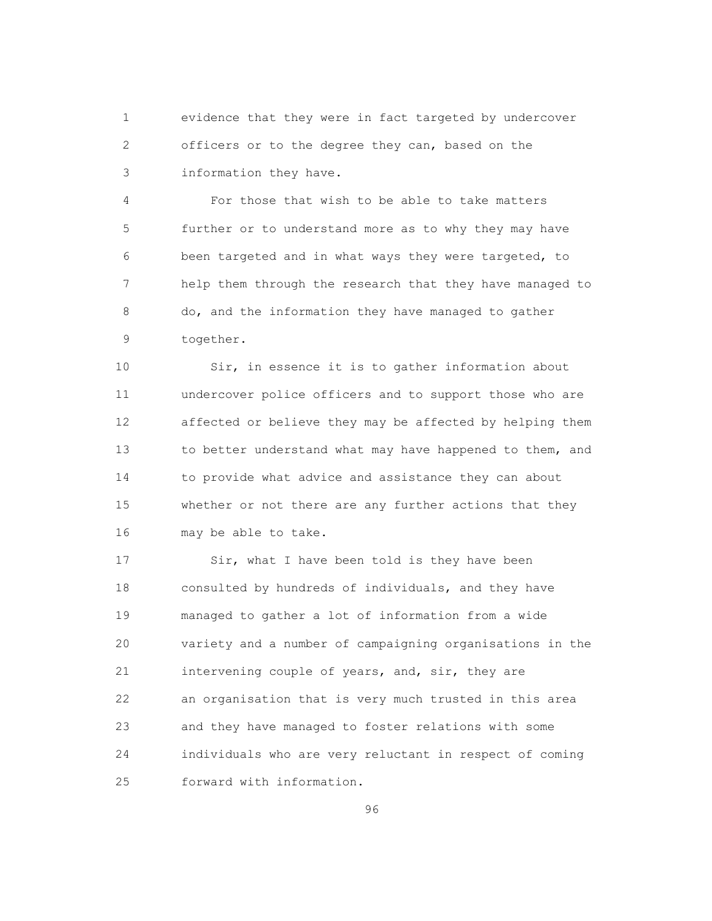evidence that they were in fact targeted by undercover officers or to the degree they can, based on the information they have.

For those that wish to be able to take matters further or to understand more as to why they may have been targeted and in what ways they were targeted, to help them through the research that they have managed to do, and the information they have managed to gather together.

Sir, in essence it is to gather information about undercover police officers and to support those who are affected or believe they may be affected by helping them to better understand what may have happened to them, and to provide what advice and assistance they can about whether or not there are any further actions that they may be able to take.

Sir, what I have been told is they have been consulted by hundreds of individuals, and they have managed to gather a lot of information from a wide variety and a number of campaigning organisations in the intervening couple of years, and, sir, they are an organisation that is very much trusted in this area and they have managed to foster relations with some individuals who are very reluctant in respect of coming forward with information.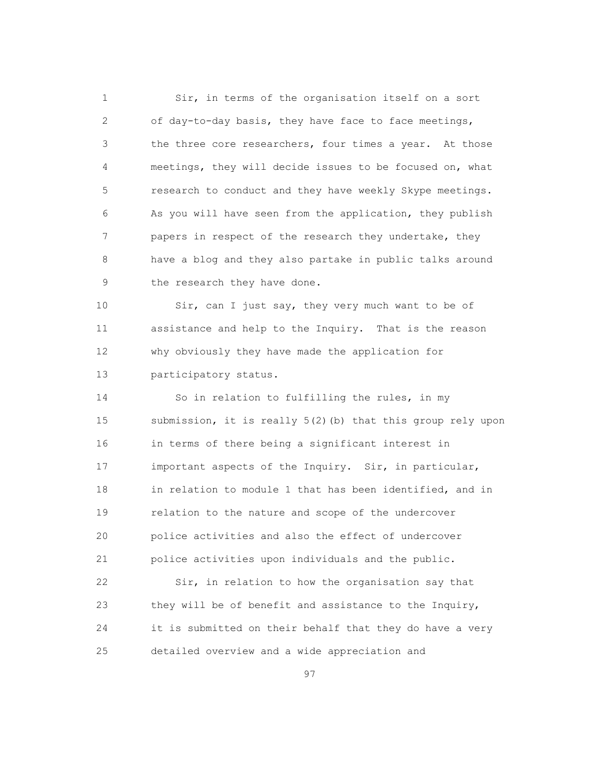Sir, in terms of the organisation itself on a sort of day-to-day basis, they have face to face meetings, the three core researchers, four times a year. At those meetings, they will decide issues to be focused on, what research to conduct and they have weekly Skype meetings. As you will have seen from the application, they publish papers in respect of the research they undertake, they have a blog and they also partake in public talks around the research they have done.

Sir, can I just say, they very much want to be of assistance and help to the Inquiry. That is the reason why obviously they have made the application for participatory status.

So in relation to fulfilling the rules, in my submission, it is really 5(2)(b) that this group rely upon in terms of there being a significant interest in important aspects of the Inquiry. Sir, in particular, in relation to module 1 that has been identified, and in relation to the nature and scope of the undercover police activities and also the effect of undercover police activities upon individuals and the public.

Sir, in relation to how the organisation say that they will be of benefit and assistance to the Inquiry, it is submitted on their behalf that they do have a very detailed overview and a wide appreciation and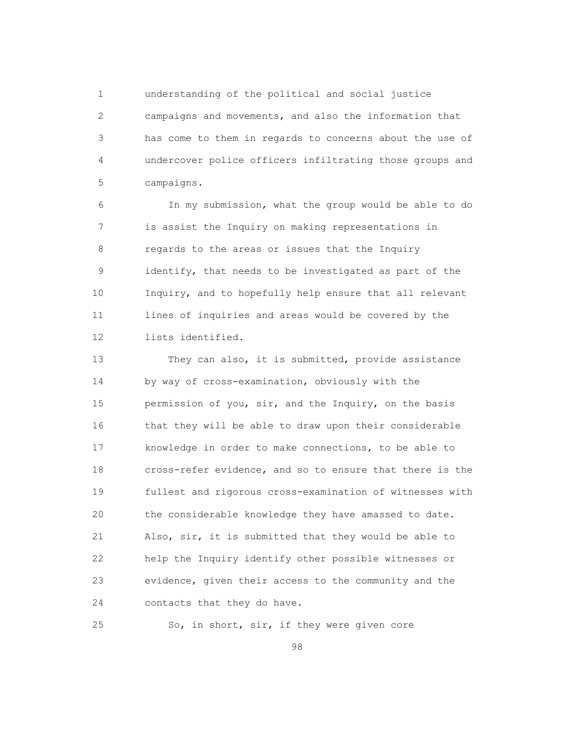understanding of the political and social justice campaigns and movements, and also the information that has come to them in regards to concerns about the use of undercover police officers infiltrating those groups and campaigns.

In my submission, what the group would be able to do is assist the Inquiry on making representations in regards to the areas or issues that the Inquiry identify, that needs to be investigated as part of the Inquiry, and to hopefully help ensure that all relevant lines of inquiries and areas would be covered by the lists identified.

They can also, it is submitted, provide assistance by way of cross-examination, obviously with the permission of you, sir, and the Inquiry, on the basis that they will be able to draw upon their considerable knowledge in order to make connections, to be able to cross-refer evidence, and so to ensure that there is the fullest and rigorous cross-examination of witnesses with the considerable knowledge they have amassed to date. Also, sir, it is submitted that they would be able to help the Inquiry identify other possible witnesses or evidence, given their access to the community and the contacts that they do have.

So, in short, sir, if they were given core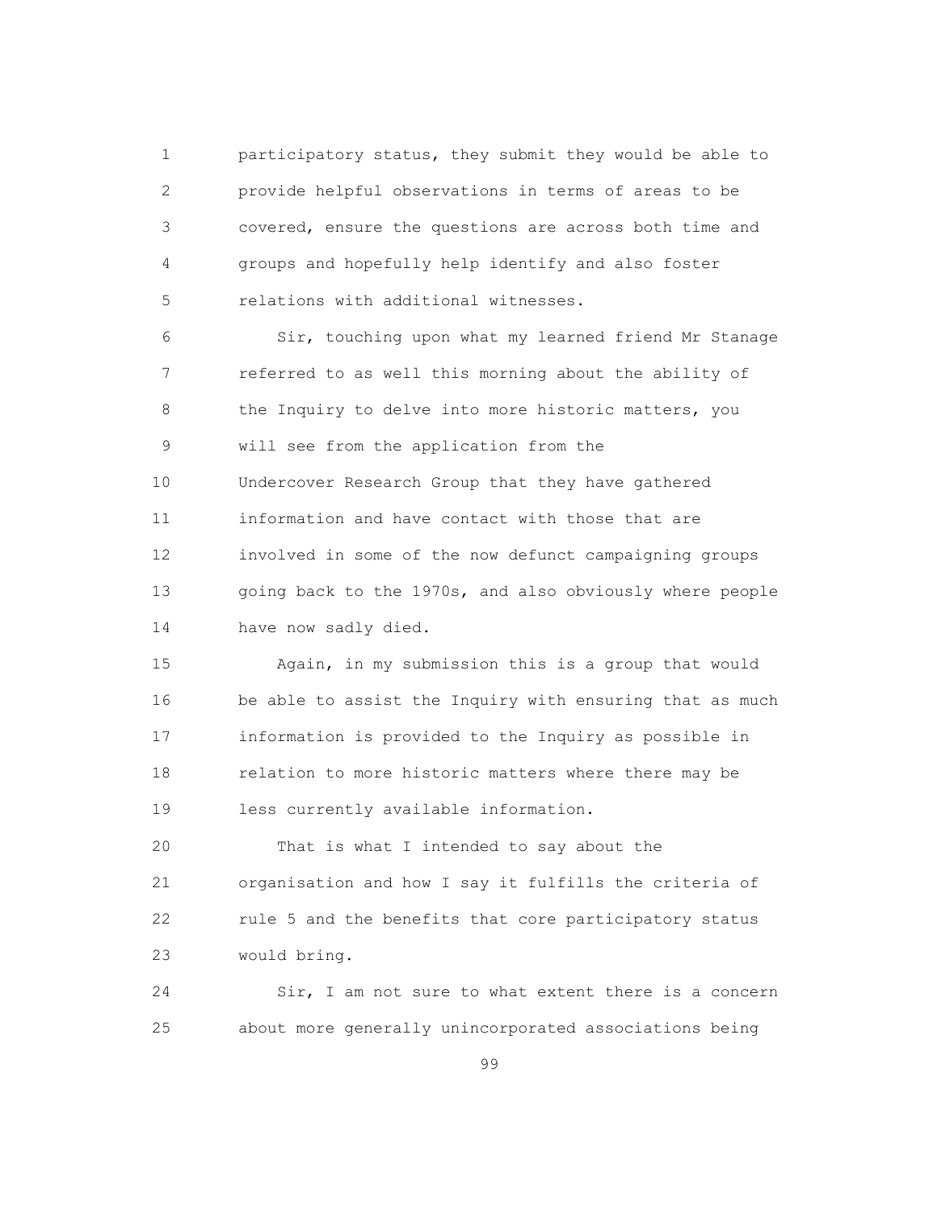participatory status, they submit they would be able to provide helpful observations in terms of areas to be covered, ensure the questions are across both time and groups and hopefully help identify and also foster relations with additional witnesses.

Sir, touching upon what my learned friend Mr Stanage referred to as well this morning about the ability of the Inquiry to delve into more historic matters, you will see from the application from the Undercover Research Group that they have gathered information and have contact with those that are involved in some of the now defunct campaigning groups going back to the 1970s, and also obviously where people have now sadly died.

Again, in my submission this is a group that would be able to assist the Inquiry with ensuring that as much information is provided to the Inquiry as possible in relation to more historic matters where there may be less currently available information.

That is what I intended to say about the organisation and how I say it fulfills the criteria of rule 5 and the benefits that core participatory status would bring.

Sir, I am not sure to what extent there is a concern about more generally unincorporated associations being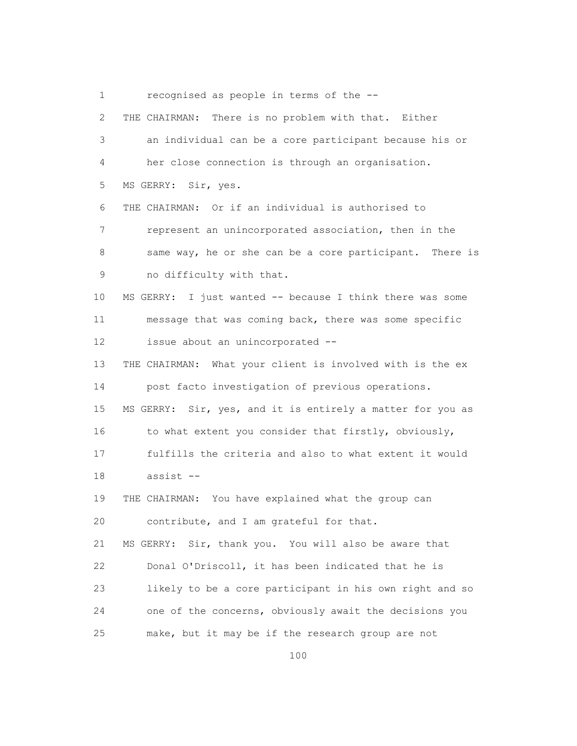1 recognised as people in terms of the --

2 THE CHAIRMAN: There is no problem with that. Either

3 an individual can be a core participant because his or

4 her close connection is through an organisation.

5 MS GERRY: Sir, yes.

6 THE CHAIRMAN: Or if an individual is authorised to

7 represent an unincorporated association, then in the

8 same way, he or she can be a core participant. There is

9 no difficulty with that.

10 MS GERRY: I just wanted -- because I think there was some

11 message that was coming back, there was some specific

12 issue about an unincorporated --

13 THE CHAIRMAN: What your client is involved with is the ex

14 post facto investigation of previous operations.

15 MS GERRY: Sir, yes, and it is entirely a matter for you as

16 to what extent you consider that firstly, obviously,

17 fulfills the criteria and also to what extent it would

18 assist --

19 THE CHAIRMAN: You have explained what the group can

20 contribute, and I am grateful for that.

21 MS GERRY: Sir, thank you. You will also be aware that

22 Donal O'Driscoll, it has been indicated that he is

23 likely to be a core participant in his own right and so

24 one of the concerns, obviously await the decisions you

25 make, but it may be if the research group are not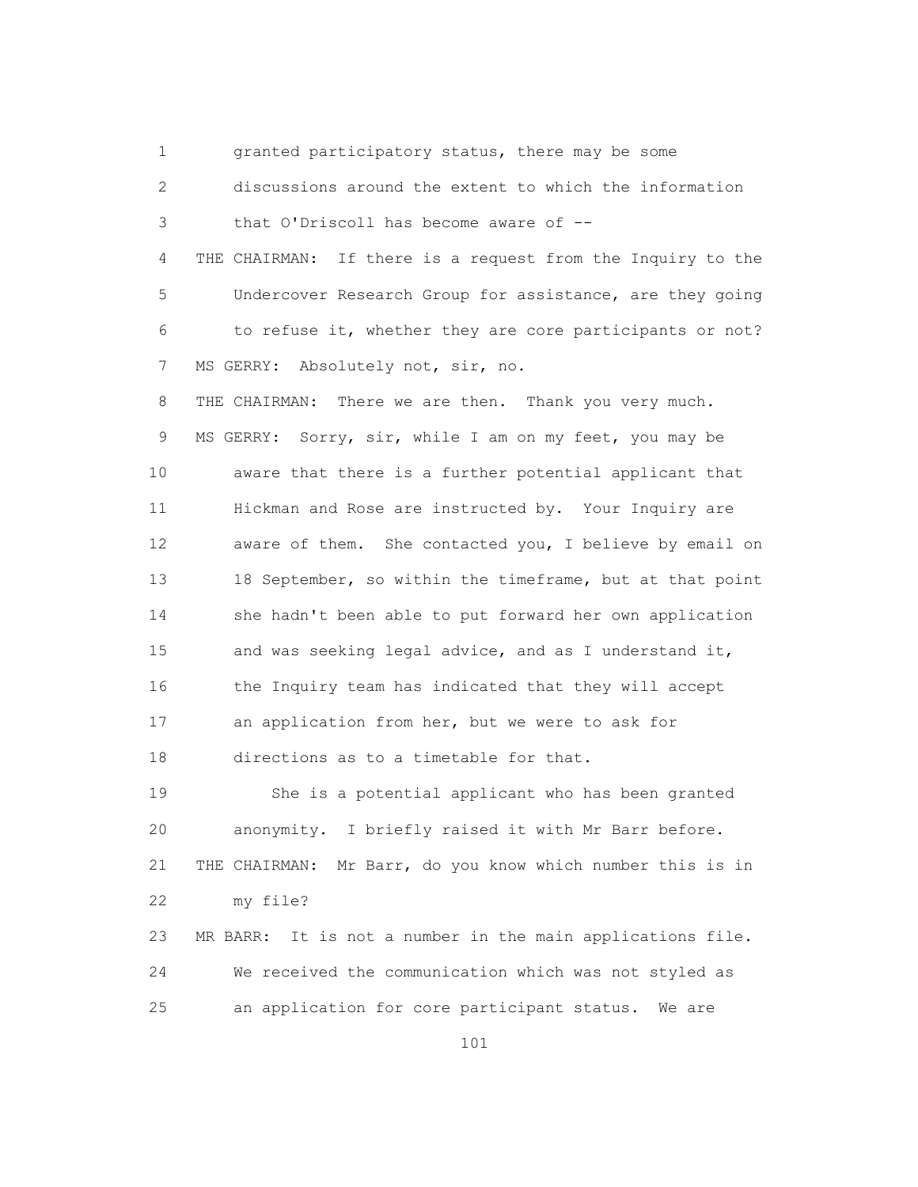1 granted participatory status, there may be some
2 discussions around the extent to which the information
3 that O'Driscoll has become aware of --
4 THE CHAIRMAN: If there is a request from the Inquiry to the
5 Undercover Research Group for assistance, are they going
6 to refuse it, whether they are core participants or not?
7 MS GERRY: Absolutely not, sir, no.
8 THE CHAIRMAN: There we are then. Thank you very much.
9 MS GERRY: Sorry, sir, while I am on my feet, you may be
10 aware that there is a further potential applicant that
11 Hickman and Rose are instructed by. Your Inquiry are
12 aware of them. She contacted you, I believe by email on
13 18 September, so within the timeframe, but at that point
14 she hadn't been able to put forward her own application
15 and was seeking legal advice, and as I understand it,
16 the Inquiry team has indicated that they will accept
17 an application from her, but we were to ask for
18 directions as to a timetable for that.
19 She is a potential applicant who has been granted
20 anonymity. I briefly raised it with Mr Barr before.
21 THE CHAIRMAN: Mr Barr, do you know which number this is in
22 my file?
23 MR BARR: It is not a number in the main applications file.
24 We received the communication which was not styled as
25 an application for core participant status. We are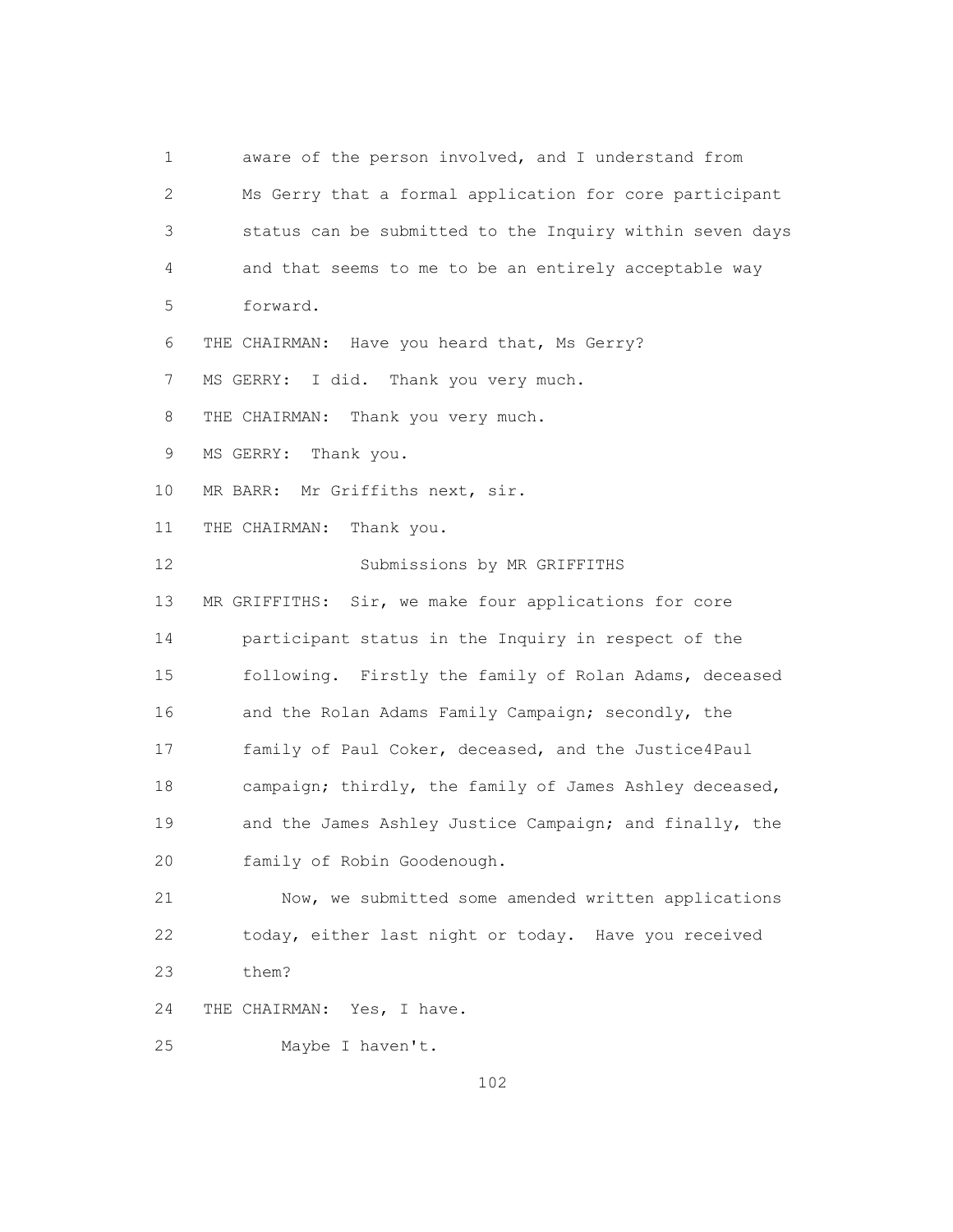aware of the person involved, and I understand from Ms Gerry that a formal application for core participant status can be submitted to the Inquiry within seven days and that seems to me to be an entirely acceptable way forward.

THE CHAIRMAN: Have you heard that, Ms Gerry?

MS GERRY: I did. Thank you very much.

THE CHAIRMAN: Thank you very much.

MS GERRY: Thank you.

MR BARR: Mr Griffiths next, sir.

THE CHAIRMAN: Thank you.

Submissions by MR GRIFFITHS

MR GRIFFITHS: Sir, we make four applications for core participant status in the Inquiry in respect of the following. Firstly the family of Rolan Adams, deceased and the Rolan Adams Family Campaign; secondly, the family of Paul Coker, deceased, and the Justice4Paul campaign; thirdly, the family of James Ashley deceased, and the James Ashley Justice Campaign; and finally, the family of Robin Goodenough.

Now, we submitted some amended written applications today, either last night or today. Have you received them?

THE CHAIRMAN: Yes, I have.

Maybe I haven't.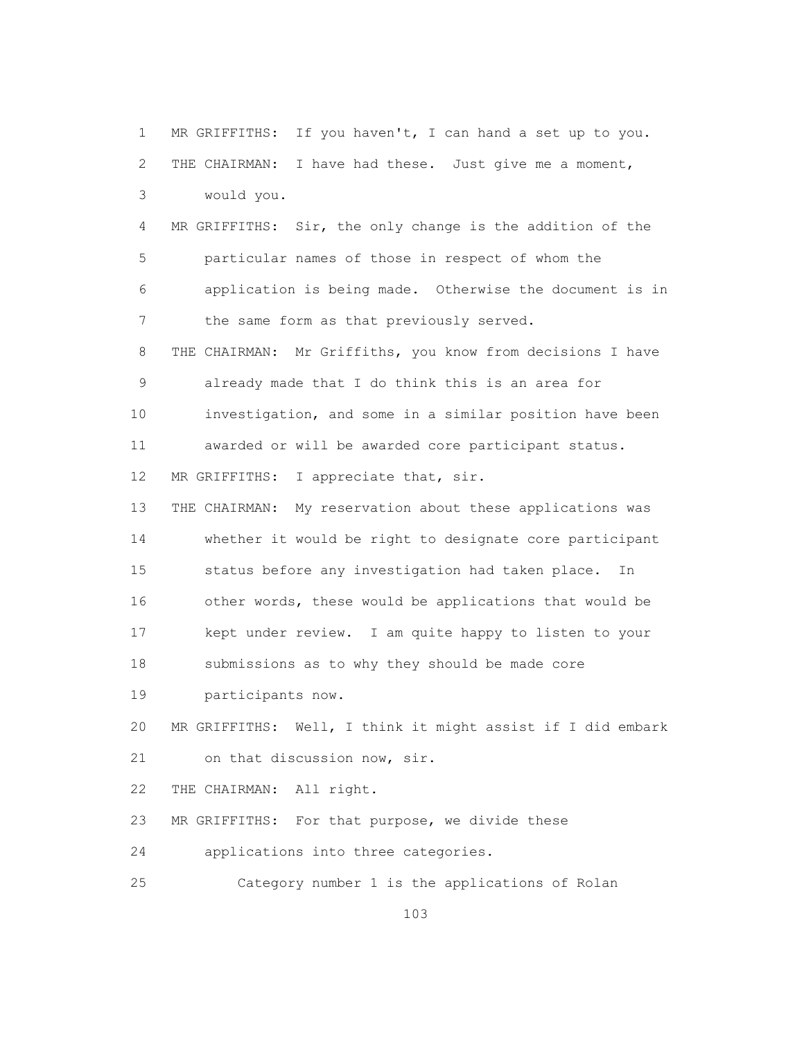MR GRIFFITHS: If you haven't, I can hand a set up to you.

THE CHAIRMAN: I have had these. Just give me a moment, would you.

MR GRIFFITHS: Sir, the only change is the addition of the particular names of those in respect of whom the application is being made. Otherwise the document is in the same form as that previously served.

THE CHAIRMAN: Mr Griffiths, you know from decisions I have already made that I do think this is an area for investigation, and some in a similar position have been awarded or will be awarded core participant status.

MR GRIFFITHS: I appreciate that, sir.

THE CHAIRMAN: My reservation about these applications was whether it would be right to designate core participant status before any investigation had taken place. In other words, these would be applications that would be kept under review. I am quite happy to listen to your submissions as to why they should be made core participants now.

MR GRIFFITHS: Well, I think it might assist if I did embark on that discussion now, sir.

THE CHAIRMAN: All right.

MR GRIFFITHS: For that purpose, we divide these applications into three categories.

Category number 1 is the applications of Rolan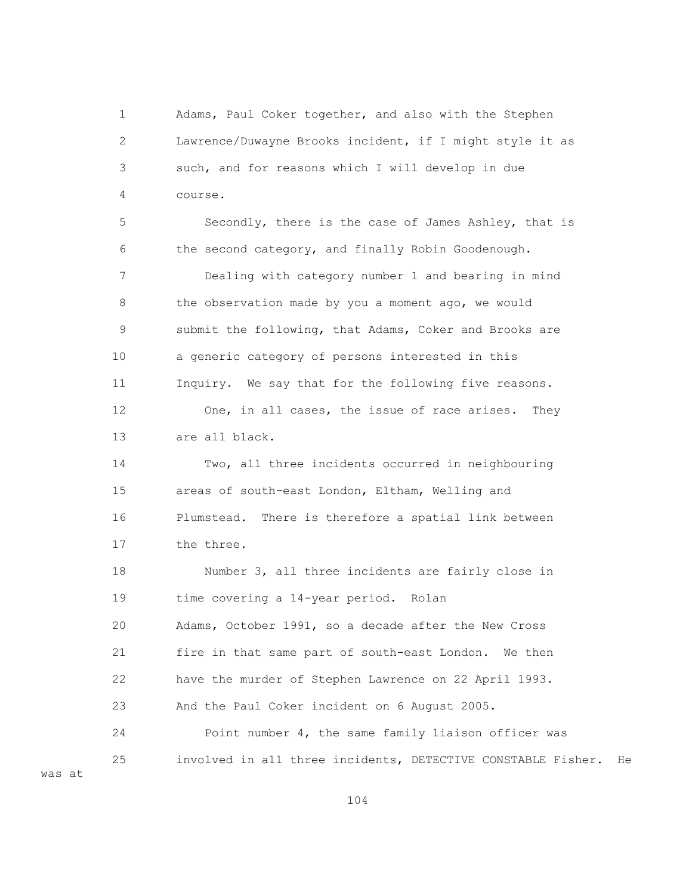Adams, Paul Coker together, and also with the Stephen Lawrence/Duwayne Brooks incident, if I might style it as such, and for reasons which I will develop in due course.

Secondly, there is the case of James Ashley, that is the second category, and finally Robin Goodenough.

Dealing with category number 1 and bearing in mind the observation made by you a moment ago, we would submit the following, that Adams, Coker and Brooks are a generic category of persons interested in this Inquiry. We say that for the following five reasons.

One, in all cases, the issue of race arises. They are all black.

Two, all three incidents occurred in neighbouring areas of south-east London, Eltham, Welling and Plumstead. There is therefore a spatial link between the three.

Number 3, all three incidents are fairly close in time covering a 14-year period. Rolan Adams, October 1991, so a decade after the New Cross fire in that same part of south-east London. We then have the murder of Stephen Lawrence on 22 April 1993. And the Paul Coker incident on 6 August 2005.

Point number 4, the same family liaison officer was involved in all three incidents, DETECTIVE CONSTABLE Fisher. He was at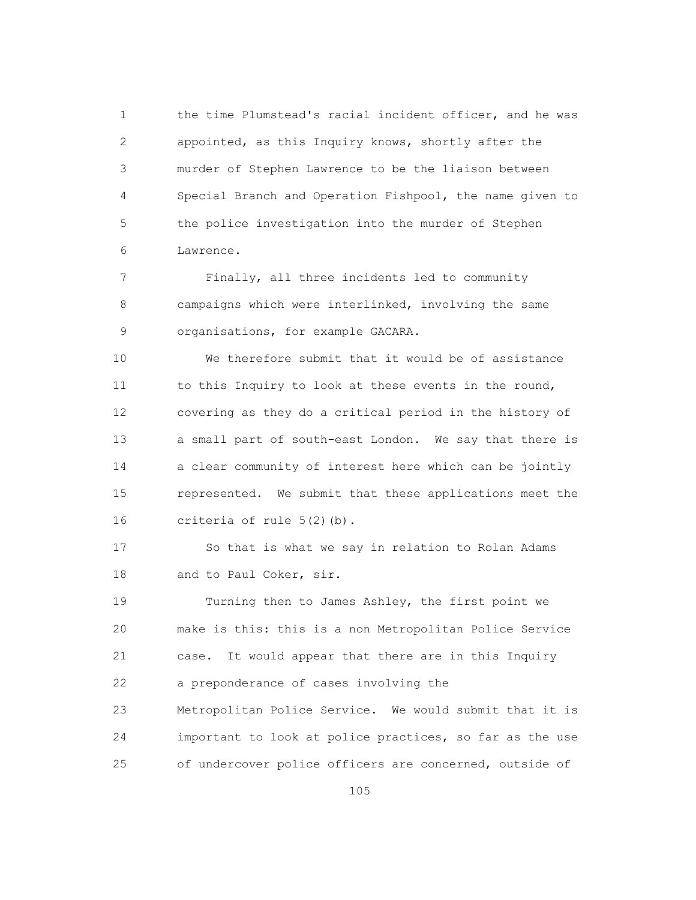1 the time Plumstead's racial incident officer, and he was
2 appointed, as this Inquiry knows, shortly after the
3 murder of Stephen Lawrence to be the liaison between
4 Special Branch and Operation Fishpool, the name given to
5 the police investigation into the murder of Stephen
6 Lawrence.

7 Finally, all three incidents led to community
8 campaigns which were interlinked, involving the same
9 organisations, for example GACARA.

10 We therefore submit that it would be of assistance
11 to this Inquiry to look at these events in the round,
12 covering as they do a critical period in the history of
13 a small part of south-east London. We say that there is
14 a clear community of interest here which can be jointly
15 represented. We submit that these applications meet the
16 criteria of rule 5(2)(b).

17 So that is what we say in relation to Rolan Adams
18 and to Paul Coker, sir.

19 Turning then to James Ashley, the first point we
20 make is this: this is a non Metropolitan Police Service
21 case. It would appear that there are in this Inquiry
22 a preponderance of cases involving the
23 Metropolitan Police Service. We would submit that it is
24 important to look at police practices, so far as the use
25 of undercover police officers are concerned, outside of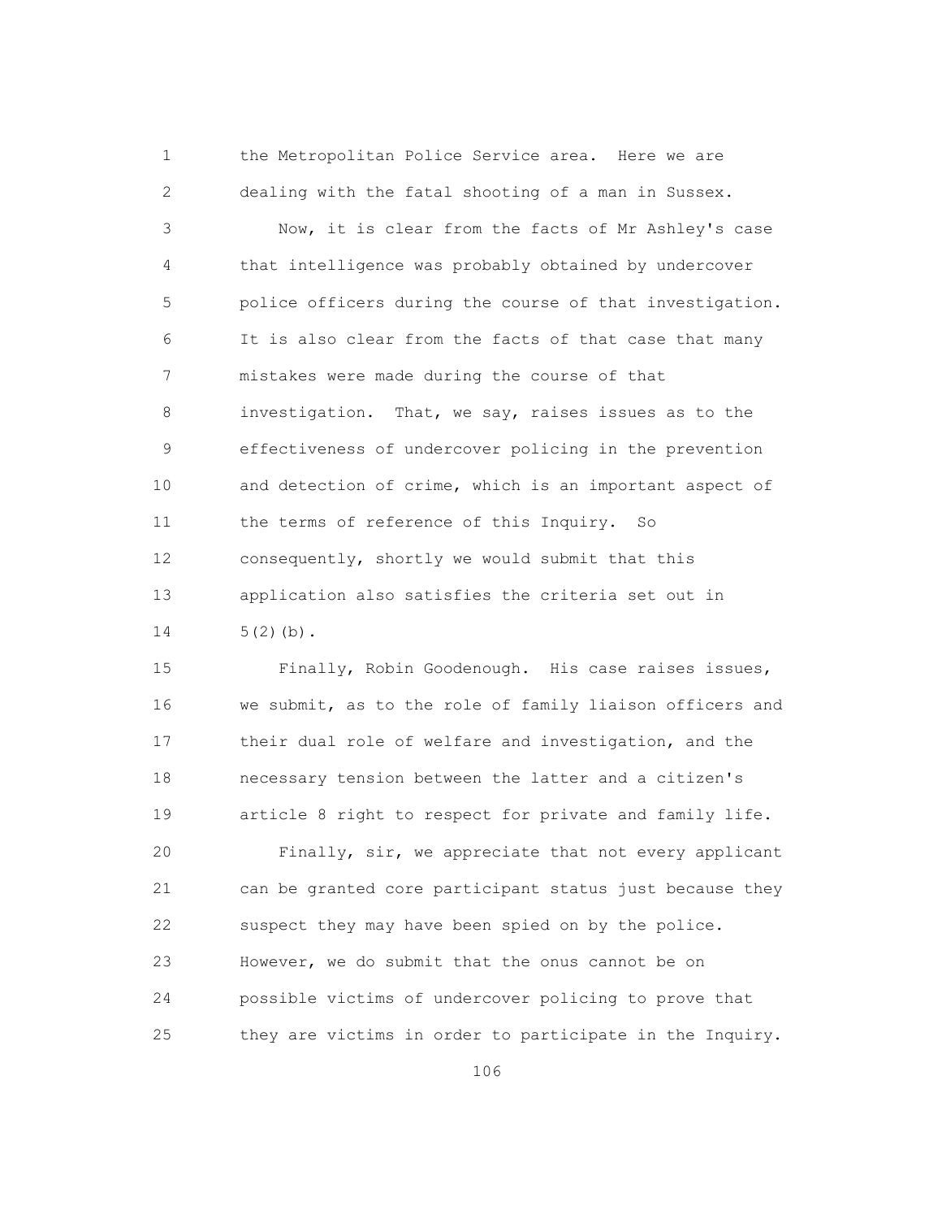the Metropolitan Police Service area. Here we are dealing with the fatal shooting of a man in Sussex.

Now, it is clear from the facts of Mr Ashley's case that intelligence was probably obtained by undercover police officers during the course of that investigation. It is also clear from the facts of that case that many mistakes were made during the course of that investigation. That, we say, raises issues as to the effectiveness of undercover policing in the prevention and detection of crime, which is an important aspect of the terms of reference of this Inquiry. So consequently, shortly we would submit that this application also satisfies the criteria set out in 5(2)(b).

Finally, Robin Goodenough. His case raises issues, we submit, as to the role of family liaison officers and their dual role of welfare and investigation, and the necessary tension between the latter and a citizen's article 8 right to respect for private and family life.

Finally, sir, we appreciate that not every applicant can be granted core participant status just because they suspect they may have been spied on by the police. However, we do submit that the onus cannot be on possible victims of undercover policing to prove that they are victims in order to participate in the Inquiry.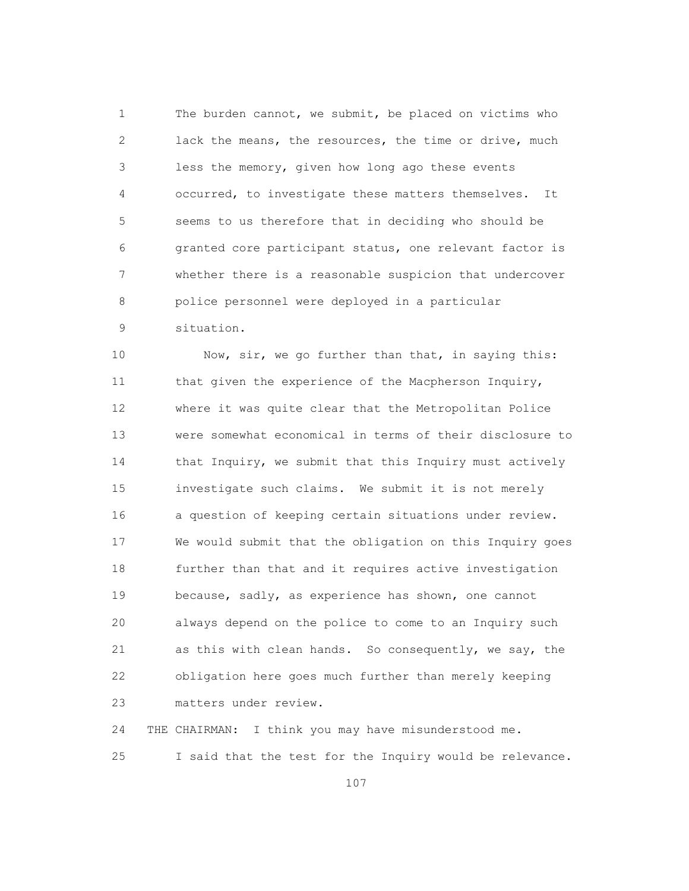1 The burden cannot, we submit, be placed on victims who
2 lack the means, the resources, the time or drive, much
3 less the memory, given how long ago these events
4 occurred, to investigate these matters themselves. It
5 seems to us therefore that in deciding who should be
6 granted core participant status, one relevant factor is
7 whether there is a reasonable suspicion that undercover
8 police personnel were deployed in a particular
9 situation.

10 Now, sir, we go further than that, in saying this:
11 that given the experience of the Macpherson Inquiry,
12 where it was quite clear that the Metropolitan Police
13 were somewhat economical in terms of their disclosure to
14 that Inquiry, we submit that this Inquiry must actively
15 investigate such claims. We submit it is not merely
16 a question of keeping certain situations under review.
17 We would submit that the obligation on this Inquiry goes
18 further than that and it requires active investigation
19 because, sadly, as experience has shown, one cannot
20 always depend on the police to come to an Inquiry such
21 as this with clean hands. So consequently, we say, the
22 obligation here goes much further than merely keeping
23 matters under review.

24 THE CHAIRMAN: I think you may have misunderstood me.
25 I said that the test for the Inquiry would be relevance.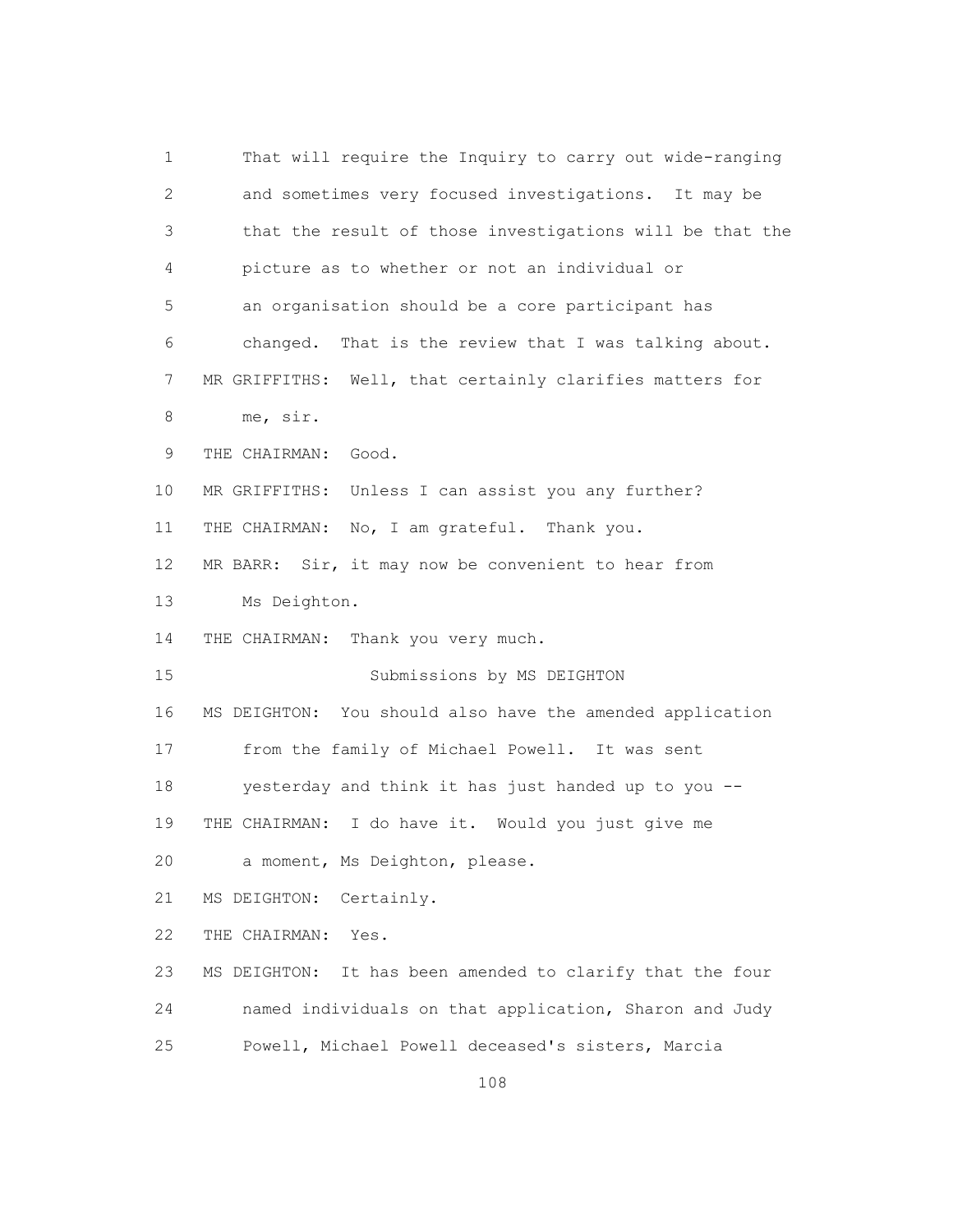That will require the Inquiry to carry out wide-ranging and sometimes very focused investigations. It may be that the result of those investigations will be that the picture as to whether or not an individual or an organisation should be a core participant has changed. That is the review that I was talking about.

MR GRIFFITHS: Well, that certainly clarifies matters for me, sir.

THE CHAIRMAN: Good.

MR GRIFFITHS: Unless I can assist you any further?

THE CHAIRMAN: No, I am grateful. Thank you.

MR BARR: Sir, it may now be convenient to hear from Ms Deighton.

THE CHAIRMAN: Thank you very much.

Submissions by MS DEIGHTON

MS DEIGHTON: You should also have the amended application from the family of Michael Powell. It was sent yesterday and think it has just handed up to you --

THE CHAIRMAN: I do have it. Would you just give me a moment, Ms Deighton, please.

MS DEIGHTON: Certainly.

THE CHAIRMAN: Yes.

MS DEIGHTON: It has been amended to clarify that the four named individuals on that application, Sharon and Judy Powell, Michael Powell deceased's sisters, Marcia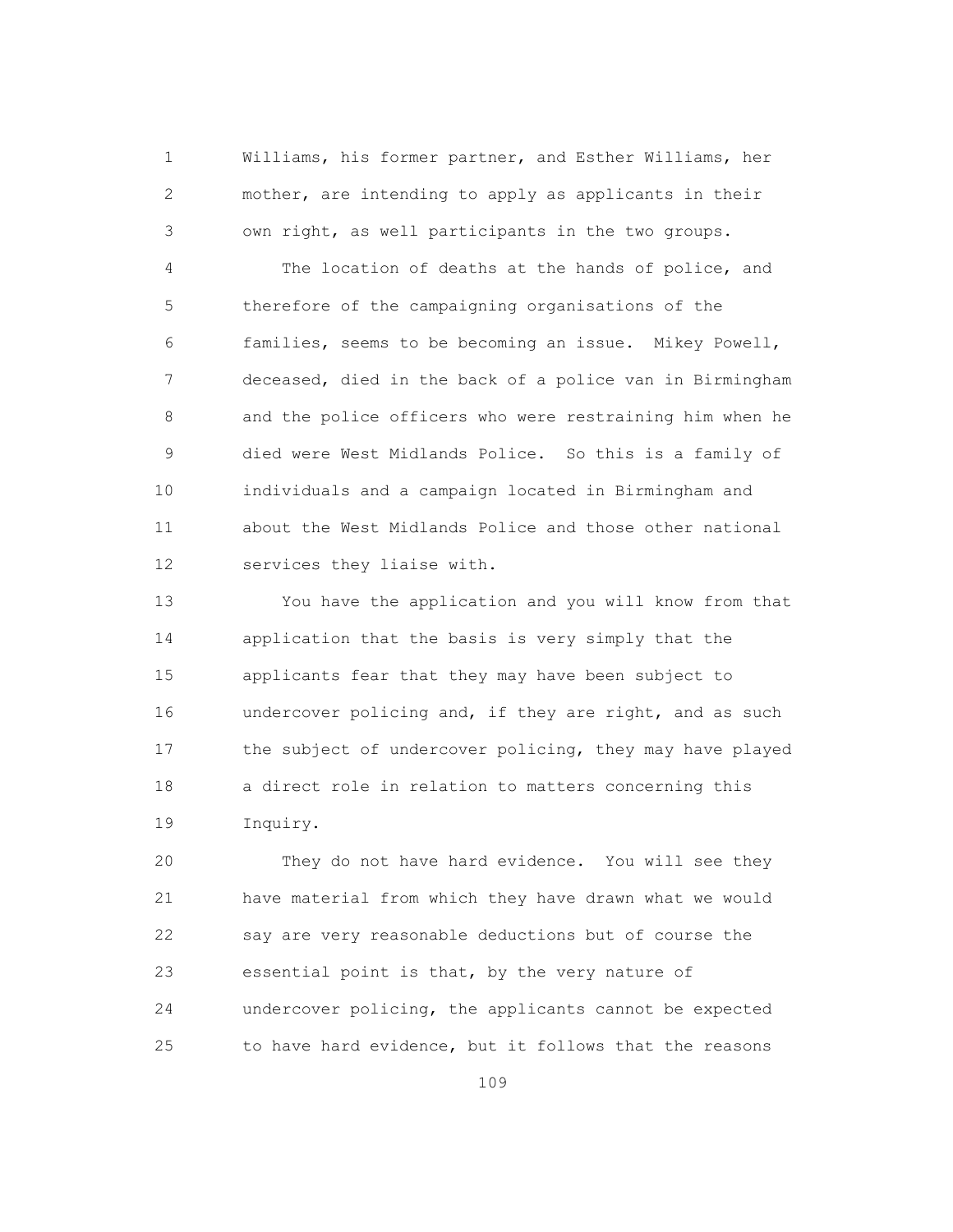Williams, his former partner, and Esther Williams, her mother, are intending to apply as applicants in their own right, as well participants in the two groups.

The location of deaths at the hands of police, and therefore of the campaigning organisations of the families, seems to be becoming an issue. Mikey Powell, deceased, died in the back of a police van in Birmingham and the police officers who were restraining him when he died were West Midlands Police. So this is a family of individuals and a campaign located in Birmingham and about the West Midlands Police and those other national services they liaise with.

You have the application and you will know from that application that the basis is very simply that the applicants fear that they may have been subject to undercover policing and, if they are right, and as such the subject of undercover policing, they may have played a direct role in relation to matters concerning this Inquiry.

They do not have hard evidence. You will see they have material from which they have drawn what we would say are very reasonable deductions but of course the essential point is that, by the very nature of undercover policing, the applicants cannot be expected to have hard evidence, but it follows that the reasons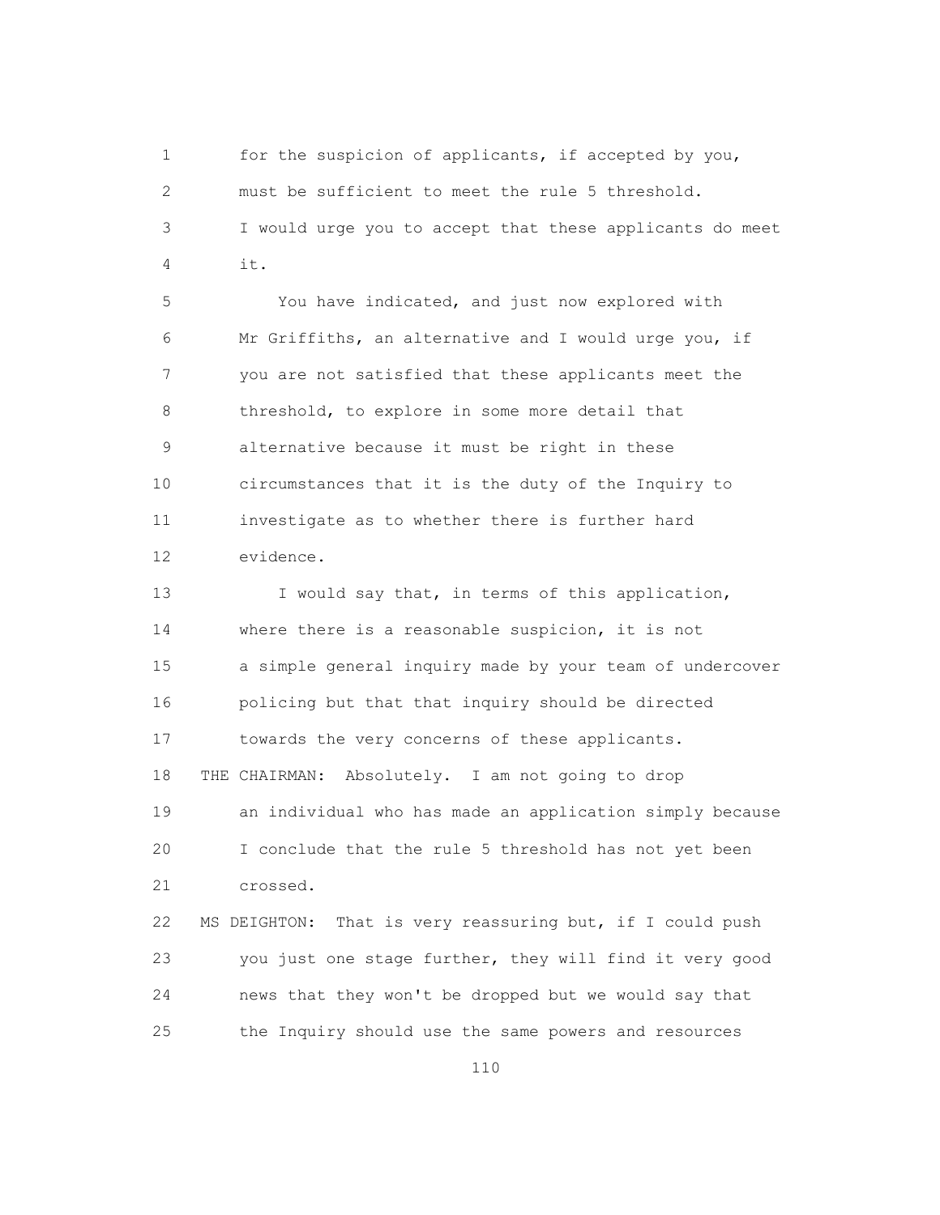for the suspicion of applicants, if accepted by you, must be sufficient to meet the rule 5 threshold. I would urge you to accept that these applicants do meet it.

You have indicated, and just now explored with Mr Griffiths, an alternative and I would urge you, if you are not satisfied that these applicants meet the threshold, to explore in some more detail that alternative because it must be right in these circumstances that it is the duty of the Inquiry to investigate as to whether there is further hard evidence.

I would say that, in terms of this application, where there is a reasonable suspicion, it is not a simple general inquiry made by your team of undercover policing but that that inquiry should be directed towards the very concerns of these applicants.

THE CHAIRMAN: Absolutely. I am not going to drop an individual who has made an application simply because I conclude that the rule 5 threshold has not yet been crossed.

MS DEIGHTON: That is very reassuring but, if I could push you just one stage further, they will find it very good news that they won't be dropped but we would say that the Inquiry should use the same powers and resources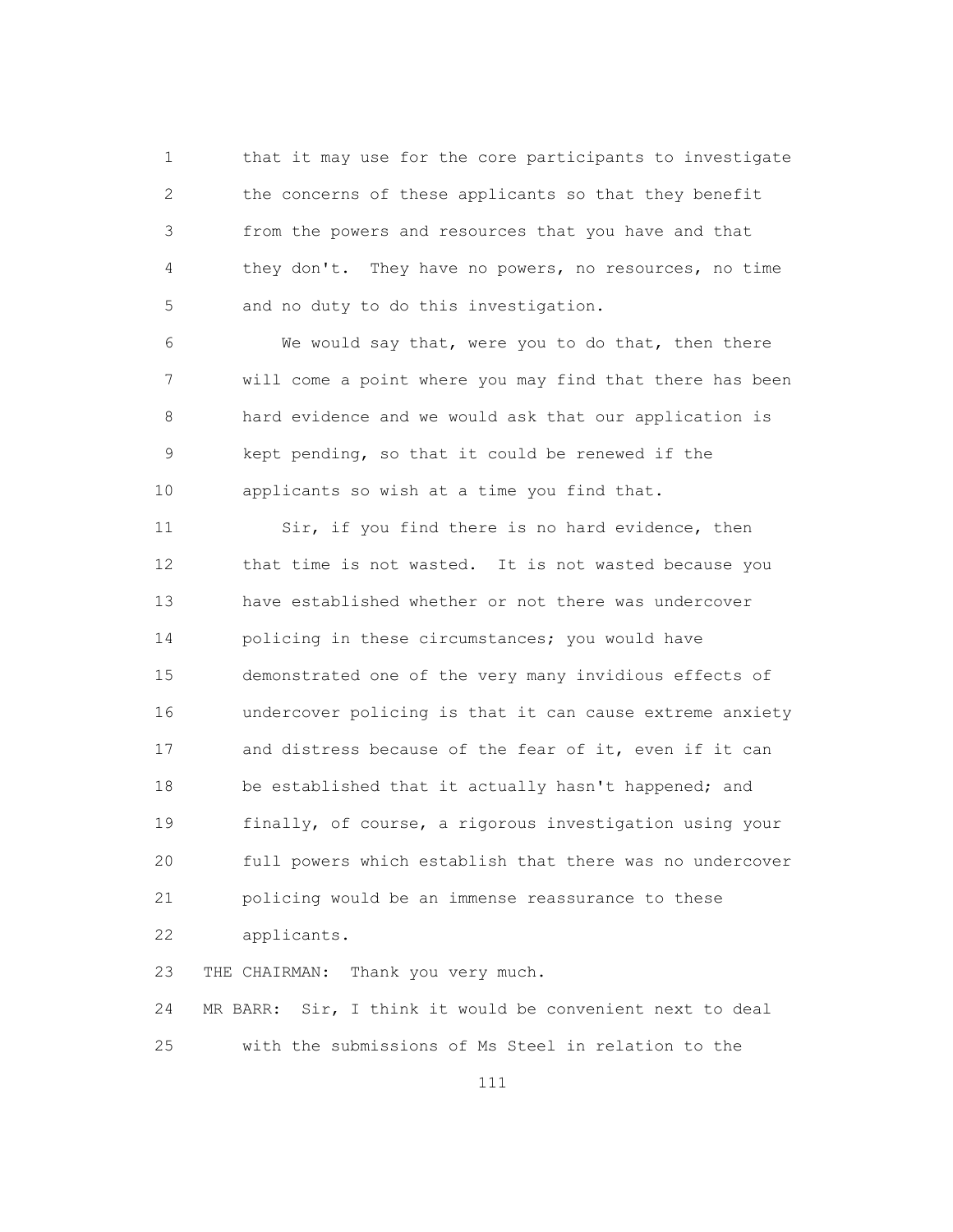that it may use for the core participants to investigate the concerns of these applicants so that they benefit from the powers and resources that you have and that they don't. They have no powers, no resources, no time and no duty to do this investigation.

We would say that, were you to do that, then there will come a point where you may find that there has been hard evidence and we would ask that our application is kept pending, so that it could be renewed if the applicants so wish at a time you find that.

Sir, if you find there is no hard evidence, then that time is not wasted. It is not wasted because you have established whether or not there was undercover policing in these circumstances; you would have demonstrated one of the very many invidious effects of undercover policing is that it can cause extreme anxiety and distress because of the fear of it, even if it can be established that it actually hasn't happened; and finally, of course, a rigorous investigation using your full powers which establish that there was no undercover policing would be an immense reassurance to these applicants.

THE CHAIRMAN: Thank you very much.

MR BARR: Sir, I think it would be convenient next to deal with the submissions of Ms Steel in relation to the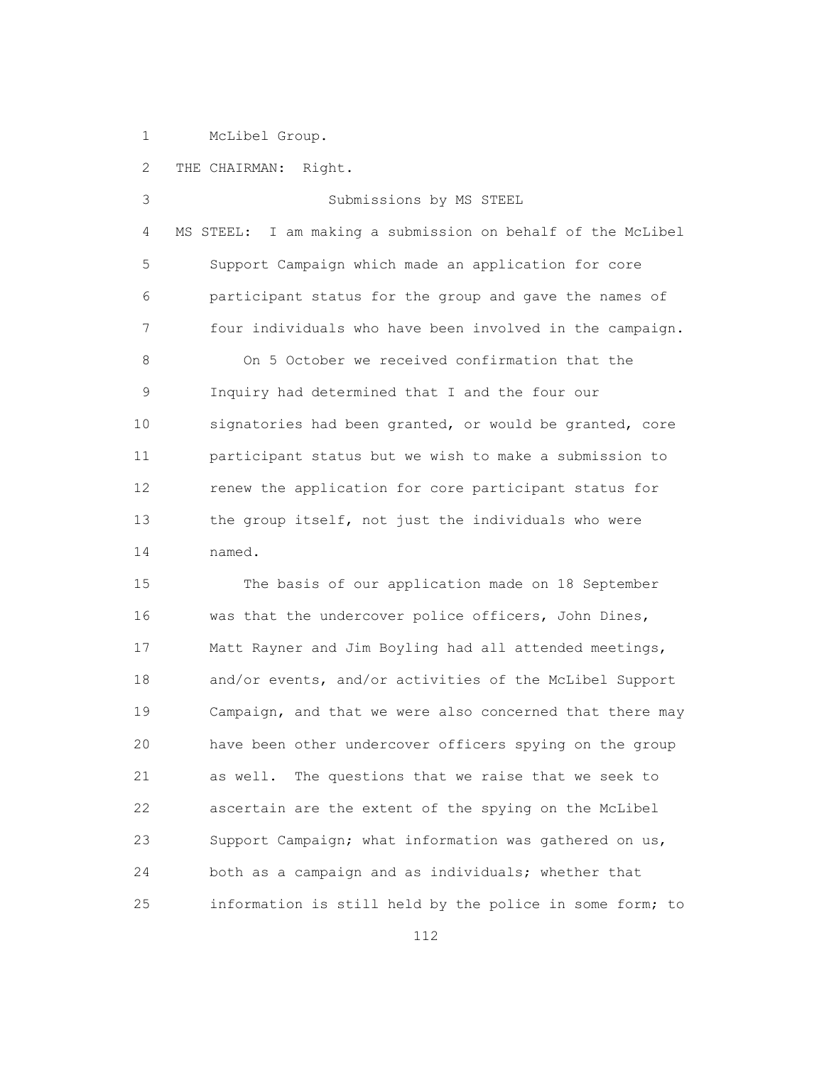McLibel Group.

THE CHAIRMAN: Right.

### Submissions by MS STEEL

MS STEEL: I am making a submission on behalf of the McLibel Support Campaign which made an application for core participant status for the group and gave the names of four individuals who have been involved in the campaign.

On 5 October we received confirmation that the Inquiry had determined that I and the four our signatories had been granted, or would be granted, core participant status but we wish to make a submission to renew the application for core participant status for the group itself, not just the individuals who were named.

The basis of our application made on 18 September was that the undercover police officers, John Dines, Matt Rayner and Jim Boyling had all attended meetings, and/or events, and/or activities of the McLibel Support Campaign, and that we were also concerned that there may have been other undercover officers spying on the group as well. The questions that we raise that we seek to ascertain are the extent of the spying on the McLibel Support Campaign; what information was gathered on us, both as a campaign and as individuals; whether that information is still held by the police in some form; to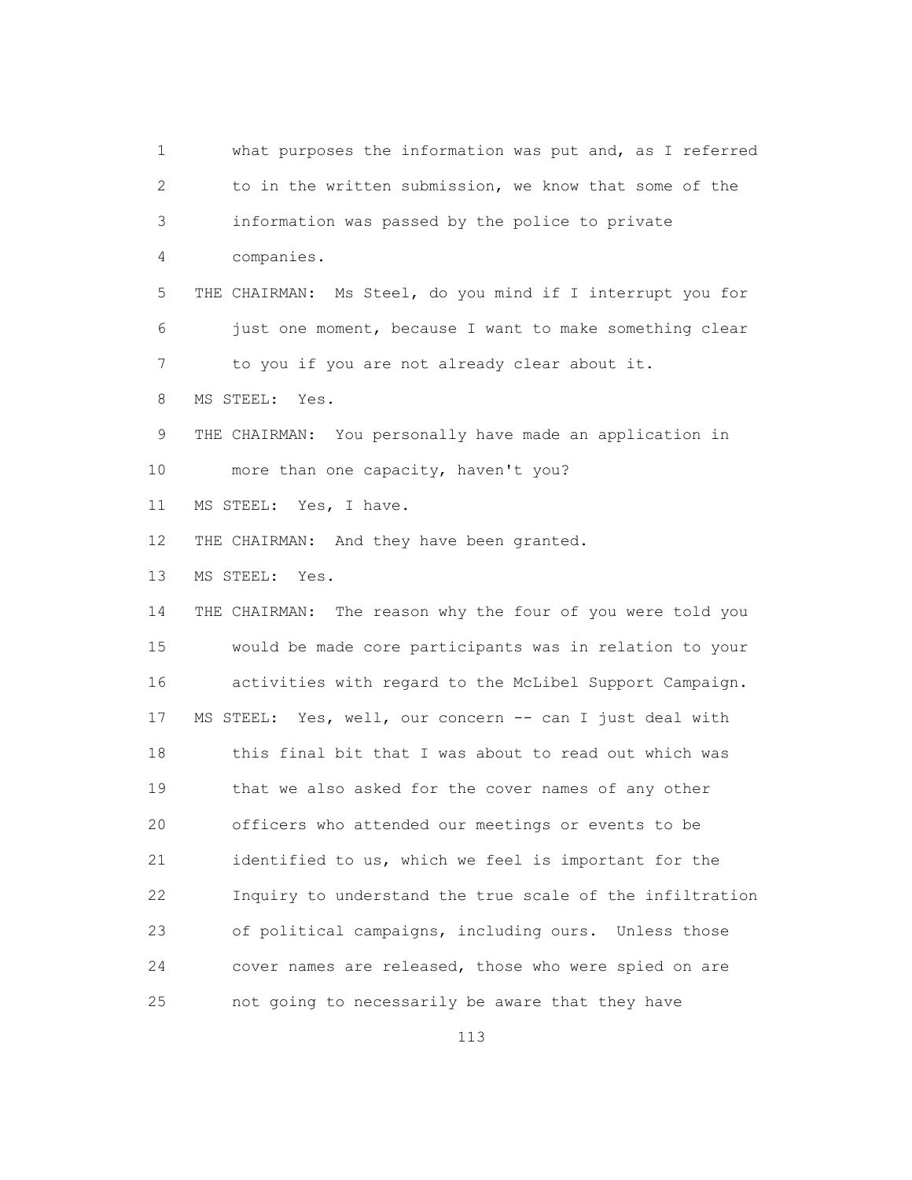what purposes the information was put and, as I referred to in the written submission, we know that some of the information was passed by the police to private companies.

THE CHAIRMAN: Ms Steel, do you mind if I interrupt you for just one moment, because I want to make something clear to you if you are not already clear about it.

MS STEEL: Yes.

THE CHAIRMAN: You personally have made an application in more than one capacity, haven't you?

MS STEEL: Yes, I have.

THE CHAIRMAN: And they have been granted.

MS STEEL: Yes.

THE CHAIRMAN: The reason why the four of you were told you would be made core participants was in relation to your activities with regard to the McLibel Support Campaign.

MS STEEL: Yes, well, our concern -- can I just deal with this final bit that I was about to read out which was that we also asked for the cover names of any other officers who attended our meetings or events to be identified to us, which we feel is important for the Inquiry to understand the true scale of the infiltration of political campaigns, including ours. Unless those cover names are released, those who were spied on are not going to necessarily be aware that they have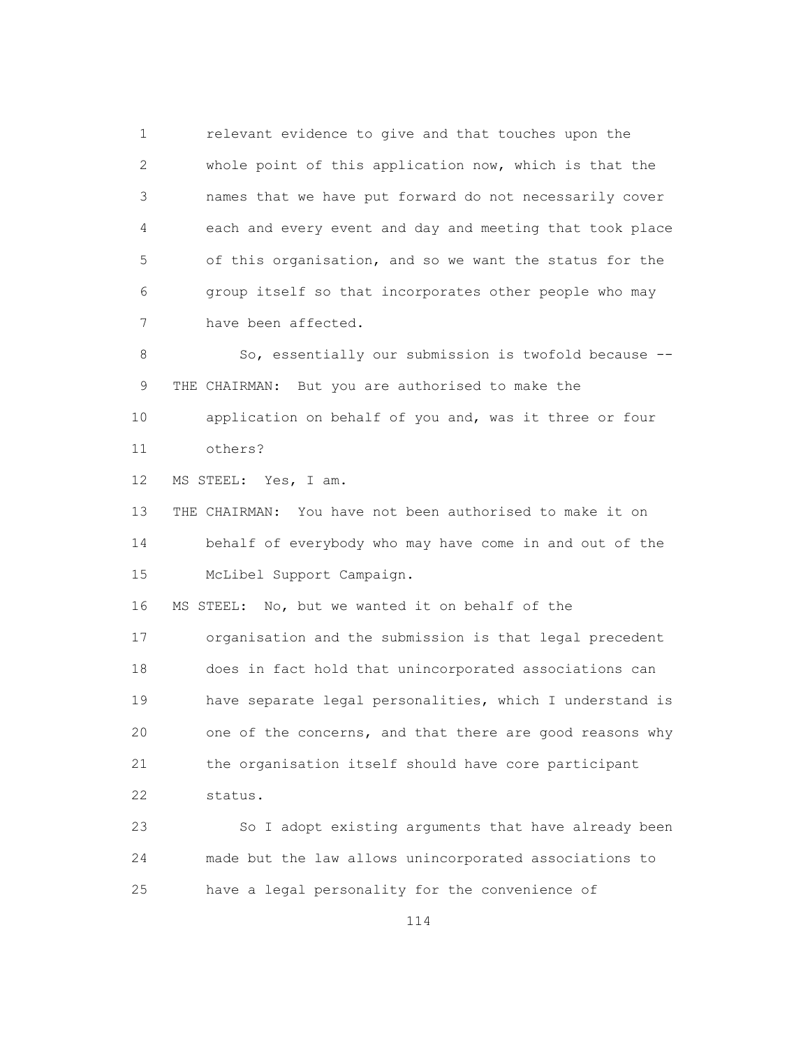relevant evidence to give and that touches upon the whole point of this application now, which is that the names that we have put forward do not necessarily cover each and every event and day and meeting that took place of this organisation, and so we want the status for the group itself so that incorporates other people who may have been affected.

So, essentially our submission is twofold because --

THE CHAIRMAN: But you are authorised to make the application on behalf of you and, was it three or four others?

MS STEEL: Yes, I am.

THE CHAIRMAN: You have not been authorised to make it on behalf of everybody who may have come in and out of the McLibel Support Campaign.

MS STEEL: No, but we wanted it on behalf of the organisation and the submission is that legal precedent does in fact hold that unincorporated associations can have separate legal personalities, which I understand is one of the concerns, and that there are good reasons why the organisation itself should have core participant status.

So I adopt existing arguments that have already been made but the law allows unincorporated associations to have a legal personality for the convenience of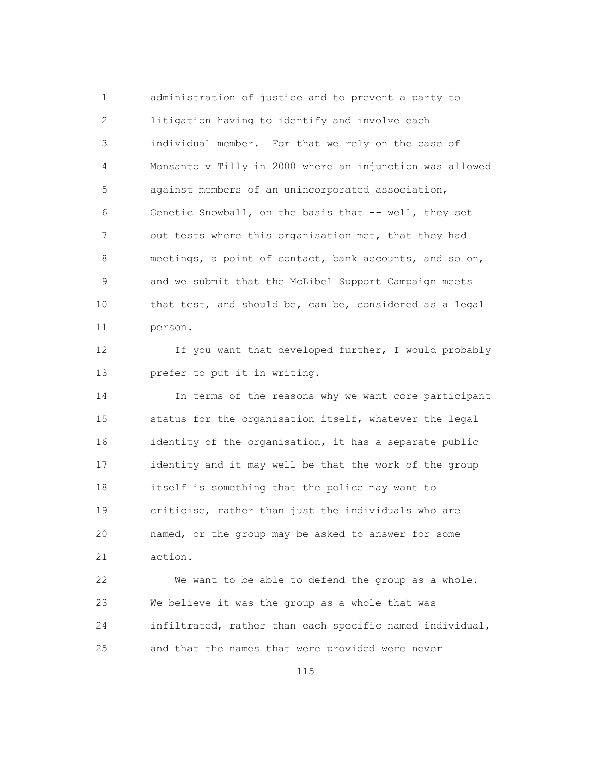administration of justice and to prevent a party to litigation having to identify and involve each individual member. For that we rely on the case of Monsanto v Tilly in 2000 where an injunction was allowed against members of an unincorporated association, Genetic Snowball, on the basis that -- well, they set out tests where this organisation met, that they had meetings, a point of contact, bank accounts, and so on, and we submit that the McLibel Support Campaign meets that test, and should be, can be, considered as a legal person.

If you want that developed further, I would probably prefer to put it in writing.

In terms of the reasons why we want core participant status for the organisation itself, whatever the legal identity of the organisation, it has a separate public identity and it may well be that the work of the group itself is something that the police may want to criticise, rather than just the individuals who are named, or the group may be asked to answer for some action.

We want to be able to defend the group as a whole. We believe it was the group as a whole that was infiltrated, rather than each specific named individual, and that the names that were provided were never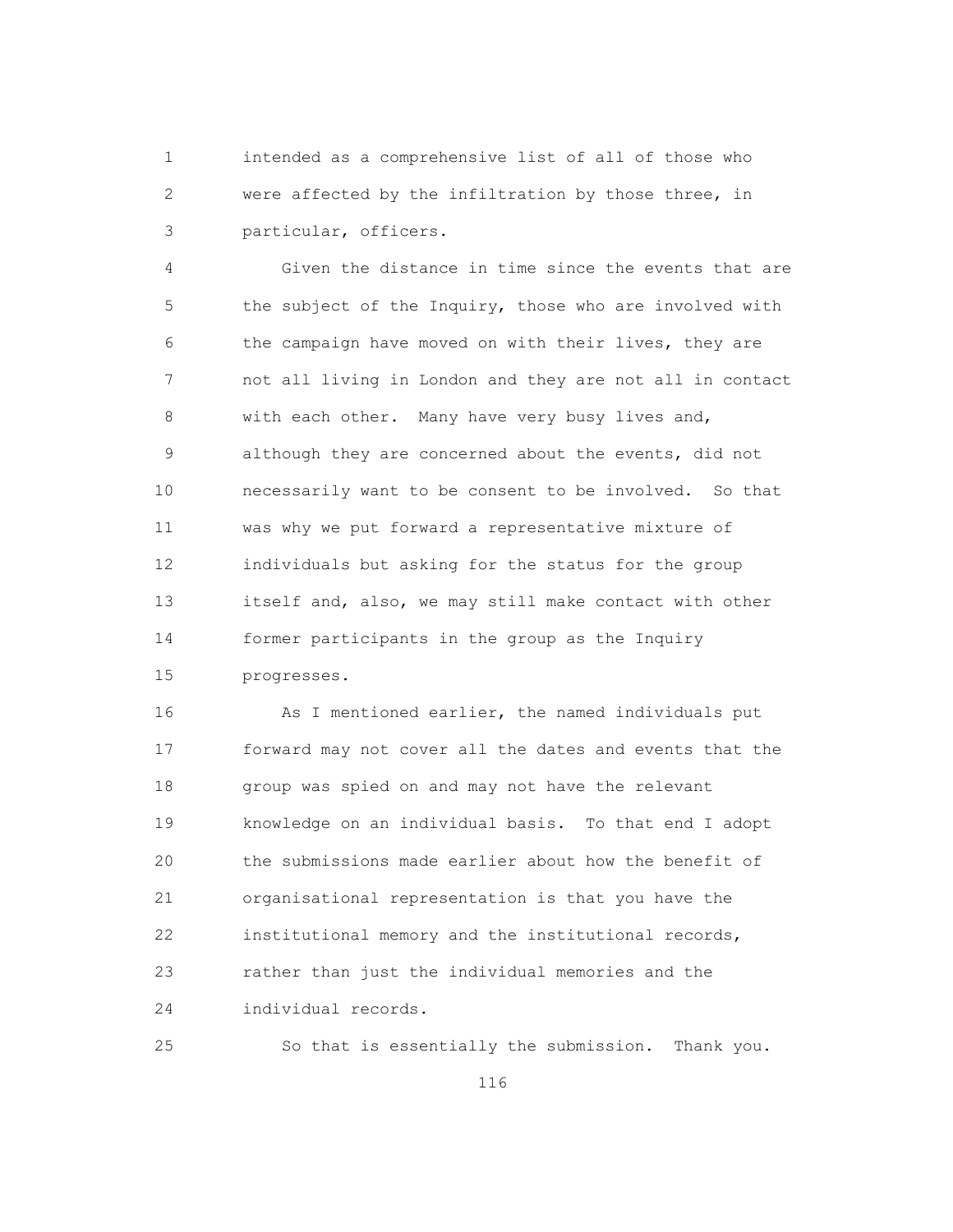intended as a comprehensive list of all of those who were affected by the infiltration by those three, in particular, officers.

Given the distance in time since the events that are the subject of the Inquiry, those who are involved with the campaign have moved on with their lives, they are not all living in London and they are not all in contact with each other. Many have very busy lives and, although they are concerned about the events, did not necessarily want to be consent to be involved. So that was why we put forward a representative mixture of individuals but asking for the status for the group itself and, also, we may still make contact with other former participants in the group as the Inquiry progresses.

As I mentioned earlier, the named individuals put forward may not cover all the dates and events that the group was spied on and may not have the relevant knowledge on an individual basis. To that end I adopt the submissions made earlier about how the benefit of organisational representation is that you have the institutional memory and the institutional records, rather than just the individual memories and the individual records.

So that is essentially the submission. Thank you.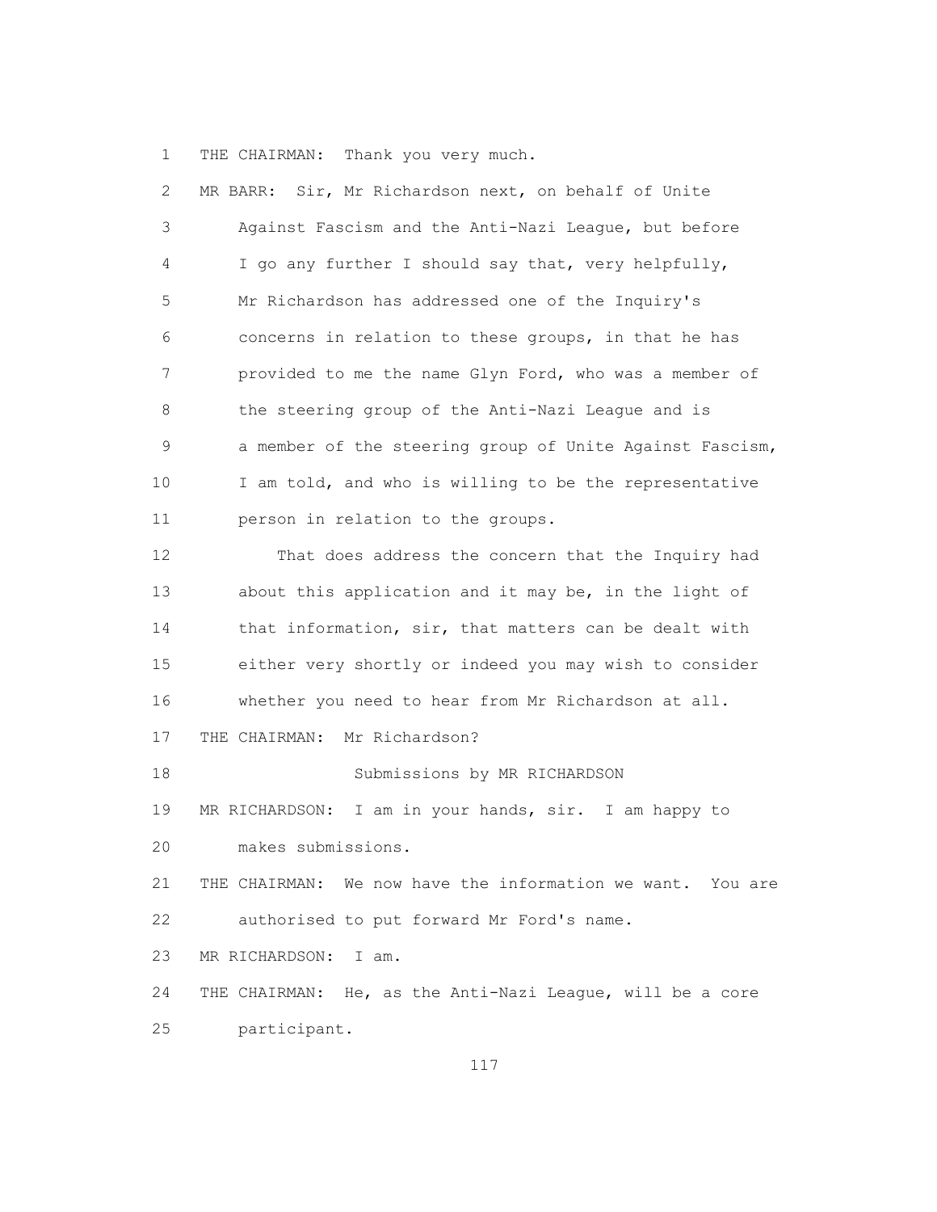THE CHAIRMAN: Thank you very much.

MR BARR: Sir, Mr Richardson next, on behalf of Unite Against Fascism and the Anti-Nazi League, but before I go any further I should say that, very helpfully, Mr Richardson has addressed one of the Inquiry's concerns in relation to these groups, in that he has provided to me the name Glyn Ford, who was a member of the steering group of the Anti-Nazi League and is a member of the steering group of Unite Against Fascism, I am told, and who is willing to be the representative person in relation to the groups.

That does address the concern that the Inquiry had about this application and it may be, in the light of that information, sir, that matters can be dealt with either very shortly or indeed you may wish to consider whether you need to hear from Mr Richardson at all.

THE CHAIRMAN: Mr Richardson?

Submissions by MR RICHARDSON

MR RICHARDSON: I am in your hands, sir. I am happy to makes submissions.

THE CHAIRMAN: We now have the information we want. You are authorised to put forward Mr Ford's name.

MR RICHARDSON: I am.

THE CHAIRMAN: He, as the Anti-Nazi League, will be a core participant.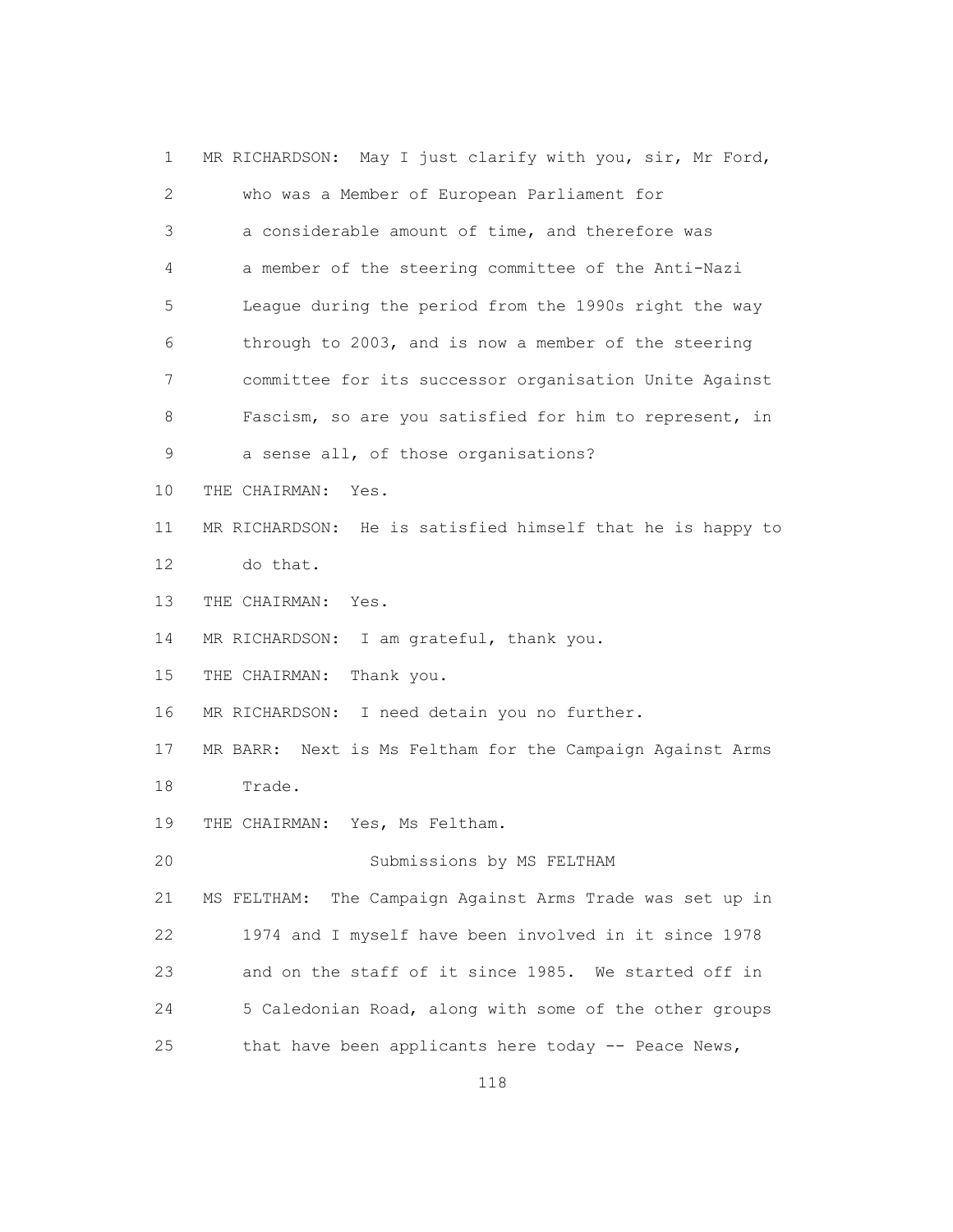1 MR RICHARDSON: May I just clarify with you, sir, Mr Ford,
2 who was a Member of European Parliament for
3 a considerable amount of time, and therefore was
4 a member of the steering committee of the Anti-Nazi
5 League during the period from the 1990s right the way
6 through to 2003, and is now a member of the steering
7 committee for its successor organisation Unite Against
8 Fascism, so are you satisfied for him to represent, in
9 a sense all, of those organisations?
10 THE CHAIRMAN: Yes.
11 MR RICHARDSON: He is satisfied himself that he is happy to
12 do that.
13 THE CHAIRMAN: Yes.
14 MR RICHARDSON: I am grateful, thank you.
15 THE CHAIRMAN: Thank you.
16 MR RICHARDSON: I need detain you no further.
17 MR BARR: Next is Ms Feltham for the Campaign Against Arms
18 Trade.
19 THE CHAIRMAN: Yes, Ms Feltham.
20 Submissions by MS FELTHAM
21 MS FELTHAM: The Campaign Against Arms Trade was set up in
22 1974 and I myself have been involved in it since 1978
23 and on the staff of it since 1985. We started off in
24 5 Caledonian Road, along with some of the other groups
25 that have been applicants here today -- Peace News,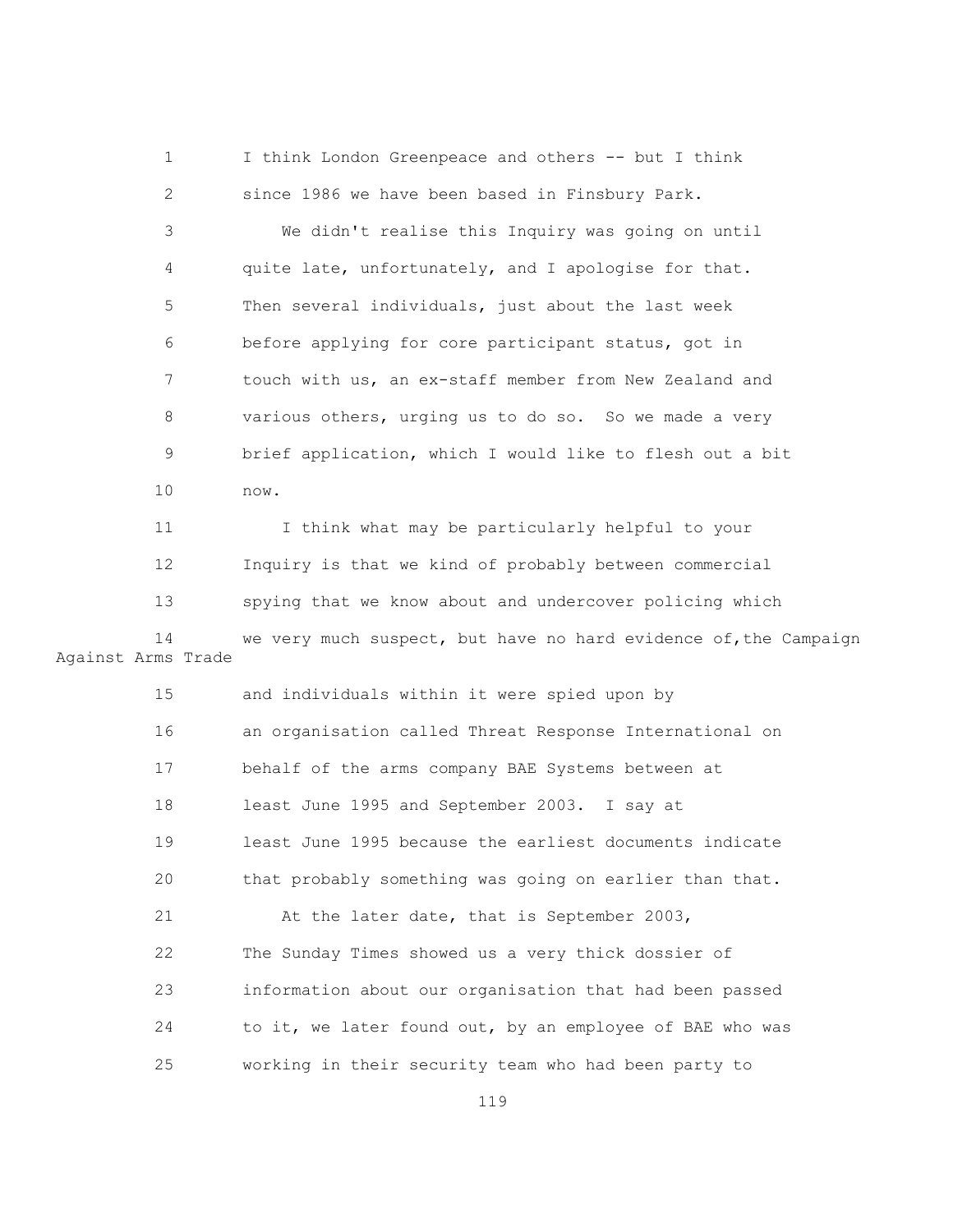I think London Greenpeace and others -- but I think since 1986 we have been based in Finsbury Park.

We didn't realise this Inquiry was going on until quite late, unfortunately, and I apologise for that. Then several individuals, just about the last week before applying for core participant status, got in touch with us, an ex-staff member from New Zealand and various others, urging us to do so. So we made a very brief application, which I would like to flesh out a bit now.

I think what may be particularly helpful to your Inquiry is that we kind of probably between commercial spying that we know about and undercover policing which we very much suspect, but have no hard evidence of, the Campaign Against Arms Trade and individuals within it were spied upon by an organisation called Threat Response International on behalf of the arms company BAE Systems between at least June 1995 and September 2003. I say at least June 1995 because the earliest documents indicate that probably something was going on earlier than that.

At the later date, that is September 2003, The Sunday Times showed us a very thick dossier of information about our organisation that had been passed to it, we later found out, by an employee of BAE who was working in their security team who had been party to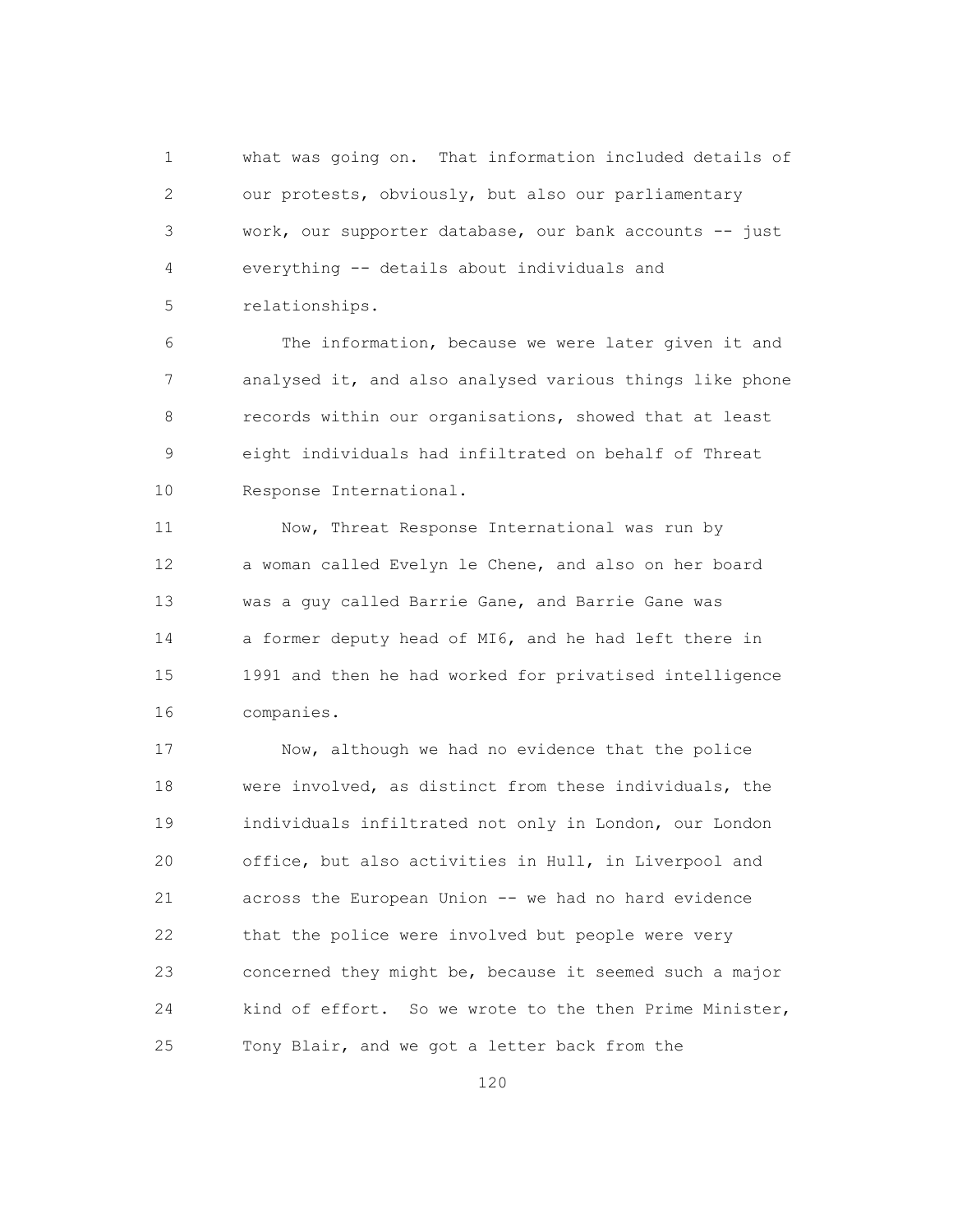what was going on. That information included details of our protests, obviously, but also our parliamentary work, our supporter database, our bank accounts -- just everything -- details about individuals and relationships.

The information, because we were later given it and analysed it, and also analysed various things like phone records within our organisations, showed that at least eight individuals had infiltrated on behalf of Threat Response International.

Now, Threat Response International was run by a woman called Evelyn le Chene, and also on her board was a guy called Barrie Gane, and Barrie Gane was a former deputy head of MI6, and he had left there in 1991 and then he had worked for privatised intelligence companies.

Now, although we had no evidence that the police were involved, as distinct from these individuals, the individuals infiltrated not only in London, our London office, but also activities in Hull, in Liverpool and across the European Union -- we had no hard evidence that the police were involved but people were very concerned they might be, because it seemed such a major kind of effort. So we wrote to the then Prime Minister, Tony Blair, and we got a letter back from the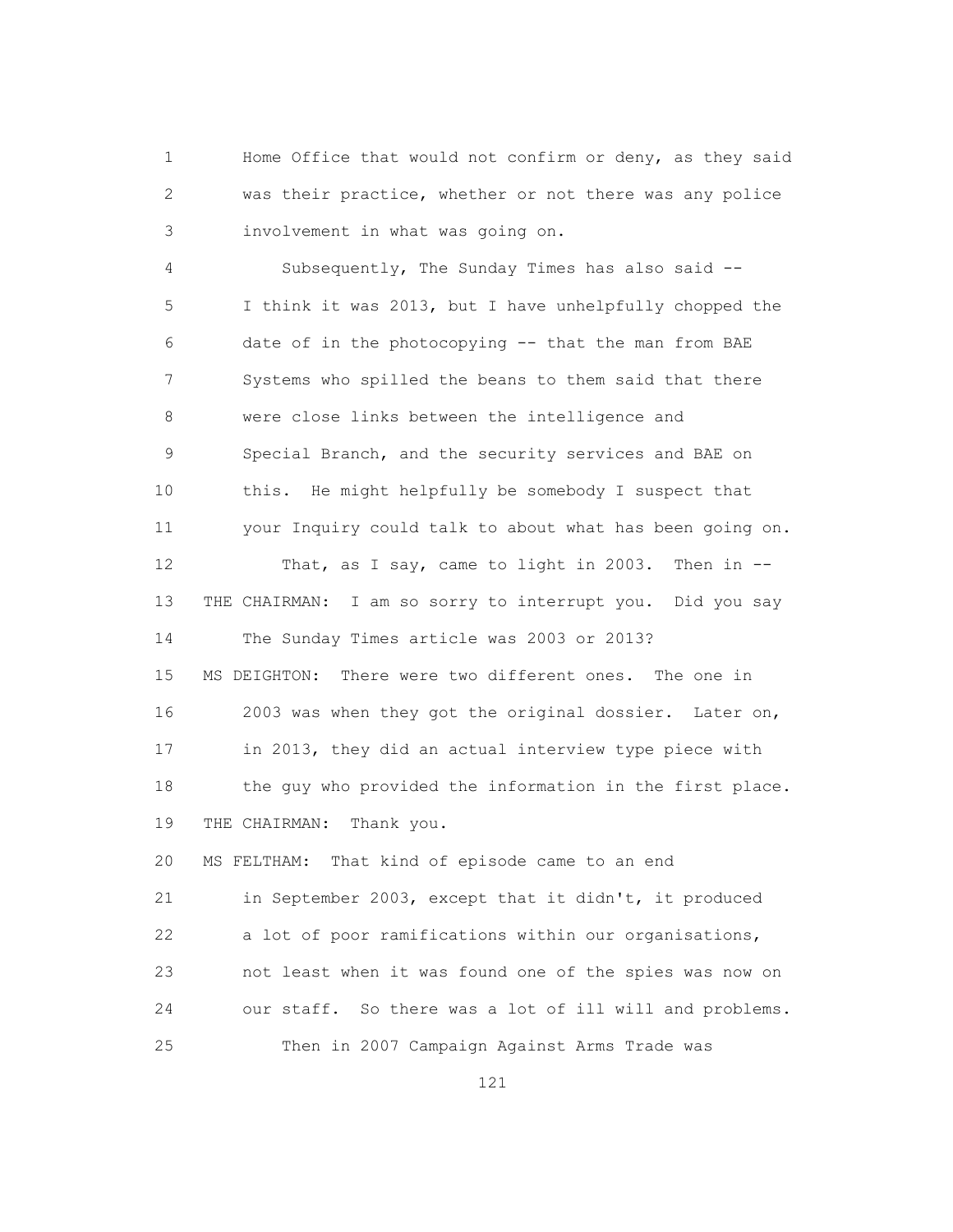1 Home Office that would not confirm or deny, as they said
2 was their practice, whether or not there was any police
3 involvement in what was going on.

4 Subsequently, The Sunday Times has also said --
5 I think it was 2013, but I have unhelpfully chopped the
6 date of in the photocopying -- that the man from BAE
7 Systems who spilled the beans to them said that there
8 were close links between the intelligence and
9 Special Branch, and the security services and BAE on
10 this. He might helpfully be somebody I suspect that
11 your Inquiry could talk to about what has been going on.

12 That, as I say, came to light in 2003. Then in --

13 THE CHAIRMAN: I am so sorry to interrupt you. Did you say
14 The Sunday Times article was 2003 or 2013?

15 MS DEIGHTON: There were two different ones. The one in
16 2003 was when they got the original dossier. Later on,
17 in 2013, they did an actual interview type piece with
18 the guy who provided the information in the first place.

19 THE CHAIRMAN: Thank you.

20 MS FELTHAM: That kind of episode came to an end
21 in September 2003, except that it didn't, it produced
22 a lot of poor ramifications within our organisations,
23 not least when it was found one of the spies was now on
24 our staff. So there was a lot of ill will and problems.

25 Then in 2007 Campaign Against Arms Trade was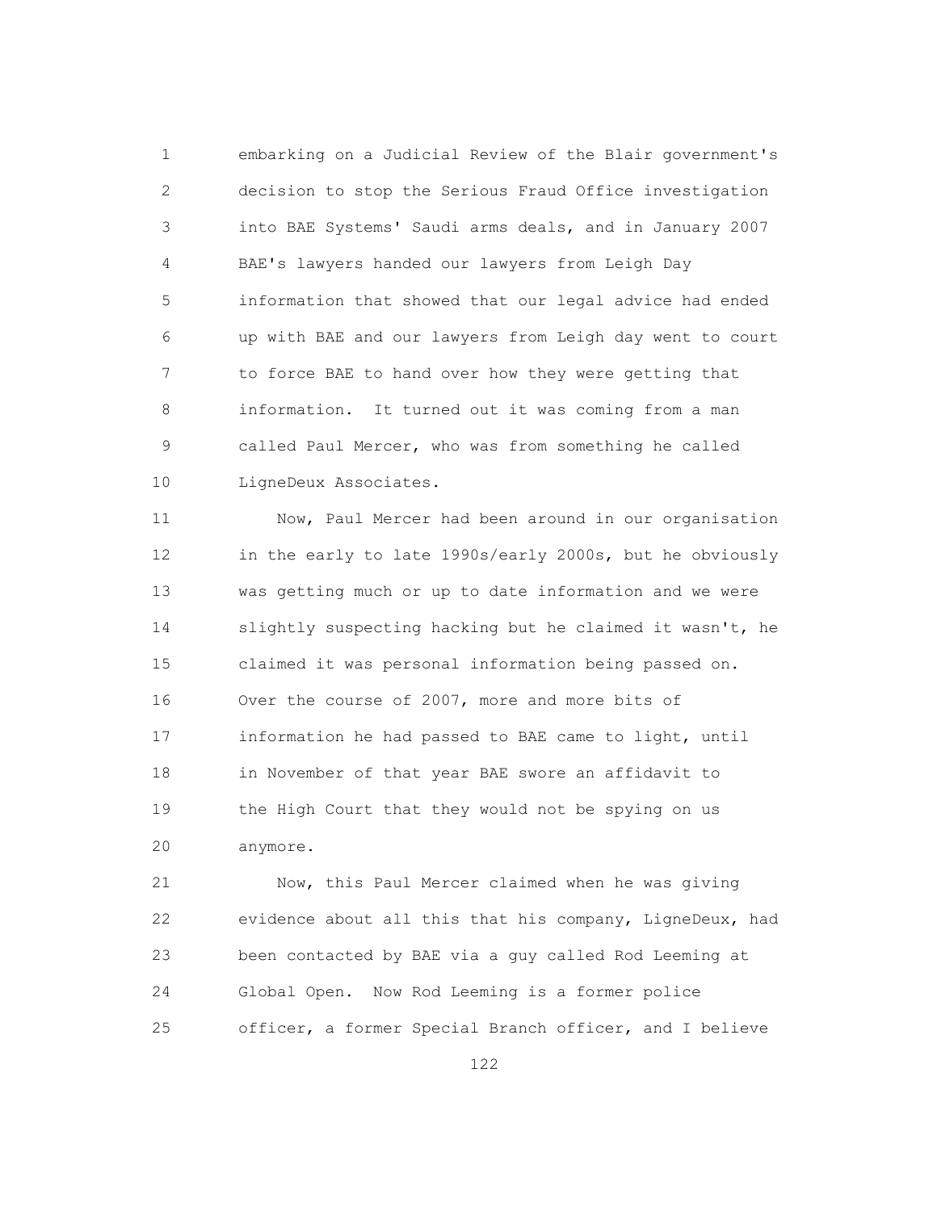embarking on a Judicial Review of the Blair government's decision to stop the Serious Fraud Office investigation into BAE Systems' Saudi arms deals, and in January 2007 BAE's lawyers handed our lawyers from Leigh Day information that showed that our legal advice had ended up with BAE and our lawyers from Leigh day went to court to force BAE to hand over how they were getting that information. It turned out it was coming from a man called Paul Mercer, who was from something he called LigneDeux Associates.

Now, Paul Mercer had been around in our organisation in the early to late 1990s/early 2000s, but he obviously was getting much or up to date information and we were slightly suspecting hacking but he claimed it wasn't, he claimed it was personal information being passed on. Over the course of 2007, more and more bits of information he had passed to BAE came to light, until in November of that year BAE swore an affidavit to the High Court that they would not be spying on us anymore.

Now, this Paul Mercer claimed when he was giving evidence about all this that his company, LigneDeux, had been contacted by BAE via a guy called Rod Leeming at Global Open. Now Rod Leeming is a former police officer, a former Special Branch officer, and I believe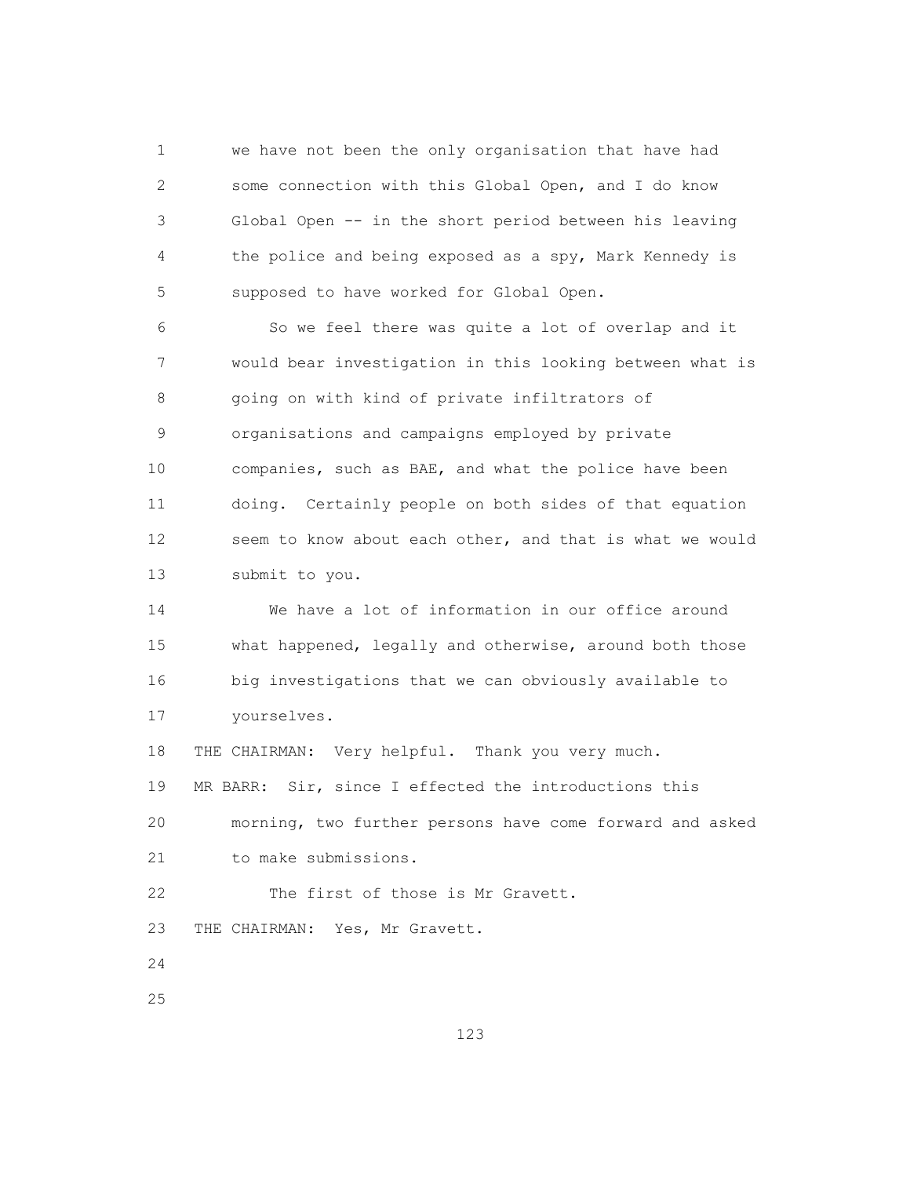we have not been the only organisation that have had some connection with this Global Open, and I do know Global Open -- in the short period between his leaving the police and being exposed as a spy, Mark Kennedy is supposed to have worked for Global Open.

So we feel there was quite a lot of overlap and it would bear investigation in this looking between what is going on with kind of private infiltrators of organisations and campaigns employed by private companies, such as BAE, and what the police have been doing. Certainly people on both sides of that equation seem to know about each other, and that is what we would submit to you.

We have a lot of information in our office around what happened, legally and otherwise, around both those big investigations that we can obviously available to yourselves.

THE CHAIRMAN: Very helpful. Thank you very much.

MR BARR: Sir, since I effected the introductions this morning, two further persons have come forward and asked to make submissions.

The first of those is Mr Gravett.

THE CHAIRMAN: Yes, Mr Gravett.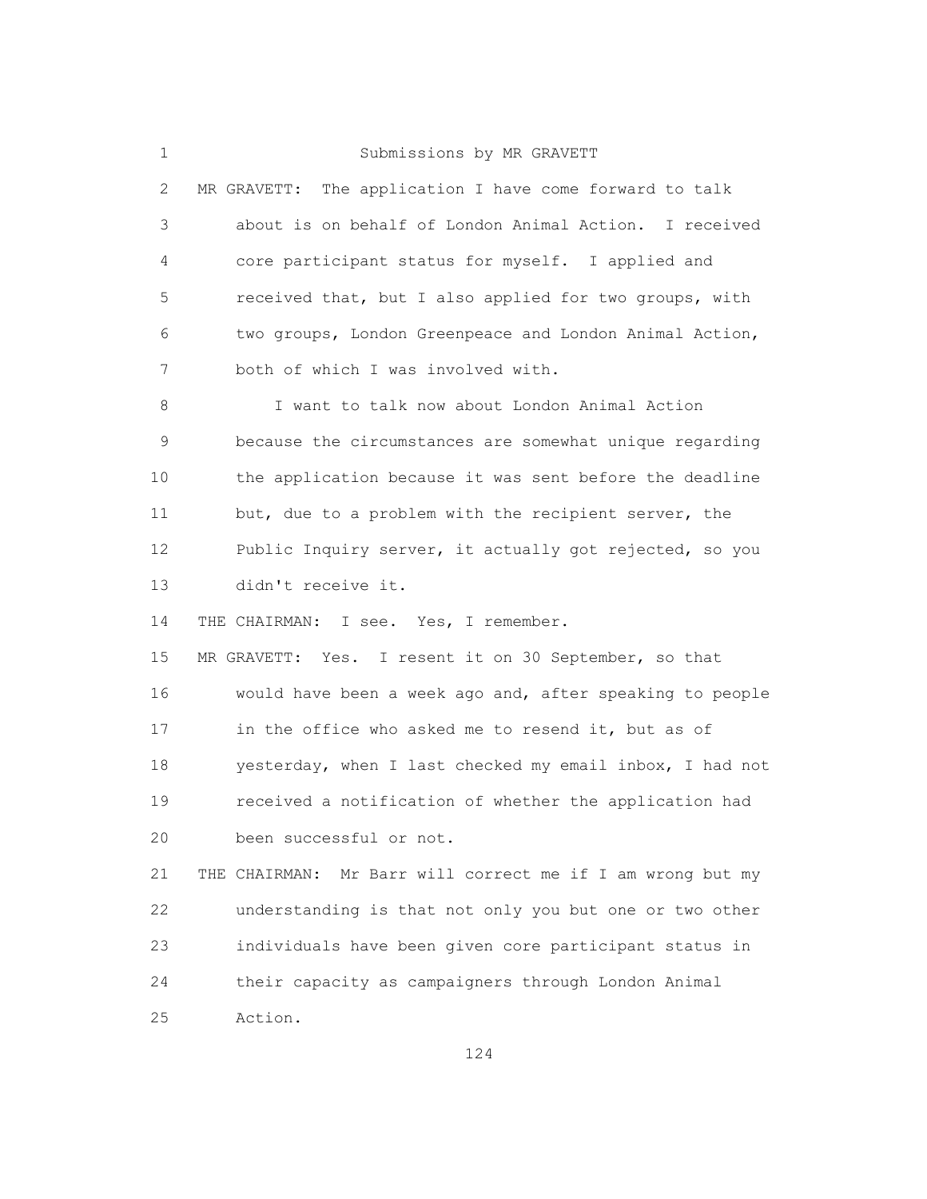## Submissions by MR GRAVETT

MR GRAVETT: The application I have come forward to talk about is on behalf of London Animal Action. I received core participant status for myself. I applied and received that, but I also applied for two groups, with two groups, London Greenpeace and London Animal Action, both of which I was involved with.

I want to talk now about London Animal Action because the circumstances are somewhat unique regarding the application because it was sent before the deadline but, due to a problem with the recipient server, the Public Inquiry server, it actually got rejected, so you didn't receive it.

THE CHAIRMAN: I see. Yes, I remember.

MR GRAVETT: Yes. I resent it on 30 September, so that would have been a week ago and, after speaking to people in the office who asked me to resend it, but as of yesterday, when I last checked my email inbox, I had not received a notification of whether the application had been successful or not.

THE CHAIRMAN: Mr Barr will correct me if I am wrong but my understanding is that not only you but one or two other individuals have been given core participant status in their capacity as campaigners through London Animal Action.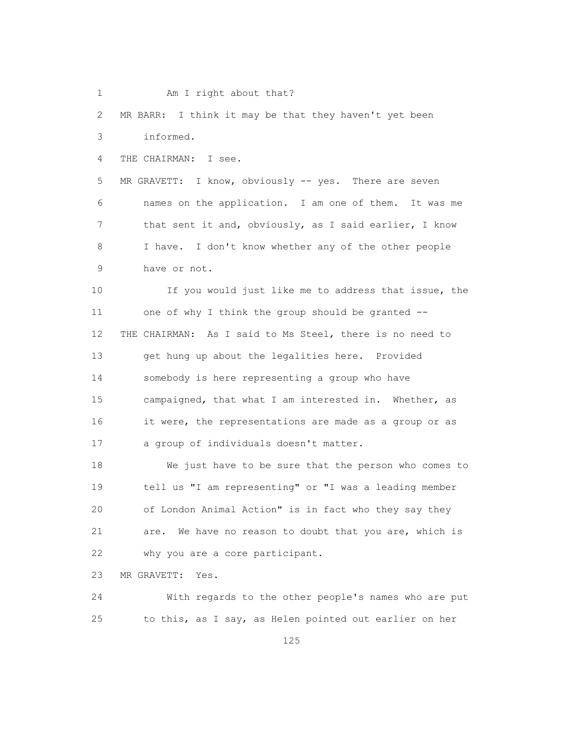1 Am I right about that?

2 MR BARR: I think it may be that they haven't yet been

3 informed.

4 THE CHAIRMAN: I see.

5 MR GRAVETT: I know, obviously -- yes. There are seven

6 names on the application. I am one of them. It was me

7 that sent it and, obviously, as I said earlier, I know

8 I have. I don't know whether any of the other people

9 have or not.

10 If you would just like me to address that issue, the

11 one of why I think the group should be granted --

12 THE CHAIRMAN: As I said to Ms Steel, there is no need to

13 get hung up about the legalities here. Provided

14 somebody is here representing a group who have

15 campaigned, that what I am interested in. Whether, as

16 it were, the representations are made as a group or as

17 a group of individuals doesn't matter.

18 We just have to be sure that the person who comes to

19 tell us "I am representing" or "I was a leading member

20 of London Animal Action" is in fact who they say they

21 are. We have no reason to doubt that you are, which is

22 why you are a core participant.

23 MR GRAVETT: Yes.

24 With regards to the other people's names who are put

25 to this, as I say, as Helen pointed out earlier on her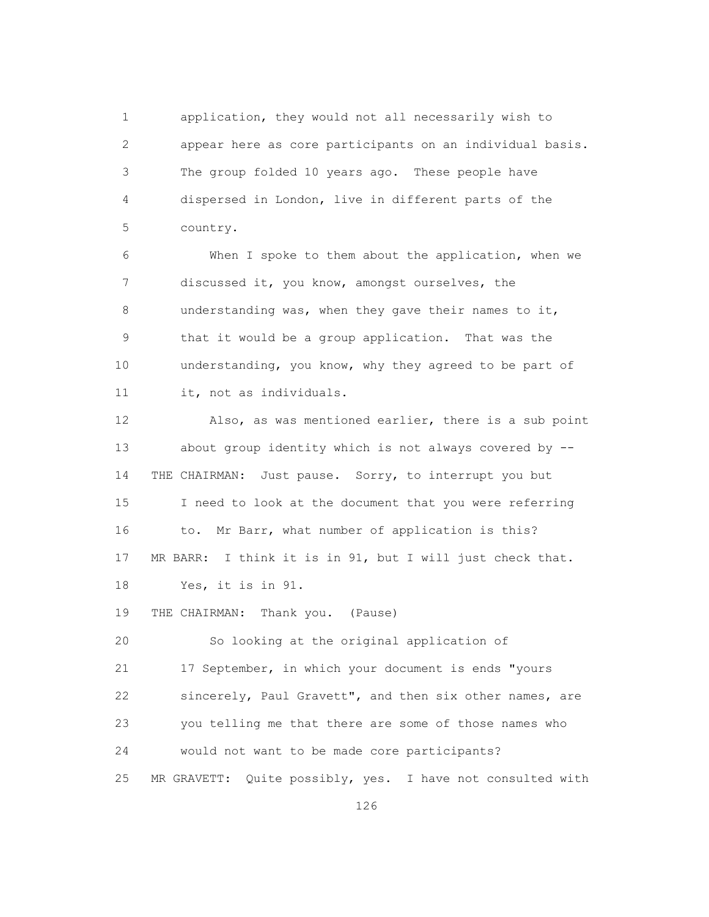1 application, they would not all necessarily wish to
2 appear here as core participants on an individual basis.
3 The group folded 10 years ago. These people have
4 dispersed in London, live in different parts of the
5 country.

6 When I spoke to them about the application, when we
7 discussed it, you know, amongst ourselves, the
8 understanding was, when they gave their names to it,
9 that it would be a group application. That was the
10 understanding, you know, why they agreed to be part of
11 it, not as individuals.

12 Also, as was mentioned earlier, there is a sub point
13 about group identity which is not always covered by --
14 THE CHAIRMAN: Just pause. Sorry, to interrupt you but
15 I need to look at the document that you were referring
16 to. Mr Barr, what number of application is this?
17 MR BARR: I think it is in 91, but I will just check that.
18 Yes, it is in 91.
19 THE CHAIRMAN: Thank you. (Pause)
20 So looking at the original application of
21 17 September, in which your document is ends "yours
22 sincerely, Paul Gravett", and then six other names, are
23 you telling me that there are some of those names who
24 would not want to be made core participants?
25 MR GRAVETT: Quite possibly, yes. I have not consulted with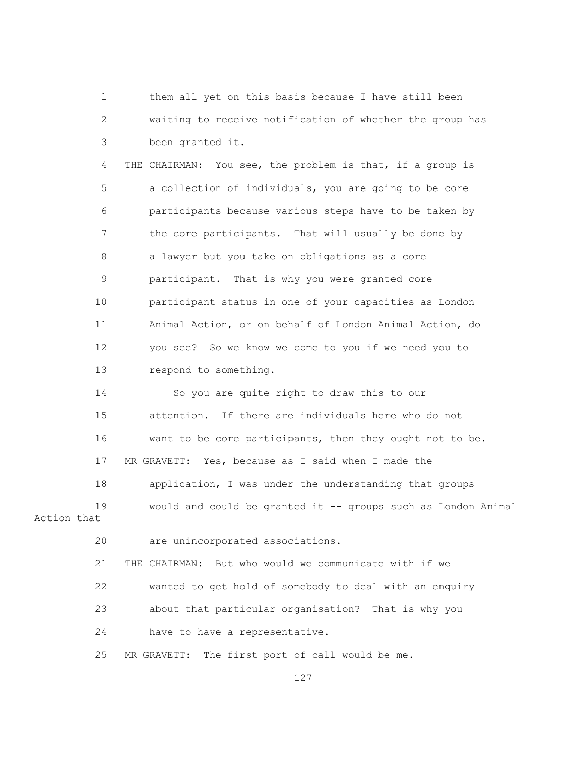1 them all yet on this basis because I have still been
2 waiting to receive notification of whether the group has
3 been granted it.
4 THE CHAIRMAN: You see, the problem is that, if a group is
5 a collection of individuals, you are going to be core
6 participants because various steps have to be taken by
7 the core participants. That will usually be done by
8 a lawyer but you take on obligations as a core
9 participant. That is why you were granted core
10 participant status in one of your capacities as London
11 Animal Action, or on behalf of London Animal Action, do
12 you see? So we know we come to you if we need you to
13 respond to something.
14 So you are quite right to draw this to our
15 attention. If there are individuals here who do not
16 want to be core participants, then they ought not to be.
17 MR GRAVETT: Yes, because as I said when I made the
18 application, I was under the understanding that groups
19 would and could be granted it -- groups such as London Animal Action that
20 are unincorporated associations.
21 THE CHAIRMAN: But who would we communicate with if we
22 wanted to get hold of somebody to deal with an enquiry
23 about that particular organisation? That is why you
24 have to have a representative.
25 MR GRAVETT: The first port of call would be me.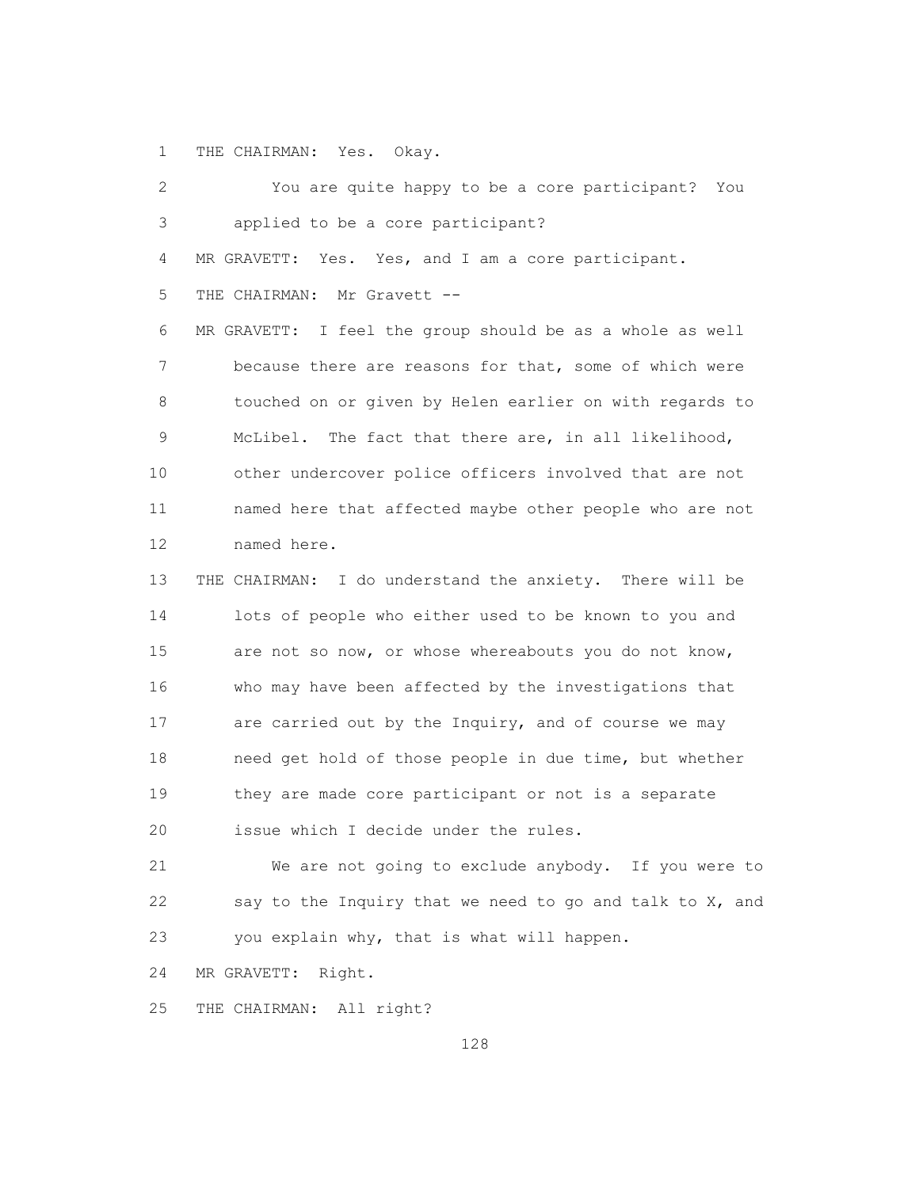1 THE CHAIRMAN: Yes. Okay.

2 You are quite happy to be a core participant? You

3 applied to be a core participant?

4 MR GRAVETT: Yes. Yes, and I am a core participant.

5 THE CHAIRMAN: Mr Gravett --

6 MR GRAVETT: I feel the group should be as a whole as well

7 because there are reasons for that, some of which were

8 touched on or given by Helen earlier on with regards to

9 McLibel. The fact that there are, in all likelihood,

10 other undercover police officers involved that are not

11 named here that affected maybe other people who are not

12 named here.

13 THE CHAIRMAN: I do understand the anxiety. There will be

14 lots of people who either used to be known to you and

15 are not so now, or whose whereabouts you do not know,

16 who may have been affected by the investigations that

17 are carried out by the Inquiry, and of course we may

18 need get hold of those people in due time, but whether

19 they are made core participant or not is a separate

20 issue which I decide under the rules.

21 We are not going to exclude anybody. If you were to

22 say to the Inquiry that we need to go and talk to X, and

23 you explain why, that is what will happen.

24 MR GRAVETT: Right.

25 THE CHAIRMAN: All right?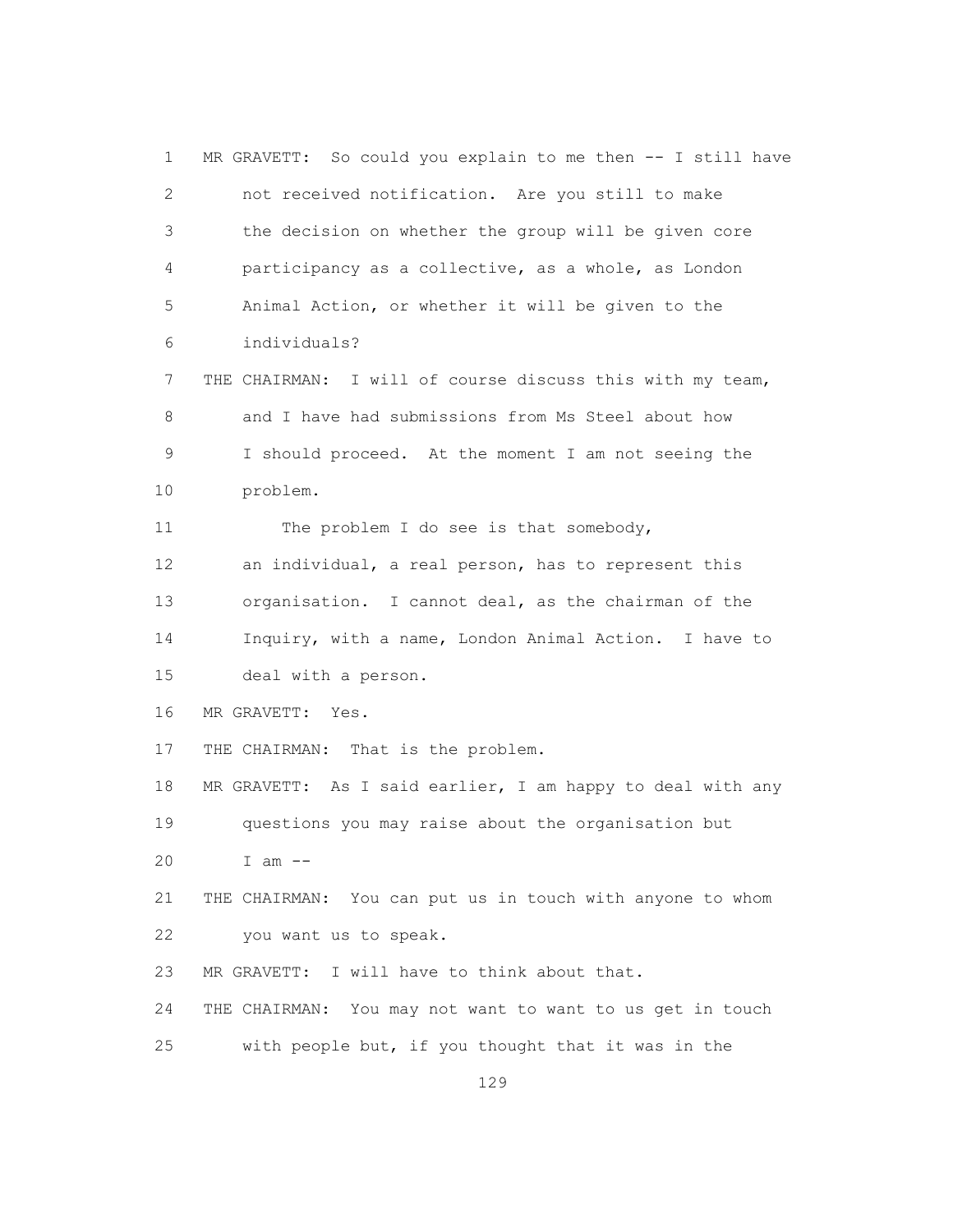1 MR GRAVETT: So could you explain to me then -- I still have
2 not received notification. Are you still to make
3 the decision on whether the group will be given core
4 participancy as a collective, as a whole, as London
5 Animal Action, or whether it will be given to the
6 individuals?
7 THE CHAIRMAN: I will of course discuss this with my team,
8 and I have had submissions from Ms Steel about how
9 I should proceed. At the moment I am not seeing the
10 problem.
11 The problem I do see is that somebody,
12 an individual, a real person, has to represent this
13 organisation. I cannot deal, as the chairman of the
14 Inquiry, with a name, London Animal Action. I have to
15 deal with a person.
16 MR GRAVETT: Yes.
17 THE CHAIRMAN: That is the problem.
18 MR GRAVETT: As I said earlier, I am happy to deal with any
19 questions you may raise about the organisation but
20 I am --
21 THE CHAIRMAN: You can put us in touch with anyone to whom
22 you want us to speak.
23 MR GRAVETT: I will have to think about that.
24 THE CHAIRMAN: You may not want to want to us get in touch
25 with people but, if you thought that it was in the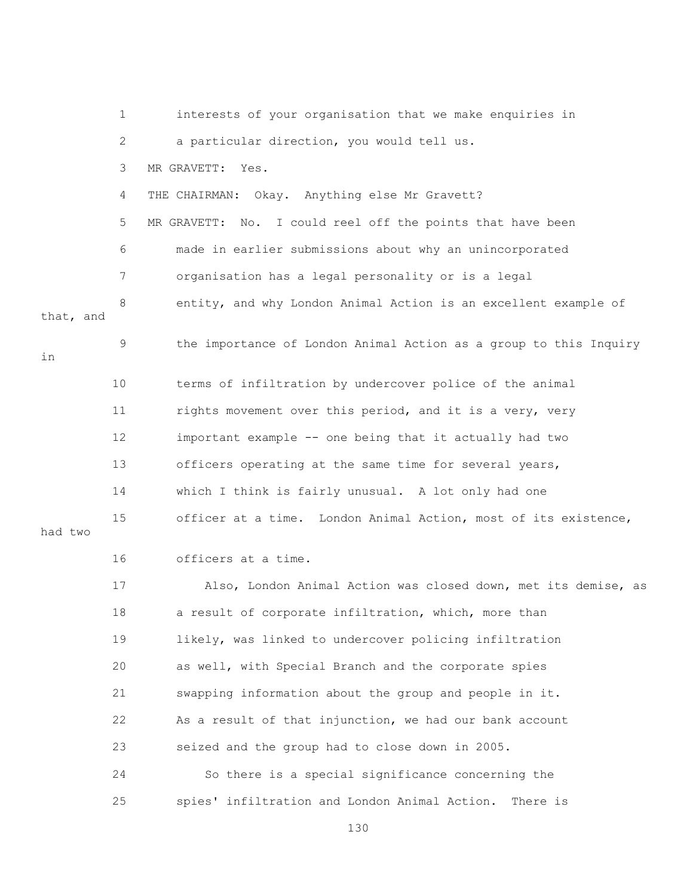interests of your organisation that we make enquiries in a particular direction, you would tell us.

MR GRAVETT: Yes.

THE CHAIRMAN: Okay. Anything else Mr Gravett?

MR GRAVETT: No. I could reel off the points that have been made in earlier submissions about why an unincorporated organisation has a legal personality or is a legal entity, and why London Animal Action is an excellent example of that, and the importance of London Animal Action as a group to this Inquiry in terms of infiltration by undercover police of the animal rights movement over this period, and it is a very, very important example -- one being that it actually had two officers operating at the same time for several years, which I think is fairly unusual. A lot only had one officer at a time. London Animal Action, most of its existence, had two officers at a time.

Also, London Animal Action was closed down, met its demise, as a result of corporate infiltration, which, more than likely, was linked to undercover policing infiltration as well, with Special Branch and the corporate spies swapping information about the group and people in it. As a result of that injunction, we had our bank account seized and the group had to close down in 2005.

So there is a special significance concerning the spies' infiltration and London Animal Action. There is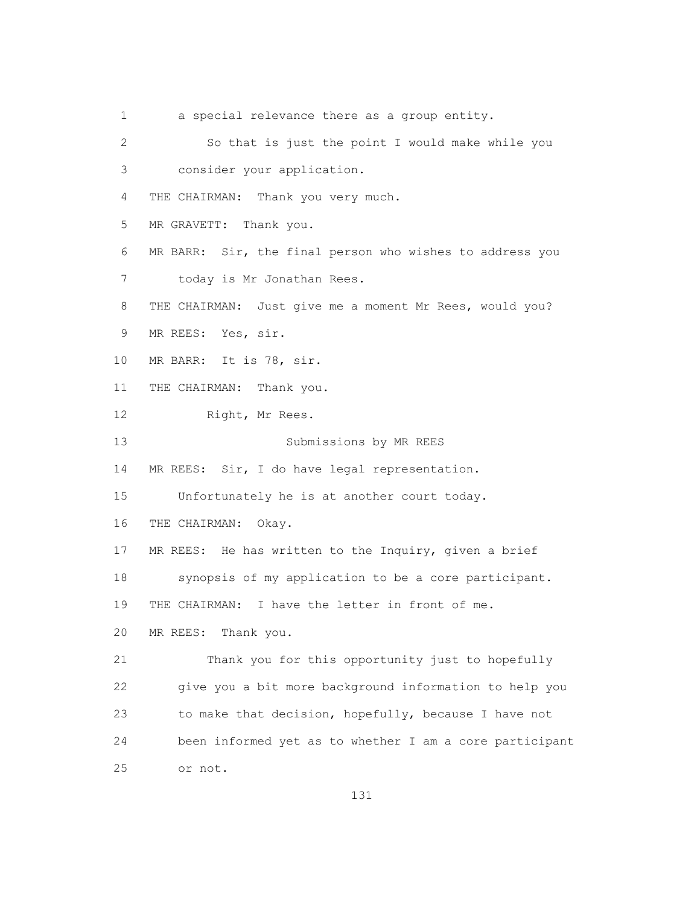1 a special relevance there as a group entity.

2 So that is just the point I would make while you

3 consider your application.

4 THE CHAIRMAN: Thank you very much.

5 MR GRAVETT: Thank you.

6 MR BARR: Sir, the final person who wishes to address you

7 today is Mr Jonathan Rees.

8 THE CHAIRMAN: Just give me a moment Mr Rees, would you?

9 MR REES: Yes, sir.

10 MR BARR: It is 78, sir.

11 THE CHAIRMAN: Thank you.

12 Right, Mr Rees.

13 Submissions by MR REES

14 MR REES: Sir, I do have legal representation.

15 Unfortunately he is at another court today.

16 THE CHAIRMAN: Okay.

17 MR REES: He has written to the Inquiry, given a brief

18 synopsis of my application to be a core participant.

19 THE CHAIRMAN: I have the letter in front of me.

20 MR REES: Thank you.

21 Thank you for this opportunity just to hopefully

22 give you a bit more background information to help you

23 to make that decision, hopefully, because I have not

24 been informed yet as to whether I am a core participant

25 or not.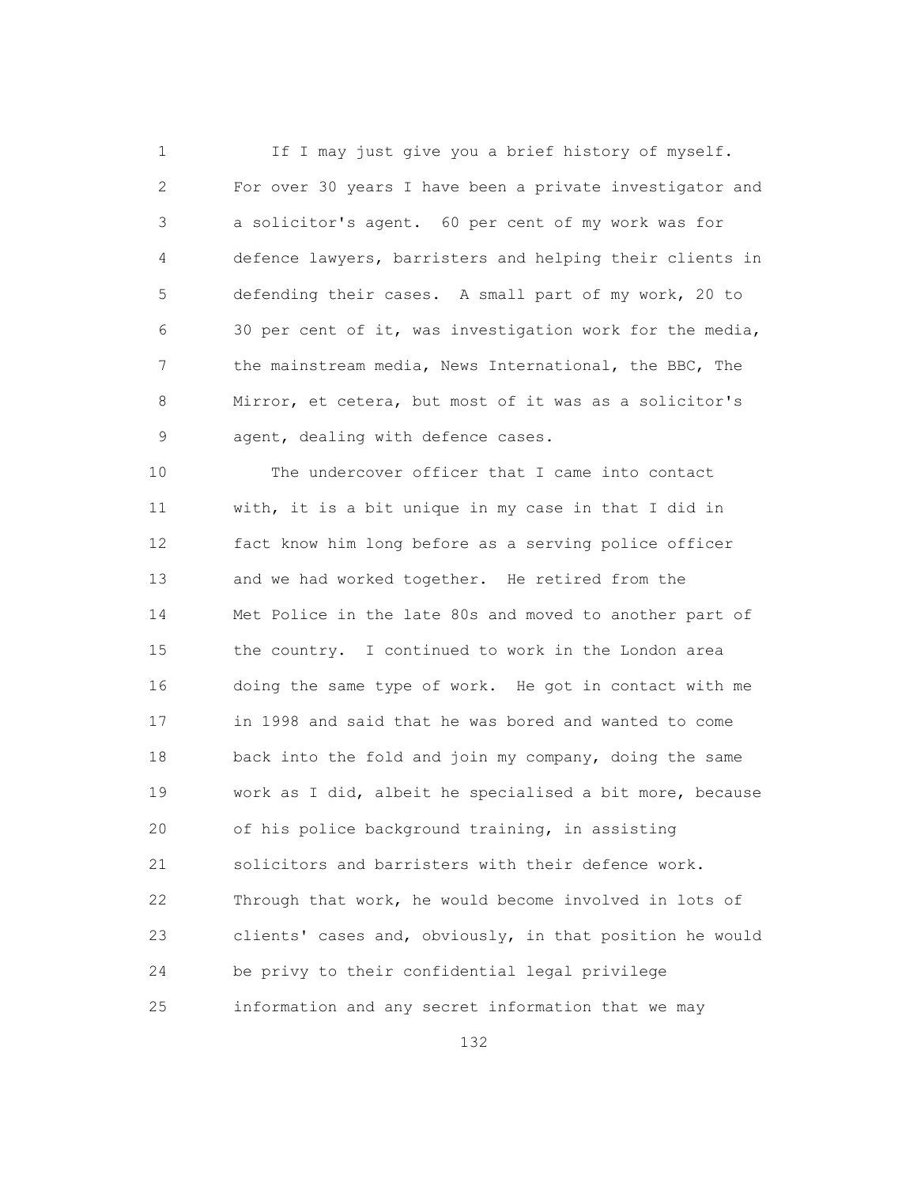If I may just give you a brief history of myself. For over 30 years I have been a private investigator and a solicitor's agent. 60 per cent of my work was for defence lawyers, barristers and helping their clients in defending their cases. A small part of my work, 20 to 30 per cent of it, was investigation work for the media, the mainstream media, News International, the BBC, The Mirror, et cetera, but most of it was as a solicitor's agent, dealing with defence cases.

The undercover officer that I came into contact with, it is a bit unique in my case in that I did in fact know him long before as a serving police officer and we had worked together. He retired from the Met Police in the late 80s and moved to another part of the country. I continued to work in the London area doing the same type of work. He got in contact with me in 1998 and said that he was bored and wanted to come back into the fold and join my company, doing the same work as I did, albeit he specialised a bit more, because of his police background training, in assisting solicitors and barristers with their defence work. Through that work, he would become involved in lots of clients' cases and, obviously, in that position he would be privy to their confidential legal privilege information and any secret information that we may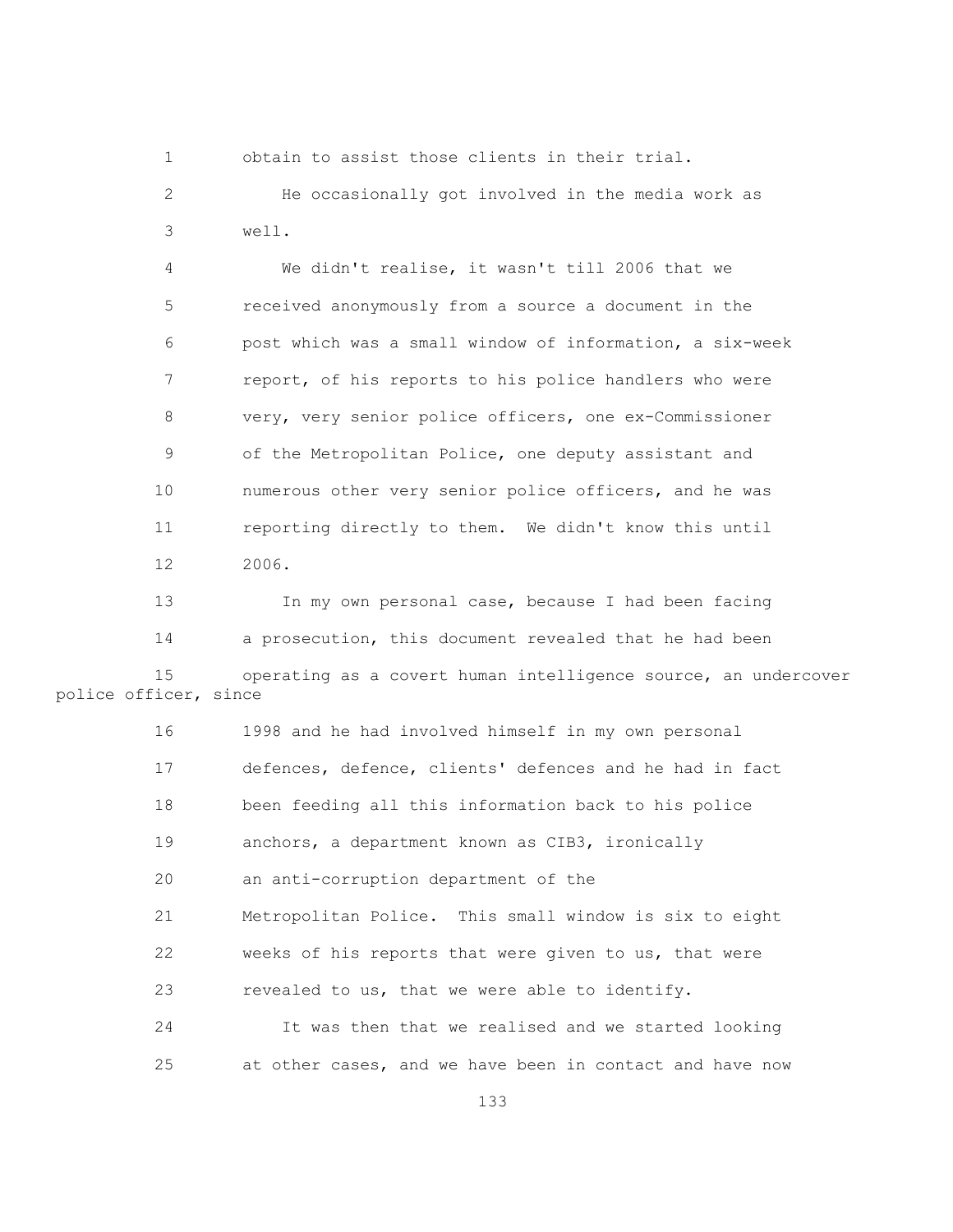obtain to assist those clients in their trial.

He occasionally got involved in the media work as well.

We didn't realise, it wasn't till 2006 that we received anonymously from a source a document in the post which was a small window of information, a six-week report, of his reports to his police handlers who were very, very senior police officers, one ex-Commissioner of the Metropolitan Police, one deputy assistant and numerous other very senior police officers, and he was reporting directly to them. We didn't know this until 2006.

In my own personal case, because I had been facing a prosecution, this document revealed that he had been operating as a covert human intelligence source, an undercover police officer, since 1998 and he had involved himself in my own personal defences, defence, clients' defences and he had in fact been feeding all this information back to his police anchors, a department known as CIB3, ironically an anti-corruption department of the Metropolitan Police. This small window is six to eight weeks of his reports that were given to us, that were revealed to us, that we were able to identify.

It was then that we realised and we started looking at other cases, and we have been in contact and have now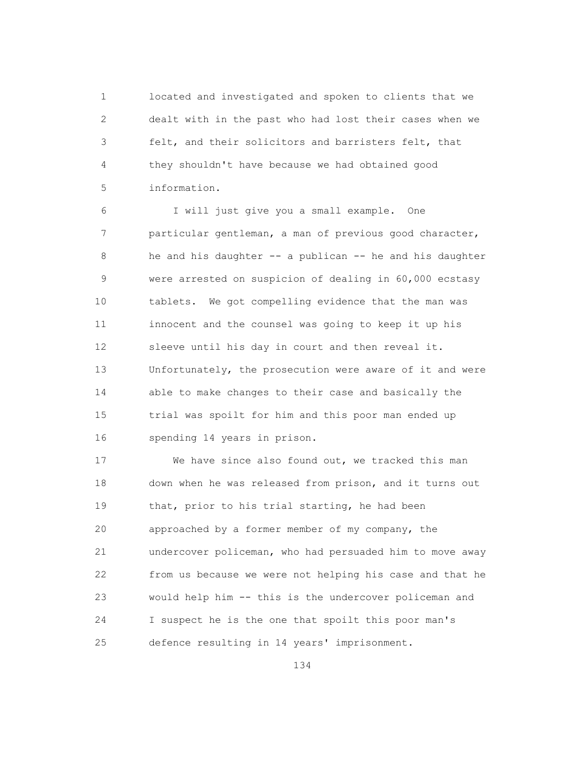located and investigated and spoken to clients that we dealt with in the past who had lost their cases when we felt, and their solicitors and barristers felt, that they shouldn't have because we had obtained good information.

I will just give you a small example. One particular gentleman, a man of previous good character, he and his daughter -- a publican -- he and his daughter were arrested on suspicion of dealing in 60,000 ecstasy tablets. We got compelling evidence that the man was innocent and the counsel was going to keep it up his sleeve until his day in court and then reveal it. Unfortunately, the prosecution were aware of it and were able to make changes to their case and basically the trial was spoilt for him and this poor man ended up spending 14 years in prison.

We have since also found out, we tracked this man down when he was released from prison, and it turns out that, prior to his trial starting, he had been approached by a former member of my company, the undercover policeman, who had persuaded him to move away from us because we were not helping his case and that he would help him -- this is the undercover policeman and I suspect he is the one that spoilt this poor man's defence resulting in 14 years' imprisonment.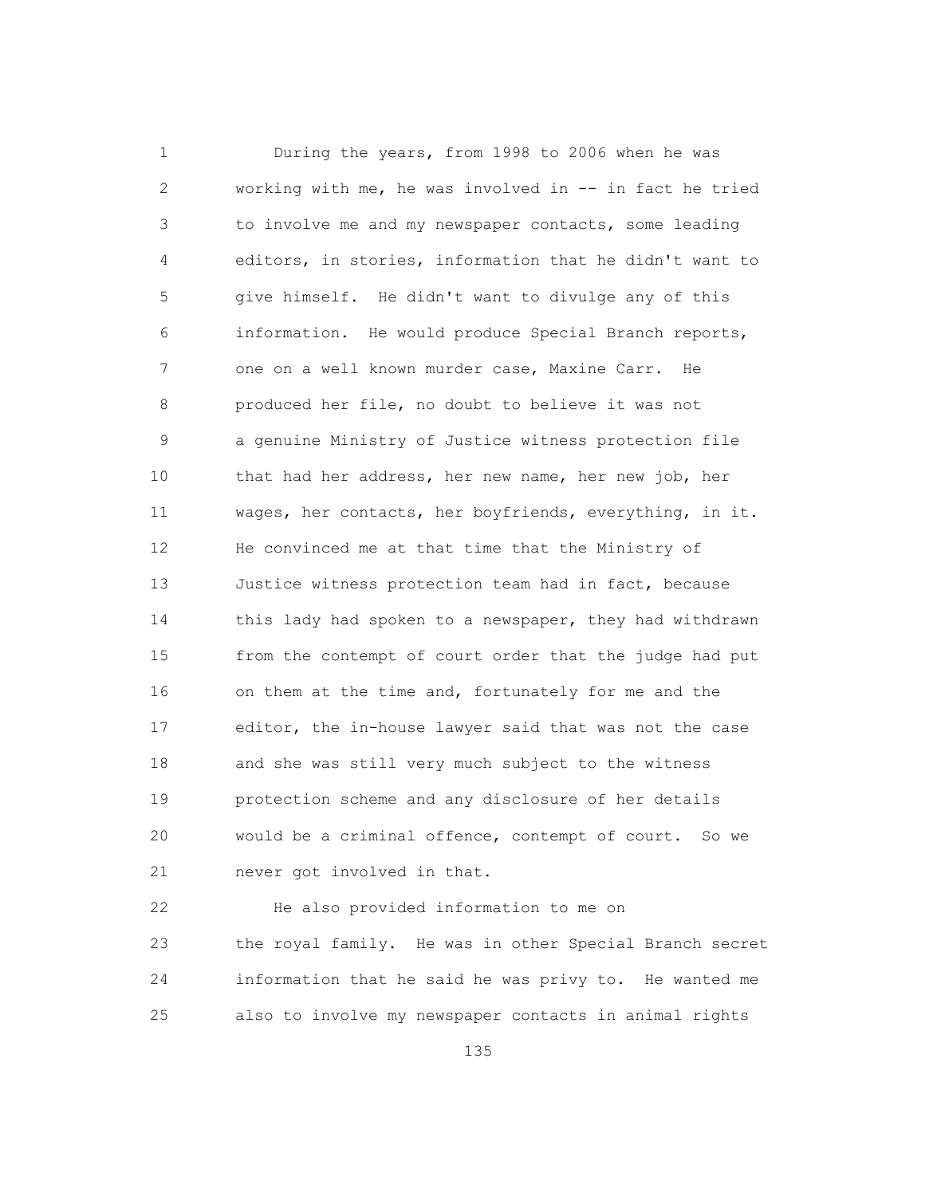During the years, from 1998 to 2006 when he was working with me, he was involved in -- in fact he tried to involve me and my newspaper contacts, some leading editors, in stories, information that he didn't want to give himself. He didn't want to divulge any of this information. He would produce Special Branch reports, one on a well known murder case, Maxine Carr. He produced her file, no doubt to believe it was not a genuine Ministry of Justice witness protection file that had her address, her new name, her new job, her wages, her contacts, her boyfriends, everything, in it. He convinced me at that time that the Ministry of Justice witness protection team had in fact, because this lady had spoken to a newspaper, they had withdrawn from the contempt of court order that the judge had put on them at the time and, fortunately for me and the editor, the in-house lawyer said that was not the case and she was still very much subject to the witness protection scheme and any disclosure of her details would be a criminal offence, contempt of court. So we never got involved in that.

He also provided information to me on the royal family. He was in other Special Branch secret information that he said he was privy to. He wanted me also to involve my newspaper contacts in animal rights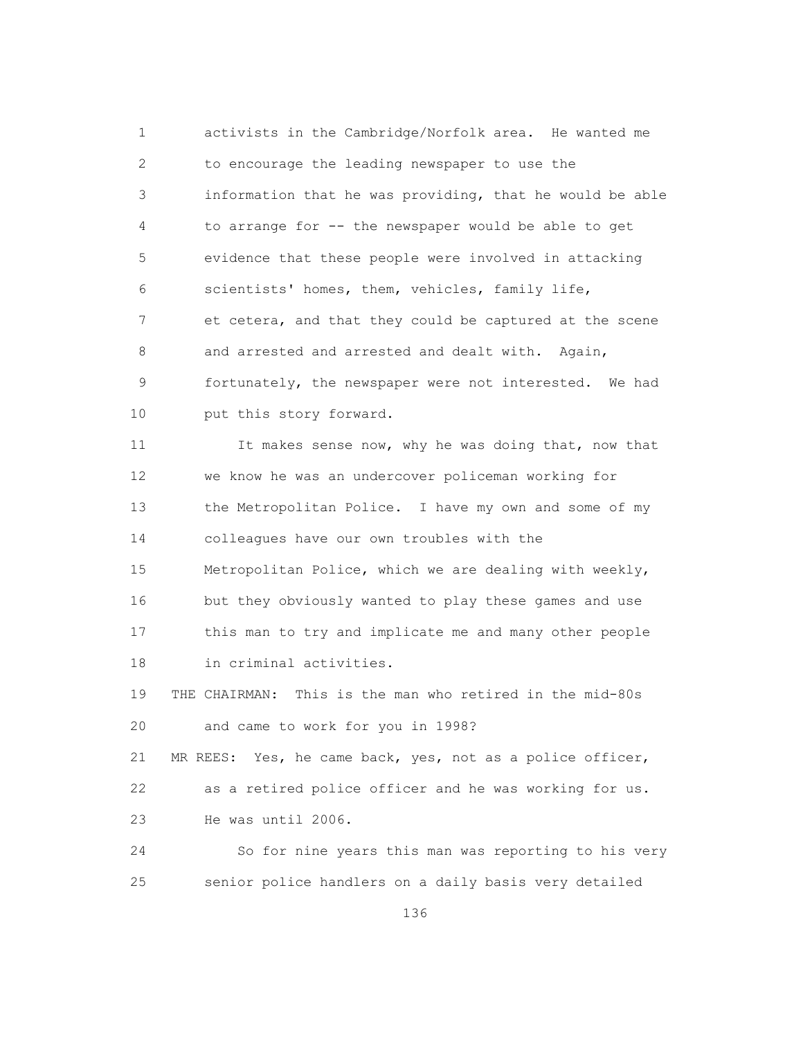activists in the Cambridge/Norfolk area. He wanted me to encourage the leading newspaper to use the information that he was providing, that he would be able to arrange for -- the newspaper would be able to get evidence that these people were involved in attacking scientists' homes, them, vehicles, family life, et cetera, and that they could be captured at the scene and arrested and arrested and dealt with. Again, fortunately, the newspaper were not interested. We had put this story forward.

It makes sense now, why he was doing that, now that we know he was an undercover policeman working for the Metropolitan Police. I have my own and some of my colleagues have our own troubles with the Metropolitan Police, which we are dealing with weekly, but they obviously wanted to play these games and use this man to try and implicate me and many other people in criminal activities.

THE CHAIRMAN: This is the man who retired in the mid-80s and came to work for you in 1998?

MR REES: Yes, he came back, yes, not as a police officer, as a retired police officer and he was working for us. He was until 2006.

So for nine years this man was reporting to his very senior police handlers on a daily basis very detailed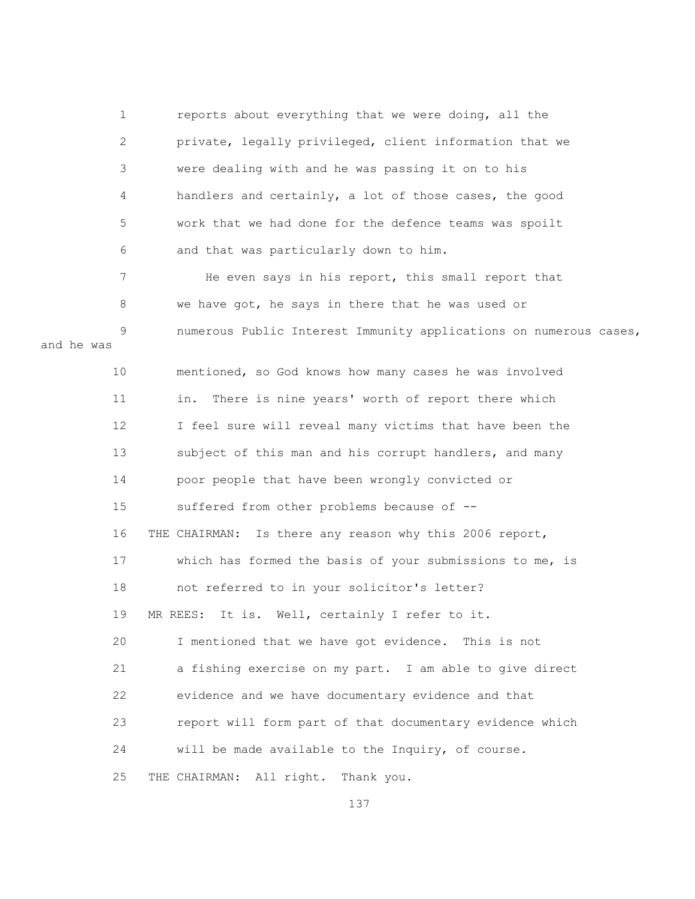1 reports about everything that we were doing, all the
2 private, legally privileged, client information that we
3 were dealing with and he was passing it on to his
4 handlers and certainly, a lot of those cases, the good
5 work that we had done for the defence teams was spoilt
6 and that was particularly down to him.
7 He even says in his report, this small report that
8 we have got, he says in there that he was used or
9 numerous Public Interest Immunity applications on numerous cases, and he was
10 mentioned, so God knows how many cases he was involved
11 in. There is nine years' worth of report there which
12 I feel sure will reveal many victims that have been the
13 subject of this man and his corrupt handlers, and many
14 poor people that have been wrongly convicted or
15 suffered from other problems because of --
16 THE CHAIRMAN: Is there any reason why this 2006 report,
17 which has formed the basis of your submissions to me, is
18 not referred to in your solicitor's letter?
19 MR REES: It is. Well, certainly I refer to it.
20 I mentioned that we have got evidence. This is not
21 a fishing exercise on my part. I am able to give direct
22 evidence and we have documentary evidence and that
23 report will form part of that documentary evidence which
24 will be made available to the Inquiry, of course.
25 THE CHAIRMAN: All right. Thank you.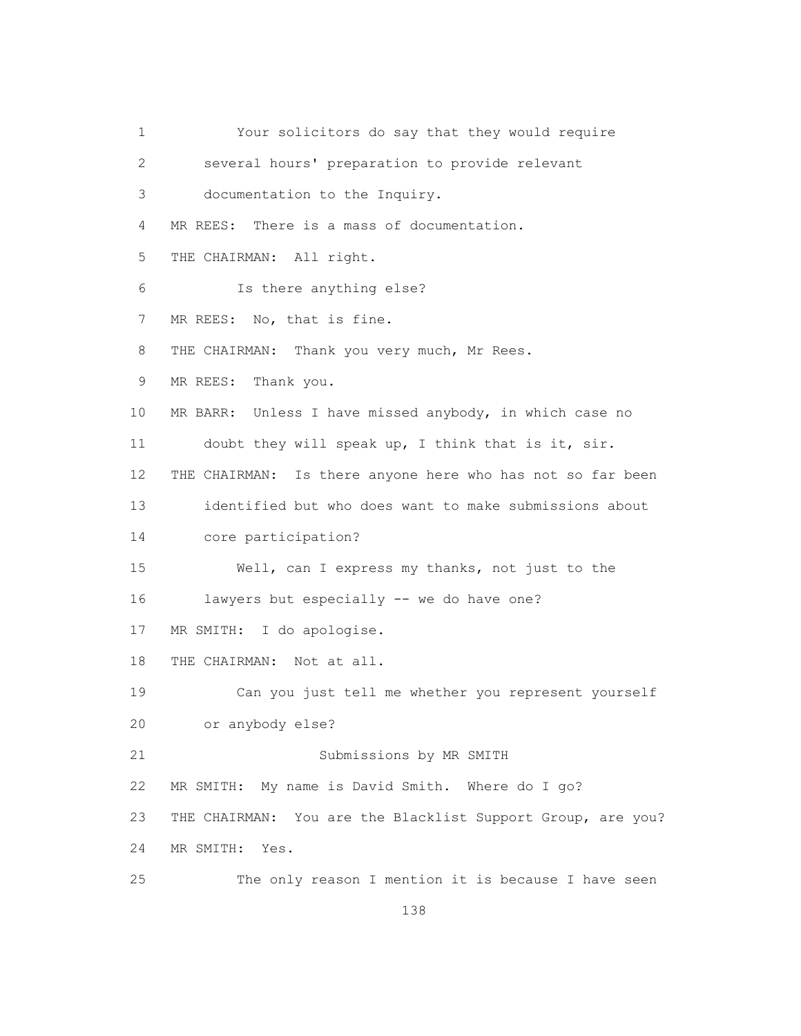1 Your solicitors do say that they would require
2 several hours' preparation to provide relevant
3 documentation to the Inquiry.
4 MR REES: There is a mass of documentation.
5 THE CHAIRMAN: All right.
6 Is there anything else?
7 MR REES: No, that is fine.
8 THE CHAIRMAN: Thank you very much, Mr Rees.
9 MR REES: Thank you.
10 MR BARR: Unless I have missed anybody, in which case no
11 doubt they will speak up, I think that is it, sir.
12 THE CHAIRMAN: Is there anyone here who has not so far been
13 identified but who does want to make submissions about
14 core participation?
15 Well, can I express my thanks, not just to the
16 lawyers but especially -- we do have one?
17 MR SMITH: I do apologise.
18 THE CHAIRMAN: Not at all.
19 Can you just tell me whether you represent yourself
20 or anybody else?
21 Submissions by MR SMITH
22 MR SMITH: My name is David Smith. Where do I go?
23 THE CHAIRMAN: You are the Blacklist Support Group, are you?
24 MR SMITH: Yes.
25 The only reason I mention it is because I have seen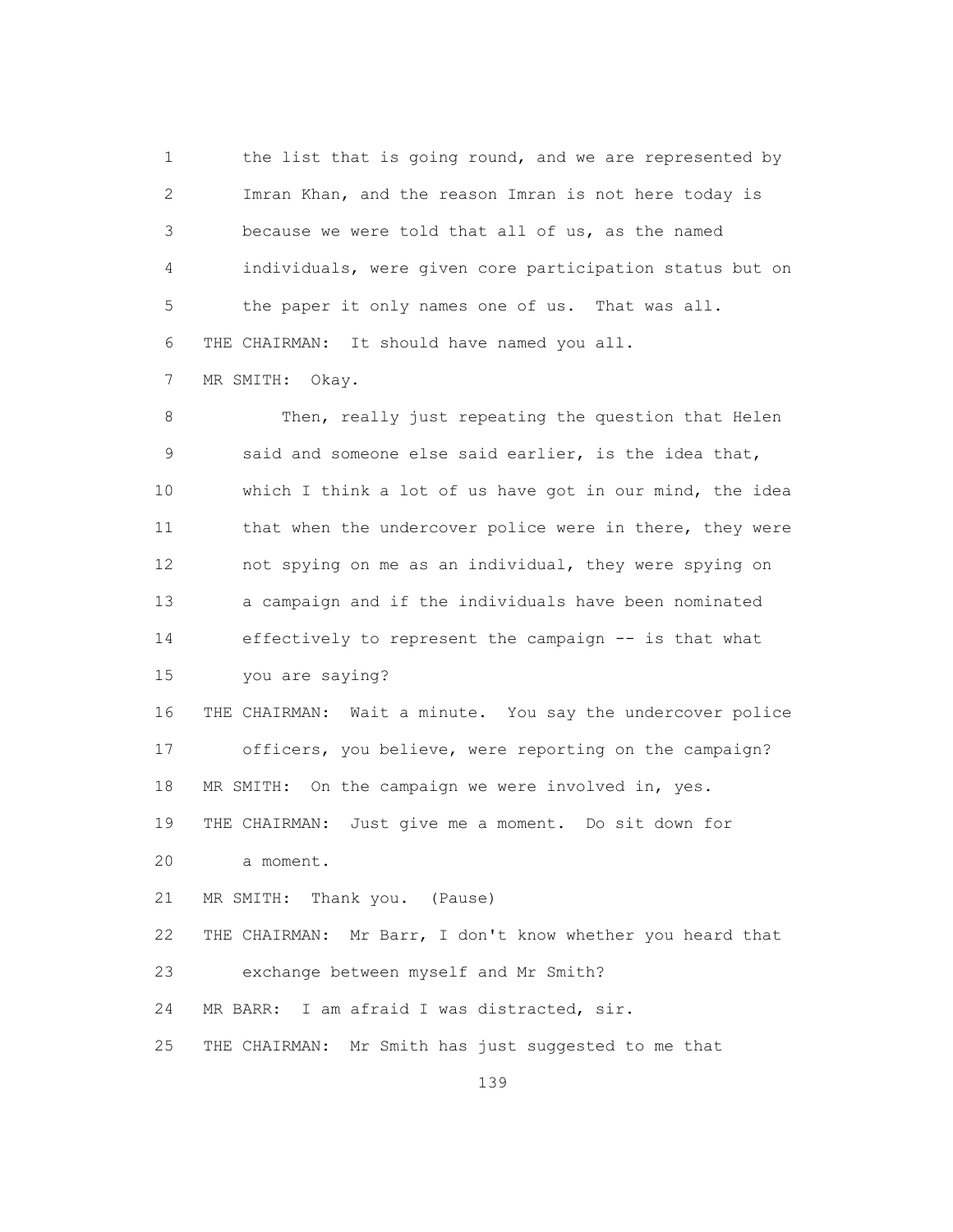1 the list that is going round, and we are represented by
2 Imran Khan, and the reason Imran is not here today is
3 because we were told that all of us, as the named
4 individuals, were given core participation status but on
5 the paper it only names one of us. That was all.
6 THE CHAIRMAN: It should have named you all.
7 MR SMITH: Okay.
8 Then, really just repeating the question that Helen
9 said and someone else said earlier, is the idea that,
10 which I think a lot of us have got in our mind, the idea
11 that when the undercover police were in there, they were
12 not spying on me as an individual, they were spying on
13 a campaign and if the individuals have been nominated
14 effectively to represent the campaign -- is that what
15 you are saying?
16 THE CHAIRMAN: Wait a minute. You say the undercover police
17 officers, you believe, were reporting on the campaign?
18 MR SMITH: On the campaign we were involved in, yes.
19 THE CHAIRMAN: Just give me a moment. Do sit down for
20 a moment.
21 MR SMITH: Thank you. (Pause)
22 THE CHAIRMAN: Mr Barr, I don't know whether you heard that
23 exchange between myself and Mr Smith?
24 MR BARR: I am afraid I was distracted, sir.
25 THE CHAIRMAN: Mr Smith has just suggested to me that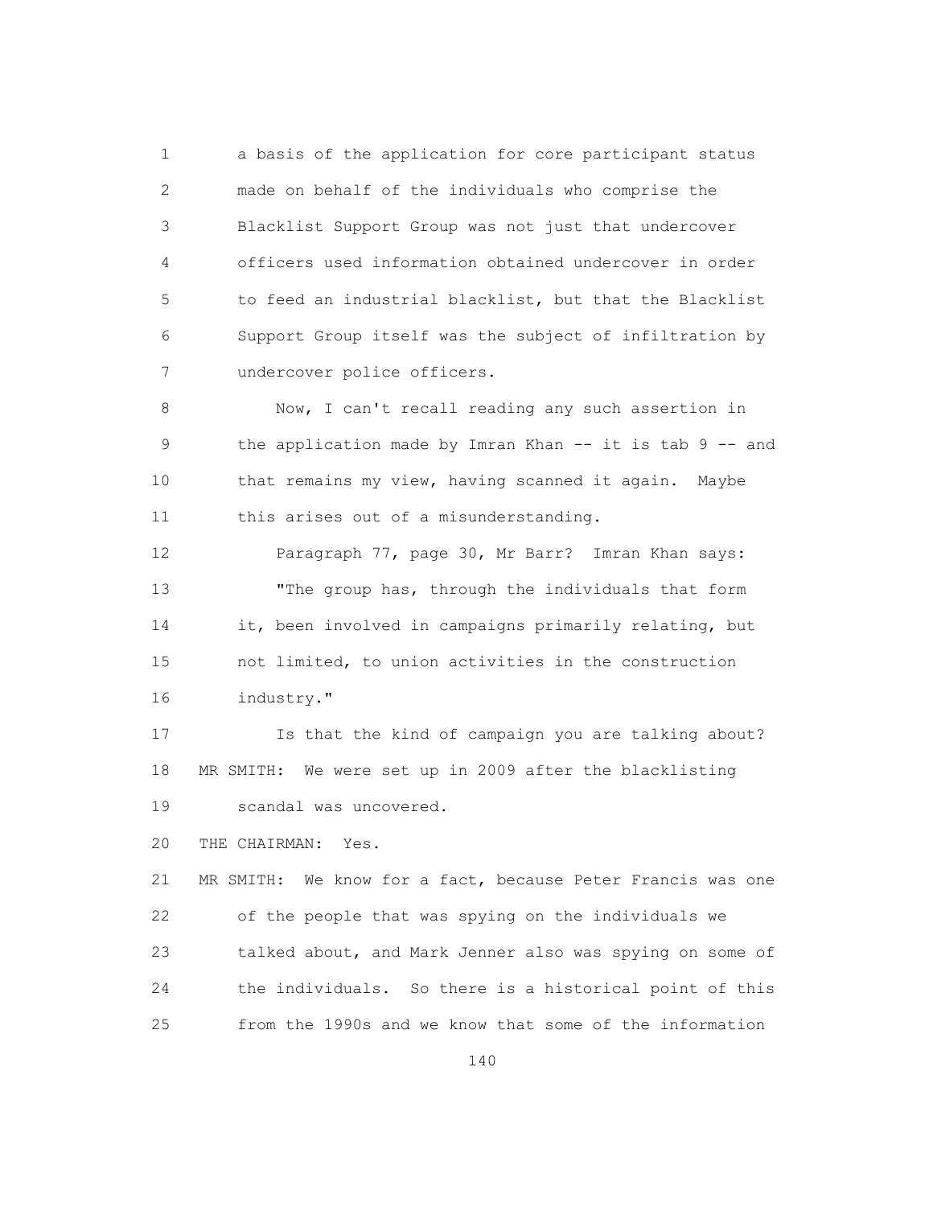a basis of the application for core participant status made on behalf of the individuals who comprise the Blacklist Support Group was not just that undercover officers used information obtained undercover in order to feed an industrial blacklist, but that the Blacklist Support Group itself was the subject of infiltration by undercover police officers.

Now, I can't recall reading any such assertion in the application made by Imran Khan -- it is tab 9 -- and that remains my view, having scanned it again. Maybe this arises out of a misunderstanding.

Paragraph 77, page 30, Mr Barr? Imran Khan says:

"The group has, through the individuals that form it, been involved in campaigns primarily relating, but not limited, to union activities in the construction industry."

Is that the kind of campaign you are talking about?

MR SMITH: We were set up in 2009 after the blacklisting scandal was uncovered.

THE CHAIRMAN: Yes.

MR SMITH: We know for a fact, because Peter Francis was one of the people that was spying on the individuals we talked about, and Mark Jenner also was spying on some of the individuals. So there is a historical point of this from the 1990s and we know that some of the information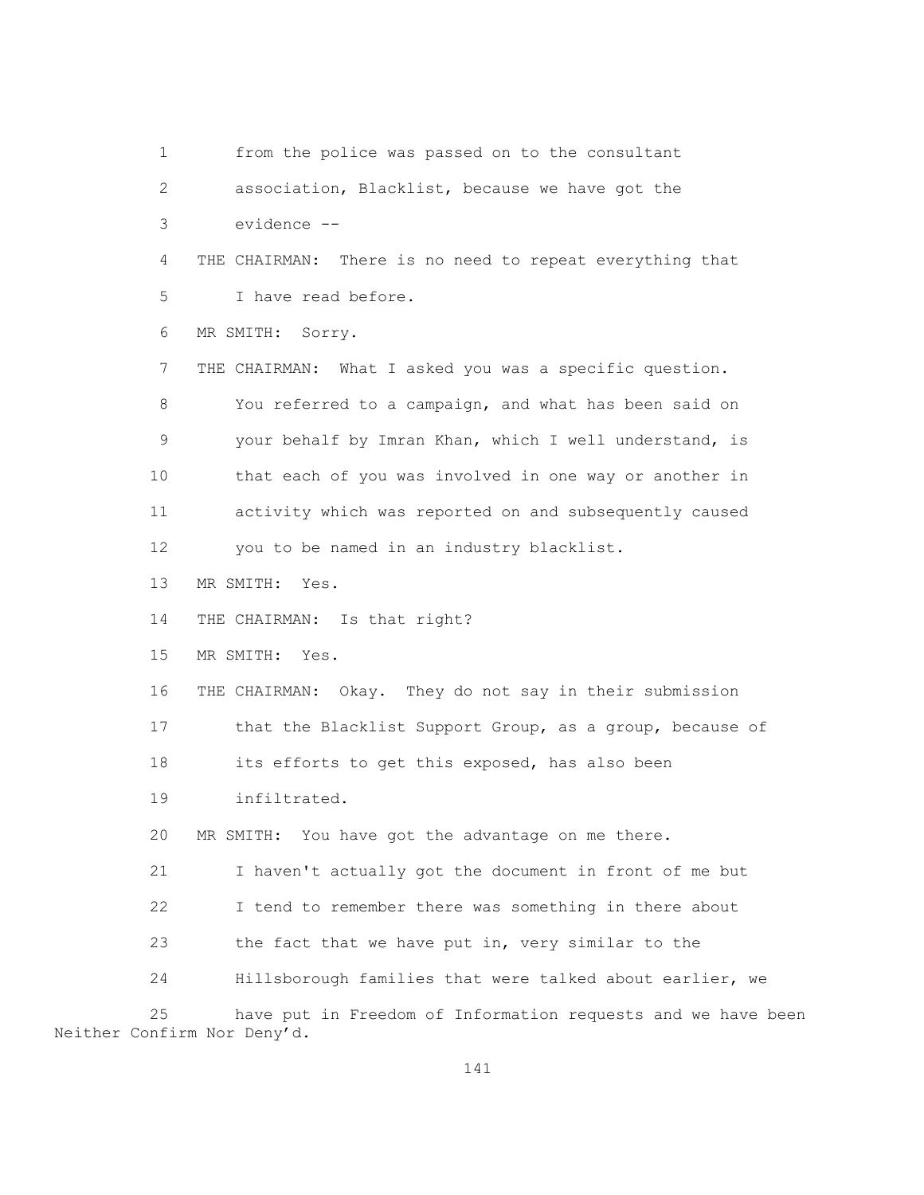1 from the police was passed on to the consultant
2 association, Blacklist, because we have got the
3 evidence --
4 THE CHAIRMAN: There is no need to repeat everything that
5 I have read before.
6 MR SMITH: Sorry.
7 THE CHAIRMAN: What I asked you was a specific question.
8 You referred to a campaign, and what has been said on
9 your behalf by Imran Khan, which I well understand, is
10 that each of you was involved in one way or another in
11 activity which was reported on and subsequently caused
12 you to be named in an industry blacklist.
13 MR SMITH: Yes.
14 THE CHAIRMAN: Is that right?
15 MR SMITH: Yes.
16 THE CHAIRMAN: Okay. They do not say in their submission
17 that the Blacklist Support Group, as a group, because of
18 its efforts to get this exposed, has also been
19 infiltrated.
20 MR SMITH: You have got the advantage on me there.
21 I haven't actually got the document in front of me but
22 I tend to remember there was something in there about
23 the fact that we have put in, very similar to the
24 Hillsborough families that were talked about earlier, we
25 have put in Freedom of Information requests and we have been
Neither Confirm Nor Deny'd.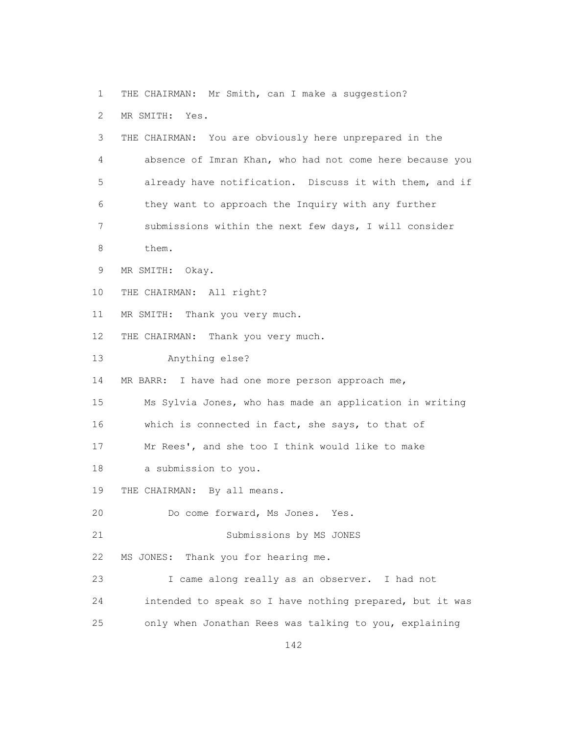THE CHAIRMAN: Mr Smith, can I make a suggestion?

MR SMITH: Yes.

THE CHAIRMAN: You are obviously here unprepared in the absence of Imran Khan, who had not come here because you already have notification. Discuss it with them, and if they want to approach the Inquiry with any further submissions within the next few days, I will consider them.

MR SMITH: Okay.

THE CHAIRMAN: All right?

MR SMITH: Thank you very much.

THE CHAIRMAN: Thank you very much.

Anything else?

MR BARR: I have had one more person approach me, Ms Sylvia Jones, who has made an application in writing which is connected in fact, she says, to that of Mr Rees', and she too I think would like to make a submission to you.

THE CHAIRMAN: By all means.

Do come forward, Ms Jones. Yes.

## Submissions by MS JONES

MS JONES: Thank you for hearing me.

I came along really as an observer. I had not intended to speak so I have nothing prepared, but it was only when Jonathan Rees was talking to you, explaining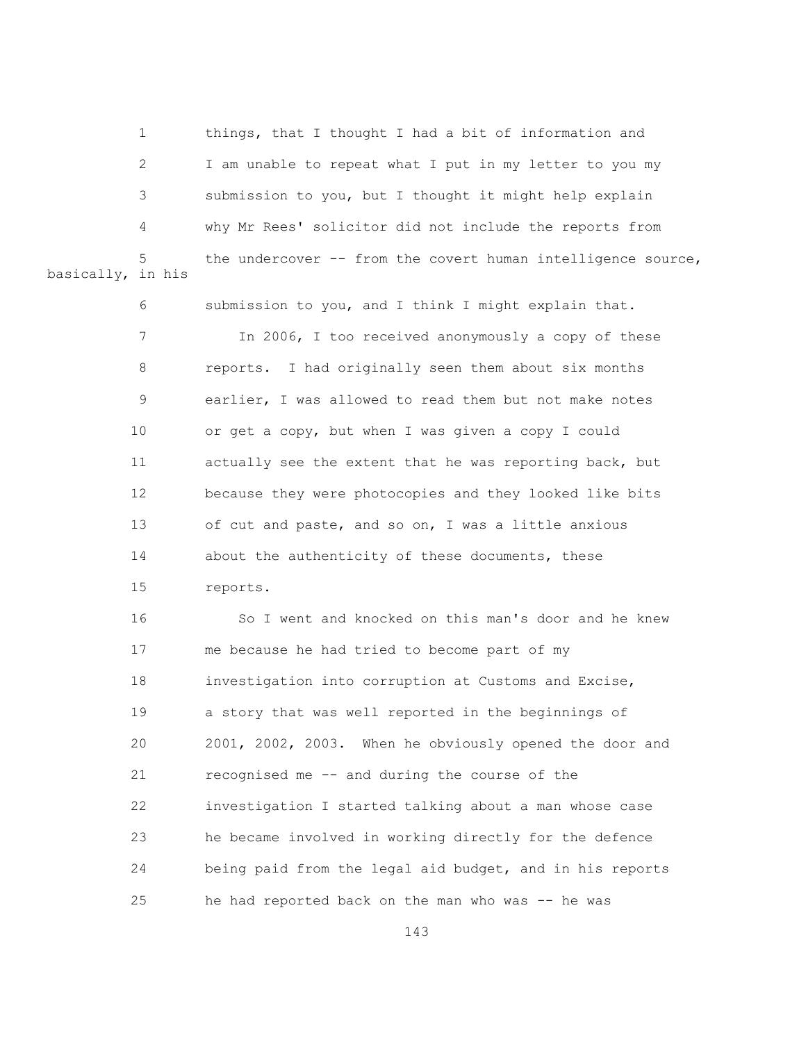1 things, that I thought I had a bit of information and
2 I am unable to repeat what I put in my letter to you my
3 submission to you, but I thought it might help explain
4 why Mr Rees' solicitor did not include the reports from
5 the undercover -- from the covert human intelligence source, basically, in his
6 submission to you, and I think I might explain that.
7 In 2006, I too received anonymously a copy of these
8 reports. I had originally seen them about six months
9 earlier, I was allowed to read them but not make notes
10 or get a copy, but when I was given a copy I could
11 actually see the extent that he was reporting back, but
12 because they were photocopies and they looked like bits
13 of cut and paste, and so on, I was a little anxious
14 about the authenticity of these documents, these
15 reports.
16 So I went and knocked on this man's door and he knew
17 me because he had tried to become part of my
18 investigation into corruption at Customs and Excise,
19 a story that was well reported in the beginnings of
20 2001, 2002, 2003. When he obviously opened the door and
21 recognised me -- and during the course of the
22 investigation I started talking about a man whose case
23 he became involved in working directly for the defence
24 being paid from the legal aid budget, and in his reports
25 he had reported back on the man who was -- he was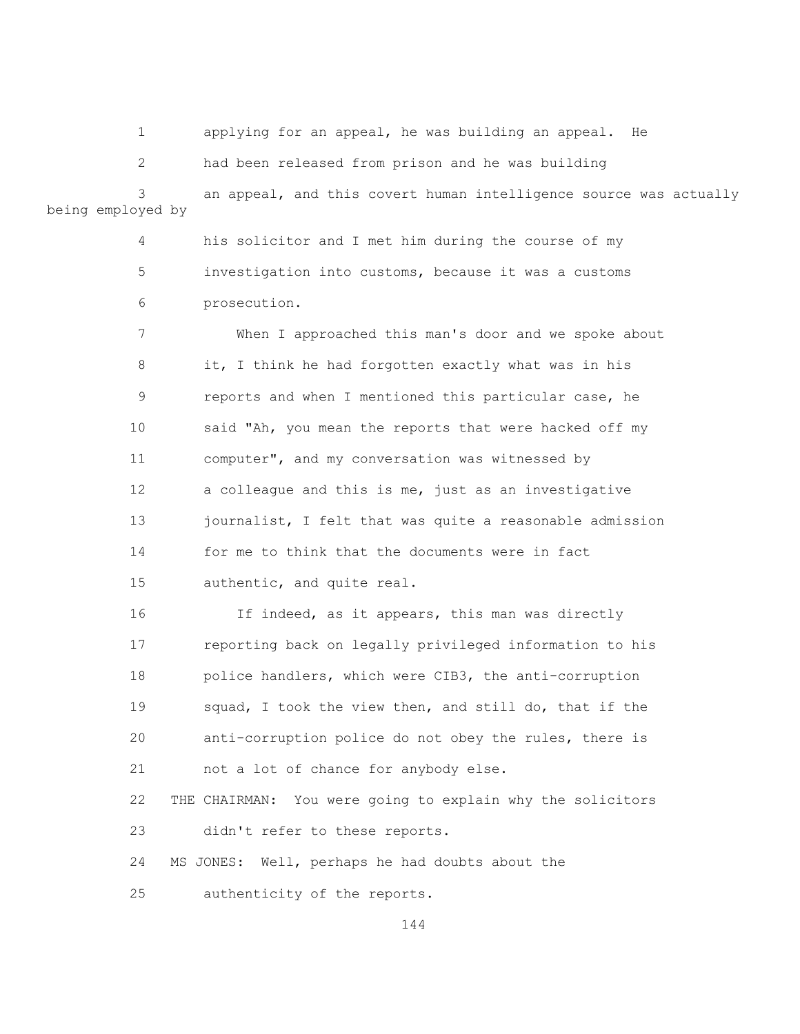applying for an appeal, he was building an appeal. He had been released from prison and he was building an appeal, and this covert human intelligence source was actually being employed by his solicitor and I met him during the course of my investigation into customs, because it was a customs prosecution.

When I approached this man's door and we spoke about it, I think he had forgotten exactly what was in his reports and when I mentioned this particular case, he said "Ah, you mean the reports that were hacked off my computer", and my conversation was witnessed by a colleague and this is me, just as an investigative journalist, I felt that was quite a reasonable admission for me to think that the documents were in fact authentic, and quite real.

If indeed, as it appears, this man was directly reporting back on legally privileged information to his police handlers, which were CIB3, the anti-corruption squad, I took the view then, and still do, that if the anti-corruption police do not obey the rules, there is not a lot of chance for anybody else.

THE CHAIRMAN: You were going to explain why the solicitors didn't refer to these reports.

MS JONES: Well, perhaps he had doubts about the authenticity of the reports.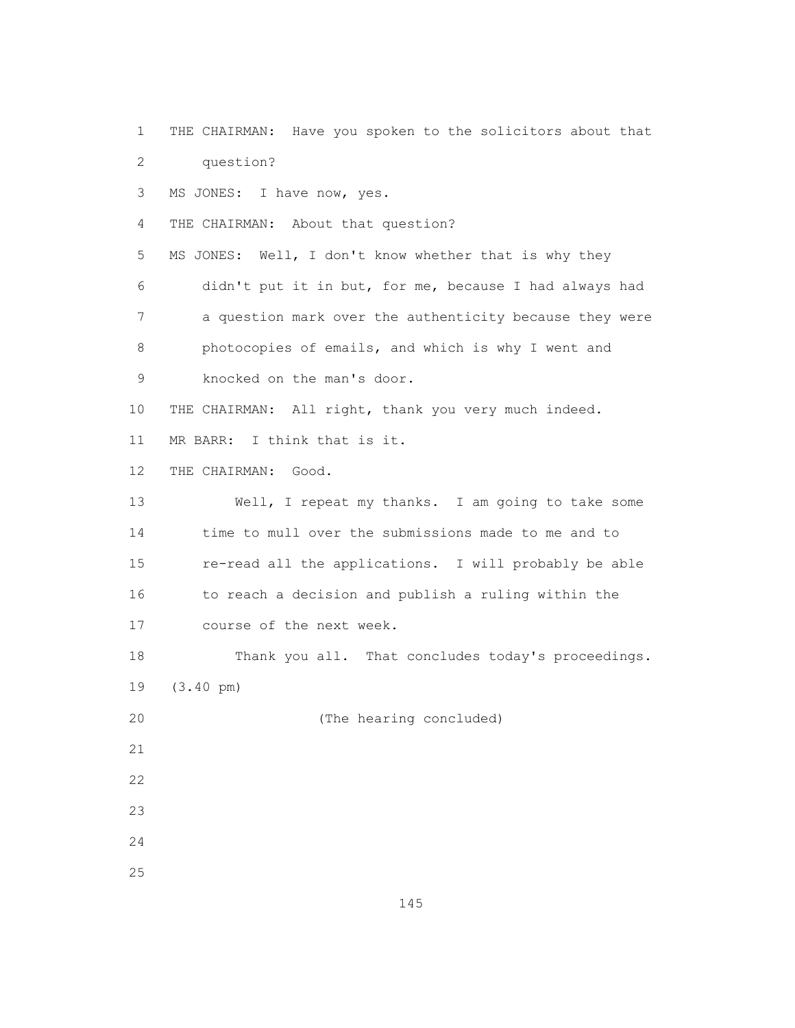THE CHAIRMAN: Have you spoken to the solicitors about that question?

MS JONES: I have now, yes.

THE CHAIRMAN: About that question?

MS JONES: Well, I don't know whether that is why they didn't put it in but, for me, because I had always had a question mark over the authenticity because they were photocopies of emails, and which is why I went and knocked on the man's door.

THE CHAIRMAN: All right, thank you very much indeed.

MR BARR: I think that is it.

THE CHAIRMAN: Good.

Well, I repeat my thanks. I am going to take some time to mull over the submissions made to me and to re-read all the applications. I will probably be able to reach a decision and publish a ruling within the course of the next week.

Thank you all. That concludes today's proceedings.

(3.40 pm)

(The hearing concluded)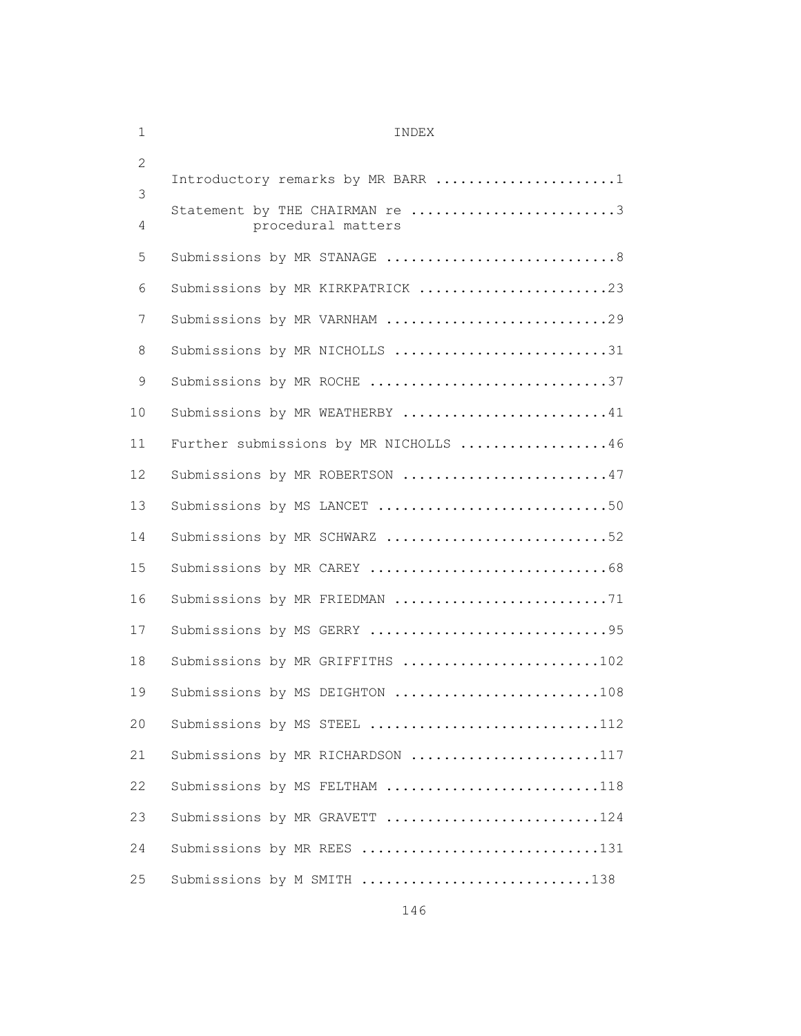# INDEX

| | |
|---|---|
| Introductory remarks by MR BARR | 1 |
| Statement by THE CHAIRMAN re procedural matters | 3 |
| Submissions by MR STANAGE | 8 |
| Submissions by MR KIRKPATRICK | 23 |
| Submissions by MR VARNHAM | 29 |
| Submissions by MR NICHOLLS | 31 |
| Submissions by MR ROCHE | 37 |
| Submissions by MR WEATHERBY | 41 |
| Further submissions by MR NICHOLLS | 46 |
| Submissions by MR ROBERTSON | 47 |
| Submissions by MS LANCET | 50 |
| Submissions by MR SCHWARZ | 52 |
| Submissions by MR CAREY | 68 |
| Submissions by MR FRIEDMAN | 71 |
| Submissions by MS GERRY | 95 |
| Submissions by MR GRIFFITHS | 102 |
| Submissions by MS DEIGHTON | 108 |
| Submissions by MS STEEL | 112 |
| Submissions by MR RICHARDSON | 117 |
| Submissions by MS FELTHAM | 118 |
| Submissions by MR GRAVETT | 124 |
| Submissions by MR REES | 131 |
| Submissions by M SMITH | 138 |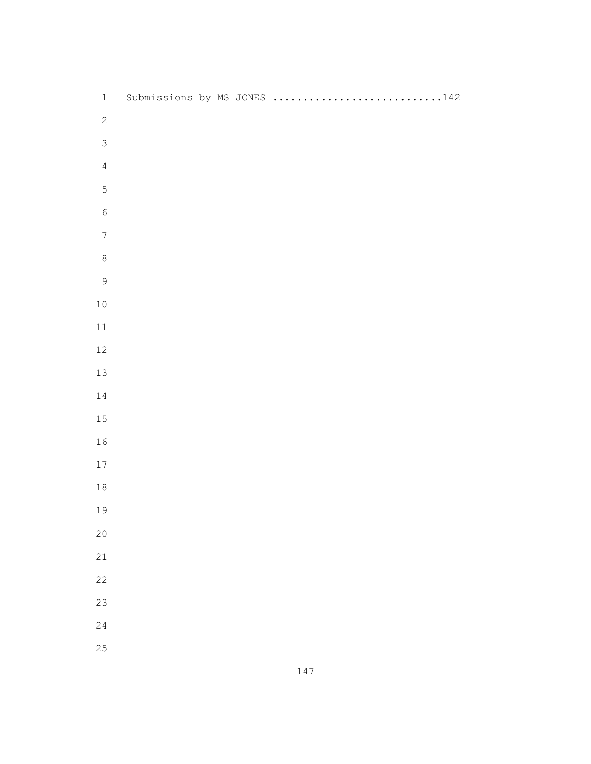Submissions by MS JONES ............................142